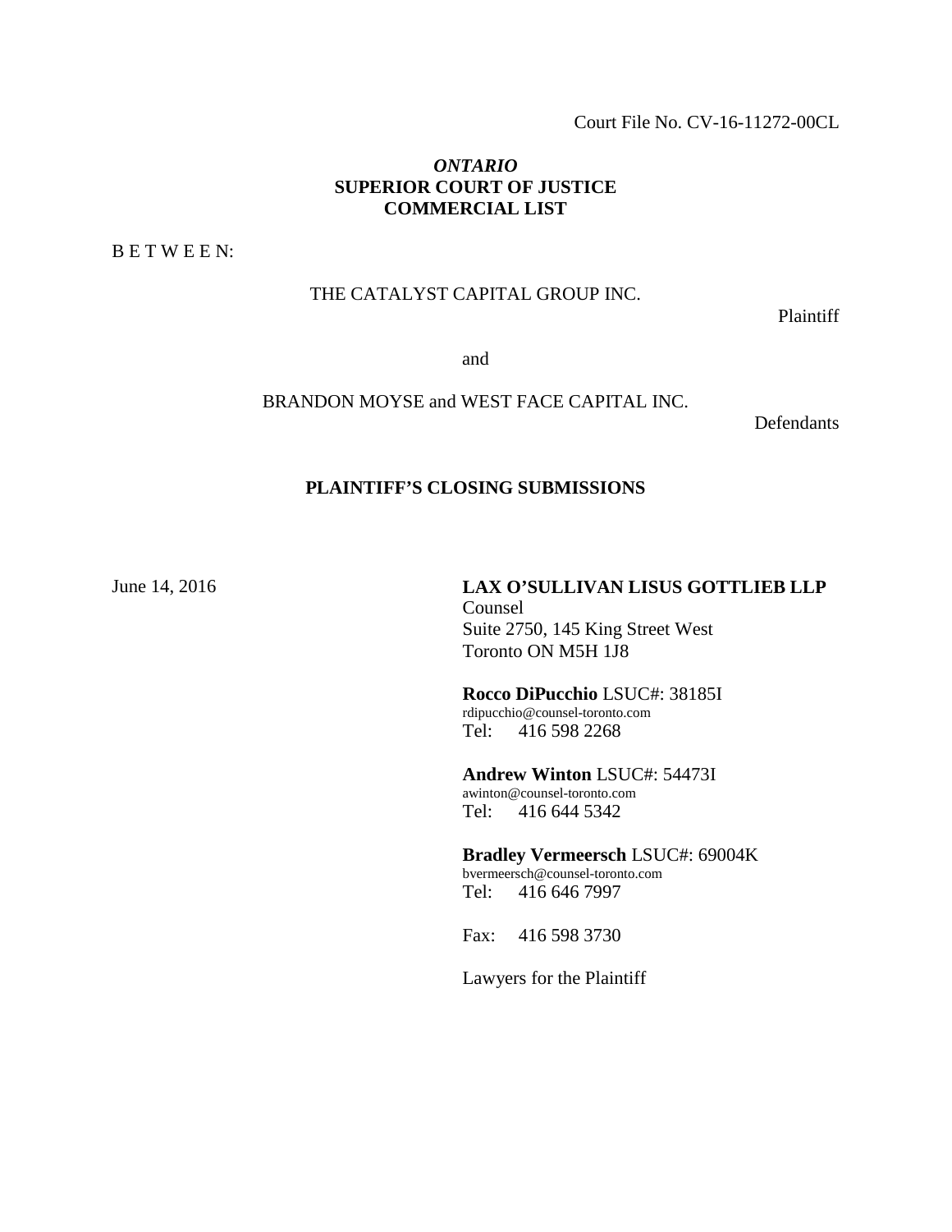Court File No. CV-16-11272-00CL

***ONTARIO***
**SUPERIOR COURT OF JUSTICE**
**COMMERCIAL LIST**

B E T W E E N:

THE CATALYST CAPITAL GROUP INC.

Plaintiff

and

BRANDON MOYSE and WEST FACE CAPITAL INC.

Defendants

**PLAINTIFF'S CLOSING SUBMISSIONS**

June 14, 2016

**LAX O'SULLIVAN LISUS GOTTLIEB LLP**
Counsel
Suite 2750, 145 King Street West
Toronto ON M5H 1J8

**Rocco DiPucchio** LSUC#: 38185I
rdipucchio@counsel-toronto.com
Tel: 416 598 2268

**Andrew Winton** LSUC#: 54473I
awinton@counsel-toronto.com
Tel: 416 644 5342

**Bradley Vermeersch** LSUC#: 69004K
bvermeersch@counsel-toronto.com
Tel: 416 646 7997

Fax: 416 598 3730

Lawyers for the Plaintiff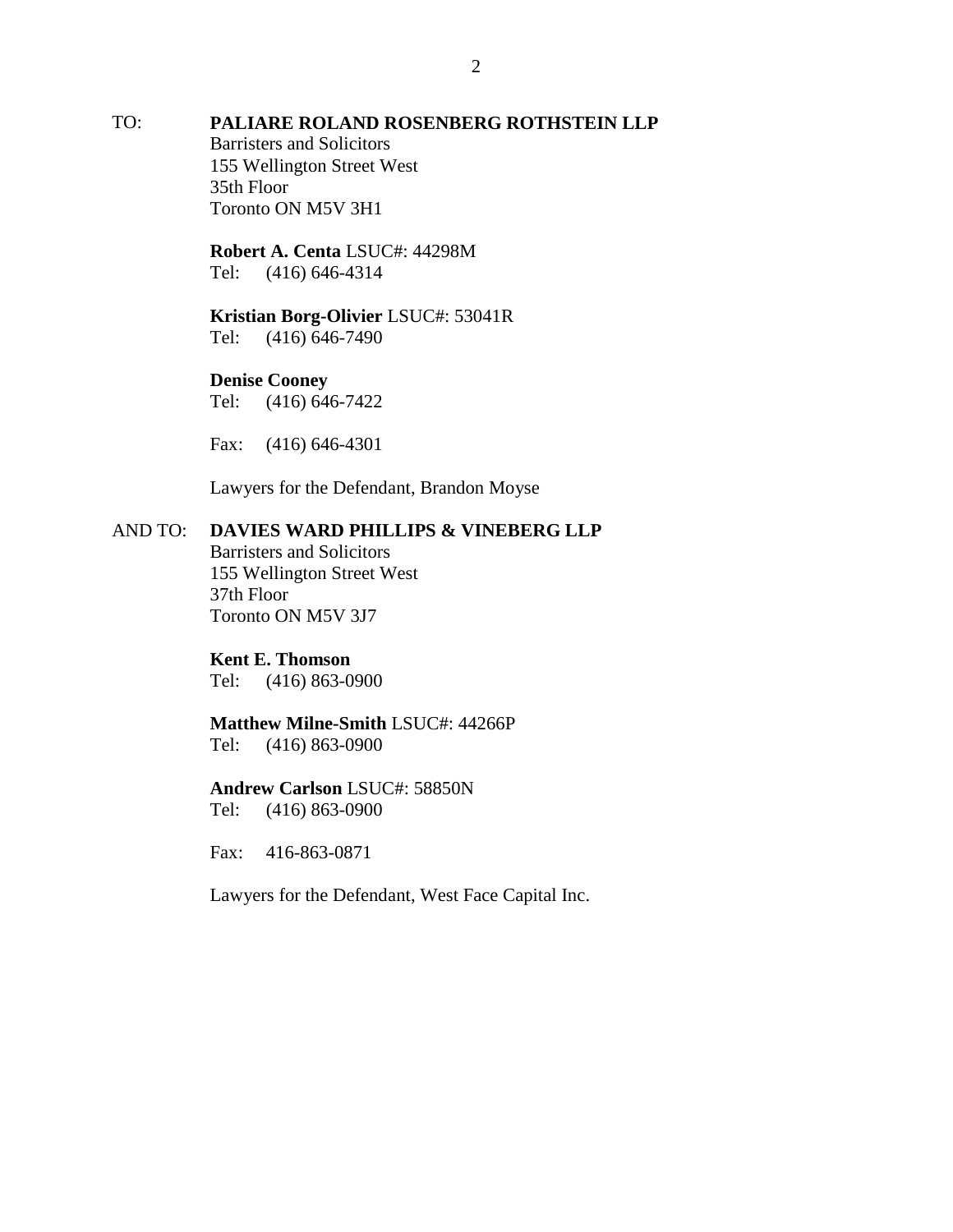TO: **PALIARE ROLAND ROSENBERG ROTHSTEIN LLP**
Barristers and Solicitors
155 Wellington Street West
35th Floor
Toronto ON M5V 3H1

**Robert A. Centa** LSUC#: 44298M
Tel: (416) 646-4314

**Kristian Borg-Olivier** LSUC#: 53041R
Tel: (416) 646-7490

**Denise Cooney**
Tel: (416) 646-7422

Fax: (416) 646-4301

Lawyers for the Defendant, Brandon Moyse

AND TO: **DAVIES WARD PHILLIPS & VINEBERG LLP**
Barristers and Solicitors
155 Wellington Street West
37th Floor
Toronto ON M5V 3J7

**Kent E. Thomson**
Tel: (416) 863-0900

**Matthew Milne-Smith** LSUC#: 44266P
Tel: (416) 863-0900

**Andrew Carlson** LSUC#: 58850N
Tel: (416) 863-0900

Fax: 416-863-0871

Lawyers for the Defendant, West Face Capital Inc.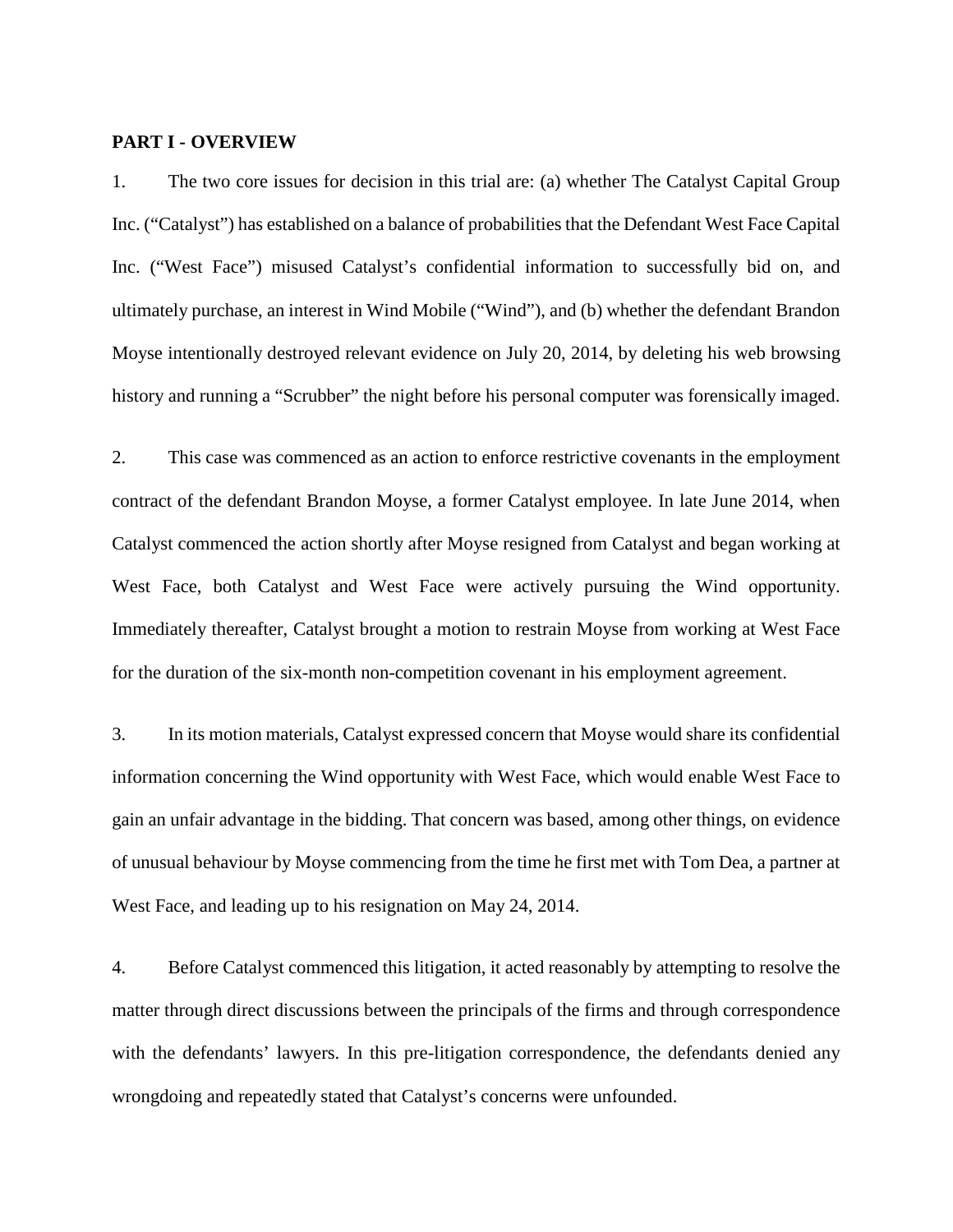**PART I - OVERVIEW**

1. The two core issues for decision in this trial are: (a) whether The Catalyst Capital Group Inc. ("Catalyst") has established on a balance of probabilities that the Defendant West Face Capital Inc. ("West Face") misused Catalyst's confidential information to successfully bid on, and ultimately purchase, an interest in Wind Mobile ("Wind"), and (b) whether the defendant Brandon Moyse intentionally destroyed relevant evidence on July 20, 2014, by deleting his web browsing history and running a "Scrubber" the night before his personal computer was forensically imaged.

2. This case was commenced as an action to enforce restrictive covenants in the employment contract of the defendant Brandon Moyse, a former Catalyst employee. In late June 2014, when Catalyst commenced the action shortly after Moyse resigned from Catalyst and began working at West Face, both Catalyst and West Face were actively pursuing the Wind opportunity. Immediately thereafter, Catalyst brought a motion to restrain Moyse from working at West Face for the duration of the six-month non-competition covenant in his employment agreement.

3. In its motion materials, Catalyst expressed concern that Moyse would share its confidential information concerning the Wind opportunity with West Face, which would enable West Face to gain an unfair advantage in the bidding. That concern was based, among other things, on evidence of unusual behaviour by Moyse commencing from the time he first met with Tom Dea, a partner at West Face, and leading up to his resignation on May 24, 2014.

4. Before Catalyst commenced this litigation, it acted reasonably by attempting to resolve the matter through direct discussions between the principals of the firms and through correspondence with the defendants' lawyers. In this pre-litigation correspondence, the defendants denied any wrongdoing and repeatedly stated that Catalyst's concerns were unfounded.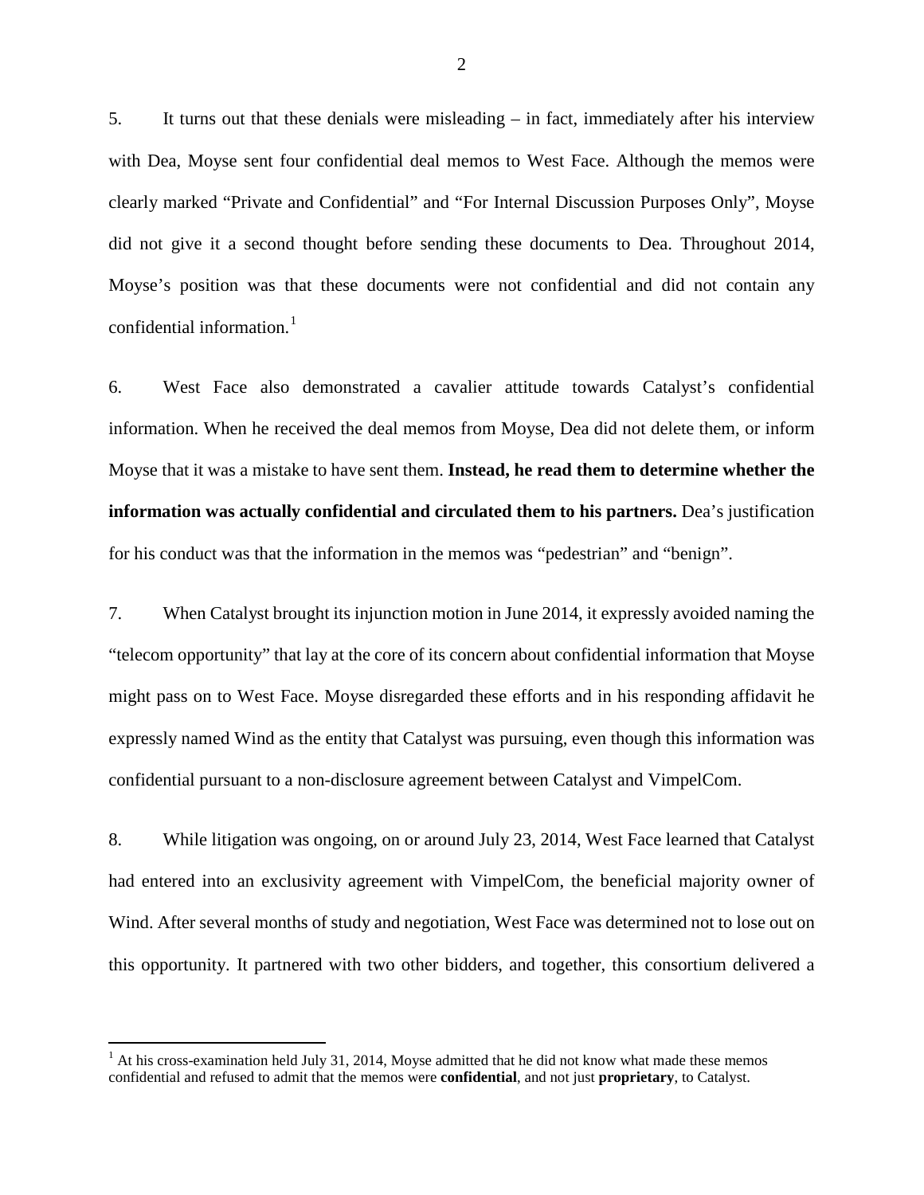5. It turns out that these denials were misleading – in fact, immediately after his interview with Dea, Moyse sent four confidential deal memos to West Face. Although the memos were clearly marked "Private and Confidential" and "For Internal Discussion Purposes Only", Moyse did not give it a second thought before sending these documents to Dea. Throughout 2014, Moyse's position was that these documents were not confidential and did not contain any confidential information.[1]

6. West Face also demonstrated a cavalier attitude towards Catalyst's confidential information. When he received the deal memos from Moyse, Dea did not delete them, or inform Moyse that it was a mistake to have sent them. **Instead, he read them to determine whether the information was actually confidential and circulated them to his partners.** Dea's justification for his conduct was that the information in the memos was "pedestrian" and "benign".

7. When Catalyst brought its injunction motion in June 2014, it expressly avoided naming the "telecom opportunity" that lay at the core of its concern about confidential information that Moyse might pass on to West Face. Moyse disregarded these efforts and in his responding affidavit he expressly named Wind as the entity that Catalyst was pursuing, even though this information was confidential pursuant to a non-disclosure agreement between Catalyst and VimpelCom.

8. While litigation was ongoing, on or around July 23, 2014, West Face learned that Catalyst had entered into an exclusivity agreement with VimpelCom, the beneficial majority owner of Wind. After several months of study and negotiation, West Face was determined not to lose out on this opportunity. It partnered with two other bidders, and together, this consortium delivered a

---

[1] At his cross-examination held July 31, 2014, Moyse admitted that he did not know what made these memos confidential and refused to admit that the memos were **confidential**, and not just **proprietary**, to Catalyst.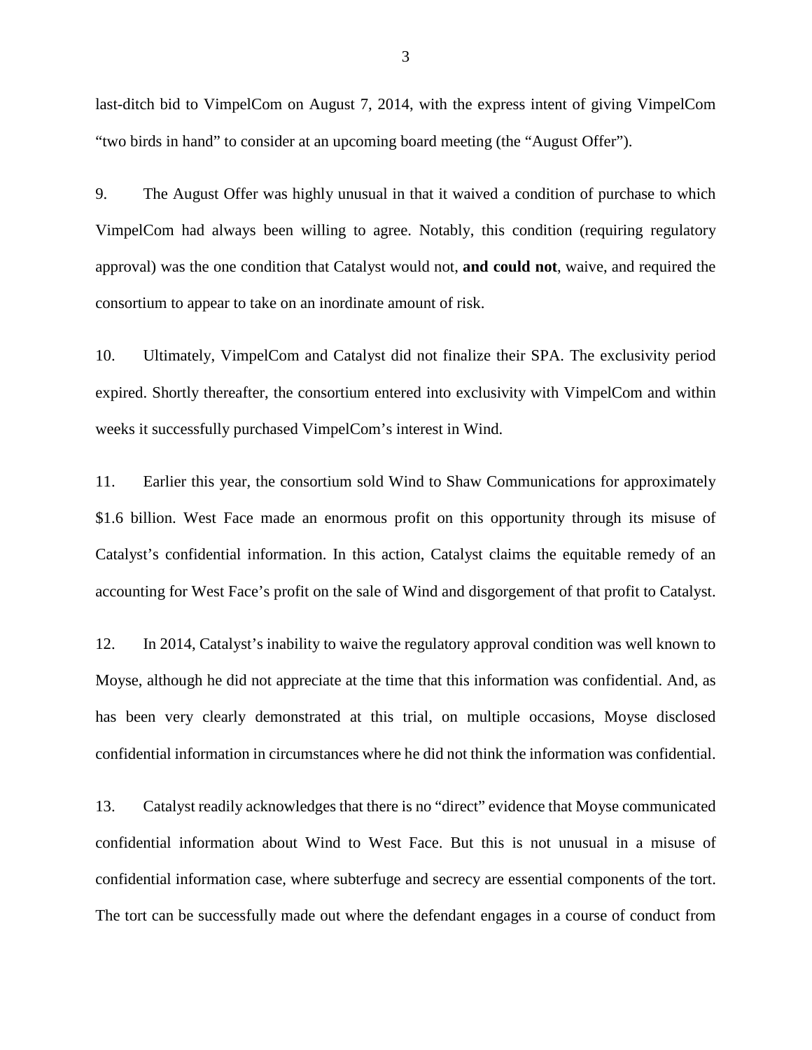last-ditch bid to VimpelCom on August 7, 2014, with the express intent of giving VimpelCom "two birds in hand" to consider at an upcoming board meeting (the "August Offer").

9. The August Offer was highly unusual in that it waived a condition of purchase to which VimpelCom had always been willing to agree. Notably, this condition (requiring regulatory approval) was the one condition that Catalyst would not, **and could not**, waive, and required the consortium to appear to take on an inordinate amount of risk.

10. Ultimately, VimpelCom and Catalyst did not finalize their SPA. The exclusivity period expired. Shortly thereafter, the consortium entered into exclusivity with VimpelCom and within weeks it successfully purchased VimpelCom's interest in Wind.

11. Earlier this year, the consortium sold Wind to Shaw Communications for approximately $1.6 billion. West Face made an enormous profit on this opportunity through its misuse of Catalyst's confidential information. In this action, Catalyst claims the equitable remedy of an accounting for West Face's profit on the sale of Wind and disgorgement of that profit to Catalyst.

12. In 2014, Catalyst's inability to waive the regulatory approval condition was well known to Moyse, although he did not appreciate at the time that this information was confidential. And, as has been very clearly demonstrated at this trial, on multiple occasions, Moyse disclosed confidential information in circumstances where he did not think the information was confidential.

13. Catalyst readily acknowledges that there is no "direct" evidence that Moyse communicated confidential information about Wind to West Face. But this is not unusual in a misuse of confidential information case, where subterfuge and secrecy are essential components of the tort. The tort can be successfully made out where the defendant engages in a course of conduct from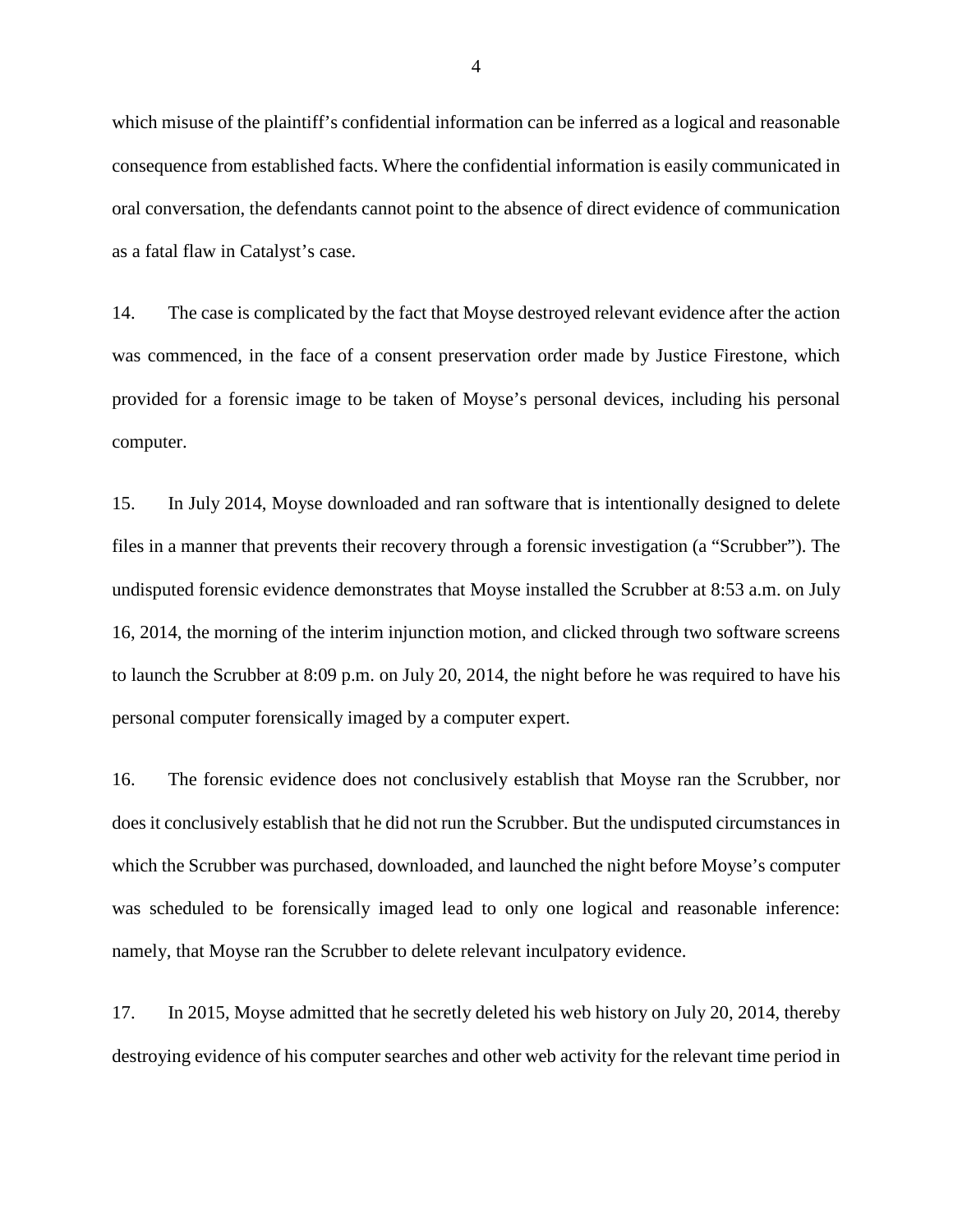which misuse of the plaintiff's confidential information can be inferred as a logical and reasonable consequence from established facts. Where the confidential information is easily communicated in oral conversation, the defendants cannot point to the absence of direct evidence of communication as a fatal flaw in Catalyst's case.

14. The case is complicated by the fact that Moyse destroyed relevant evidence after the action was commenced, in the face of a consent preservation order made by Justice Firestone, which provided for a forensic image to be taken of Moyse's personal devices, including his personal computer.

15. In July 2014, Moyse downloaded and ran software that is intentionally designed to delete files in a manner that prevents their recovery through a forensic investigation (a "Scrubber"). The undisputed forensic evidence demonstrates that Moyse installed the Scrubber at 8:53 a.m. on July 16, 2014, the morning of the interim injunction motion, and clicked through two software screens to launch the Scrubber at 8:09 p.m. on July 20, 2014, the night before he was required to have his personal computer forensically imaged by a computer expert.

16. The forensic evidence does not conclusively establish that Moyse ran the Scrubber, nor does it conclusively establish that he did not run the Scrubber. But the undisputed circumstances in which the Scrubber was purchased, downloaded, and launched the night before Moyse's computer was scheduled to be forensically imaged lead to only one logical and reasonable inference: namely, that Moyse ran the Scrubber to delete relevant inculpatory evidence.

17. In 2015, Moyse admitted that he secretly deleted his web history on July 20, 2014, thereby destroying evidence of his computer searches and other web activity for the relevant time period in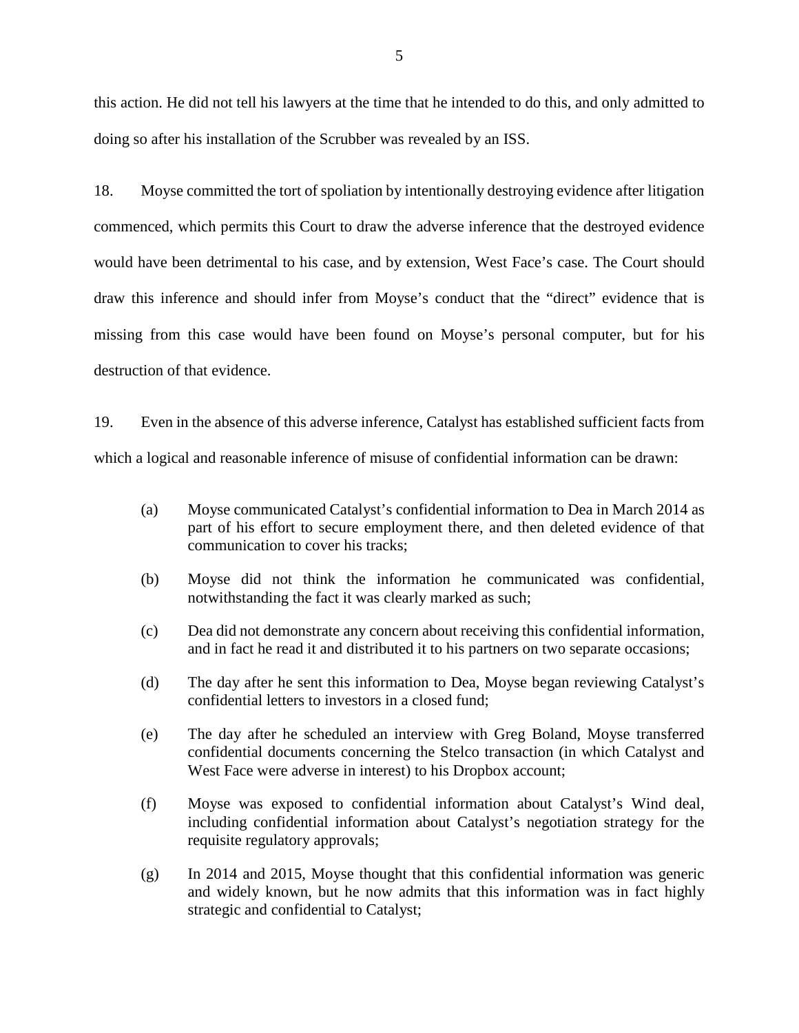this action. He did not tell his lawyers at the time that he intended to do this, and only admitted to doing so after his installation of the Scrubber was revealed by an ISS.

18. Moyse committed the tort of spoliation by intentionally destroying evidence after litigation commenced, which permits this Court to draw the adverse inference that the destroyed evidence would have been detrimental to his case, and by extension, West Face's case. The Court should draw this inference and should infer from Moyse's conduct that the "direct" evidence that is missing from this case would have been found on Moyse's personal computer, but for his destruction of that evidence.

19. Even in the absence of this adverse inference, Catalyst has established sufficient facts from which a logical and reasonable inference of misuse of confidential information can be drawn:

(a) Moyse communicated Catalyst's confidential information to Dea in March 2014 as part of his effort to secure employment there, and then deleted evidence of that communication to cover his tracks;

(b) Moyse did not think the information he communicated was confidential, notwithstanding the fact it was clearly marked as such;

(c) Dea did not demonstrate any concern about receiving this confidential information, and in fact he read it and distributed it to his partners on two separate occasions;

(d) The day after he sent this information to Dea, Moyse began reviewing Catalyst's confidential letters to investors in a closed fund;

(e) The day after he scheduled an interview with Greg Boland, Moyse transferred confidential documents concerning the Stelco transaction (in which Catalyst and West Face were adverse in interest) to his Dropbox account;

(f) Moyse was exposed to confidential information about Catalyst's Wind deal, including confidential information about Catalyst's negotiation strategy for the requisite regulatory approvals;

(g) In 2014 and 2015, Moyse thought that this confidential information was generic and widely known, but he now admits that this information was in fact highly strategic and confidential to Catalyst;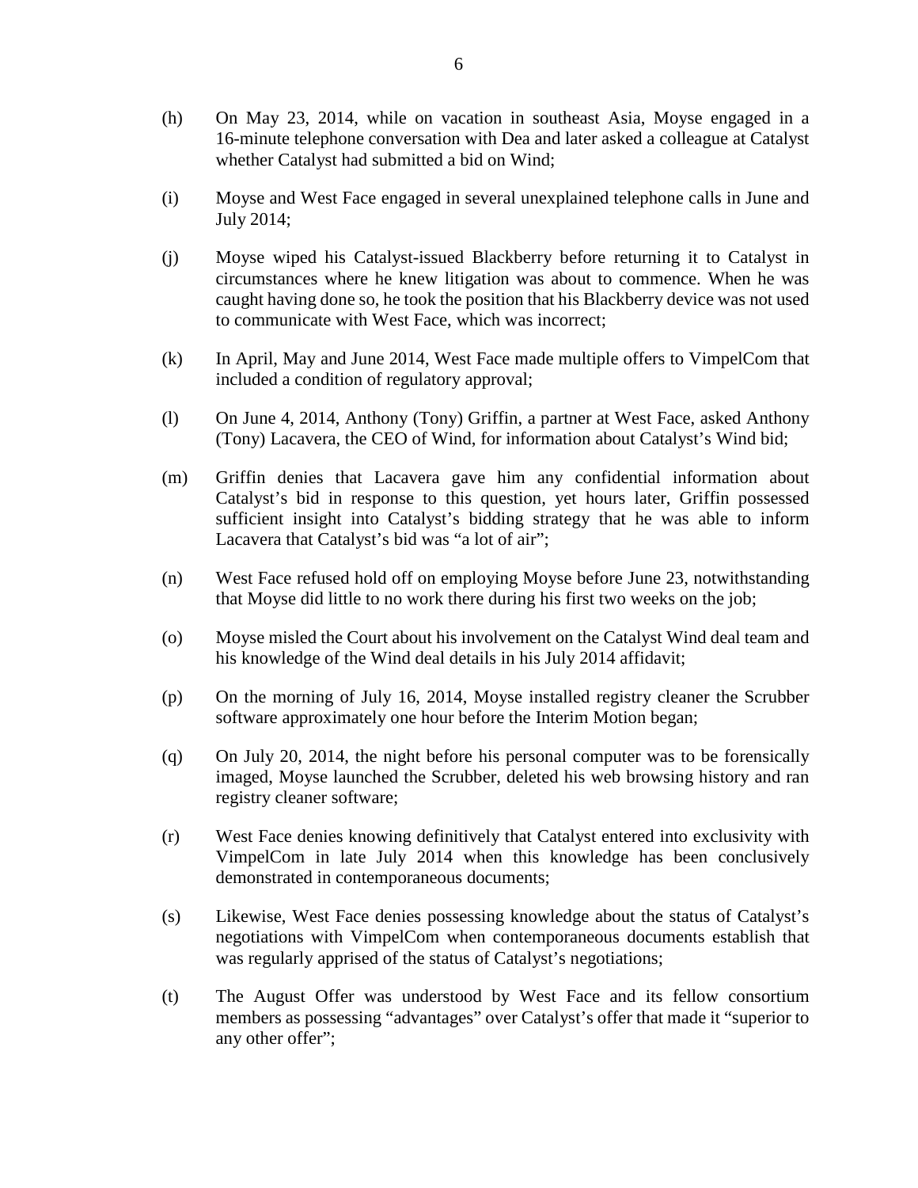(h) On May 23, 2014, while on vacation in southeast Asia, Moyse engaged in a 16-minute telephone conversation with Dea and later asked a colleague at Catalyst whether Catalyst had submitted a bid on Wind;

(i) Moyse and West Face engaged in several unexplained telephone calls in June and July 2014;

(j) Moyse wiped his Catalyst-issued Blackberry before returning it to Catalyst in circumstances where he knew litigation was about to commence. When he was caught having done so, he took the position that his Blackberry device was not used to communicate with West Face, which was incorrect;

(k) In April, May and June 2014, West Face made multiple offers to VimpelCom that included a condition of regulatory approval;

(l) On June 4, 2014, Anthony (Tony) Griffin, a partner at West Face, asked Anthony (Tony) Lacavera, the CEO of Wind, for information about Catalyst's Wind bid;

(m) Griffin denies that Lacavera gave him any confidential information about Catalyst's bid in response to this question, yet hours later, Griffin possessed sufficient insight into Catalyst's bidding strategy that he was able to inform Lacavera that Catalyst's bid was "a lot of air";

(n) West Face refused hold off on employing Moyse before June 23, notwithstanding that Moyse did little to no work there during his first two weeks on the job;

(o) Moyse misled the Court about his involvement on the Catalyst Wind deal team and his knowledge of the Wind deal details in his July 2014 affidavit;

(p) On the morning of July 16, 2014, Moyse installed registry cleaner the Scrubber software approximately one hour before the Interim Motion began;

(q) On July 20, 2014, the night before his personal computer was to be forensically imaged, Moyse launched the Scrubber, deleted his web browsing history and ran registry cleaner software;

(r) West Face denies knowing definitively that Catalyst entered into exclusivity with VimpelCom in late July 2014 when this knowledge has been conclusively demonstrated in contemporaneous documents;

(s) Likewise, West Face denies possessing knowledge about the status of Catalyst's negotiations with VimpelCom when contemporaneous documents establish that was regularly apprised of the status of Catalyst's negotiations;

(t) The August Offer was understood by West Face and its fellow consortium members as possessing "advantages" over Catalyst's offer that made it "superior to any other offer";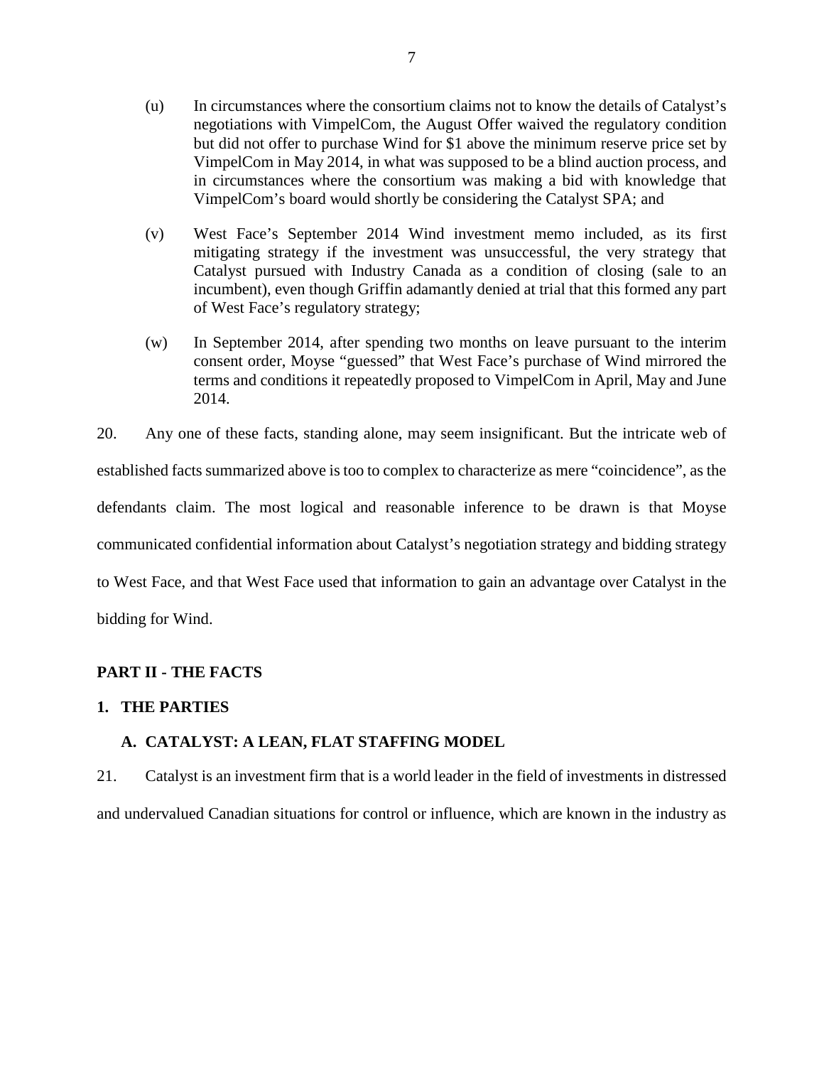(u) In circumstances where the consortium claims not to know the details of Catalyst's negotiations with VimpelCom, the August Offer waived the regulatory condition but did not offer to purchase Wind for $1 above the minimum reserve price set by VimpelCom in May 2014, in what was supposed to be a blind auction process, and in circumstances where the consortium was making a bid with knowledge that VimpelCom's board would shortly be considering the Catalyst SPA; and

(v) West Face's September 2014 Wind investment memo included, as its first mitigating strategy if the investment was unsuccessful, the very strategy that Catalyst pursued with Industry Canada as a condition of closing (sale to an incumbent), even though Griffin adamantly denied at trial that this formed any part of West Face's regulatory strategy;

(w) In September 2014, after spending two months on leave pursuant to the interim consent order, Moyse "guessed" that West Face's purchase of Wind mirrored the terms and conditions it repeatedly proposed to VimpelCom in April, May and June 2014.

20. Any one of these facts, standing alone, may seem insignificant. But the intricate web of established facts summarized above is too to complex to characterize as mere "coincidence", as the defendants claim. The most logical and reasonable inference to be drawn is that Moyse communicated confidential information about Catalyst's negotiation strategy and bidding strategy to West Face, and that West Face used that information to gain an advantage over Catalyst in the bidding for Wind.

## PART II - THE FACTS

### 1. THE PARTIES

#### A. CATALYST: A LEAN, FLAT STAFFING MODEL

21. Catalyst is an investment firm that is a world leader in the field of investments in distressed and undervalued Canadian situations for control or influence, which are known in the industry as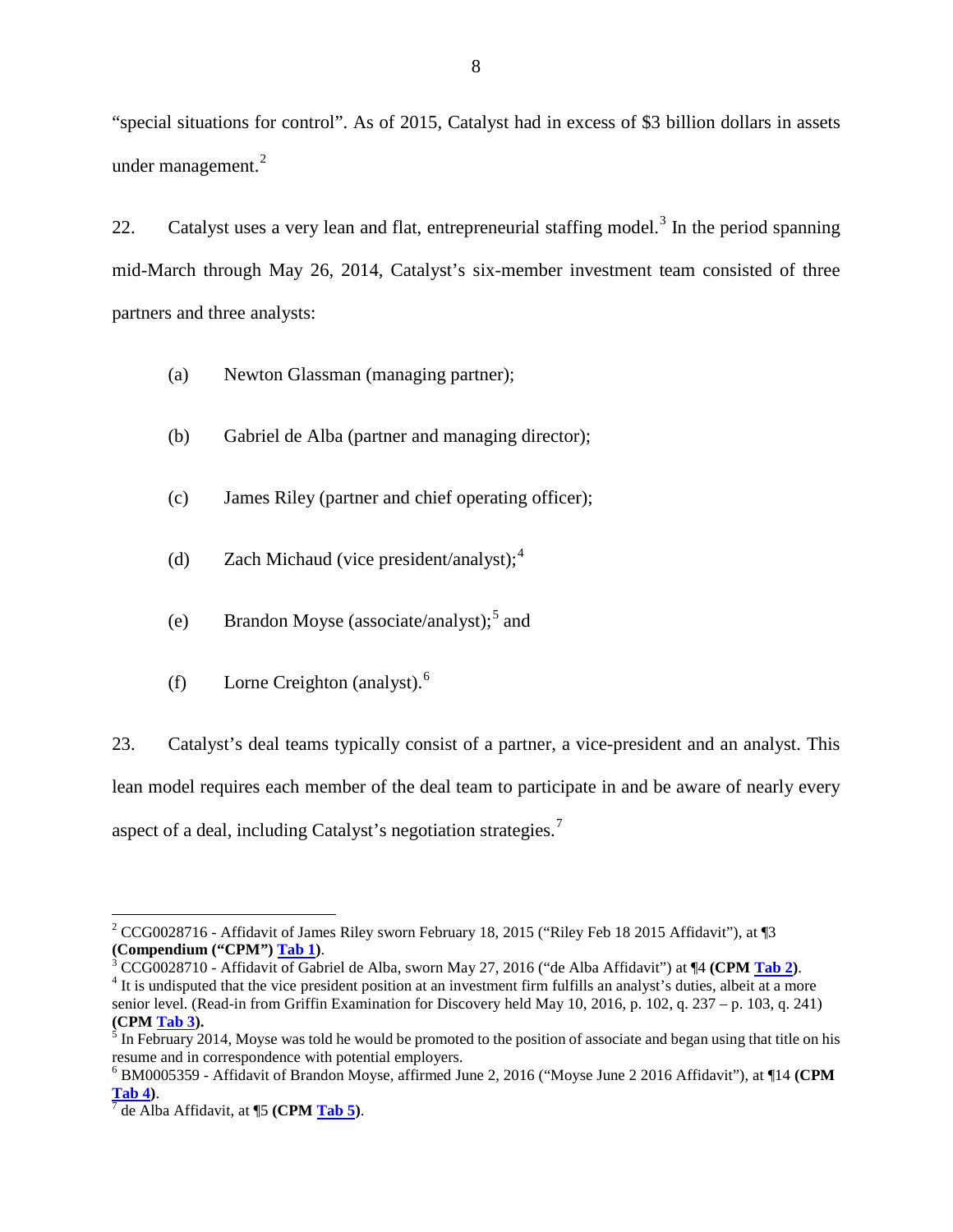"special situations for control". As of 2015, Catalyst had in excess of $3 billion dollars in assets under management.[2]

22. Catalyst uses a very lean and flat, entrepreneurial staffing model.[3] In the period spanning mid-March through May 26, 2014, Catalyst's six-member investment team consisted of three partners and three analysts:

(a) Newton Glassman (managing partner);

(b) Gabriel de Alba (partner and managing director);

(c) James Riley (partner and chief operating officer);

(d) Zach Michaud (vice president/analyst);[4]

(e) Brandon Moyse (associate/analyst);[5] and

(f) Lorne Creighton (analyst).[6]

23. Catalyst's deal teams typically consist of a partner, a vice-president and an analyst. This lean model requires each member of the deal team to participate in and be aware of nearly every aspect of a deal, including Catalyst's negotiation strategies.[7]

---

[2] CCG0028716 - Affidavit of James Riley sworn February 18, 2015 ("Riley Feb 18 2015 Affidavit"), at ¶3 **(Compendium ("CPM") Tab 1)**.

[3] CCG0028710 - Affidavit of Gabriel de Alba, sworn May 27, 2016 ("de Alba Affidavit") at ¶4 **(CPM Tab 2)**.

[4] It is undisputed that the vice president position at an investment firm fulfills an analyst's duties, albeit at a more senior level. (Read-in from Griffin Examination for Discovery held May 10, 2016, p. 102, q. 237 – p. 103, q. 241) **(CPM Tab 3).**

[5] In February 2014, Moyse was told he would be promoted to the position of associate and began using that title on his resume and in correspondence with potential employers.

[6] BM0005359 - Affidavit of Brandon Moyse, affirmed June 2, 2016 ("Moyse June 2 2016 Affidavit"), at ¶14 **(CPM Tab 4)**.

[7] de Alba Affidavit, at ¶5 **(CPM Tab 5)**.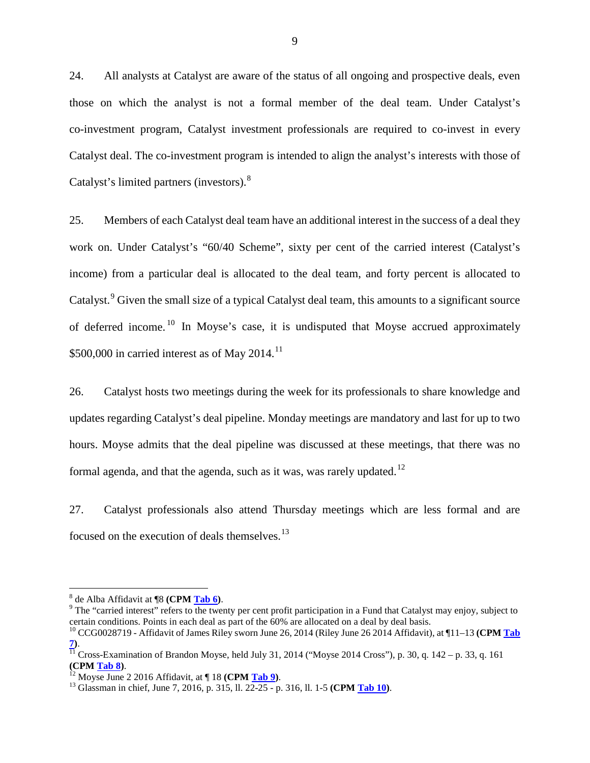24. All analysts at Catalyst are aware of the status of all ongoing and prospective deals, even those on which the analyst is not a formal member of the deal team. Under Catalyst's co-investment program, Catalyst investment professionals are required to co-invest in every Catalyst deal. The co-investment program is intended to align the analyst's interests with those of Catalyst's limited partners (investors).[8]

25. Members of each Catalyst deal team have an additional interest in the success of a deal they work on. Under Catalyst's "60/40 Scheme", sixty per cent of the carried interest (Catalyst's income) from a particular deal is allocated to the deal team, and forty percent is allocated to Catalyst.[9] Given the small size of a typical Catalyst deal team, this amounts to a significant source of deferred income.[10] In Moyse's case, it is undisputed that Moyse accrued approximately $500,000 in carried interest as of May 2014.[11]

26. Catalyst hosts two meetings during the week for its professionals to share knowledge and updates regarding Catalyst's deal pipeline. Monday meetings are mandatory and last for up to two hours. Moyse admits that the deal pipeline was discussed at these meetings, that there was no formal agenda, and that the agenda, such as it was, was rarely updated.[12]

27. Catalyst professionals also attend Thursday meetings which are less formal and are focused on the execution of deals themselves.[13]

---

[8] de Alba Affidavit at ¶8 **(CPM Tab 6)**.

[9] The "carried interest" refers to the twenty per cent profit participation in a Fund that Catalyst may enjoy, subject to certain conditions. Points in each deal as part of the 60% are allocated on a deal by deal basis.

[10] CCG0028719 - Affidavit of James Riley sworn June 26, 2014 (Riley June 26 2014 Affidavit), at ¶11–13 **(CPM Tab 7)**.

[11] Cross-Examination of Brandon Moyse, held July 31, 2014 ("Moyse 2014 Cross"), p. 30, q. 142 – p. 33, q. 161 **(CPM Tab 8)**.

[12] Moyse June 2 2016 Affidavit, at ¶ 18 **(CPM Tab 9)**.

[13] Glassman in chief, June 7, 2016, p. 315, ll. 22-25 - p. 316, ll. 1-5 **(CPM Tab 10)**.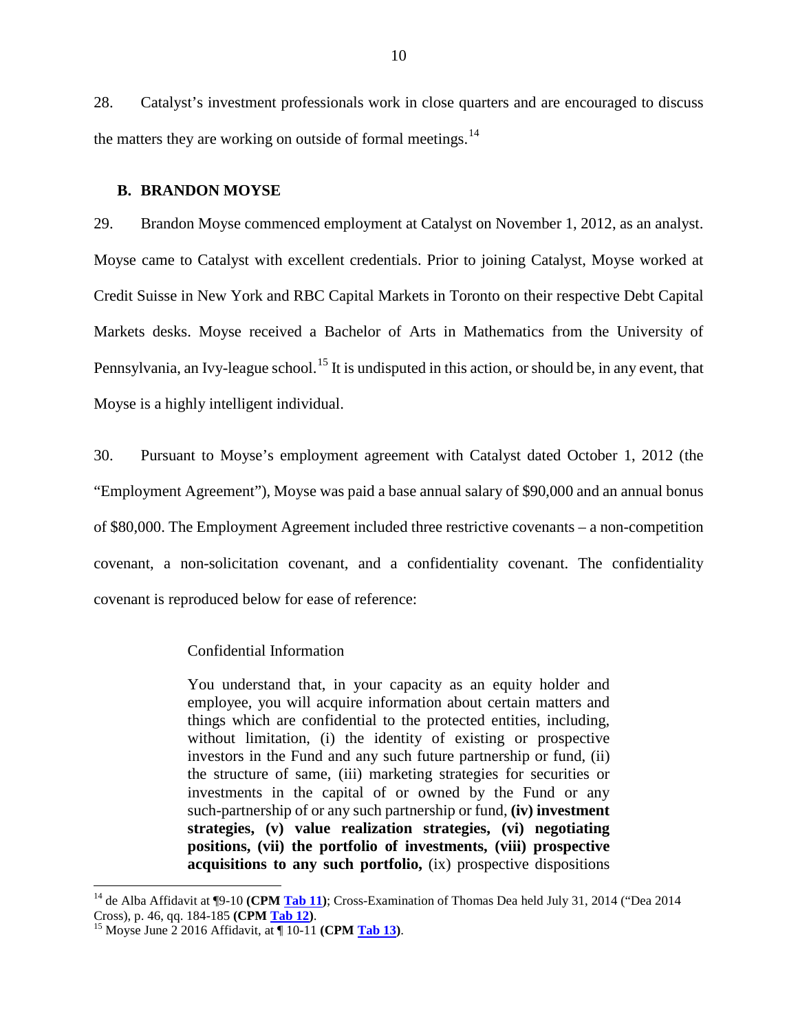28. Catalyst's investment professionals work in close quarters and are encouraged to discuss the matters they are working on outside of formal meetings.[14]

### B. BRANDON MOYSE

29. Brandon Moyse commenced employment at Catalyst on November 1, 2012, as an analyst. Moyse came to Catalyst with excellent credentials. Prior to joining Catalyst, Moyse worked at Credit Suisse in New York and RBC Capital Markets in Toronto on their respective Debt Capital Markets desks. Moyse received a Bachelor of Arts in Mathematics from the University of Pennsylvania, an Ivy-league school.[15] It is undisputed in this action, or should be, in any event, that Moyse is a highly intelligent individual.

30. Pursuant to Moyse's employment agreement with Catalyst dated October 1, 2012 (the "Employment Agreement"), Moyse was paid a base annual salary of $90,000 and an annual bonus of $80,000. The Employment Agreement included three restrictive covenants – a non-competition covenant, a non-solicitation covenant, and a confidentiality covenant. The confidentiality covenant is reproduced below for ease of reference:

> Confidential Information
>
> You understand that, in your capacity as an equity holder and employee, you will acquire information about certain matters and things which are confidential to the protected entities, including, without limitation, (i) the identity of existing or prospective investors in the Fund and any such future partnership or fund, (ii) the structure of same, (iii) marketing strategies for securities or investments in the capital of or owned by the Fund or any such-partnership of or any such partnership or fund, **(iv) investment strategies, (v) value realization strategies, (vi) negotiating positions, (vii) the portfolio of investments, (viii) prospective acquisitions to any such portfolio,** (ix) prospective dispositions

---

[14] de Alba Affidavit at ¶9-10 **(CPM Tab 11)**; Cross-Examination of Thomas Dea held July 31, 2014 ("Dea 2014 Cross), p. 46, qq. 184-185 **(CPM Tab 12)**.

[15] Moyse June 2 2016 Affidavit, at ¶ 10-11 **(CPM Tab 13)**.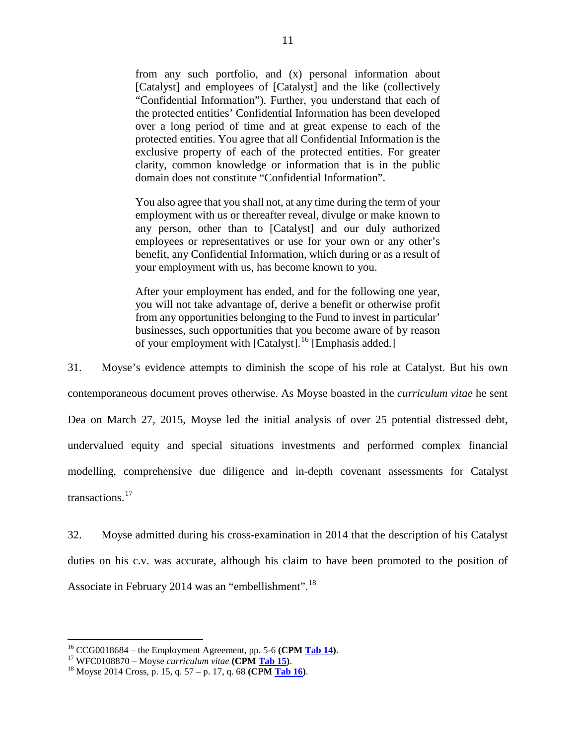> from any such portfolio, and (x) personal information about [Catalyst] and employees of [Catalyst] and the like (collectively "Confidential Information"). Further, you understand that each of the protected entities' Confidential Information has been developed over a long period of time and at great expense to each of the protected entities. You agree that all Confidential Information is the exclusive property of each of the protected entities. For greater clarity, common knowledge or information that is in the public domain does not constitute "Confidential Information".
>
> You also agree that you shall not, at any time during the term of your employment with us or thereafter reveal, divulge or make known to any person, other than to [Catalyst] and our duly authorized employees or representatives or use for your own or any other's benefit, any Confidential Information, which during or as a result of your employment with us, has become known to you.
>
> After your employment has ended, and for the following one year, you will not take advantage of, derive a benefit or otherwise profit from any opportunities belonging to the Fund to invest in particular' businesses, such opportunities that you become aware of by reason of your employment with [Catalyst].[16] [Emphasis added.]

31. Moyse's evidence attempts to diminish the scope of his role at Catalyst. But his own contemporaneous document proves otherwise. As Moyse boasted in the *curriculum vitae* he sent Dea on March 27, 2015, Moyse led the initial analysis of over 25 potential distressed debt, undervalued equity and special situations investments and performed complex financial modelling, comprehensive due diligence and in-depth covenant assessments for Catalyst transactions.[17]

32. Moyse admitted during his cross-examination in 2014 that the description of his Catalyst duties on his c.v. was accurate, although his claim to have been promoted to the position of Associate in February 2014 was an "embellishment".[18]

---

[16] CCG0018684 – the Employment Agreement, pp. 5-6 **(CPM Tab 14)**.

[17] WFC0108870 – Moyse *curriculum vitae* **(CPM Tab 15)**.

[18] Moyse 2014 Cross, p. 15, q. 57 – p. 17, q. 68 **(CPM Tab 16)**.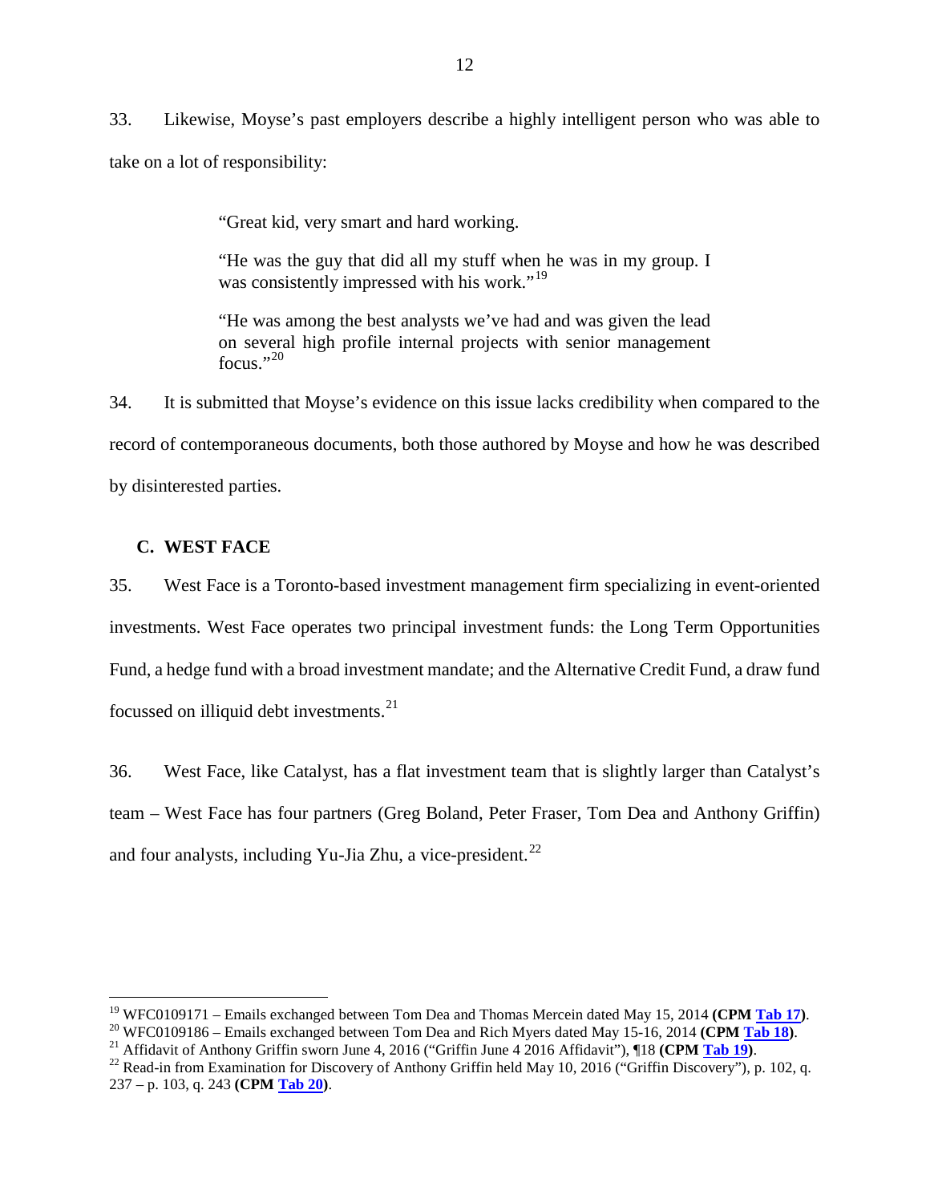33. Likewise, Moyse's past employers describe a highly intelligent person who was able to take on a lot of responsibility:

> "Great kid, very smart and hard working.
>
> "He was the guy that did all my stuff when he was in my group. I was consistently impressed with his work."[19]
>
> "He was among the best analysts we've had and was given the lead on several high profile internal projects with senior management focus."[20]

34. It is submitted that Moyse's evidence on this issue lacks credibility when compared to the record of contemporaneous documents, both those authored by Moyse and how he was described by disinterested parties.

### C. WEST FACE

35. West Face is a Toronto-based investment management firm specializing in event-oriented investments. West Face operates two principal investment funds: the Long Term Opportunities Fund, a hedge fund with a broad investment mandate; and the Alternative Credit Fund, a draw fund focussed on illiquid debt investments.[21]

36. West Face, like Catalyst, has a flat investment team that is slightly larger than Catalyst's team – West Face has four partners (Greg Boland, Peter Fraser, Tom Dea and Anthony Griffin) and four analysts, including Yu-Jia Zhu, a vice-president.[22]

---

[19] WFC0109171 – Emails exchanged between Tom Dea and Thomas Mercein dated May 15, 2014 **(CPM Tab 17)**.

[20] WFC0109186 – Emails exchanged between Tom Dea and Rich Myers dated May 15-16, 2014 **(CPM Tab 18)**.

[21] Affidavit of Anthony Griffin sworn June 4, 2016 ("Griffin June 4 2016 Affidavit"), ¶18 **(CPM Tab 19)**.

[22] Read-in from Examination for Discovery of Anthony Griffin held May 10, 2016 ("Griffin Discovery"), p. 102, q. 237 – p. 103, q. 243 **(CPM Tab 20)**.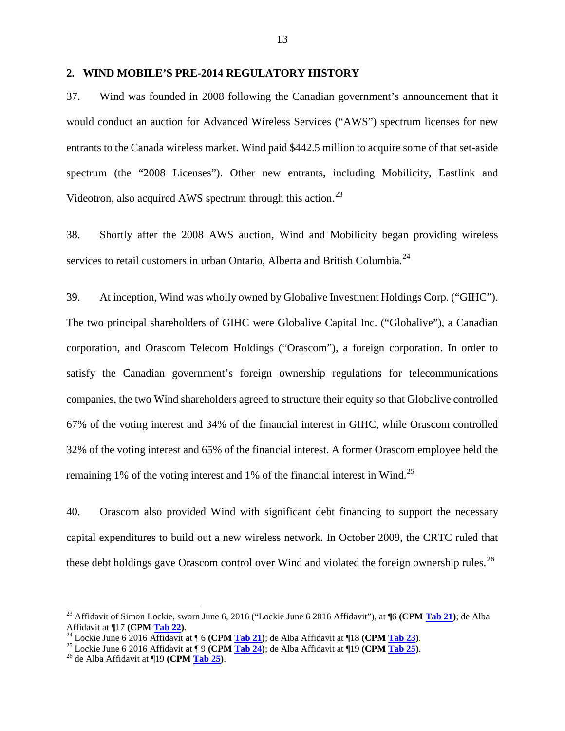## 2. WIND MOBILE'S PRE-2014 REGULATORY HISTORY

37. Wind was founded in 2008 following the Canadian government's announcement that it would conduct an auction for Advanced Wireless Services ("AWS") spectrum licenses for new entrants to the Canada wireless market. Wind paid $442.5 million to acquire some of that set-aside spectrum (the "2008 Licenses"). Other new entrants, including Mobilicity, Eastlink and Videotron, also acquired AWS spectrum through this action.[23]

38. Shortly after the 2008 AWS auction, Wind and Mobilicity began providing wireless services to retail customers in urban Ontario, Alberta and British Columbia.[24]

39. At inception, Wind was wholly owned by Globalive Investment Holdings Corp. ("GIHC"). The two principal shareholders of GIHC were Globalive Capital Inc. ("Globalive"), a Canadian corporation, and Orascom Telecom Holdings ("Orascom"), a foreign corporation. In order to satisfy the Canadian government's foreign ownership regulations for telecommunications companies, the two Wind shareholders agreed to structure their equity so that Globalive controlled 67% of the voting interest and 34% of the financial interest in GIHC, while Orascom controlled 32% of the voting interest and 65% of the financial interest. A former Orascom employee held the remaining 1% of the voting interest and 1% of the financial interest in Wind.[25]

40. Orascom also provided Wind with significant debt financing to support the necessary capital expenditures to build out a new wireless network. In October 2009, the CRTC ruled that these debt holdings gave Orascom control over Wind and violated the foreign ownership rules.[26]

---

[23] Affidavit of Simon Lockie, sworn June 6, 2016 ("Lockie June 6 2016 Affidavit"), at ¶6 **(CPM Tab 21)**; de Alba Affidavit at ¶17 **(CPM Tab 22)**.

[24] Lockie June 6 2016 Affidavit at ¶ 6 **(CPM Tab 21)**; de Alba Affidavit at ¶18 **(CPM Tab 23)**.

[25] Lockie June 6 2016 Affidavit at ¶ 9 **(CPM Tab 24)**; de Alba Affidavit at ¶19 **(CPM Tab 25)**.

[26] de Alba Affidavit at ¶19 **(CPM Tab 25)**.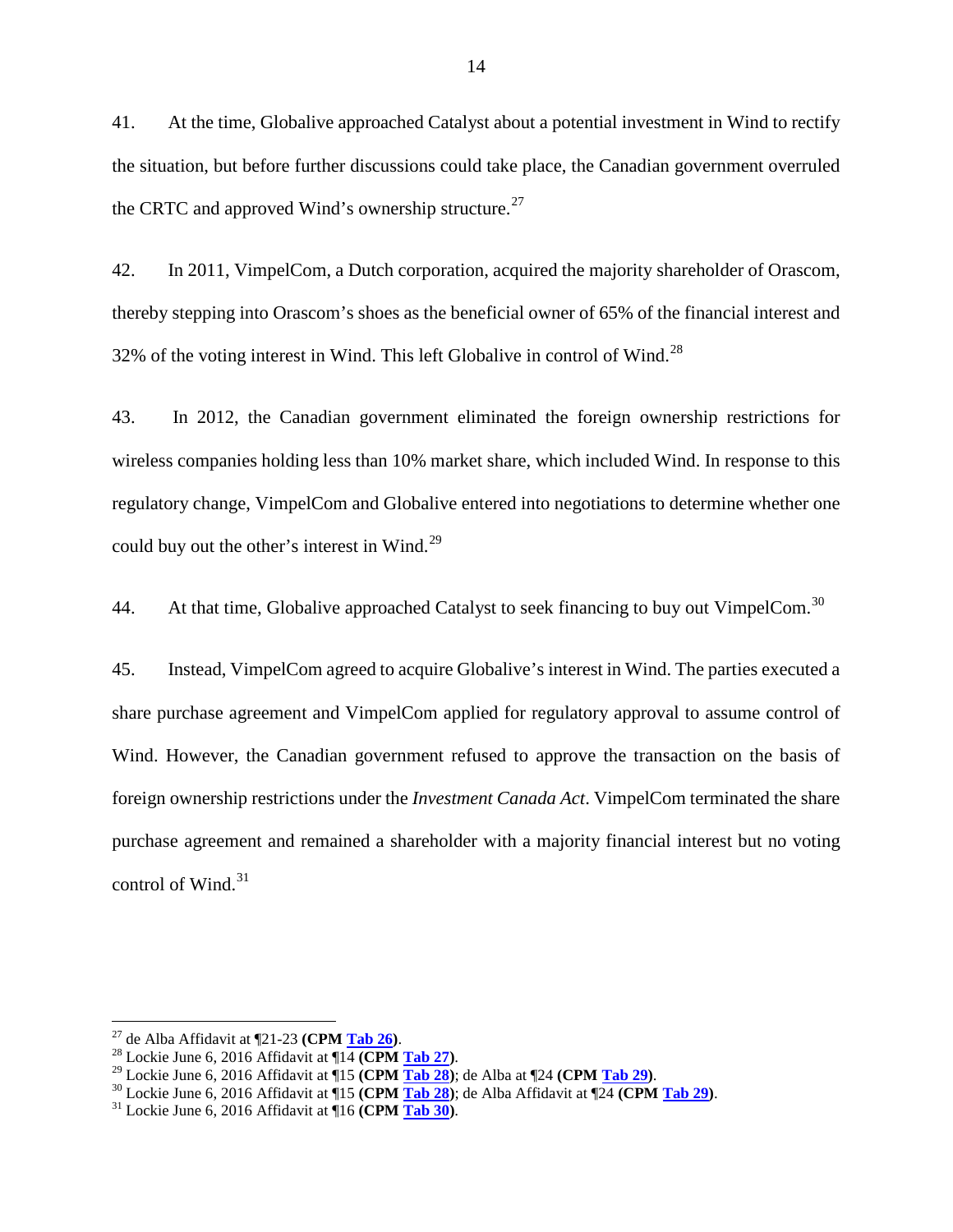41. At the time, Globalive approached Catalyst about a potential investment in Wind to rectify the situation, but before further discussions could take place, the Canadian government overruled the CRTC and approved Wind's ownership structure.[27]

42. In 2011, VimpelCom, a Dutch corporation, acquired the majority shareholder of Orascom, thereby stepping into Orascom's shoes as the beneficial owner of 65% of the financial interest and 32% of the voting interest in Wind. This left Globalive in control of Wind.[28]

43. In 2012, the Canadian government eliminated the foreign ownership restrictions for wireless companies holding less than 10% market share, which included Wind. In response to this regulatory change, VimpelCom and Globalive entered into negotiations to determine whether one could buy out the other's interest in Wind.[29]

44. At that time, Globalive approached Catalyst to seek financing to buy out VimpelCom.[30]

45. Instead, VimpelCom agreed to acquire Globalive's interest in Wind. The parties executed a share purchase agreement and VimpelCom applied for regulatory approval to assume control of Wind. However, the Canadian government refused to approve the transaction on the basis of foreign ownership restrictions under the *Investment Canada Act*. VimpelCom terminated the share purchase agreement and remained a shareholder with a majority financial interest but no voting control of Wind.[31]

---

[27] de Alba Affidavit at ¶21-23 **(CPM Tab 26)**.
[28] Lockie June 6, 2016 Affidavit at ¶14 **(CPM Tab 27)**.
[29] Lockie June 6, 2016 Affidavit at ¶15 **(CPM Tab 28)**; de Alba at ¶24 **(CPM Tab 29)**.
[30] Lockie June 6, 2016 Affidavit at ¶15 **(CPM Tab 28)**; de Alba Affidavit at ¶24 **(CPM Tab 29)**.
[31] Lockie June 6, 2016 Affidavit at ¶16 **(CPM Tab 30)**.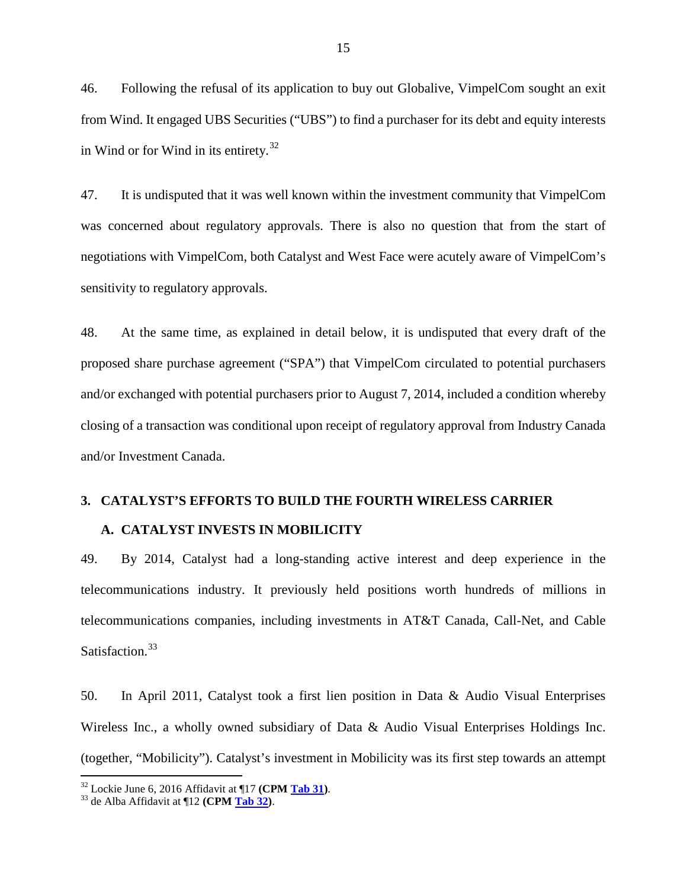46. Following the refusal of its application to buy out Globalive, VimpelCom sought an exit from Wind. It engaged UBS Securities ("UBS") to find a purchaser for its debt and equity interests in Wind or for Wind in its entirety.[32]

47. It is undisputed that it was well known within the investment community that VimpelCom was concerned about regulatory approvals. There is also no question that from the start of negotiations with VimpelCom, both Catalyst and West Face were acutely aware of VimpelCom's sensitivity to regulatory approvals.

48. At the same time, as explained in detail below, it is undisputed that every draft of the proposed share purchase agreement ("SPA") that VimpelCom circulated to potential purchasers and/or exchanged with potential purchasers prior to August 7, 2014, included a condition whereby closing of a transaction was conditional upon receipt of regulatory approval from Industry Canada and/or Investment Canada.

## 3. CATALYST'S EFFORTS TO BUILD THE FOURTH WIRELESS CARRIER

### A. CATALYST INVESTS IN MOBILICITY

49. By 2014, Catalyst had a long-standing active interest and deep experience in the telecommunications industry. It previously held positions worth hundreds of millions in telecommunications companies, including investments in AT&T Canada, Call-Net, and Cable Satisfaction.[33]

50. In April 2011, Catalyst took a first lien position in Data & Audio Visual Enterprises Wireless Inc., a wholly owned subsidiary of Data & Audio Visual Enterprises Holdings Inc. (together, "Mobilicity"). Catalyst's investment in Mobilicity was its first step towards an attempt

---

[32] Lockie June 6, 2016 Affidavit at ¶17 **(CPM Tab 31)**.

[33] de Alba Affidavit at ¶12 **(CPM Tab 32)**.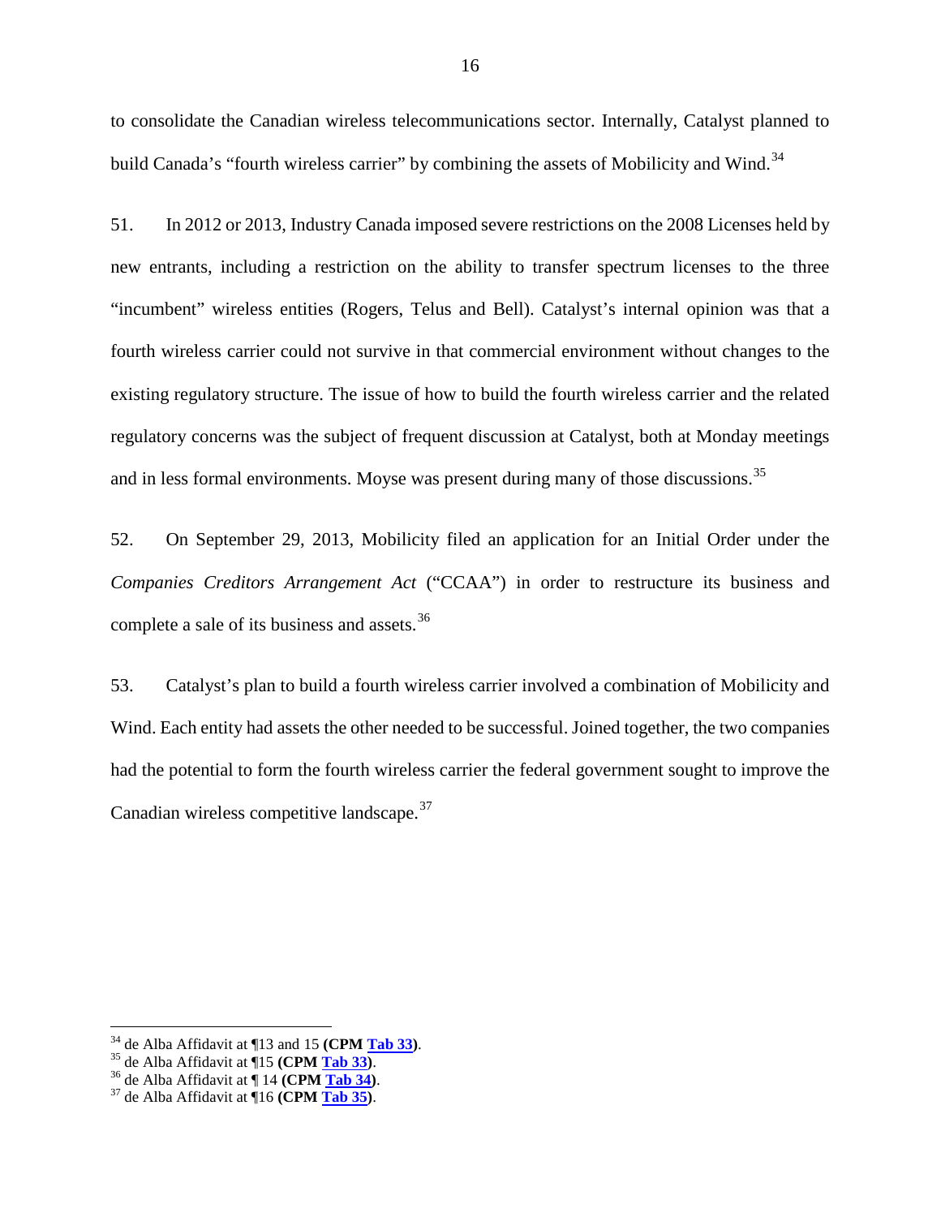to consolidate the Canadian wireless telecommunications sector. Internally, Catalyst planned to build Canada's "fourth wireless carrier" by combining the assets of Mobilicity and Wind.[34]

51. In 2012 or 2013, Industry Canada imposed severe restrictions on the 2008 Licenses held by new entrants, including a restriction on the ability to transfer spectrum licenses to the three "incumbent" wireless entities (Rogers, Telus and Bell). Catalyst's internal opinion was that a fourth wireless carrier could not survive in that commercial environment without changes to the existing regulatory structure. The issue of how to build the fourth wireless carrier and the related regulatory concerns was the subject of frequent discussion at Catalyst, both at Monday meetings and in less formal environments. Moyse was present during many of those discussions.[35]

52. On September 29, 2013, Mobilicity filed an application for an Initial Order under the *Companies Creditors Arrangement Act* ("CCAA") in order to restructure its business and complete a sale of its business and assets.[36]

53. Catalyst's plan to build a fourth wireless carrier involved a combination of Mobilicity and Wind. Each entity had assets the other needed to be successful. Joined together, the two companies had the potential to form the fourth wireless carrier the federal government sought to improve the Canadian wireless competitive landscape.[37]

---

[34] de Alba Affidavit at ¶13 and 15 **(CPM Tab 33)**.
[35] de Alba Affidavit at ¶15 **(CPM Tab 33)**.
[36] de Alba Affidavit at ¶ 14 **(CPM Tab 34)**.
[37] de Alba Affidavit at ¶16 **(CPM Tab 35)**.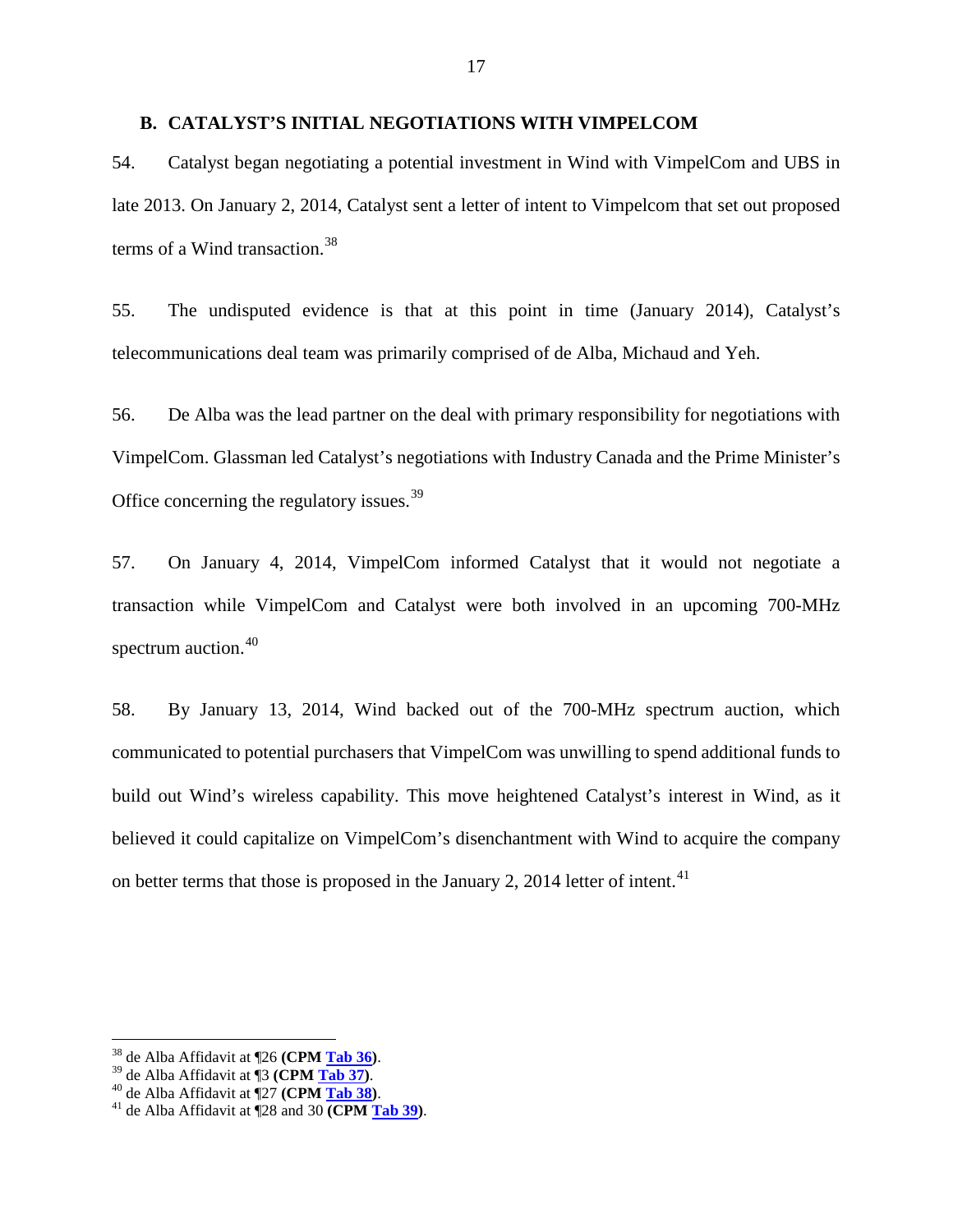## B. CATALYST'S INITIAL NEGOTIATIONS WITH VIMPELCOM

54. Catalyst began negotiating a potential investment in Wind with VimpelCom and UBS in late 2013. On January 2, 2014, Catalyst sent a letter of intent to Vimpelcom that set out proposed terms of a Wind transaction.[38]

55. The undisputed evidence is that at this point in time (January 2014), Catalyst's telecommunications deal team was primarily comprised of de Alba, Michaud and Yeh.

56. De Alba was the lead partner on the deal with primary responsibility for negotiations with VimpelCom. Glassman led Catalyst's negotiations with Industry Canada and the Prime Minister's Office concerning the regulatory issues.[39]

57. On January 4, 2014, VimpelCom informed Catalyst that it would not negotiate a transaction while VimpelCom and Catalyst were both involved in an upcoming 700-MHz spectrum auction.[40]

58. By January 13, 2014, Wind backed out of the 700-MHz spectrum auction, which communicated to potential purchasers that VimpelCom was unwilling to spend additional funds to build out Wind's wireless capability. This move heightened Catalyst's interest in Wind, as it believed it could capitalize on VimpelCom's disenchantment with Wind to acquire the company on better terms that those is proposed in the January 2, 2014 letter of intent.[41]

---

[38] de Alba Affidavit at ¶26 **(CPM Tab 36)**.
[39] de Alba Affidavit at ¶3 **(CPM Tab 37)**.
[40] de Alba Affidavit at ¶27 **(CPM Tab 38)**.
[41] de Alba Affidavit at ¶28 and 30 **(CPM Tab 39)**.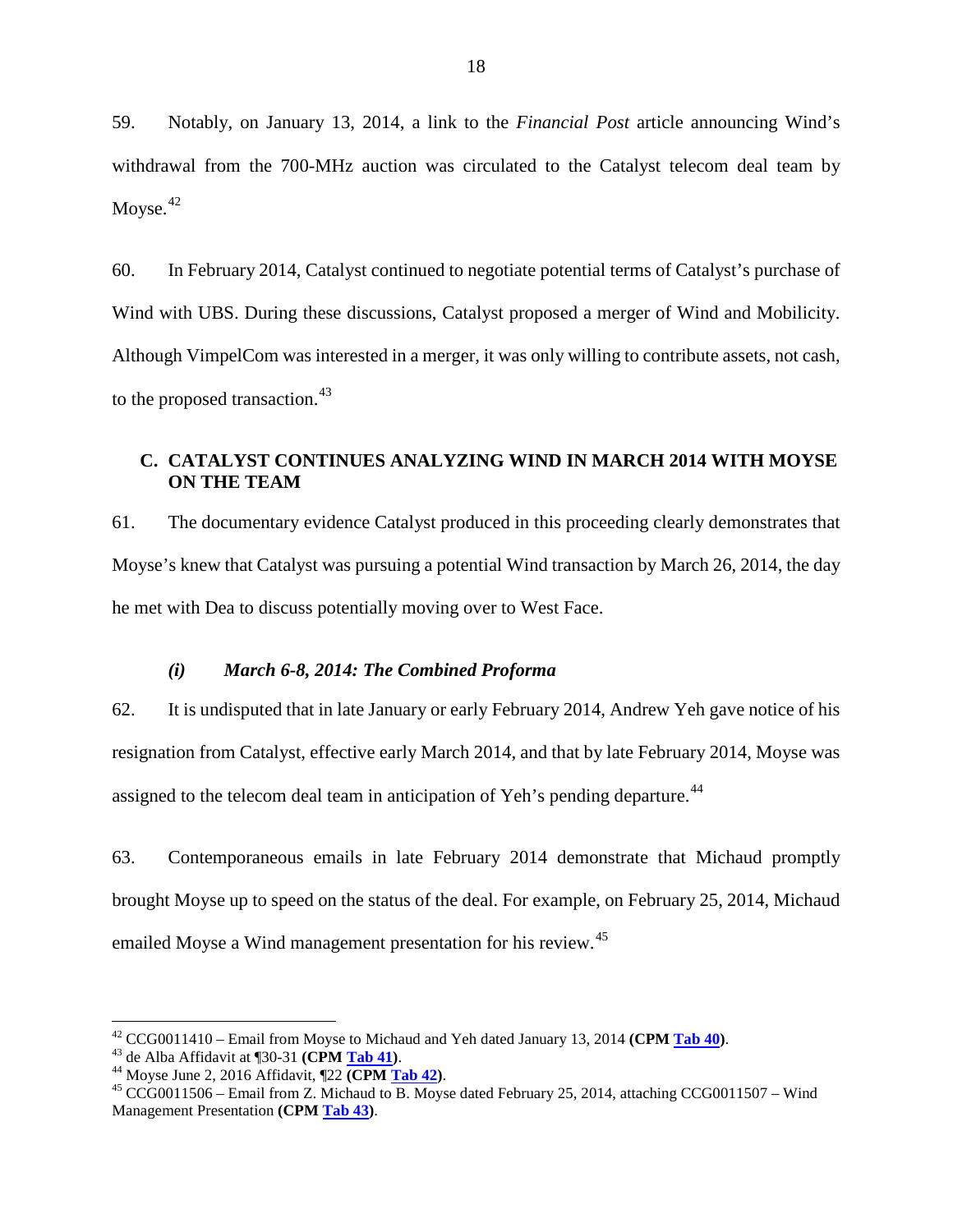59. Notably, on January 13, 2014, a link to the *Financial Post* article announcing Wind's withdrawal from the 700-MHz auction was circulated to the Catalyst telecom deal team by Moyse.[42]

60. In February 2014, Catalyst continued to negotiate potential terms of Catalyst's purchase of Wind with UBS. During these discussions, Catalyst proposed a merger of Wind and Mobilicity. Although VimpelCom was interested in a merger, it was only willing to contribute assets, not cash, to the proposed transaction.[43]

## C. CATALYST CONTINUES ANALYZING WIND IN MARCH 2014 WITH MOYSE ON THE TEAM

61. The documentary evidence Catalyst produced in this proceeding clearly demonstrates that Moyse's knew that Catalyst was pursuing a potential Wind transaction by March 26, 2014, the day he met with Dea to discuss potentially moving over to West Face.

### *(i) March 6-8, 2014: The Combined Proforma*

62. It is undisputed that in late January or early February 2014, Andrew Yeh gave notice of his resignation from Catalyst, effective early March 2014, and that by late February 2014, Moyse was assigned to the telecom deal team in anticipation of Yeh's pending departure.[44]

63. Contemporaneous emails in late February 2014 demonstrate that Michaud promptly brought Moyse up to speed on the status of the deal. For example, on February 25, 2014, Michaud emailed Moyse a Wind management presentation for his review.[45]

---

[42] CCG0011410 – Email from Moyse to Michaud and Yeh dated January 13, 2014 **(CPM Tab 40)**.

[43] de Alba Affidavit at ¶30-31 **(CPM Tab 41)**.

[44] Moyse June 2, 2016 Affidavit, ¶22 **(CPM Tab 42)**.

[45] CCG0011506 – Email from Z. Michaud to B. Moyse dated February 25, 2014, attaching CCG0011507 – Wind Management Presentation **(CPM Tab 43)**.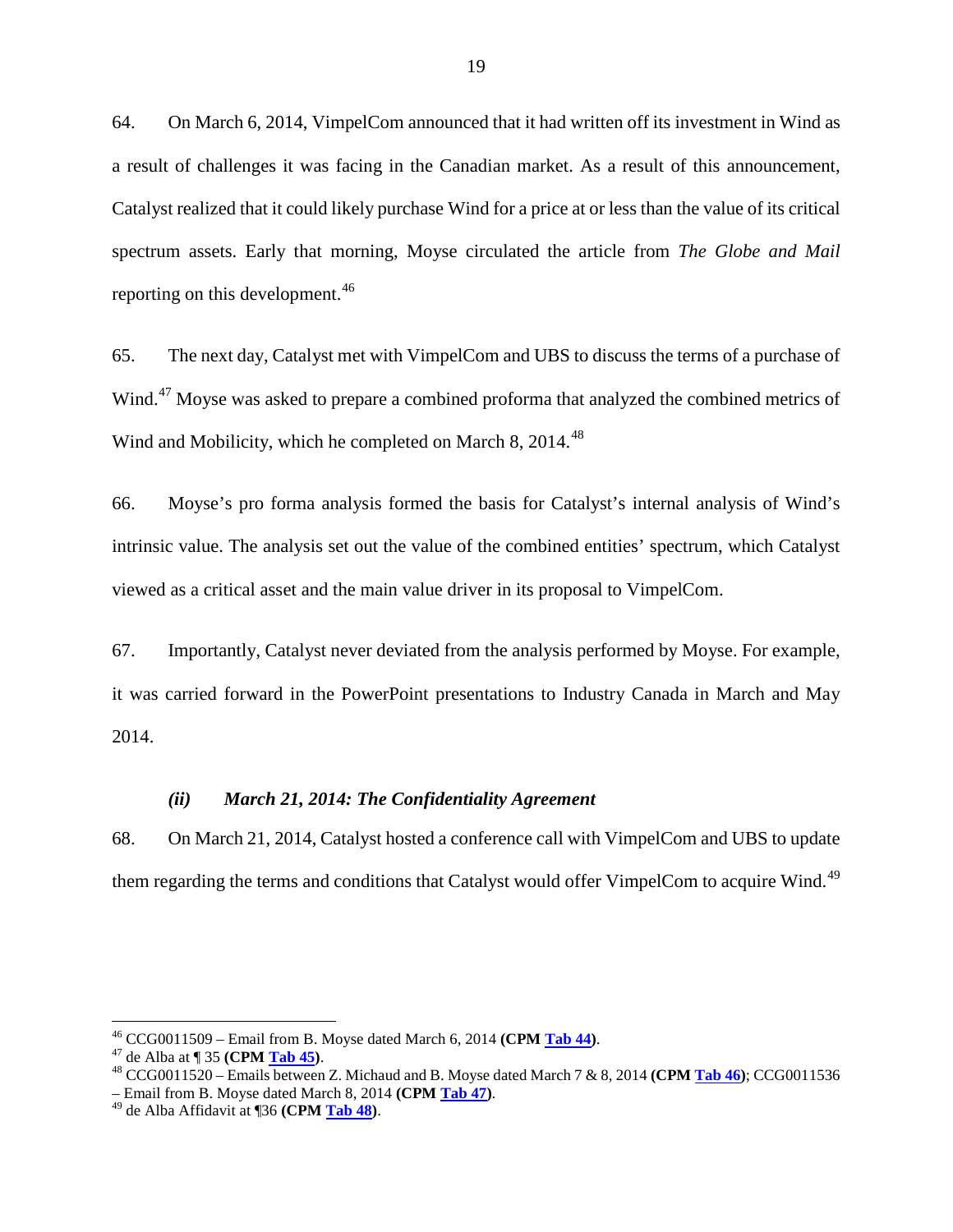64. On March 6, 2014, VimpelCom announced that it had written off its investment in Wind as a result of challenges it was facing in the Canadian market. As a result of this announcement, Catalyst realized that it could likely purchase Wind for a price at or less than the value of its critical spectrum assets. Early that morning, Moyse circulated the article from *The Globe and Mail* reporting on this development.[46]

65. The next day, Catalyst met with VimpelCom and UBS to discuss the terms of a purchase of Wind.[47] Moyse was asked to prepare a combined proforma that analyzed the combined metrics of Wind and Mobilicity, which he completed on March 8, 2014.[48]

66. Moyse's pro forma analysis formed the basis for Catalyst's internal analysis of Wind's intrinsic value. The analysis set out the value of the combined entities' spectrum, which Catalyst viewed as a critical asset and the main value driver in its proposal to VimpelCom.

67. Importantly, Catalyst never deviated from the analysis performed by Moyse. For example, it was carried forward in the PowerPoint presentations to Industry Canada in March and May 2014.

### *(ii) March 21, 2014: The Confidentiality Agreement*

68. On March 21, 2014, Catalyst hosted a conference call with VimpelCom and UBS to update them regarding the terms and conditions that Catalyst would offer VimpelCom to acquire Wind.[49]

---

[46] CCG0011509 – Email from B. Moyse dated March 6, 2014 **(CPM Tab 44)**.

[47] de Alba at ¶ 35 **(CPM Tab 45)**.

[48] CCG0011520 – Emails between Z. Michaud and B. Moyse dated March 7 & 8, 2014 **(CPM Tab 46)**; CCG0011536 – Email from B. Moyse dated March 8, 2014 **(CPM Tab 47)**.

[49] de Alba Affidavit at ¶36 **(CPM Tab 48)**.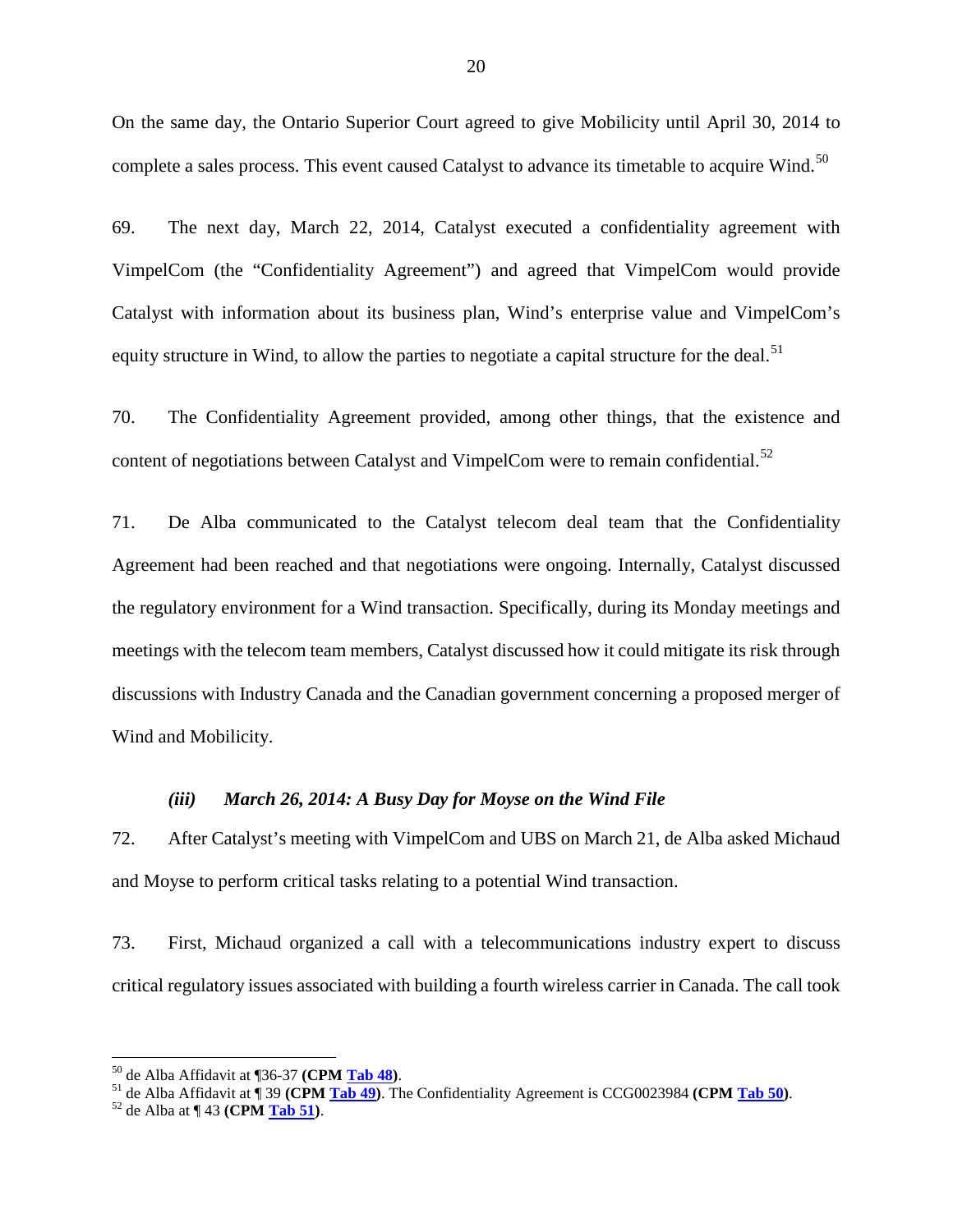On the same day, the Ontario Superior Court agreed to give Mobilicity until April 30, 2014 to complete a sales process. This event caused Catalyst to advance its timetable to acquire Wind.[50]

69. The next day, March 22, 2014, Catalyst executed a confidentiality agreement with VimpelCom (the "Confidentiality Agreement") and agreed that VimpelCom would provide Catalyst with information about its business plan, Wind's enterprise value and VimpelCom's equity structure in Wind, to allow the parties to negotiate a capital structure for the deal.[51]

70. The Confidentiality Agreement provided, among other things, that the existence and content of negotiations between Catalyst and VimpelCom were to remain confidential.[52]

71. De Alba communicated to the Catalyst telecom deal team that the Confidentiality Agreement had been reached and that negotiations were ongoing. Internally, Catalyst discussed the regulatory environment for a Wind transaction. Specifically, during its Monday meetings and meetings with the telecom team members, Catalyst discussed how it could mitigate its risk through discussions with Industry Canada and the Canadian government concerning a proposed merger of Wind and Mobilicity.

### *(iii) March 26, 2014: A Busy Day for Moyse on the Wind File*

72. After Catalyst's meeting with VimpelCom and UBS on March 21, de Alba asked Michaud and Moyse to perform critical tasks relating to a potential Wind transaction.

73. First, Michaud organized a call with a telecommunications industry expert to discuss critical regulatory issues associated with building a fourth wireless carrier in Canada. The call took

---

[50] de Alba Affidavit at ¶36-37 **(CPM Tab 48)**.

[51] de Alba Affidavit at ¶ 39 **(CPM Tab 49)**. The Confidentiality Agreement is CCG0023984 **(CPM Tab 50)**.

[52] de Alba at ¶ 43 **(CPM Tab 51)**.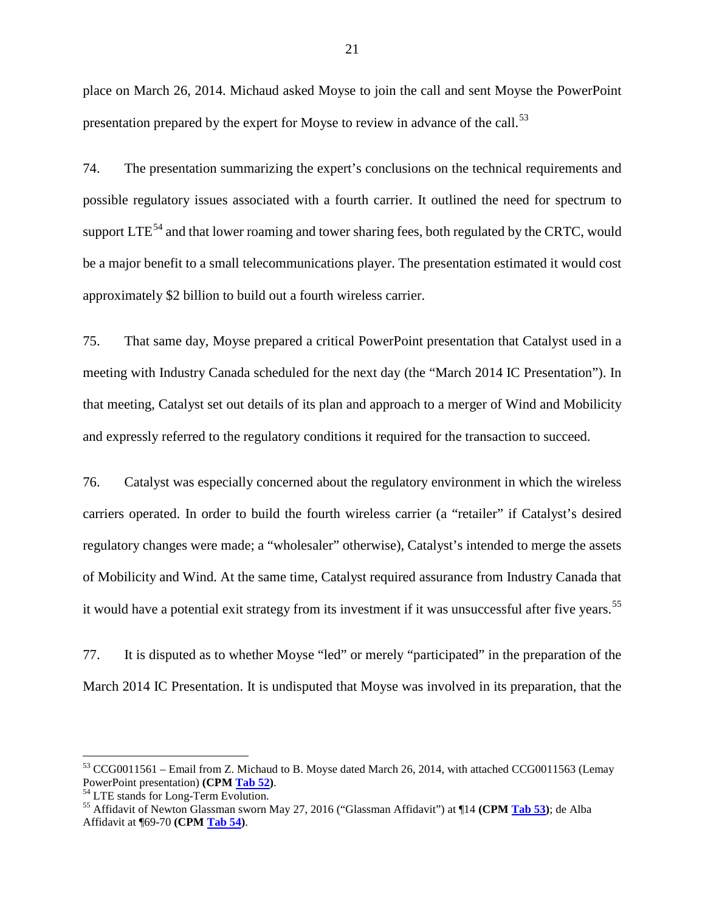place on March 26, 2014. Michaud asked Moyse to join the call and sent Moyse the PowerPoint presentation prepared by the expert for Moyse to review in advance of the call.[53]

74. The presentation summarizing the expert's conclusions on the technical requirements and possible regulatory issues associated with a fourth carrier. It outlined the need for spectrum to support LTE[54] and that lower roaming and tower sharing fees, both regulated by the CRTC, would be a major benefit to a small telecommunications player. The presentation estimated it would cost approximately $2 billion to build out a fourth wireless carrier.

75. That same day, Moyse prepared a critical PowerPoint presentation that Catalyst used in a meeting with Industry Canada scheduled for the next day (the "March 2014 IC Presentation"). In that meeting, Catalyst set out details of its plan and approach to a merger of Wind and Mobilicity and expressly referred to the regulatory conditions it required for the transaction to succeed.

76. Catalyst was especially concerned about the regulatory environment in which the wireless carriers operated. In order to build the fourth wireless carrier (a "retailer" if Catalyst's desired regulatory changes were made; a "wholesaler" otherwise), Catalyst's intended to merge the assets of Mobilicity and Wind. At the same time, Catalyst required assurance from Industry Canada that it would have a potential exit strategy from its investment if it was unsuccessful after five years.[55]

77. It is disputed as to whether Moyse "led" or merely "participated" in the preparation of the March 2014 IC Presentation. It is undisputed that Moyse was involved in its preparation, that the

---

[53] CCG0011561 – Email from Z. Michaud to B. Moyse dated March 26, 2014, with attached CCG0011563 (Lemay PowerPoint presentation) **(CPM Tab 52)**.

[54] LTE stands for Long-Term Evolution.

[55] Affidavit of Newton Glassman sworn May 27, 2016 ("Glassman Affidavit") at ¶14 **(CPM Tab 53)**; de Alba Affidavit at ¶69-70 **(CPM Tab 54)**.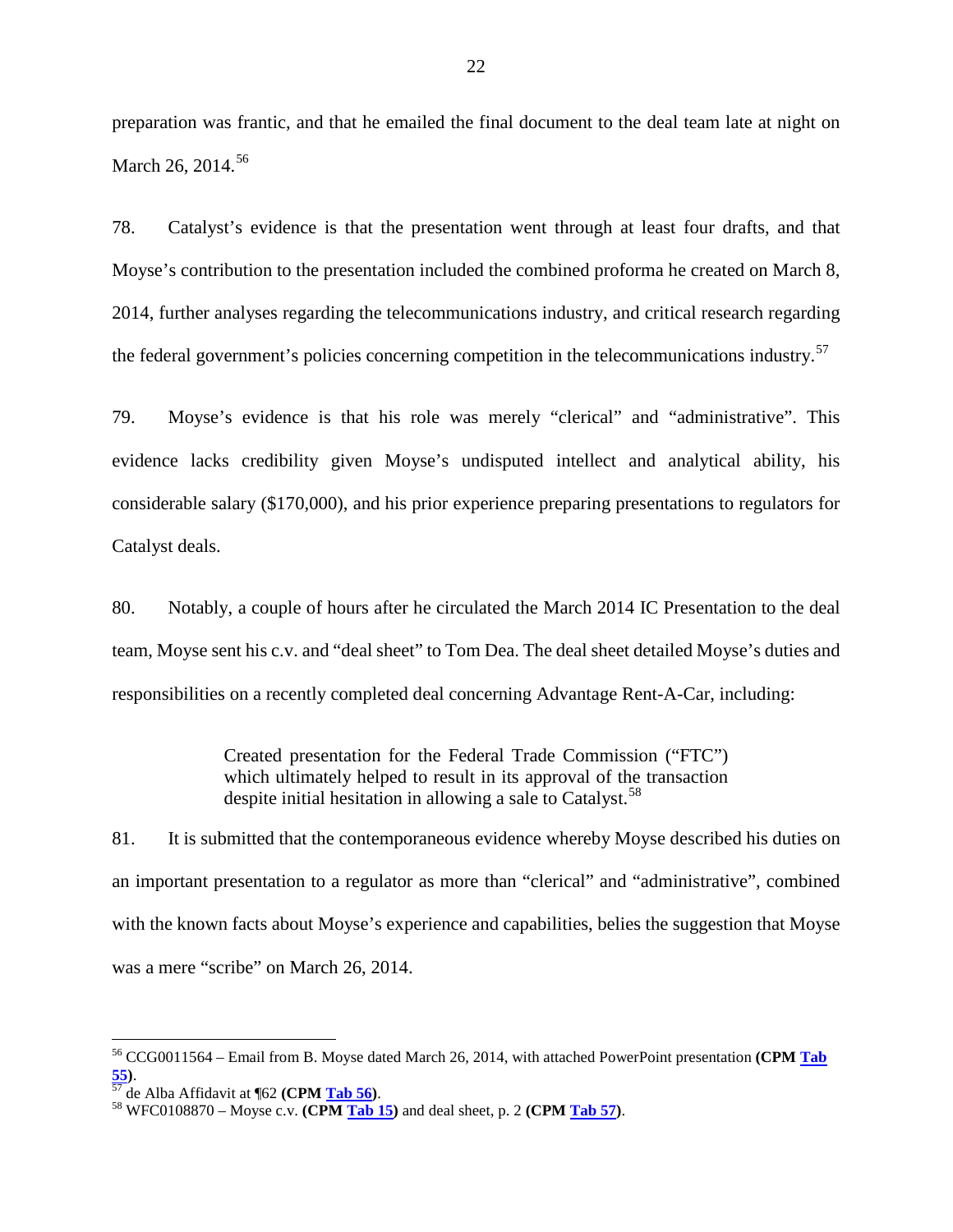preparation was frantic, and that he emailed the final document to the deal team late at night on March 26, 2014.[56]

78. Catalyst's evidence is that the presentation went through at least four drafts, and that Moyse's contribution to the presentation included the combined proforma he created on March 8, 2014, further analyses regarding the telecommunications industry, and critical research regarding the federal government's policies concerning competition in the telecommunications industry.[57]

79. Moyse's evidence is that his role was merely "clerical" and "administrative". This evidence lacks credibility given Moyse's undisputed intellect and analytical ability, his considerable salary ($170,000), and his prior experience preparing presentations to regulators for Catalyst deals.

80. Notably, a couple of hours after he circulated the March 2014 IC Presentation to the deal team, Moyse sent his c.v. and "deal sheet" to Tom Dea. The deal sheet detailed Moyse's duties and responsibilities on a recently completed deal concerning Advantage Rent-A-Car, including:

> Created presentation for the Federal Trade Commission ("FTC") which ultimately helped to result in its approval of the transaction despite initial hesitation in allowing a sale to Catalyst.[58]

81. It is submitted that the contemporaneous evidence whereby Moyse described his duties on an important presentation to a regulator as more than "clerical" and "administrative", combined with the known facts about Moyse's experience and capabilities, belies the suggestion that Moyse was a mere "scribe" on March 26, 2014.

---

[56] CCG0011564 – Email from B. Moyse dated March 26, 2014, with attached PowerPoint presentation **(CPM Tab 55)**.

[57] de Alba Affidavit at ¶62 **(CPM Tab 56)**.

[58] WFC0108870 – Moyse c.v. **(CPM Tab 15)** and deal sheet, p. 2 **(CPM Tab 57)**.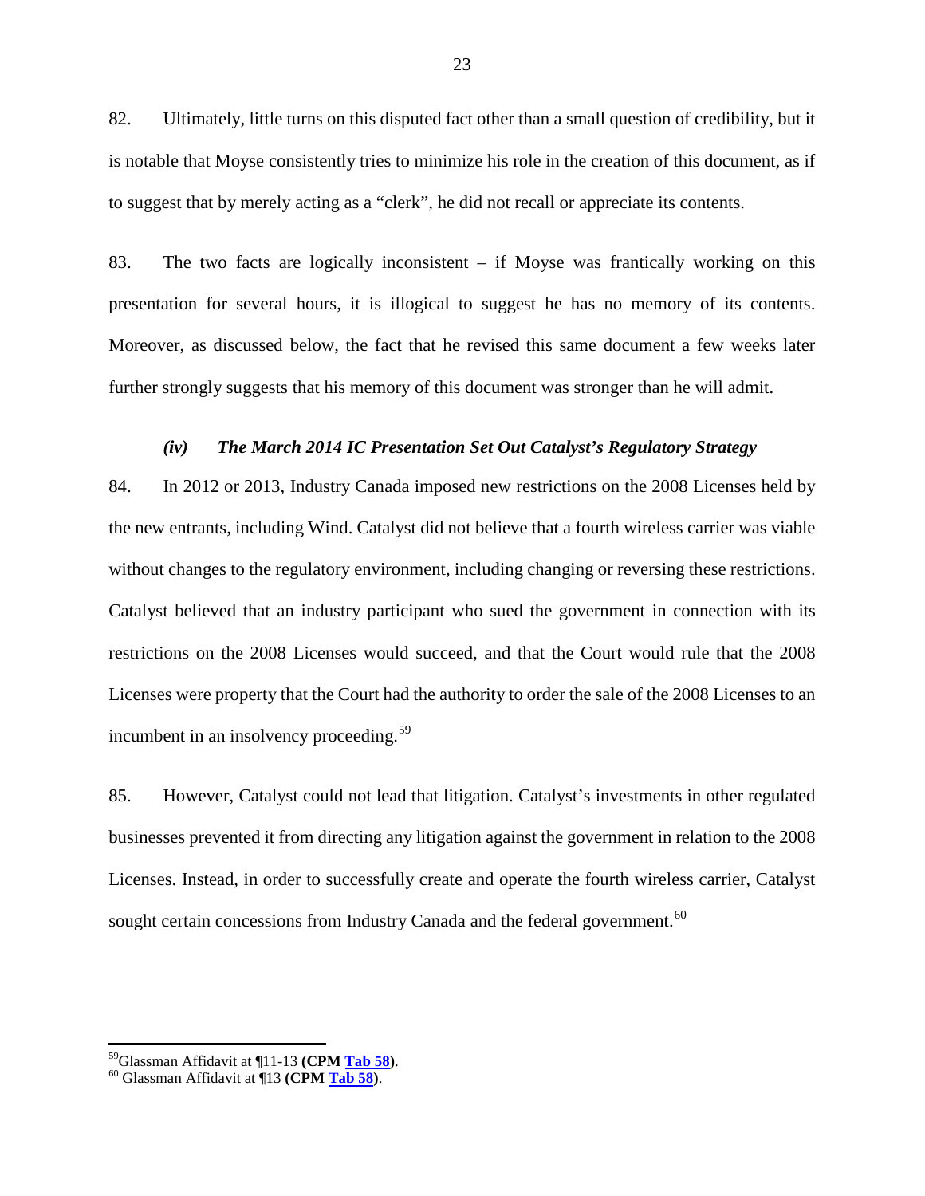82. Ultimately, little turns on this disputed fact other than a small question of credibility, but it is notable that Moyse consistently tries to minimize his role in the creation of this document, as if to suggest that by merely acting as a "clerk", he did not recall or appreciate its contents.

83. The two facts are logically inconsistent – if Moyse was frantically working on this presentation for several hours, it is illogical to suggest he has no memory of its contents. Moreover, as discussed below, the fact that he revised this same document a few weeks later further strongly suggests that his memory of this document was stronger than he will admit.

### *(iv) The March 2014 IC Presentation Set Out Catalyst's Regulatory Strategy*

84. In 2012 or 2013, Industry Canada imposed new restrictions on the 2008 Licenses held by the new entrants, including Wind. Catalyst did not believe that a fourth wireless carrier was viable without changes to the regulatory environment, including changing or reversing these restrictions. Catalyst believed that an industry participant who sued the government in connection with its restrictions on the 2008 Licenses would succeed, and that the Court would rule that the 2008 Licenses were property that the Court had the authority to order the sale of the 2008 Licenses to an incumbent in an insolvency proceeding.[59]

85. However, Catalyst could not lead that litigation. Catalyst's investments in other regulated businesses prevented it from directing any litigation against the government in relation to the 2008 Licenses. Instead, in order to successfully create and operate the fourth wireless carrier, Catalyst sought certain concessions from Industry Canada and the federal government.[60]

---

[59] Glassman Affidavit at ¶11-13 **(CPM Tab 58)**.

[60] Glassman Affidavit at ¶13 **(CPM Tab 58)**.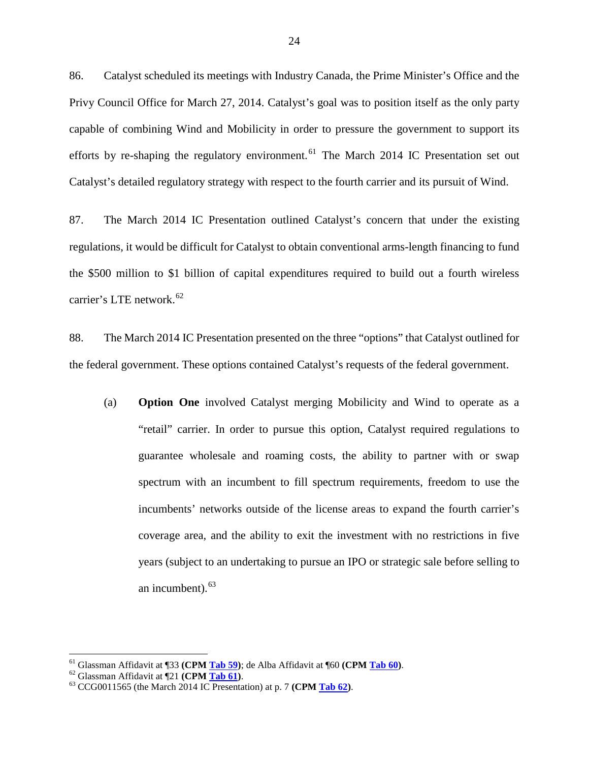86. Catalyst scheduled its meetings with Industry Canada, the Prime Minister's Office and the Privy Council Office for March 27, 2014. Catalyst's goal was to position itself as the only party capable of combining Wind and Mobilicity in order to pressure the government to support its efforts by re-shaping the regulatory environment.[61] The March 2014 IC Presentation set out Catalyst's detailed regulatory strategy with respect to the fourth carrier and its pursuit of Wind.

87. The March 2014 IC Presentation outlined Catalyst's concern that under the existing regulations, it would be difficult for Catalyst to obtain conventional arms-length financing to fund the $500 million to $1 billion of capital expenditures required to build out a fourth wireless carrier's LTE network.[62]

88. The March 2014 IC Presentation presented on the three "options" that Catalyst outlined for the federal government. These options contained Catalyst's requests of the federal government.

(a) **Option One** involved Catalyst merging Mobilicity and Wind to operate as a "retail" carrier. In order to pursue this option, Catalyst required regulations to guarantee wholesale and roaming costs, the ability to partner with or swap spectrum with an incumbent to fill spectrum requirements, freedom to use the incumbents' networks outside of the license areas to expand the fourth carrier's coverage area, and the ability to exit the investment with no restrictions in five years (subject to an undertaking to pursue an IPO or strategic sale before selling to an incumbent).[63]

---

[61] Glassman Affidavit at ¶33 **(CPM Tab 59)**; de Alba Affidavit at ¶60 **(CPM Tab 60)**.

[62] Glassman Affidavit at ¶21 **(CPM Tab 61)**.

[63] CCG0011565 (the March 2014 IC Presentation) at p. 7 **(CPM Tab 62)**.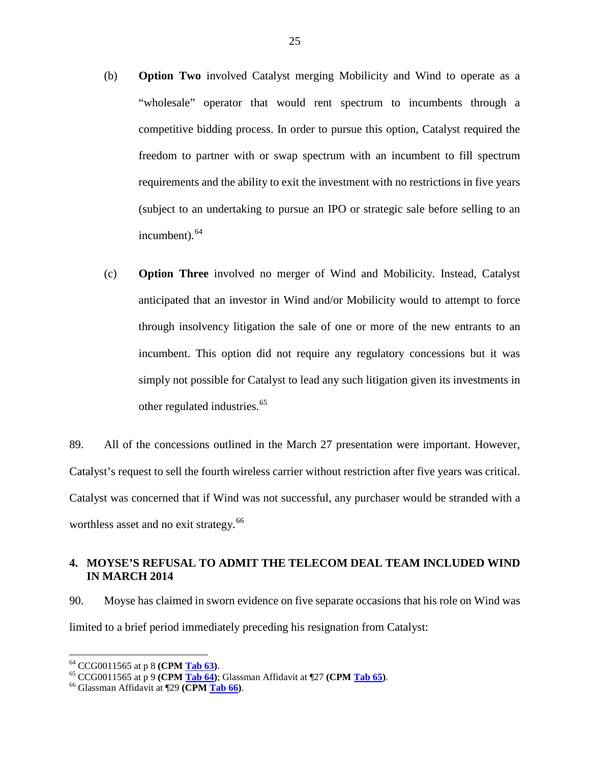(b) **Option Two** involved Catalyst merging Mobilicity and Wind to operate as a "wholesale" operator that would rent spectrum to incumbents through a competitive bidding process. In order to pursue this option, Catalyst required the freedom to partner with or swap spectrum with an incumbent to fill spectrum requirements and the ability to exit the investment with no restrictions in five years (subject to an undertaking to pursue an IPO or strategic sale before selling to an incumbent).[64]

(c) **Option Three** involved no merger of Wind and Mobilicity. Instead, Catalyst anticipated that an investor in Wind and/or Mobilicity would to attempt to force through insolvency litigation the sale of one or more of the new entrants to an incumbent. This option did not require any regulatory concessions but it was simply not possible for Catalyst to lead any such litigation given its investments in other regulated industries.[65]

89. All of the concessions outlined in the March 27 presentation were important. However, Catalyst's request to sell the fourth wireless carrier without restriction after five years was critical. Catalyst was concerned that if Wind was not successful, any purchaser would be stranded with a worthless asset and no exit strategy.[66]

## 4. MOYSE'S REFUSAL TO ADMIT THE TELECOM DEAL TEAM INCLUDED WIND IN MARCH 2014

90. Moyse has claimed in sworn evidence on five separate occasions that his role on Wind was limited to a brief period immediately preceding his resignation from Catalyst:

---

[64] CCG0011565 at p 8 **(CPM Tab 63)**.

[65] CCG0011565 at p 9 **(CPM Tab 64)**; Glassman Affidavit at ¶27 **(CPM Tab 65)**.

[66] Glassman Affidavit at ¶29 **(CPM Tab 66)**.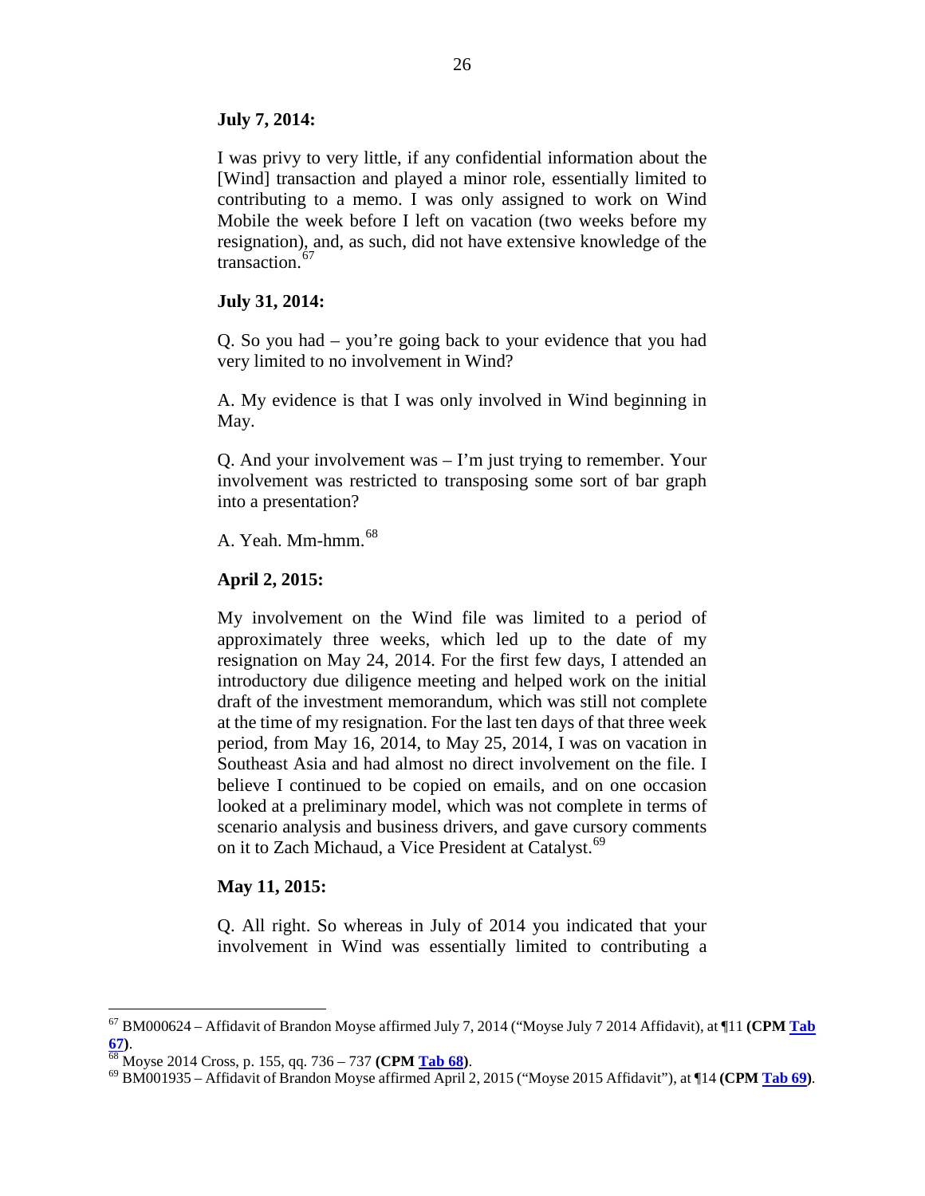**July 7, 2014:**

I was privy to very little, if any confidential information about the [Wind] transaction and played a minor role, essentially limited to contributing to a memo. I was only assigned to work on Wind Mobile the week before I left on vacation (two weeks before my resignation), and, as such, did not have extensive knowledge of the transaction.[67]

**July 31, 2014:**

Q. So you had – you're going back to your evidence that you had very limited to no involvement in Wind?

A. My evidence is that I was only involved in Wind beginning in May.

Q. And your involvement was – I'm just trying to remember. Your involvement was restricted to transposing some sort of bar graph into a presentation?

A. Yeah. Mm-hmm.[68]

**April 2, 2015:**

My involvement on the Wind file was limited to a period of approximately three weeks, which led up to the date of my resignation on May 24, 2014. For the first few days, I attended an introductory due diligence meeting and helped work on the initial draft of the investment memorandum, which was still not complete at the time of my resignation. For the last ten days of that three week period, from May 16, 2014, to May 25, 2014, I was on vacation in Southeast Asia and had almost no direct involvement on the file. I believe I continued to be copied on emails, and on one occasion looked at a preliminary model, which was not complete in terms of scenario analysis and business drivers, and gave cursory comments on it to Zach Michaud, a Vice President at Catalyst.[69]

**May 11, 2015:**

Q. All right. So whereas in July of 2014 you indicated that your involvement in Wind was essentially limited to contributing a

---

[67] BM000624 – Affidavit of Brandon Moyse affirmed July 7, 2014 ("Moyse July 7 2014 Affidavit"), at ¶11 **(CPM Tab 67)**.

[68] Moyse 2014 Cross, p. 155, qq. 736 – 737 **(CPM Tab 68)**.

[69] BM001935 – Affidavit of Brandon Moyse affirmed April 2, 2015 ("Moyse 2015 Affidavit"), at ¶14 **(CPM Tab 69)**.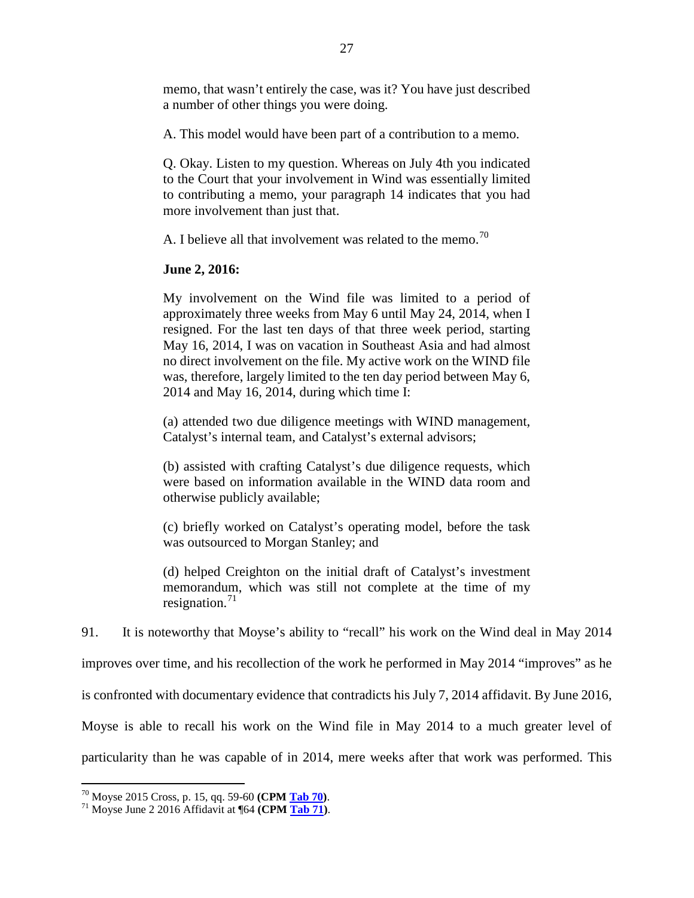> memo, that wasn't entirely the case, was it? You have just described a number of other things you were doing.
>
> A. This model would have been part of a contribution to a memo.
>
> Q. Okay. Listen to my question. Whereas on July 4th you indicated to the Court that your involvement in Wind was essentially limited to contributing a memo, your paragraph 14 indicates that you had more involvement than just that.
>
> A. I believe all that involvement was related to the memo.[70]
>
> **June 2, 2016:**
>
> My involvement on the Wind file was limited to a period of approximately three weeks from May 6 until May 24, 2014, when I resigned. For the last ten days of that three week period, starting May 16, 2014, I was on vacation in Southeast Asia and had almost no direct involvement on the file. My active work on the WIND file was, therefore, largely limited to the ten day period between May 6, 2014 and May 16, 2014, during which time I:
>
> (a) attended two due diligence meetings with WIND management, Catalyst's internal team, and Catalyst's external advisors;
>
> (b) assisted with crafting Catalyst's due diligence requests, which were based on information available in the WIND data room and otherwise publicly available;
>
> (c) briefly worked on Catalyst's operating model, before the task was outsourced to Morgan Stanley; and
>
> (d) helped Creighton on the initial draft of Catalyst's investment memorandum, which was still not complete at the time of my resignation.[71]

91. It is noteworthy that Moyse's ability to "recall" his work on the Wind deal in May 2014 improves over time, and his recollection of the work he performed in May 2014 "improves" as he is confronted with documentary evidence that contradicts his July 7, 2014 affidavit. By June 2016, Moyse is able to recall his work on the Wind file in May 2014 to a much greater level of particularity than he was capable of in 2014, mere weeks after that work was performed. This

---

[70] Moyse 2015 Cross, p. 15, qq. 59-60 **(CPM Tab 70)**.

[71] Moyse June 2 2016 Affidavit at ¶64 **(CPM Tab 71)**.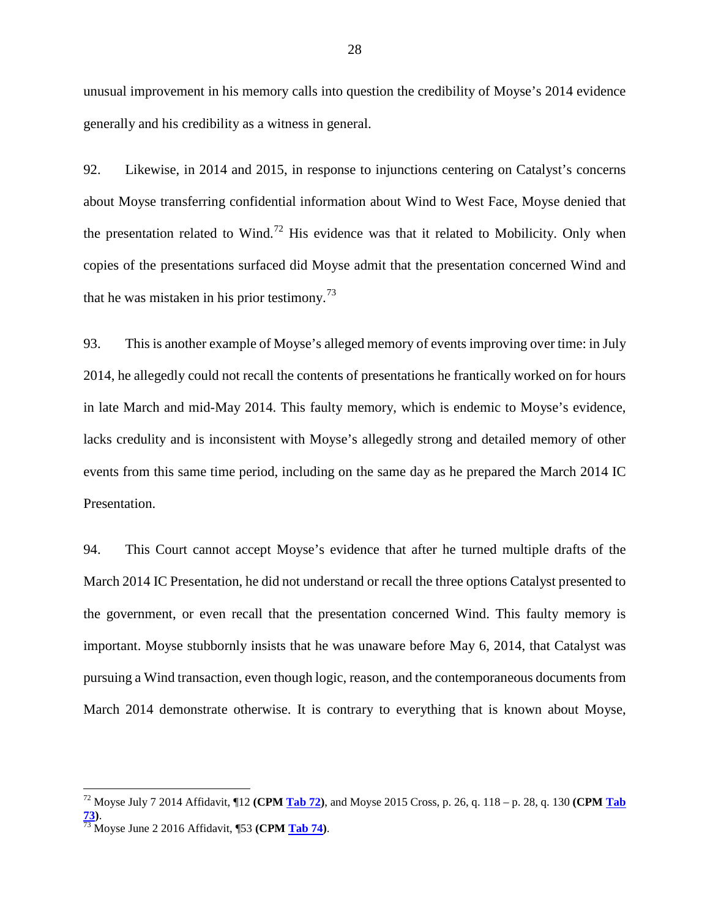unusual improvement in his memory calls into question the credibility of Moyse's 2014 evidence generally and his credibility as a witness in general.

92. Likewise, in 2014 and 2015, in response to injunctions centering on Catalyst's concerns about Moyse transferring confidential information about Wind to West Face, Moyse denied that the presentation related to Wind.[72] His evidence was that it related to Mobilicity. Only when copies of the presentations surfaced did Moyse admit that the presentation concerned Wind and that he was mistaken in his prior testimony.[73]

93. This is another example of Moyse's alleged memory of events improving over time: in July 2014, he allegedly could not recall the contents of presentations he frantically worked on for hours in late March and mid-May 2014. This faulty memory, which is endemic to Moyse's evidence, lacks credulity and is inconsistent with Moyse's allegedly strong and detailed memory of other events from this same time period, including on the same day as he prepared the March 2014 IC Presentation.

94. This Court cannot accept Moyse's evidence that after he turned multiple drafts of the March 2014 IC Presentation, he did not understand or recall the three options Catalyst presented to the government, or even recall that the presentation concerned Wind. This faulty memory is important. Moyse stubbornly insists that he was unaware before May 6, 2014, that Catalyst was pursuing a Wind transaction, even though logic, reason, and the contemporaneous documents from March 2014 demonstrate otherwise. It is contrary to everything that is known about Moyse,

---

[72] Moyse July 7 2014 Affidavit, ¶12 **(CPM Tab 72)**, and Moyse 2015 Cross, p. 26, q. 118 – p. 28, q. 130 **(CPM Tab 73)**.

[73] Moyse June 2 2016 Affidavit, ¶53 **(CPM Tab 74)**.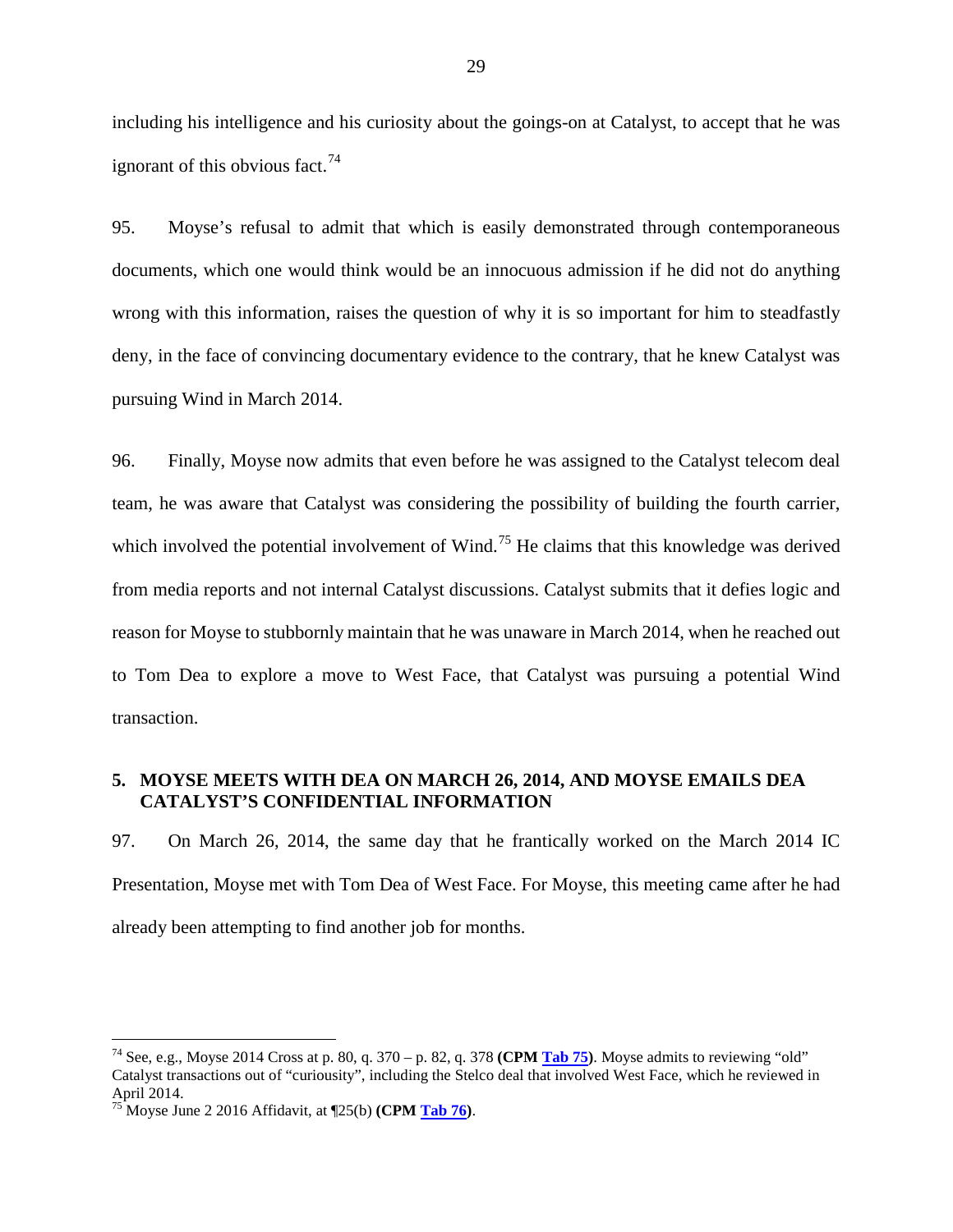including his intelligence and his curiosity about the goings-on at Catalyst, to accept that he was ignorant of this obvious fact.[74]

95. Moyse's refusal to admit that which is easily demonstrated through contemporaneous documents, which one would think would be an innocuous admission if he did not do anything wrong with this information, raises the question of why it is so important for him to steadfastly deny, in the face of convincing documentary evidence to the contrary, that he knew Catalyst was pursuing Wind in March 2014.

96. Finally, Moyse now admits that even before he was assigned to the Catalyst telecom deal team, he was aware that Catalyst was considering the possibility of building the fourth carrier, which involved the potential involvement of Wind.[75] He claims that this knowledge was derived from media reports and not internal Catalyst discussions. Catalyst submits that it defies logic and reason for Moyse to stubbornly maintain that he was unaware in March 2014, when he reached out to Tom Dea to explore a move to West Face, that Catalyst was pursuing a potential Wind transaction.

### 5. MOYSE MEETS WITH DEA ON MARCH 26, 2014, AND MOYSE EMAILS DEA CATALYST'S CONFIDENTIAL INFORMATION

97. On March 26, 2014, the same day that he frantically worked on the March 2014 IC Presentation, Moyse met with Tom Dea of West Face. For Moyse, this meeting came after he had already been attempting to find another job for months.

---

[74] See, e.g., Moyse 2014 Cross at p. 80, q. 370 – p. 82, q. 378 **(CPM Tab 75)**. Moyse admits to reviewing "old" Catalyst transactions out of "curiousity", including the Stelco deal that involved West Face, which he reviewed in April 2014.

[75] Moyse June 2 2016 Affidavit, at ¶25(b) **(CPM Tab 76)**.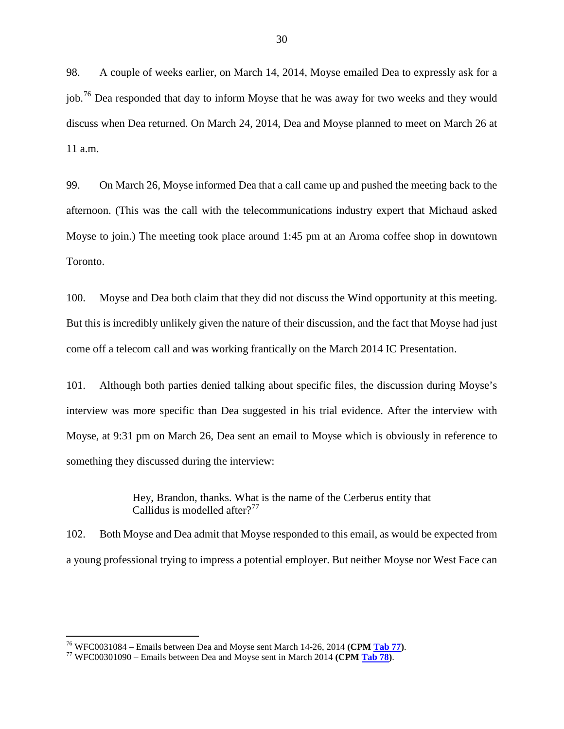98. A couple of weeks earlier, on March 14, 2014, Moyse emailed Dea to expressly ask for a job.[76] Dea responded that day to inform Moyse that he was away for two weeks and they would discuss when Dea returned. On March 24, 2014, Dea and Moyse planned to meet on March 26 at 11 a.m.

99. On March 26, Moyse informed Dea that a call came up and pushed the meeting back to the afternoon. (This was the call with the telecommunications industry expert that Michaud asked Moyse to join.) The meeting took place around 1:45 pm at an Aroma coffee shop in downtown Toronto.

100. Moyse and Dea both claim that they did not discuss the Wind opportunity at this meeting. But this is incredibly unlikely given the nature of their discussion, and the fact that Moyse had just come off a telecom call and was working frantically on the March 2014 IC Presentation.

101. Although both parties denied talking about specific files, the discussion during Moyse's interview was more specific than Dea suggested in his trial evidence. After the interview with Moyse, at 9:31 pm on March 26, Dea sent an email to Moyse which is obviously in reference to something they discussed during the interview:

> Hey, Brandon, thanks. What is the name of the Cerberus entity that Callidus is modelled after?[77]

102. Both Moyse and Dea admit that Moyse responded to this email, as would be expected from a young professional trying to impress a potential employer. But neither Moyse nor West Face can

---

[76] WFC0031084 – Emails between Dea and Moyse sent March 14-26, 2014 **(CPM Tab 77)**.

[77] WFC00301090 – Emails between Dea and Moyse sent in March 2014 **(CPM Tab 78)**.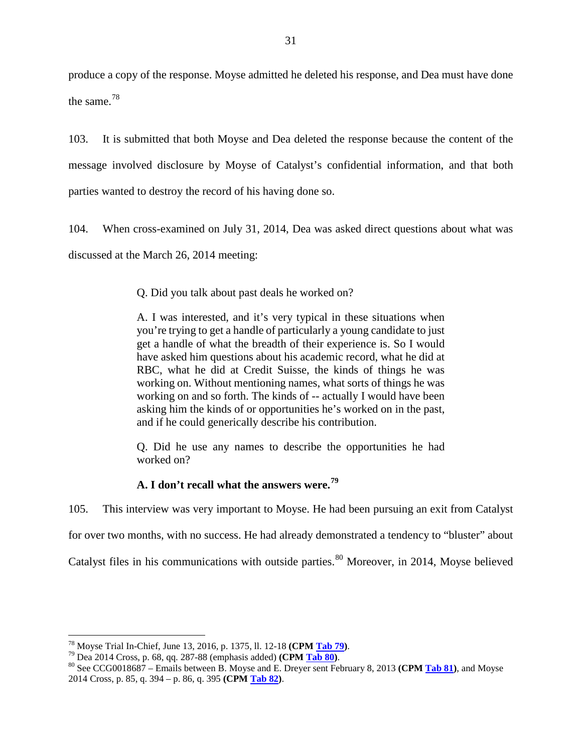produce a copy of the response. Moyse admitted he deleted his response, and Dea must have done the same.[78]

103. It is submitted that both Moyse and Dea deleted the response because the content of the message involved disclosure by Moyse of Catalyst's confidential information, and that both parties wanted to destroy the record of his having done so.

104. When cross-examined on July 31, 2014, Dea was asked direct questions about what was discussed at the March 26, 2014 meeting:

> Q. Did you talk about past deals he worked on?
>
> A. I was interested, and it's very typical in these situations when you're trying to get a handle of particularly a young candidate to just get a handle of what the breadth of their experience is. So I would have asked him questions about his academic record, what he did at RBC, what he did at Credit Suisse, the kinds of things he was working on. Without mentioning names, what sorts of things he was working on and so forth. The kinds of -- actually I would have been asking him the kinds of or opportunities he's worked on in the past, and if he could generically describe his contribution.
>
> Q. Did he use any names to describe the opportunities he had worked on?
>
> **A. I don't recall what the answers were.**[79]

105. This interview was very important to Moyse. He had been pursuing an exit from Catalyst for over two months, with no success. He had already demonstrated a tendency to "bluster" about Catalyst files in his communications with outside parties.[80] Moreover, in 2014, Moyse believed

---

[78] Moyse Trial In-Chief, June 13, 2016, p. 1375, ll. 12-18 **(CPM Tab 79)**.

[79] Dea 2014 Cross, p. 68, qq. 287-88 (emphasis added) **(CPM Tab 80)**.

[80] See CCG0018687 – Emails between B. Moyse and E. Dreyer sent February 8, 2013 **(CPM Tab 81)**, and Moyse 2014 Cross, p. 85, q. 394 – p. 86, q. 395 **(CPM Tab 82)**.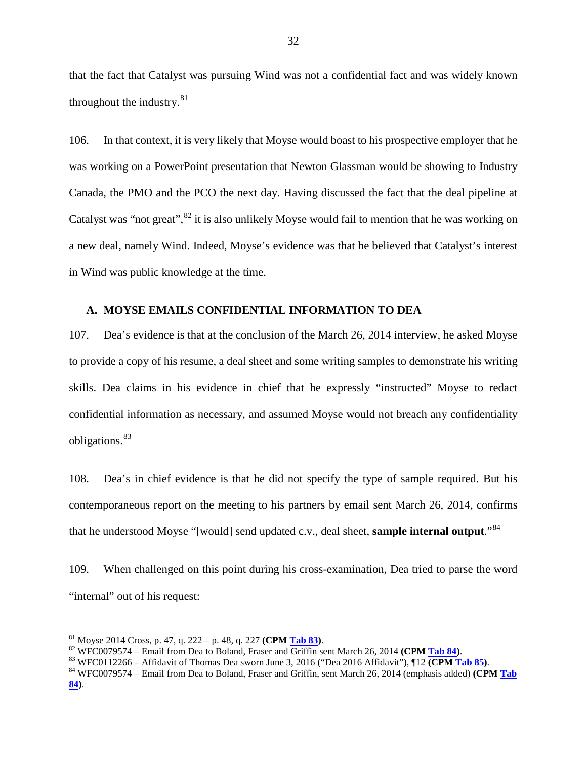that the fact that Catalyst was pursuing Wind was not a confidential fact and was widely known throughout the industry.[81]

106. In that context, it is very likely that Moyse would boast to his prospective employer that he was working on a PowerPoint presentation that Newton Glassman would be showing to Industry Canada, the PMO and the PCO the next day. Having discussed the fact that the deal pipeline at Catalyst was "not great",[82] it is also unlikely Moyse would fail to mention that he was working on a new deal, namely Wind. Indeed, Moyse's evidence was that he believed that Catalyst's interest in Wind was public knowledge at the time.

### A. MOYSE EMAILS CONFIDENTIAL INFORMATION TO DEA

107. Dea's evidence is that at the conclusion of the March 26, 2014 interview, he asked Moyse to provide a copy of his resume, a deal sheet and some writing samples to demonstrate his writing skills. Dea claims in his evidence in chief that he expressly "instructed" Moyse to redact confidential information as necessary, and assumed Moyse would not breach any confidentiality obligations.[83]

108. Dea's in chief evidence is that he did not specify the type of sample required. But his contemporaneous report on the meeting to his partners by email sent March 26, 2014, confirms that he understood Moyse "[would] send updated c.v., deal sheet, **sample internal output**."[84]

109. When challenged on this point during his cross-examination, Dea tried to parse the word "internal" out of his request:

---

[81] Moyse 2014 Cross, p. 47, q. 222 – p. 48, q. 227 **(CPM Tab 83)**.

[82] WFC0079574 – Email from Dea to Boland, Fraser and Griffin sent March 26, 2014 **(CPM Tab 84)**.

[83] WFC0112266 – Affidavit of Thomas Dea sworn June 3, 2016 ("Dea 2016 Affidavit"), ¶12 **(CPM Tab 85)**.

[84] WFC0079574 – Email from Dea to Boland, Fraser and Griffin, sent March 26, 2014 (emphasis added) **(CPM Tab 84)**.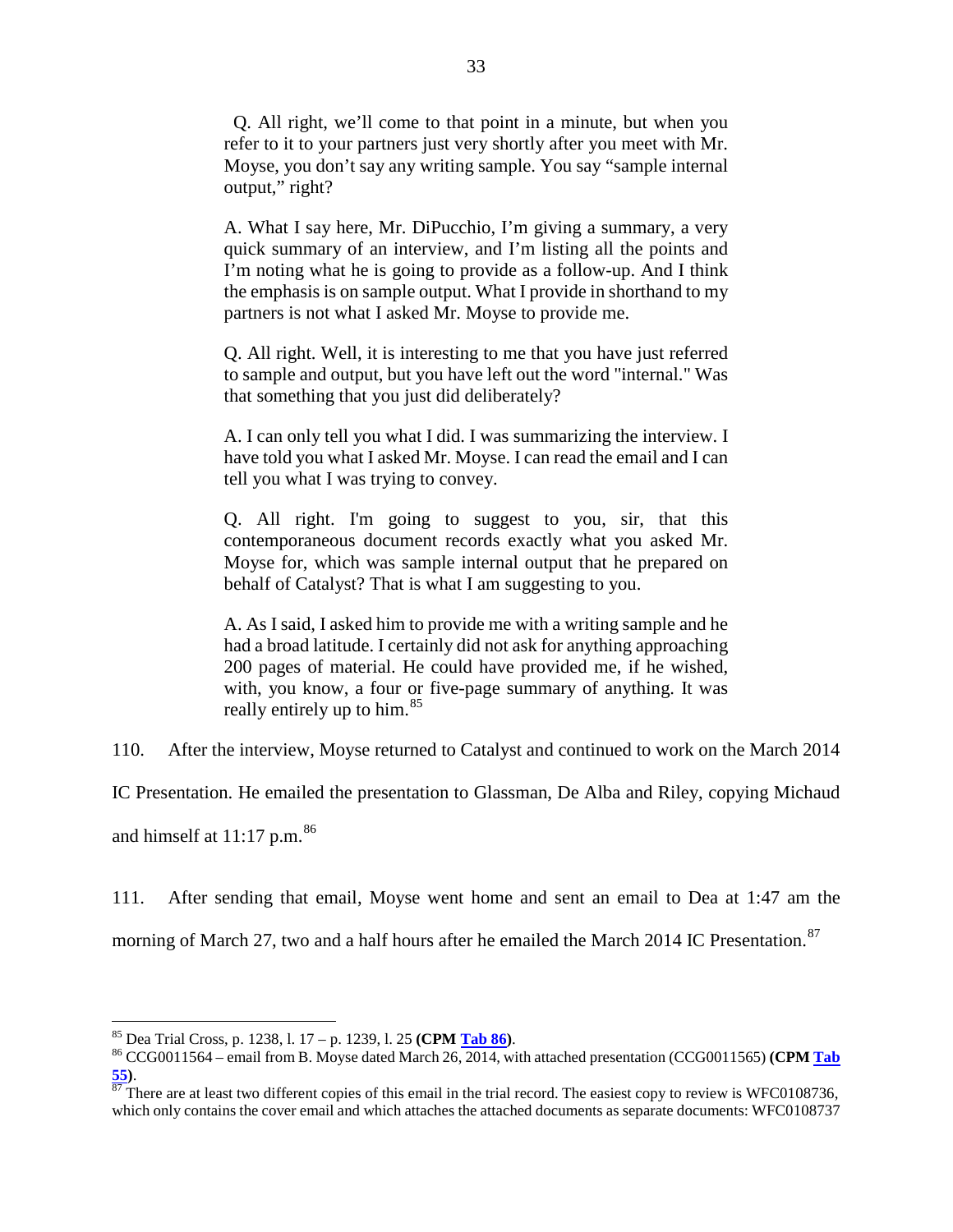> Q. All right, we'll come to that point in a minute, but when you refer to it to your partners just very shortly after you meet with Mr. Moyse, you don't say any writing sample. You say "sample internal output," right?
>
> A. What I say here, Mr. DiPucchio, I'm giving a summary, a very quick summary of an interview, and I'm listing all the points and I'm noting what he is going to provide as a follow-up. And I think the emphasis is on sample output. What I provide in shorthand to my partners is not what I asked Mr. Moyse to provide me.
>
> Q. All right. Well, it is interesting to me that you have just referred to sample and output, but you have left out the word "internal." Was that something that you just did deliberately?
>
> A. I can only tell you what I did. I was summarizing the interview. I have told you what I asked Mr. Moyse. I can read the email and I can tell you what I was trying to convey.
>
> Q. All right. I'm going to suggest to you, sir, that this contemporaneous document records exactly what you asked Mr. Moyse for, which was sample internal output that he prepared on behalf of Catalyst? That is what I am suggesting to you.
>
> A. As I said, I asked him to provide me with a writing sample and he had a broad latitude. I certainly did not ask for anything approaching 200 pages of material. He could have provided me, if he wished, with, you know, a four or five-page summary of anything. It was really entirely up to him.[85]

110. After the interview, Moyse returned to Catalyst and continued to work on the March 2014 IC Presentation. He emailed the presentation to Glassman, De Alba and Riley, copying Michaud and himself at 11:17 p.m.[86]

111. After sending that email, Moyse went home and sent an email to Dea at 1:47 am the morning of March 27, two and a half hours after he emailed the March 2014 IC Presentation.[87]

---

[85] Dea Trial Cross, p. 1238, l. 17 – p. 1239, l. 25 **(CPM Tab 86)**.

[86] CCG0011564 – email from B. Moyse dated March 26, 2014, with attached presentation (CCG0011565) **(CPM Tab 55)**.

[87] There are at least two different copies of this email in the trial record. The easiest copy to review is WFC0108736, which only contains the cover email and which attaches the attached documents as separate documents: WFC0108737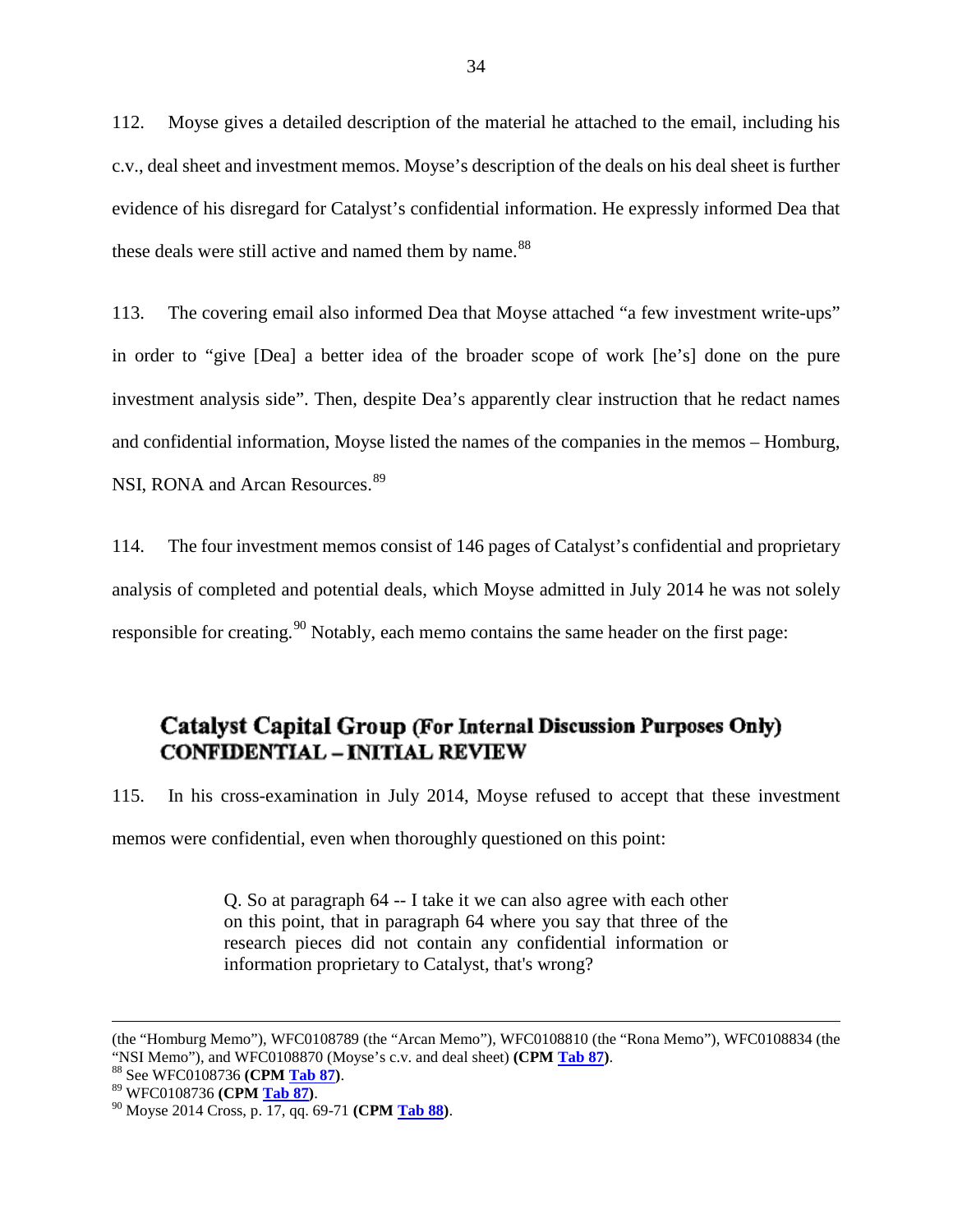112. Moyse gives a detailed description of the material he attached to the email, including his c.v., deal sheet and investment memos. Moyse's description of the deals on his deal sheet is further evidence of his disregard for Catalyst's confidential information. He expressly informed Dea that these deals were still active and named them by name.[88]

113. The covering email also informed Dea that Moyse attached "a few investment write-ups" in order to "give [Dea] a better idea of the broader scope of work [he's] done on the pure investment analysis side". Then, despite Dea's apparently clear instruction that he redact names and confidential information, Moyse listed the names of the companies in the memos – Homburg, NSI, RONA and Arcan Resources.[89]

114. The four investment memos consist of 146 pages of Catalyst's confidential and proprietary analysis of completed and potential deals, which Moyse admitted in July 2014 he was not solely responsible for creating.[90] Notably, each memo contains the same header on the first page:

**Catalyst Capital Group (For Internal Discussion Purposes Only)**
**CONFIDENTIAL – INITIAL REVIEW**

115. In his cross-examination in July 2014, Moyse refused to accept that these investment memos were confidential, even when thoroughly questioned on this point:

> Q. So at paragraph 64 -- I take it we can also agree with each other on this point, that in paragraph 64 where you say that three of the research pieces did not contain any confidential information or information proprietary to Catalyst, that's wrong?

---

(the "Homburg Memo"), WFC0108789 (the "Arcan Memo"), WFC0108810 (the "Rona Memo"), WFC0108834 (the "NSI Memo"), and WFC0108870 (Moyse's c.v. and deal sheet) **(CPM Tab 87)**.

[88] See WFC0108736 **(CPM Tab 87)**.

[89] WFC0108736 **(CPM Tab 87)**.

[90] Moyse 2014 Cross, p. 17, qq. 69-71 **(CPM Tab 88)**.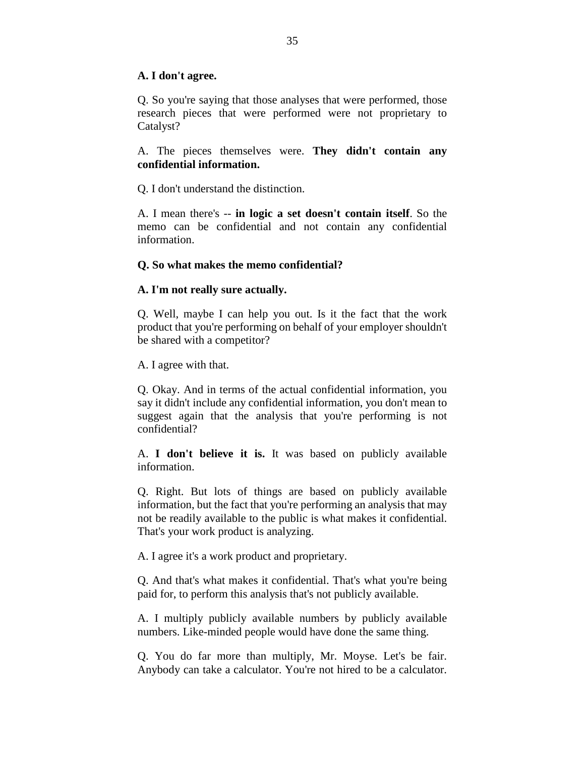**A. I don't agree.**

Q. So you're saying that those analyses that were performed, those research pieces that were performed were not proprietary to Catalyst?

A. The pieces themselves were. **They didn't contain any confidential information.**

Q. I don't understand the distinction.

A. I mean there's -- **in logic a set doesn't contain itself**. So the memo can be confidential and not contain any confidential information.

**Q. So what makes the memo confidential?**

**A. I'm not really sure actually.**

Q. Well, maybe I can help you out. Is it the fact that the work product that you're performing on behalf of your employer shouldn't be shared with a competitor?

A. I agree with that.

Q. Okay. And in terms of the actual confidential information, you say it didn't include any confidential information, you don't mean to suggest again that the analysis that you're performing is not confidential?

A. **I don't believe it is.** It was based on publicly available information.

Q. Right. But lots of things are based on publicly available information, but the fact that you're performing an analysis that may not be readily available to the public is what makes it confidential. That's your work product is analyzing.

A. I agree it's a work product and proprietary.

Q. And that's what makes it confidential. That's what you're being paid for, to perform this analysis that's not publicly available.

A. I multiply publicly available numbers by publicly available numbers. Like-minded people would have done the same thing.

Q. You do far more than multiply, Mr. Moyse. Let's be fair. Anybody can take a calculator. You're not hired to be a calculator.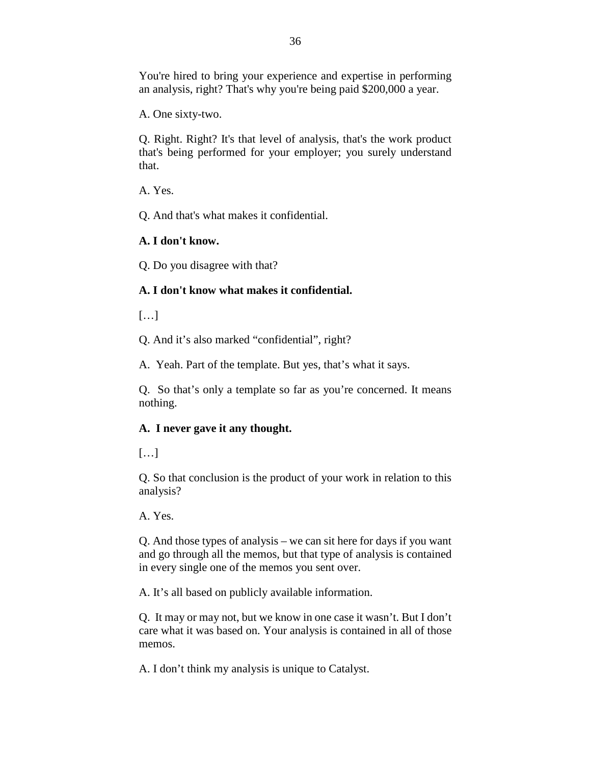You're hired to bring your experience and expertise in performing an analysis, right? That's why you're being paid $200,000 a year.

A. One sixty-two.

Q. Right. Right? It's that level of analysis, that's the work product that's being performed for your employer; you surely understand that.

A. Yes.

Q. And that's what makes it confidential.

**A. I don't know.**

Q. Do you disagree with that?

**A. I don't know what makes it confidential.**

[…]

Q. And it's also marked "confidential", right?

A. Yeah. Part of the template. But yes, that's what it says.

Q. So that's only a template so far as you're concerned. It means nothing.

**A. I never gave it any thought.**

[…]

Q. So that conclusion is the product of your work in relation to this analysis?

A. Yes.

Q. And those types of analysis – we can sit here for days if you want and go through all the memos, but that type of analysis is contained in every single one of the memos you sent over.

A. It's all based on publicly available information.

Q. It may or may not, but we know in one case it wasn't. But I don't care what it was based on. Your analysis is contained in all of those memos.

A. I don't think my analysis is unique to Catalyst.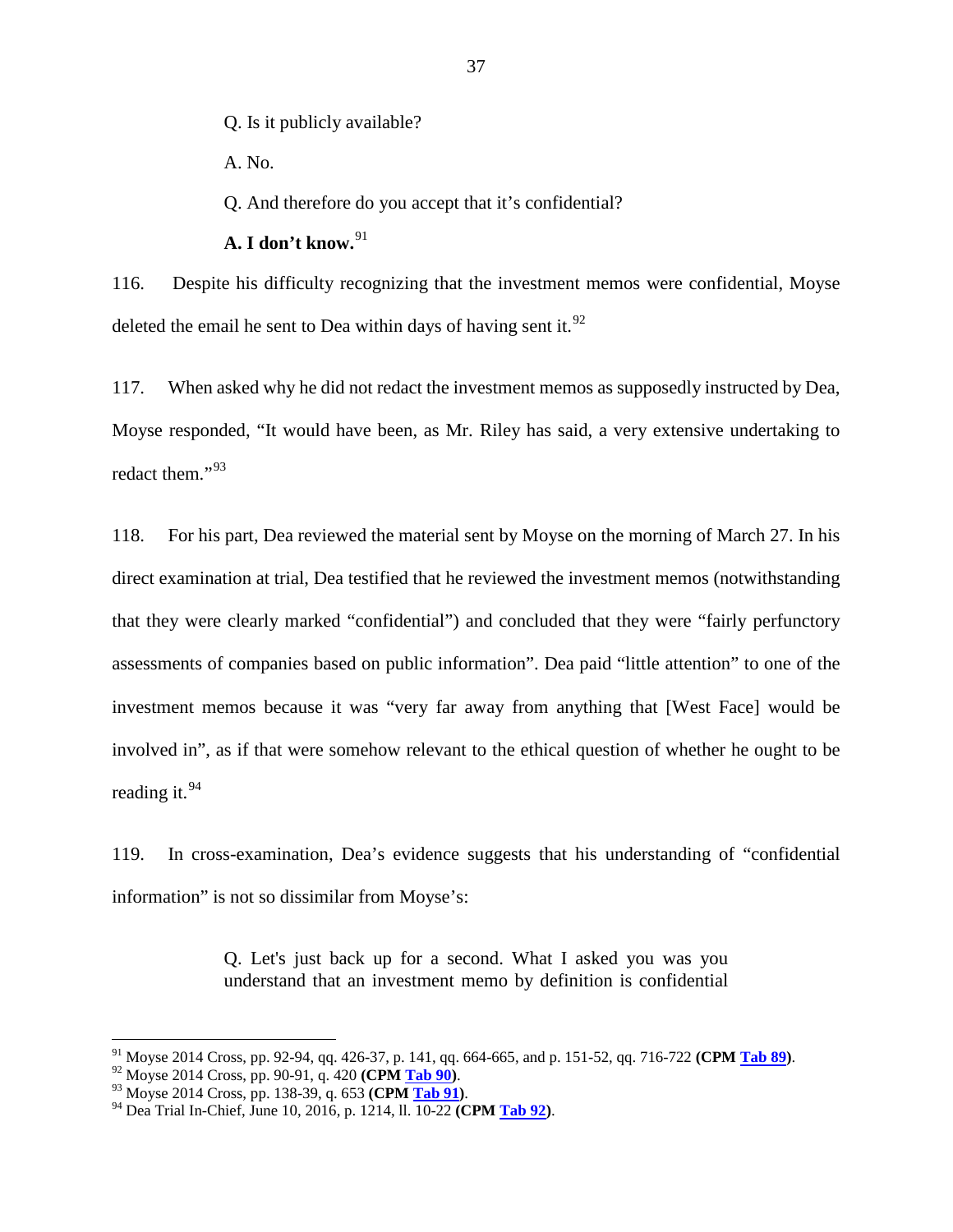> Q. Is it publicly available?
>
> A. No.
>
> Q. And therefore do you accept that it's confidential?
>
> **A. I don't know.**[91]

116. Despite his difficulty recognizing that the investment memos were confidential, Moyse deleted the email he sent to Dea within days of having sent it.[92]

117. When asked why he did not redact the investment memos as supposedly instructed by Dea, Moyse responded, "It would have been, as Mr. Riley has said, a very extensive undertaking to redact them."[93]

118. For his part, Dea reviewed the material sent by Moyse on the morning of March 27. In his direct examination at trial, Dea testified that he reviewed the investment memos (notwithstanding that they were clearly marked "confidential") and concluded that they were "fairly perfunctory assessments of companies based on public information". Dea paid "little attention" to one of the investment memos because it was "very far away from anything that [West Face] would be involved in", as if that were somehow relevant to the ethical question of whether he ought to be reading it.[94]

119. In cross-examination, Dea's evidence suggests that his understanding of "confidential information" is not so dissimilar from Moyse's:

> Q. Let's just back up for a second. What I asked you was you understand that an investment memo by definition is confidential

---

[91] Moyse 2014 Cross, pp. 92-94, qq. 426-37, p. 141, qq. 664-665, and p. 151-52, qq. 716-722 **(CPM Tab 89)**.

[92] Moyse 2014 Cross, pp. 90-91, q. 420 **(CPM Tab 90)**.

[93] Moyse 2014 Cross, pp. 138-39, q. 653 **(CPM Tab 91)**.

[94] Dea Trial In-Chief, June 10, 2016, p. 1214, ll. 10-22 **(CPM Tab 92)**.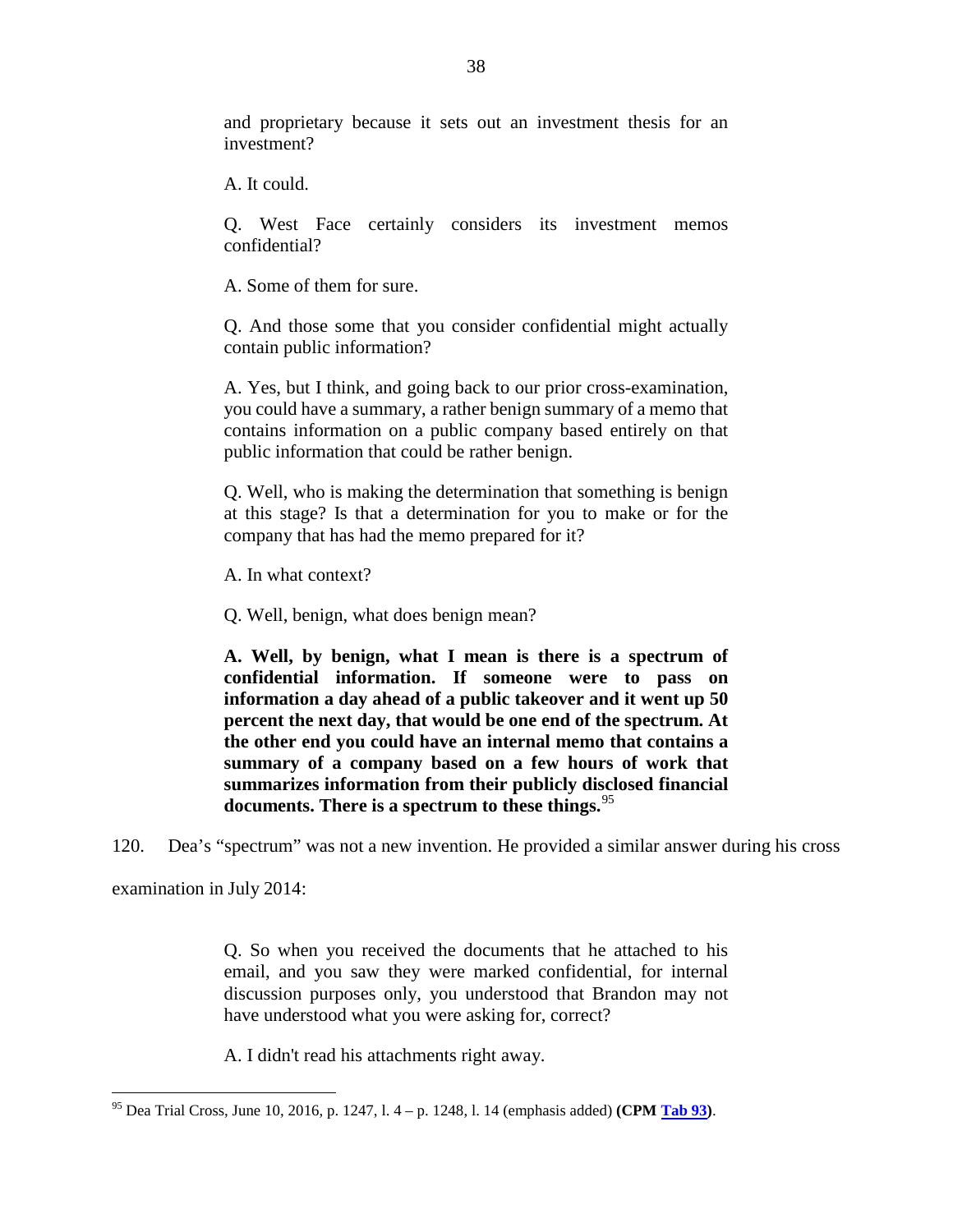and proprietary because it sets out an investment thesis for an investment?

> A. It could.
>
> Q. West Face certainly considers its investment memos confidential?
>
> A. Some of them for sure.
>
> Q. And those some that you consider confidential might actually contain public information?
>
> A. Yes, but I think, and going back to our prior cross-examination, you could have a summary, a rather benign summary of a memo that contains information on a public company based entirely on that public information that could be rather benign.
>
> Q. Well, who is making the determination that something is benign at this stage? Is that a determination for you to make or for the company that has had the memo prepared for it?
>
> A. In what context?
>
> Q. Well, benign, what does benign mean?
>
> **A. Well, by benign, what I mean is there is a spectrum of confidential information. If someone were to pass on information a day ahead of a public takeover and it went up 50 percent the next day, that would be one end of the spectrum. At the other end you could have an internal memo that contains a summary of a company based on a few hours of work that summarizes information from their publicly disclosed financial documents. There is a spectrum to these things.**[95]

120. Dea's "spectrum" was not a new invention. He provided a similar answer during his cross examination in July 2014:

> Q. So when you received the documents that he attached to his email, and you saw they were marked confidential, for internal discussion purposes only, you understood that Brandon may not have understood what you were asking for, correct?
>
> A. I didn't read his attachments right away.

[95] Dea Trial Cross, June 10, 2016, p. 1247, l. 4 – p. 1248, l. 14 (emphasis added) **(CPM Tab 93)**.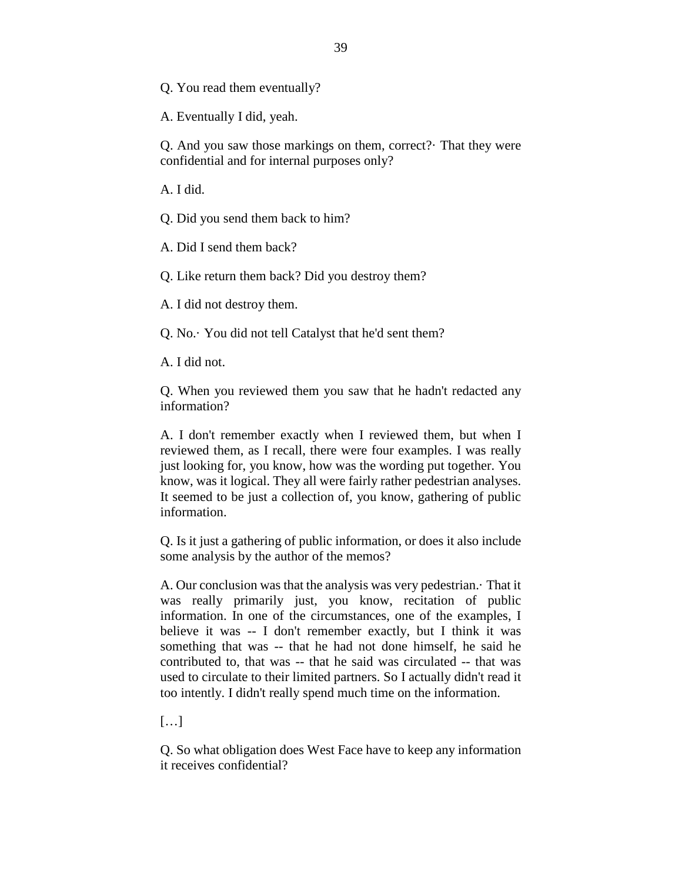Q. You read them eventually?

A. Eventually I did, yeah.

Q. And you saw those markings on them, correct?· That they were confidential and for internal purposes only?

A. I did.

Q. Did you send them back to him?

A. Did I send them back?

Q. Like return them back? Did you destroy them?

A. I did not destroy them.

Q. No.· You did not tell Catalyst that he'd sent them?

A. I did not.

Q. When you reviewed them you saw that he hadn't redacted any information?

A. I don't remember exactly when I reviewed them, but when I reviewed them, as I recall, there were four examples. I was really just looking for, you know, how was the wording put together. You know, was it logical. They all were fairly rather pedestrian analyses. It seemed to be just a collection of, you know, gathering of public information.

Q. Is it just a gathering of public information, or does it also include some analysis by the author of the memos?

A. Our conclusion was that the analysis was very pedestrian.· That it was really primarily just, you know, recitation of public information. In one of the circumstances, one of the examples, I believe it was -- I don't remember exactly, but I think it was something that was -- that he had not done himself, he said he contributed to, that was -- that he said was circulated -- that was used to circulate to their limited partners. So I actually didn't read it too intently. I didn't really spend much time on the information.

[…]

Q. So what obligation does West Face have to keep any information it receives confidential?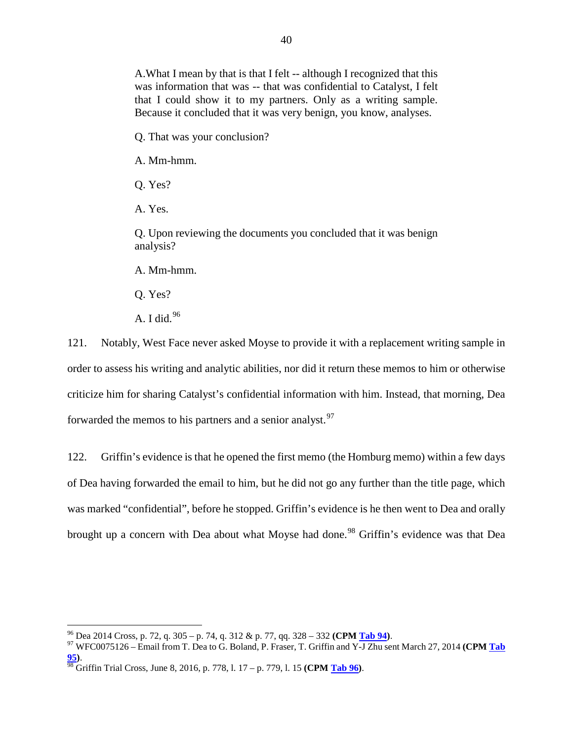A.What I mean by that is that I felt -- although I recognized that this was information that was -- that was confidential to Catalyst, I felt that I could show it to my partners. Only as a writing sample. Because it concluded that it was very benign, you know, analyses.

Q. That was your conclusion?

A. Mm-hmm.

Q. Yes?

A. Yes.

Q. Upon reviewing the documents you concluded that it was benign analysis?

A. Mm-hmm.

Q. Yes?

A. I did.[96]

121. Notably, West Face never asked Moyse to provide it with a replacement writing sample in order to assess his writing and analytic abilities, nor did it return these memos to him or otherwise criticize him for sharing Catalyst's confidential information with him. Instead, that morning, Dea forwarded the memos to his partners and a senior analyst.[97]

122. Griffin's evidence is that he opened the first memo (the Homburg memo) within a few days of Dea having forwarded the email to him, but he did not go any further than the title page, which was marked "confidential", before he stopped. Griffin's evidence is he then went to Dea and orally brought up a concern with Dea about what Moyse had done.[98] Griffin's evidence was that Dea

---

[96] Dea 2014 Cross, p. 72, q. 305 – p. 74, q. 312 & p. 77, qq. 328 – 332 **(CPM Tab 94)**.

[97] WFC0075126 – Email from T. Dea to G. Boland, P. Fraser, T. Griffin and Y-J Zhu sent March 27, 2014 **(CPM Tab 95)**.

[98] Griffin Trial Cross, June 8, 2016, p. 778, l. 17 – p. 779, l. 15 **(CPM Tab 96)**.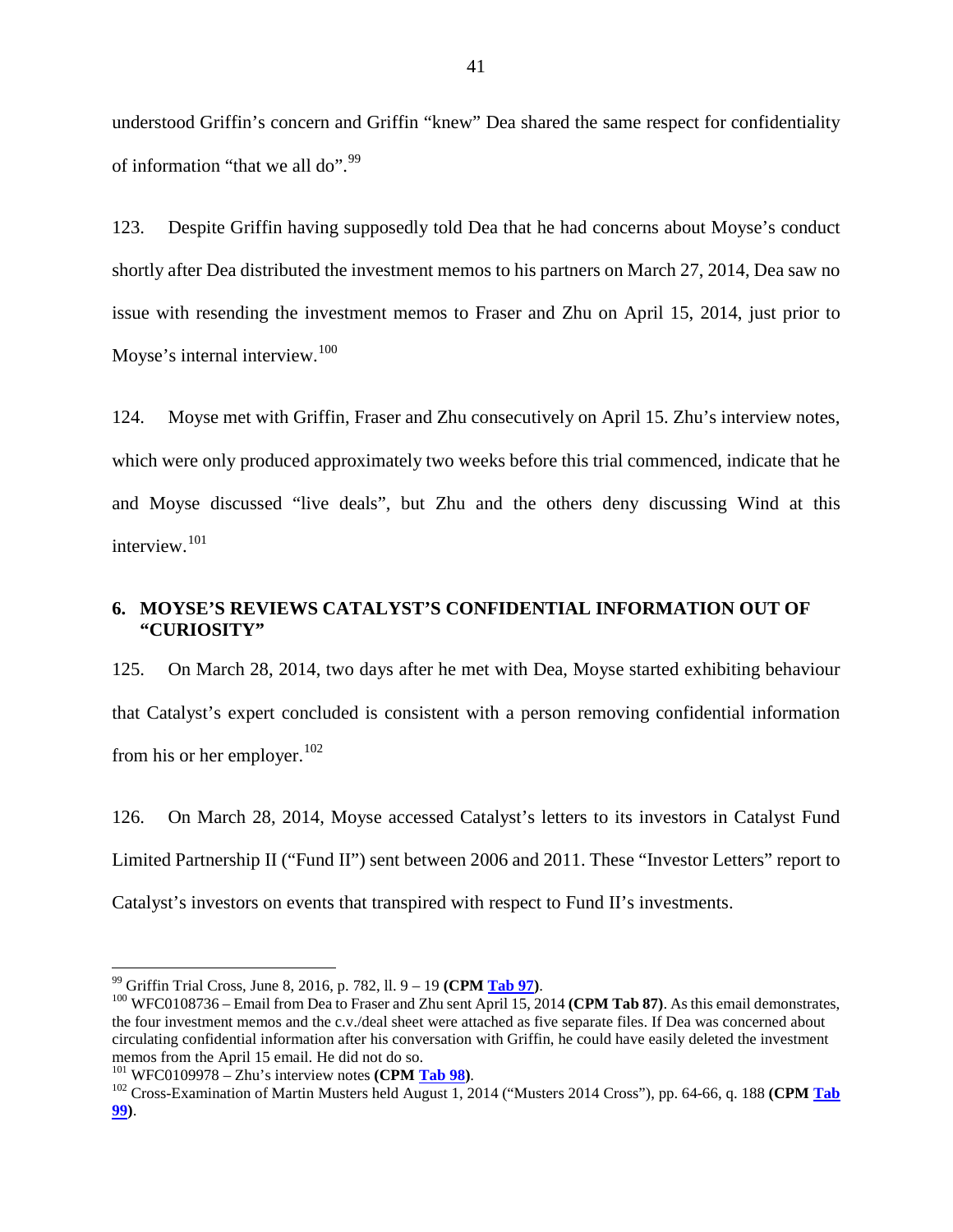understood Griffin's concern and Griffin "knew" Dea shared the same respect for confidentiality of information "that we all do".[99]

123. Despite Griffin having supposedly told Dea that he had concerns about Moyse's conduct shortly after Dea distributed the investment memos to his partners on March 27, 2014, Dea saw no issue with resending the investment memos to Fraser and Zhu on April 15, 2014, just prior to Moyse's internal interview.[100]

124. Moyse met with Griffin, Fraser and Zhu consecutively on April 15. Zhu's interview notes, which were only produced approximately two weeks before this trial commenced, indicate that he and Moyse discussed "live deals", but Zhu and the others deny discussing Wind at this interview.[101]

### 6. MOYSE'S REVIEWS CATALYST'S CONFIDENTIAL INFORMATION OUT OF "CURIOSITY"

125. On March 28, 2014, two days after he met with Dea, Moyse started exhibiting behaviour that Catalyst's expert concluded is consistent with a person removing confidential information from his or her employer.[102]

126. On March 28, 2014, Moyse accessed Catalyst's letters to its investors in Catalyst Fund Limited Partnership II ("Fund II") sent between 2006 and 2011. These "Investor Letters" report to Catalyst's investors on events that transpired with respect to Fund II's investments.

---

[99] Griffin Trial Cross, June 8, 2016, p. 782, ll. 9 – 19 **(CPM Tab 97)**.

[100] WFC0108736 – Email from Dea to Fraser and Zhu sent April 15, 2014 **(CPM Tab 87)**. As this email demonstrates, the four investment memos and the c.v./deal sheet were attached as five separate files. If Dea was concerned about circulating confidential information after his conversation with Griffin, he could have easily deleted the investment memos from the April 15 email. He did not do so.

[101] WFC0109978 – Zhu's interview notes **(CPM Tab 98)**.

[102] Cross-Examination of Martin Musters held August 1, 2014 ("Musters 2014 Cross"), pp. 64-66, q. 188 **(CPM Tab 99)**.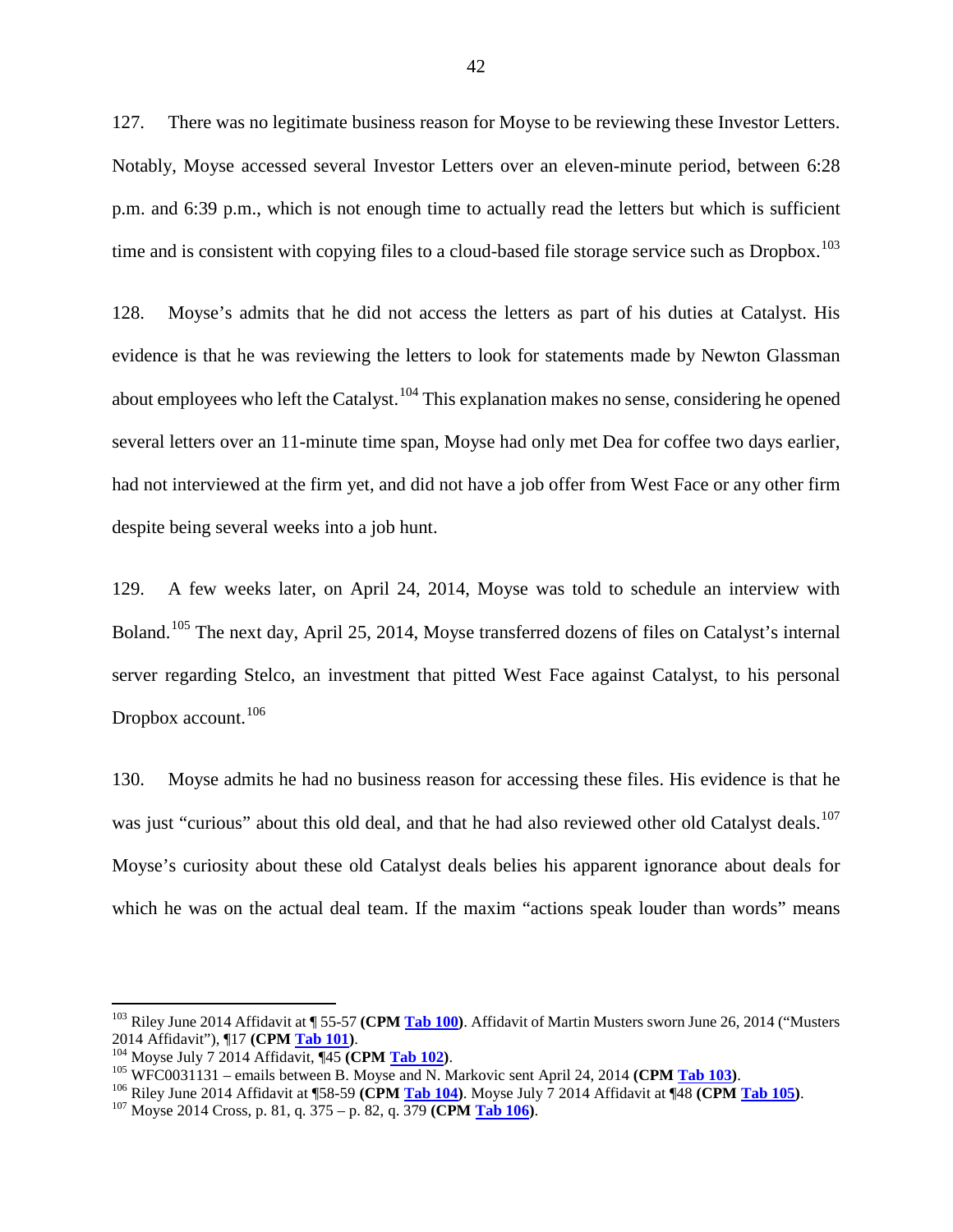127. There was no legitimate business reason for Moyse to be reviewing these Investor Letters. Notably, Moyse accessed several Investor Letters over an eleven-minute period, between 6:28 p.m. and 6:39 p.m., which is not enough time to actually read the letters but which is sufficient time and is consistent with copying files to a cloud-based file storage service such as Dropbox.[103]

128. Moyse's admits that he did not access the letters as part of his duties at Catalyst. His evidence is that he was reviewing the letters to look for statements made by Newton Glassman about employees who left the Catalyst.[104] This explanation makes no sense, considering he opened several letters over an 11-minute time span, Moyse had only met Dea for coffee two days earlier, had not interviewed at the firm yet, and did not have a job offer from West Face or any other firm despite being several weeks into a job hunt.

129. A few weeks later, on April 24, 2014, Moyse was told to schedule an interview with Boland.[105] The next day, April 25, 2014, Moyse transferred dozens of files on Catalyst's internal server regarding Stelco, an investment that pitted West Face against Catalyst, to his personal Dropbox account.[106]

130. Moyse admits he had no business reason for accessing these files. His evidence is that he was just "curious" about this old deal, and that he had also reviewed other old Catalyst deals.[107] Moyse's curiosity about these old Catalyst deals belies his apparent ignorance about deals for which he was on the actual deal team. If the maxim "actions speak louder than words" means

---

[103] Riley June 2014 Affidavit at ¶ 55-57 **(CPM Tab 100)**. Affidavit of Martin Musters sworn June 26, 2014 ("Musters 2014 Affidavit"), ¶17 **(CPM Tab 101)**.

[104] Moyse July 7 2014 Affidavit, ¶45 **(CPM Tab 102)**.

[105] WFC0031131 – emails between B. Moyse and N. Markovic sent April 24, 2014 **(CPM Tab 103)**.

[106] Riley June 2014 Affidavit at ¶58-59 **(CPM Tab 104)**. Moyse July 7 2014 Affidavit at ¶48 **(CPM Tab 105)**.

[107] Moyse 2014 Cross, p. 81, q. 375 – p. 82, q. 379 **(CPM Tab 106)**.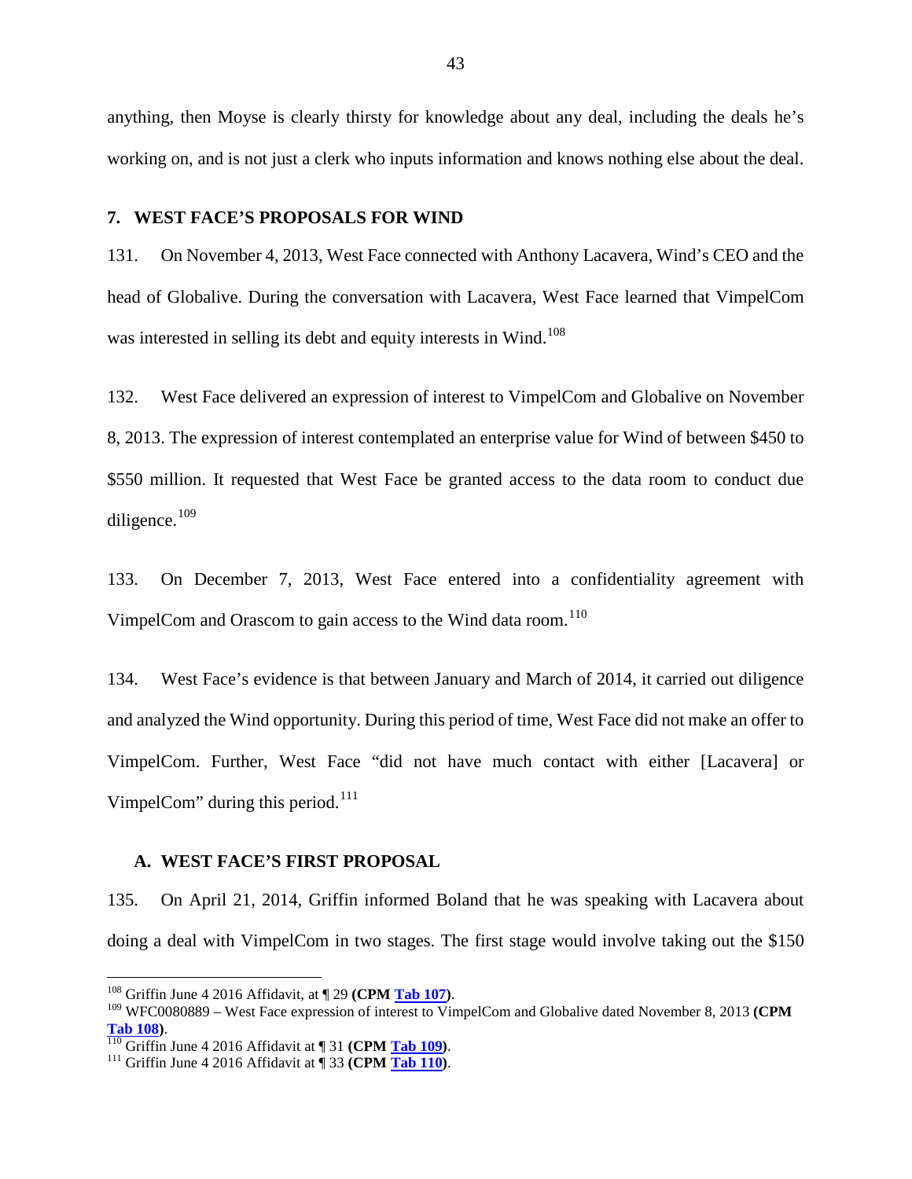anything, then Moyse is clearly thirsty for knowledge about any deal, including the deals he's working on, and is not just a clerk who inputs information and knows nothing else about the deal.

## 7. WEST FACE'S PROPOSALS FOR WIND

131. On November 4, 2013, West Face connected with Anthony Lacavera, Wind's CEO and the head of Globalive. During the conversation with Lacavera, West Face learned that VimpelCom was interested in selling its debt and equity interests in Wind.[108]

132. West Face delivered an expression of interest to VimpelCom and Globalive on November 8, 2013. The expression of interest contemplated an enterprise value for Wind of between $450 to $550 million. It requested that West Face be granted access to the data room to conduct due diligence.[109]

133. On December 7, 2013, West Face entered into a confidentiality agreement with VimpelCom and Orascom to gain access to the Wind data room.[110]

134. West Face's evidence is that between January and March of 2014, it carried out diligence and analyzed the Wind opportunity. During this period of time, West Face did not make an offer to VimpelCom. Further, West Face "did not have much contact with either [Lacavera] or VimpelCom" during this period.[111]

### A. WEST FACE'S FIRST PROPOSAL

135. On April 21, 2014, Griffin informed Boland that he was speaking with Lacavera about doing a deal with VimpelCom in two stages. The first stage would involve taking out the $150

---

[108] Griffin June 4 2016 Affidavit, at ¶ 29 **(CPM Tab 107)**.

[109] WFC0080889 – West Face expression of interest to VimpelCom and Globalive dated November 8, 2013 **(CPM Tab 108)**.

[110] Griffin June 4 2016 Affidavit at ¶ 31 **(CPM Tab 109)**.

[111] Griffin June 4 2016 Affidavit at ¶ 33 **(CPM Tab 110)**.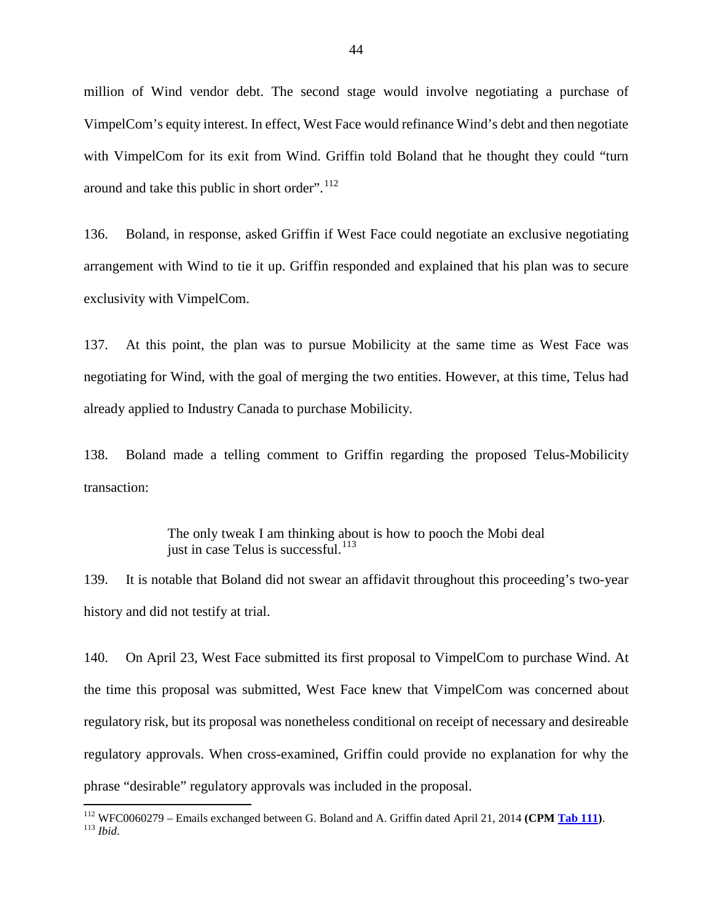million of Wind vendor debt. The second stage would involve negotiating a purchase of VimpelCom's equity interest. In effect, West Face would refinance Wind's debt and then negotiate with VimpelCom for its exit from Wind. Griffin told Boland that he thought they could "turn around and take this public in short order".[112]

136. Boland, in response, asked Griffin if West Face could negotiate an exclusive negotiating arrangement with Wind to tie it up. Griffin responded and explained that his plan was to secure exclusivity with VimpelCom.

137. At this point, the plan was to pursue Mobilicity at the same time as West Face was negotiating for Wind, with the goal of merging the two entities. However, at this time, Telus had already applied to Industry Canada to purchase Mobilicity.

138. Boland made a telling comment to Griffin regarding the proposed Telus-Mobilicity transaction:

> The only tweak I am thinking about is how to pooch the Mobi deal just in case Telus is successful.[113]

139. It is notable that Boland did not swear an affidavit throughout this proceeding's two-year history and did not testify at trial.

140. On April 23, West Face submitted its first proposal to VimpelCom to purchase Wind. At the time this proposal was submitted, West Face knew that VimpelCom was concerned about regulatory risk, but its proposal was nonetheless conditional on receipt of necessary and desireable regulatory approvals. When cross-examined, Griffin could provide no explanation for why the phrase "desirable" regulatory approvals was included in the proposal.

---

[112] WFC0060279 – Emails exchanged between G. Boland and A. Griffin dated April 21, 2014 **(CPM Tab 111)**.

[113] *Ibid*.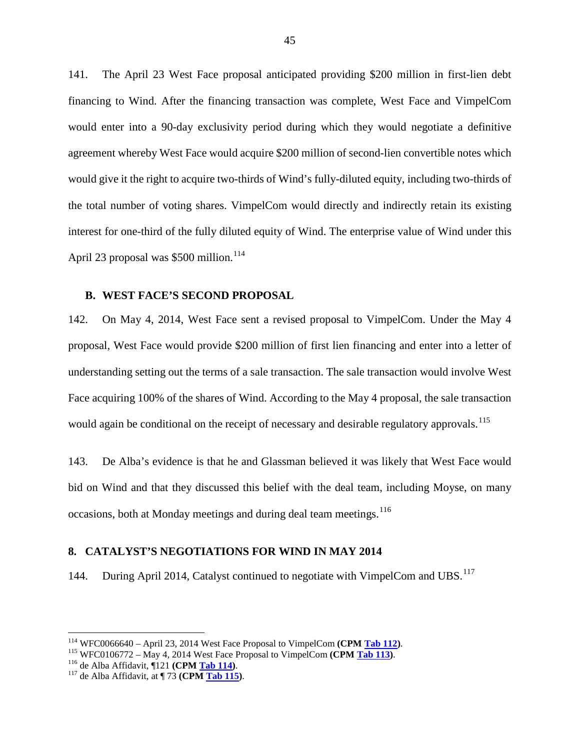141. The April 23 West Face proposal anticipated providing $200 million in first-lien debt financing to Wind. After the financing transaction was complete, West Face and VimpelCom would enter into a 90-day exclusivity period during which they would negotiate a definitive agreement whereby West Face would acquire $200 million of second-lien convertible notes which would give it the right to acquire two-thirds of Wind's fully-diluted equity, including two-thirds of the total number of voting shares. VimpelCom would directly and indirectly retain its existing interest for one-third of the fully diluted equity of Wind. The enterprise value of Wind under this April 23 proposal was $500 million.[114]

### B. WEST FACE'S SECOND PROPOSAL

142. On May 4, 2014, West Face sent a revised proposal to VimpelCom. Under the May 4 proposal, West Face would provide $200 million of first lien financing and enter into a letter of understanding setting out the terms of a sale transaction. The sale transaction would involve West Face acquiring 100% of the shares of Wind. According to the May 4 proposal, the sale transaction would again be conditional on the receipt of necessary and desirable regulatory approvals.[115]

143. De Alba's evidence is that he and Glassman believed it was likely that West Face would bid on Wind and that they discussed this belief with the deal team, including Moyse, on many occasions, both at Monday meetings and during deal team meetings.[116]

## 8. CATALYST'S NEGOTIATIONS FOR WIND IN MAY 2014

144. During April 2014, Catalyst continued to negotiate with VimpelCom and UBS.[117]

---

[114] WFC0066640 – April 23, 2014 West Face Proposal to VimpelCom **(CPM Tab 112)**.
[115] WFC0106772 – May 4, 2014 West Face Proposal to VimpelCom **(CPM Tab 113)**.
[116] de Alba Affidavit, ¶121 **(CPM Tab 114)**.
[117] de Alba Affidavit, at ¶ 73 **(CPM Tab 115)**.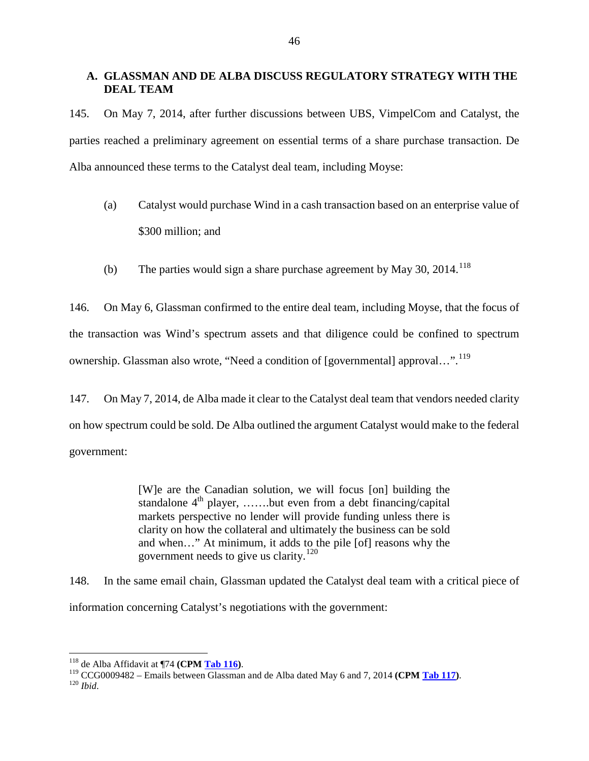## A. GLASSMAN AND DE ALBA DISCUSS REGULATORY STRATEGY WITH THE DEAL TEAM

145. On May 7, 2014, after further discussions between UBS, VimpelCom and Catalyst, the parties reached a preliminary agreement on essential terms of a share purchase transaction. De Alba announced these terms to the Catalyst deal team, including Moyse:

(a) Catalyst would purchase Wind in a cash transaction based on an enterprise value of $300 million; and

(b) The parties would sign a share purchase agreement by May 30, 2014.[118]

146. On May 6, Glassman confirmed to the entire deal team, including Moyse, that the focus of the transaction was Wind's spectrum assets and that diligence could be confined to spectrum ownership. Glassman also wrote, "Need a condition of [governmental] approval…".[119]

147. On May 7, 2014, de Alba made it clear to the Catalyst deal team that vendors needed clarity on how spectrum could be sold. De Alba outlined the argument Catalyst would make to the federal government:

> [W]e are the Canadian solution, we will focus [on] building the standalone 4th player, …….but even from a debt financing/capital markets perspective no lender will provide funding unless there is clarity on how the collateral and ultimately the business can be sold and when…" At minimum, it adds to the pile [of] reasons why the government needs to give us clarity.[120]

148. In the same email chain, Glassman updated the Catalyst deal team with a critical piece of information concerning Catalyst's negotiations with the government:

---

[118] de Alba Affidavit at ¶74 **(CPM Tab 116)**.

[119] CCG0009482 – Emails between Glassman and de Alba dated May 6 and 7, 2014 **(CPM Tab 117)**.

[120] *Ibid*.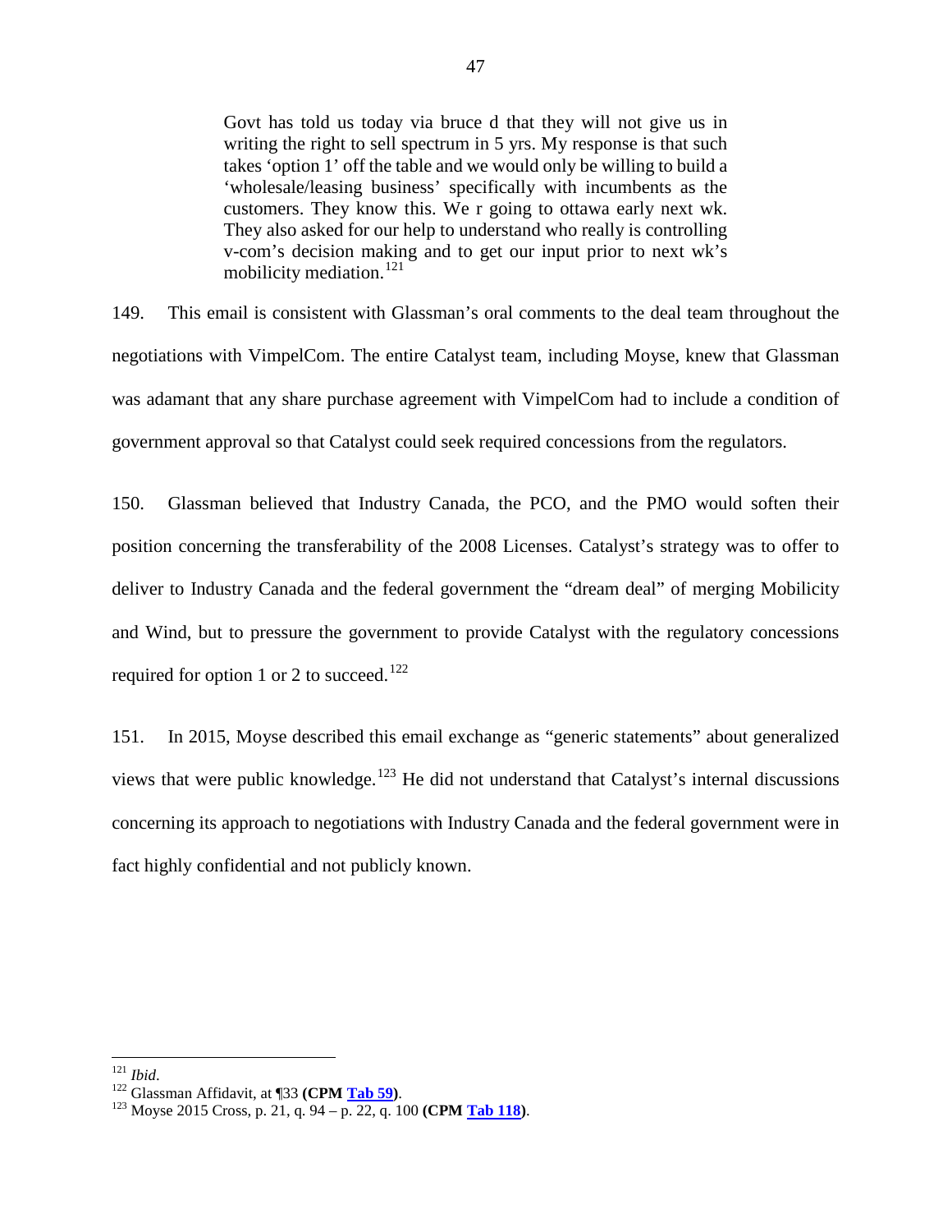> Govt has told us today via bruce d that they will not give us in writing the right to sell spectrum in 5 yrs. My response is that such takes 'option 1' off the table and we would only be willing to build a 'wholesale/leasing business' specifically with incumbents as the customers. They know this. We r going to ottawa early next wk. They also asked for our help to understand who really is controlling v-com's decision making and to get our input prior to next wk's mobilicity mediation.[121]

149. This email is consistent with Glassman's oral comments to the deal team throughout the negotiations with VimpelCom. The entire Catalyst team, including Moyse, knew that Glassman was adamant that any share purchase agreement with VimpelCom had to include a condition of government approval so that Catalyst could seek required concessions from the regulators.

150. Glassman believed that Industry Canada, the PCO, and the PMO would soften their position concerning the transferability of the 2008 Licenses. Catalyst's strategy was to offer to deliver to Industry Canada and the federal government the "dream deal" of merging Mobilicity and Wind, but to pressure the government to provide Catalyst with the regulatory concessions required for option 1 or 2 to succeed.[122]

151. In 2015, Moyse described this email exchange as "generic statements" about generalized views that were public knowledge.[123] He did not understand that Catalyst's internal discussions concerning its approach to negotiations with Industry Canada and the federal government were in fact highly confidential and not publicly known.

---

[121] *Ibid*.

[122] Glassman Affidavit, at ¶33 **(CPM Tab 59)**.

[123] Moyse 2015 Cross, p. 21, q. 94 – p. 22, q. 100 **(CPM Tab 118)**.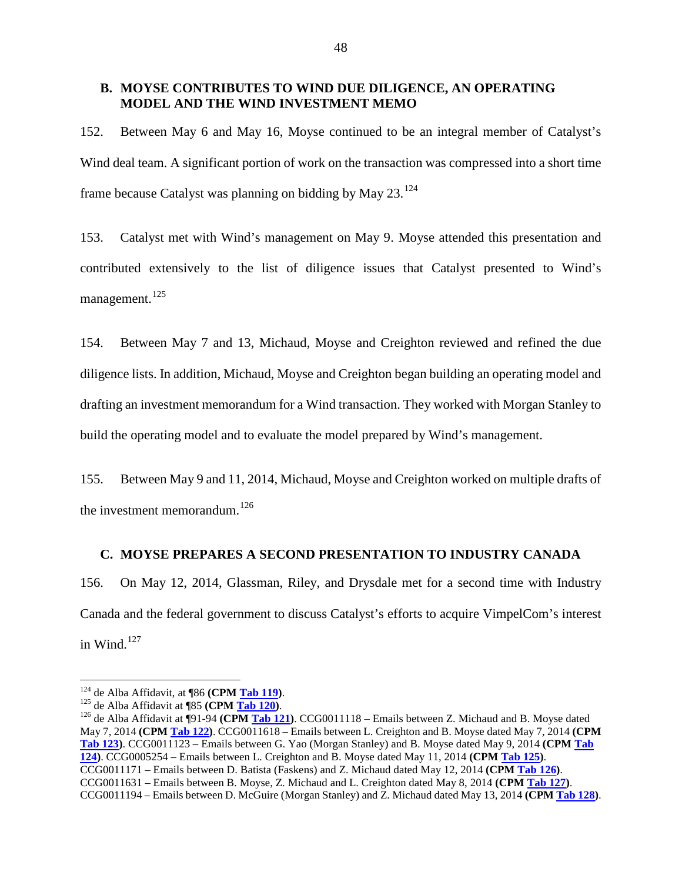### B. MOYSE CONTRIBUTES TO WIND DUE DILIGENCE, AN OPERATING MODEL AND THE WIND INVESTMENT MEMO

152. Between May 6 and May 16, Moyse continued to be an integral member of Catalyst's Wind deal team. A significant portion of work on the transaction was compressed into a short time frame because Catalyst was planning on bidding by May 23.[124]

153. Catalyst met with Wind's management on May 9. Moyse attended this presentation and contributed extensively to the list of diligence issues that Catalyst presented to Wind's management.[125]

154. Between May 7 and 13, Michaud, Moyse and Creighton reviewed and refined the due diligence lists. In addition, Michaud, Moyse and Creighton began building an operating model and drafting an investment memorandum for a Wind transaction. They worked with Morgan Stanley to build the operating model and to evaluate the model prepared by Wind's management.

155. Between May 9 and 11, 2014, Michaud, Moyse and Creighton worked on multiple drafts of the investment memorandum.[126]

### C. MOYSE PREPARES A SECOND PRESENTATION TO INDUSTRY CANADA

156. On May 12, 2014, Glassman, Riley, and Drysdale met for a second time with Industry Canada and the federal government to discuss Catalyst's efforts to acquire VimpelCom's interest in Wind.[127]

---

[124] de Alba Affidavit, at ¶86 **(CPM Tab 119)**.

[125] de Alba Affidavit at ¶85 **(CPM Tab 120)**.

[126] de Alba Affidavit at ¶91-94 **(CPM Tab 121)**. CCG0011118 – Emails between Z. Michaud and B. Moyse dated May 7, 2014 **(CPM Tab 122)**. CCG0011618 – Emails between L. Creighton and B. Moyse dated May 7, 2014 **(CPM Tab 123)**. CCG0011123 – Emails between G. Yao (Morgan Stanley) and B. Moyse dated May 9, 2014 **(CPM Tab 124)**. CCG0005254 – Emails between L. Creighton and B. Moyse dated May 11, 2014 **(CPM Tab 125)**. CCG0011171 – Emails between D. Batista (Faskens) and Z. Michaud dated May 12, 2014 **(CPM Tab 126)**. CCG0011631 – Emails between B. Moyse, Z. Michaud and L. Creighton dated May 8, 2014 **(CPM Tab 127)**. CCG0011194 – Emails between D. McGuire (Morgan Stanley) and Z. Michaud dated May 13, 2014 **(CPM Tab 128)**.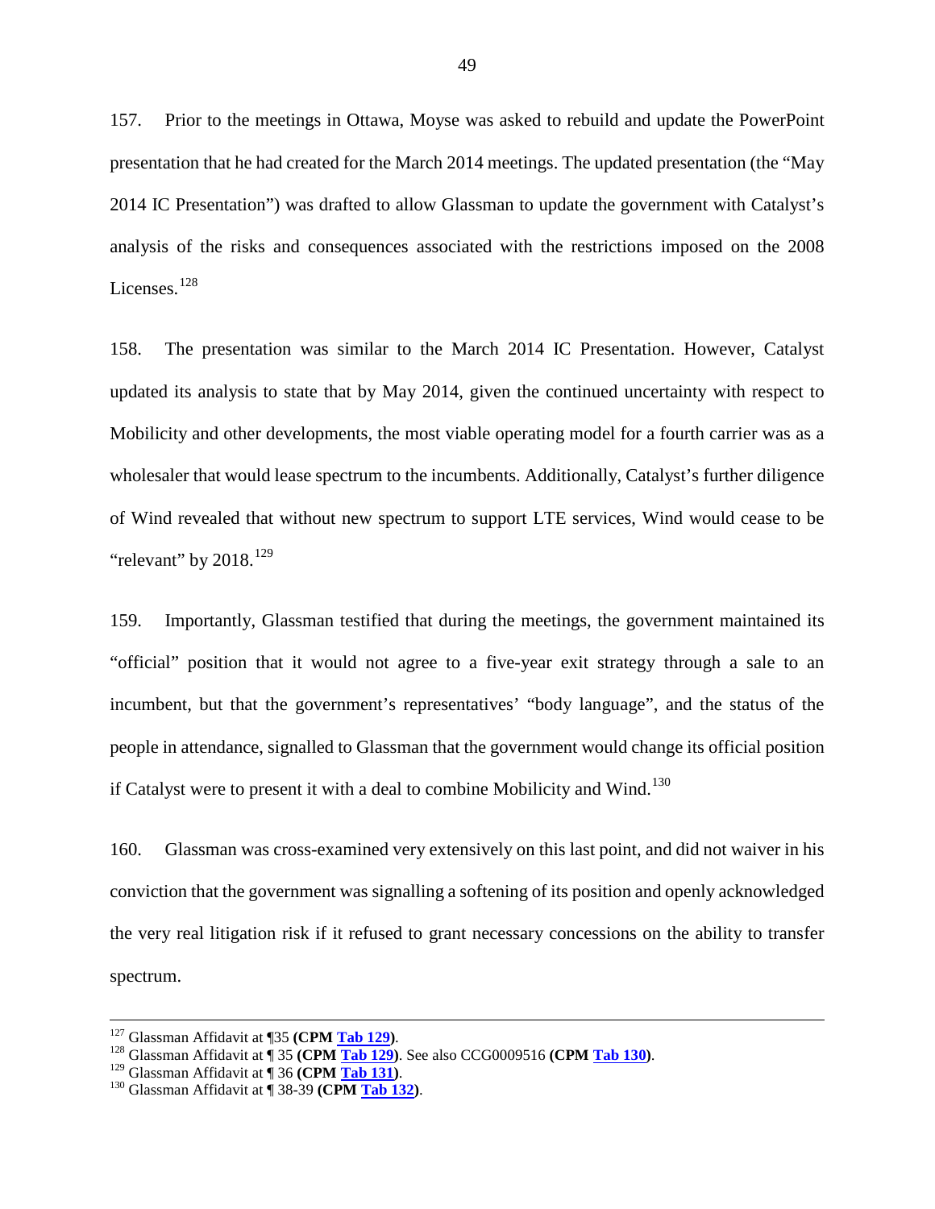157. Prior to the meetings in Ottawa, Moyse was asked to rebuild and update the PowerPoint presentation that he had created for the March 2014 meetings. The updated presentation (the "May 2014 IC Presentation") was drafted to allow Glassman to update the government with Catalyst's analysis of the risks and consequences associated with the restrictions imposed on the 2008 Licenses.[128]

158. The presentation was similar to the March 2014 IC Presentation. However, Catalyst updated its analysis to state that by May 2014, given the continued uncertainty with respect to Mobilicity and other developments, the most viable operating model for a fourth carrier was as a wholesaler that would lease spectrum to the incumbents. Additionally, Catalyst's further diligence of Wind revealed that without new spectrum to support LTE services, Wind would cease to be "relevant" by 2018.[129]

159. Importantly, Glassman testified that during the meetings, the government maintained its "official" position that it would not agree to a five-year exit strategy through a sale to an incumbent, but that the government's representatives' "body language", and the status of the people in attendance, signalled to Glassman that the government would change its official position if Catalyst were to present it with a deal to combine Mobilicity and Wind.[130]

160. Glassman was cross-examined very extensively on this last point, and did not waiver in his conviction that the government was signalling a softening of its position and openly acknowledged the very real litigation risk if it refused to grant necessary concessions on the ability to transfer spectrum.

---

[127] Glassman Affidavit at ¶35 **(CPM Tab 129)**.

[128] Glassman Affidavit at ¶ 35 **(CPM Tab 129)**. See also CCG0009516 **(CPM Tab 130)**.

[129] Glassman Affidavit at ¶ 36 **(CPM Tab 131)**.

[130] Glassman Affidavit at ¶ 38-39 **(CPM Tab 132)**.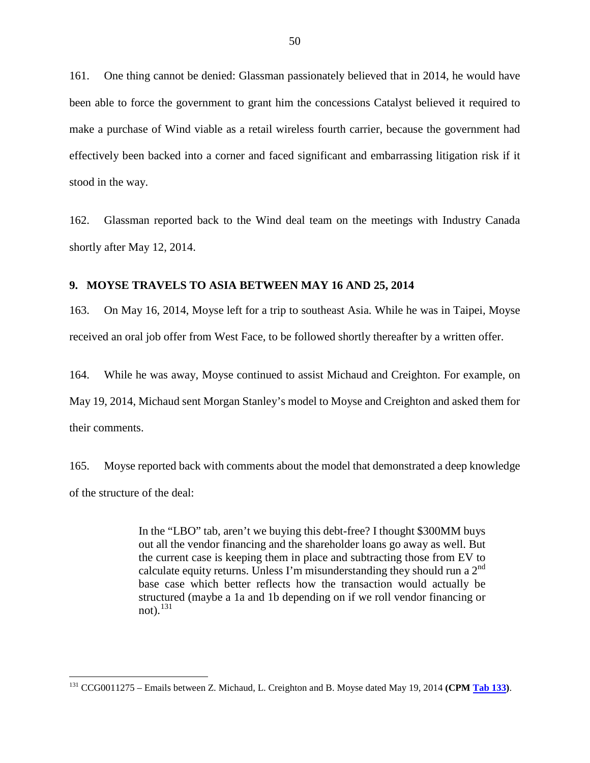161. One thing cannot be denied: Glassman passionately believed that in 2014, he would have been able to force the government to grant him the concessions Catalyst believed it required to make a purchase of Wind viable as a retail wireless fourth carrier, because the government had effectively been backed into a corner and faced significant and embarrassing litigation risk if it stood in the way.

162. Glassman reported back to the Wind deal team on the meetings with Industry Canada shortly after May 12, 2014.

## 9. MOYSE TRAVELS TO ASIA BETWEEN MAY 16 AND 25, 2014

163. On May 16, 2014, Moyse left for a trip to southeast Asia. While he was in Taipei, Moyse received an oral job offer from West Face, to be followed shortly thereafter by a written offer.

164. While he was away, Moyse continued to assist Michaud and Creighton. For example, on May 19, 2014, Michaud sent Morgan Stanley's model to Moyse and Creighton and asked them for their comments.

165. Moyse reported back with comments about the model that demonstrated a deep knowledge of the structure of the deal:

> In the "LBO" tab, aren't we buying this debt-free? I thought $300MM buys out all the vendor financing and the shareholder loans go away as well. But the current case is keeping them in place and subtracting those from EV to calculate equity returns. Unless I'm misunderstanding they should run a 2nd base case which better reflects how the transaction would actually be structured (maybe a 1a and 1b depending on if we roll vendor financing or not).[131]

---

[131] CCG0011275 – Emails between Z. Michaud, L. Creighton and B. Moyse dated May 19, 2014 **(CPM Tab 133)**.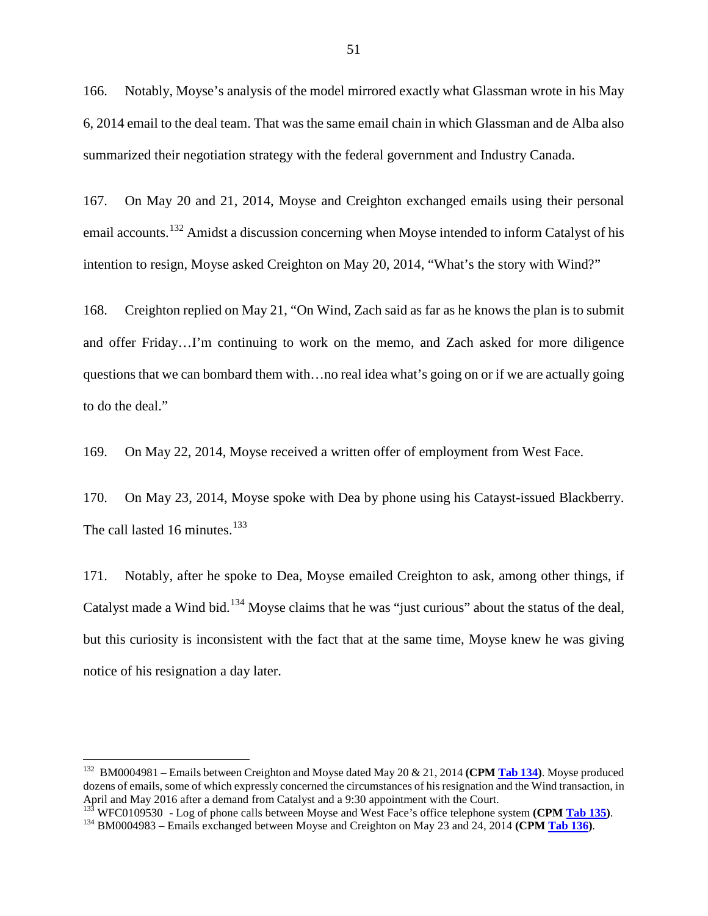166. Notably, Moyse's analysis of the model mirrored exactly what Glassman wrote in his May 6, 2014 email to the deal team. That was the same email chain in which Glassman and de Alba also summarized their negotiation strategy with the federal government and Industry Canada.

167. On May 20 and 21, 2014, Moyse and Creighton exchanged emails using their personal email accounts.[132] Amidst a discussion concerning when Moyse intended to inform Catalyst of his intention to resign, Moyse asked Creighton on May 20, 2014, "What's the story with Wind?"

168. Creighton replied on May 21, "On Wind, Zach said as far as he knows the plan is to submit and offer Friday…I'm continuing to work on the memo, and Zach asked for more diligence questions that we can bombard them with…no real idea what's going on or if we are actually going to do the deal."

169. On May 22, 2014, Moyse received a written offer of employment from West Face.

170. On May 23, 2014, Moyse spoke with Dea by phone using his Catayst-issued Blackberry. The call lasted 16 minutes.[133]

171. Notably, after he spoke to Dea, Moyse emailed Creighton to ask, among other things, if Catalyst made a Wind bid.[134] Moyse claims that he was "just curious" about the status of the deal, but this curiosity is inconsistent with the fact that at the same time, Moyse knew he was giving notice of his resignation a day later.

---

[132] BM0004981 – Emails between Creighton and Moyse dated May 20 & 21, 2014 **(CPM Tab 134)**. Moyse produced dozens of emails, some of which expressly concerned the circumstances of his resignation and the Wind transaction, in April and May 2016 after a demand from Catalyst and a 9:30 appointment with the Court.

[133] WFC0109530 - Log of phone calls between Moyse and West Face's office telephone system **(CPM Tab 135)**.

[134] BM0004983 – Emails exchanged between Moyse and Creighton on May 23 and 24, 2014 **(CPM Tab 136)**.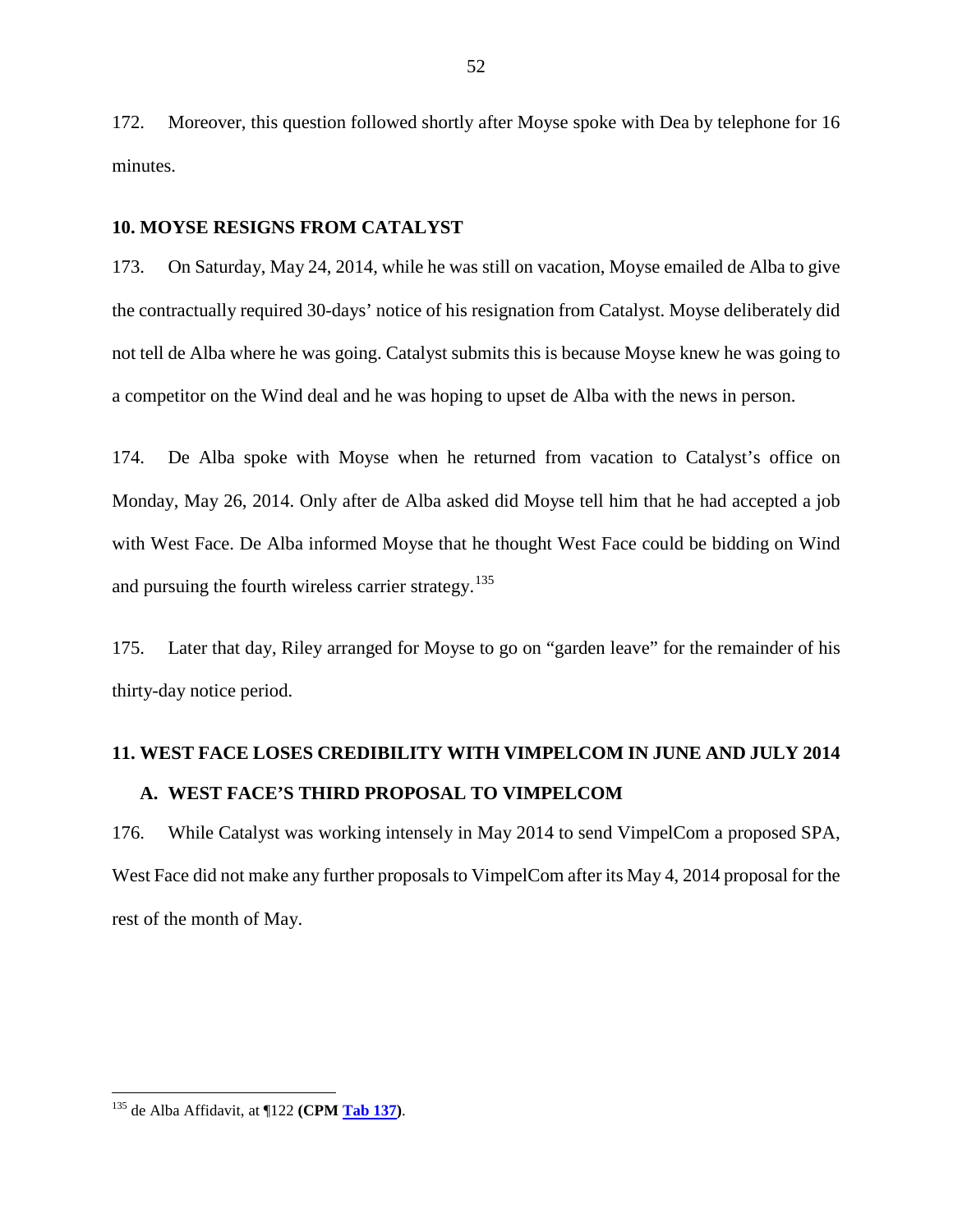172. Moreover, this question followed shortly after Moyse spoke with Dea by telephone for 16 minutes.

## 10. MOYSE RESIGNS FROM CATALYST

173. On Saturday, May 24, 2014, while he was still on vacation, Moyse emailed de Alba to give the contractually required 30-days' notice of his resignation from Catalyst. Moyse deliberately did not tell de Alba where he was going. Catalyst submits this is because Moyse knew he was going to a competitor on the Wind deal and he was hoping to upset de Alba with the news in person.

174. De Alba spoke with Moyse when he returned from vacation to Catalyst's office on Monday, May 26, 2014. Only after de Alba asked did Moyse tell him that he had accepted a job with West Face. De Alba informed Moyse that he thought West Face could be bidding on Wind and pursuing the fourth wireless carrier strategy.[135]

175. Later that day, Riley arranged for Moyse to go on "garden leave" for the remainder of his thirty-day notice period.

## 11. WEST FACE LOSES CREDIBILITY WITH VIMPELCOM IN JUNE AND JULY 2014

### A. WEST FACE'S THIRD PROPOSAL TO VIMPELCOM

176. While Catalyst was working intensely in May 2014 to send VimpelCom a proposed SPA, West Face did not make any further proposals to VimpelCom after its May 4, 2014 proposal for the rest of the month of May.

---

[135] de Alba Affidavit, at ¶122 **(CPM Tab 137)**.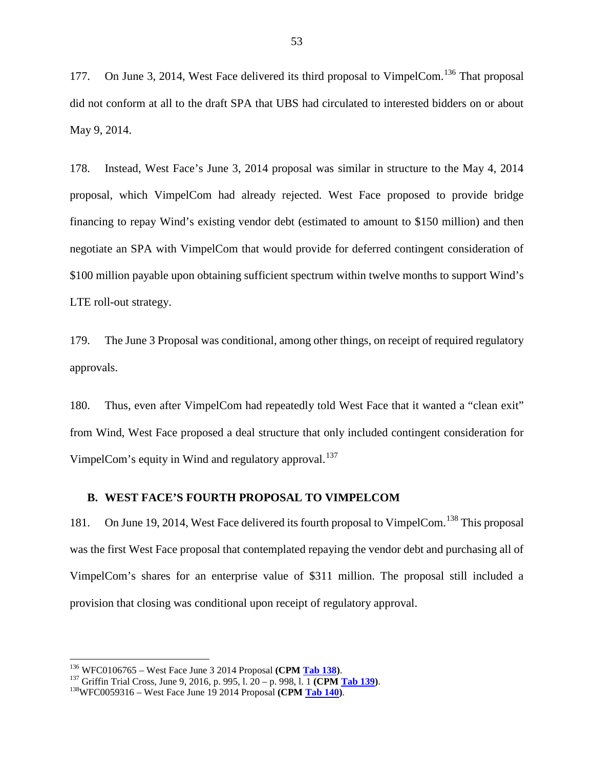177. On June 3, 2014, West Face delivered its third proposal to VimpelCom.[136] That proposal did not conform at all to the draft SPA that UBS had circulated to interested bidders on or about May 9, 2014.

178. Instead, West Face's June 3, 2014 proposal was similar in structure to the May 4, 2014 proposal, which VimpelCom had already rejected. West Face proposed to provide bridge financing to repay Wind's existing vendor debt (estimated to amount to $150 million) and then negotiate an SPA with VimpelCom that would provide for deferred contingent consideration of $100 million payable upon obtaining sufficient spectrum within twelve months to support Wind's LTE roll-out strategy.

179. The June 3 Proposal was conditional, among other things, on receipt of required regulatory approvals.

180. Thus, even after VimpelCom had repeatedly told West Face that it wanted a "clean exit" from Wind, West Face proposed a deal structure that only included contingent consideration for VimpelCom's equity in Wind and regulatory approval.[137]

## B. WEST FACE'S FOURTH PROPOSAL TO VIMPELCOM

181. On June 19, 2014, West Face delivered its fourth proposal to VimpelCom.[138] This proposal was the first West Face proposal that contemplated repaying the vendor debt and purchasing all of VimpelCom's shares for an enterprise value of $311 million. The proposal still included a provision that closing was conditional upon receipt of regulatory approval.

---

[136] WFC0106765 – West Face June 3 2014 Proposal **(CPM Tab 138)**.

[137] Griffin Trial Cross, June 9, 2016, p. 995, l. 20 – p. 998, l. 1 **(CPM Tab 139)**.

[138] WFC0059316 – West Face June 19 2014 Proposal **(CPM Tab 140)**.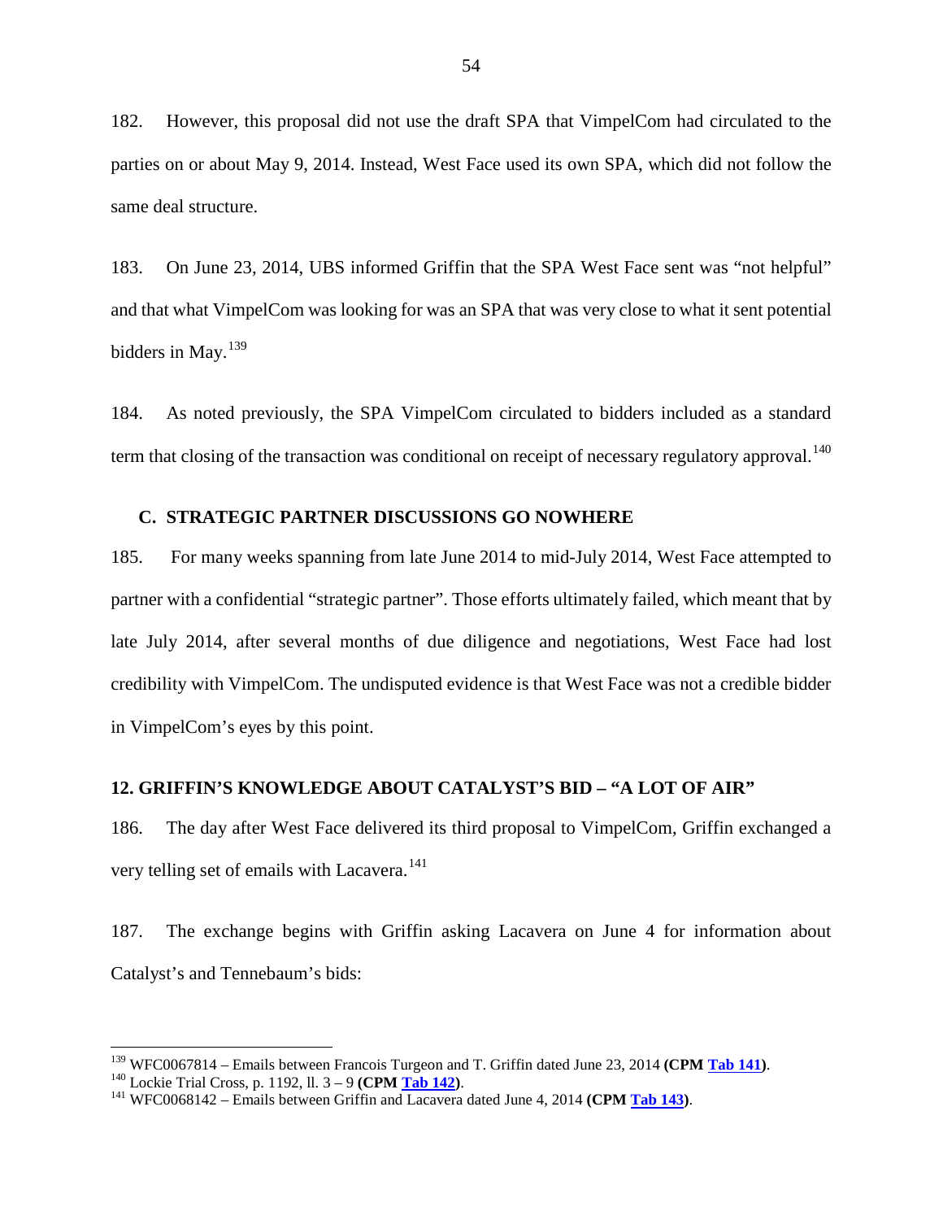182. However, this proposal did not use the draft SPA that VimpelCom had circulated to the parties on or about May 9, 2014. Instead, West Face used its own SPA, which did not follow the same deal structure.

183. On June 23, 2014, UBS informed Griffin that the SPA West Face sent was "not helpful" and that what VimpelCom was looking for was an SPA that was very close to what it sent potential bidders in May.[139]

184. As noted previously, the SPA VimpelCom circulated to bidders included as a standard term that closing of the transaction was conditional on receipt of necessary regulatory approval.[140]

### C. STRATEGIC PARTNER DISCUSSIONS GO NOWHERE

185. For many weeks spanning from late June 2014 to mid-July 2014, West Face attempted to partner with a confidential "strategic partner". Those efforts ultimately failed, which meant that by late July 2014, after several months of due diligence and negotiations, West Face had lost credibility with VimpelCom. The undisputed evidence is that West Face was not a credible bidder in VimpelCom's eyes by this point.

## 12. GRIFFIN'S KNOWLEDGE ABOUT CATALYST'S BID – "A LOT OF AIR"

186. The day after West Face delivered its third proposal to VimpelCom, Griffin exchanged a very telling set of emails with Lacavera.[141]

187. The exchange begins with Griffin asking Lacavera on June 4 for information about Catalyst's and Tennebaum's bids:

---

[139] WFC0067814 – Emails between Francois Turgeon and T. Griffin dated June 23, 2014 **(CPM Tab 141)**.

[140] Lockie Trial Cross, p. 1192, ll. 3 – 9 **(CPM Tab 142)**.

[141] WFC0068142 – Emails between Griffin and Lacavera dated June 4, 2014 **(CPM Tab 143)**.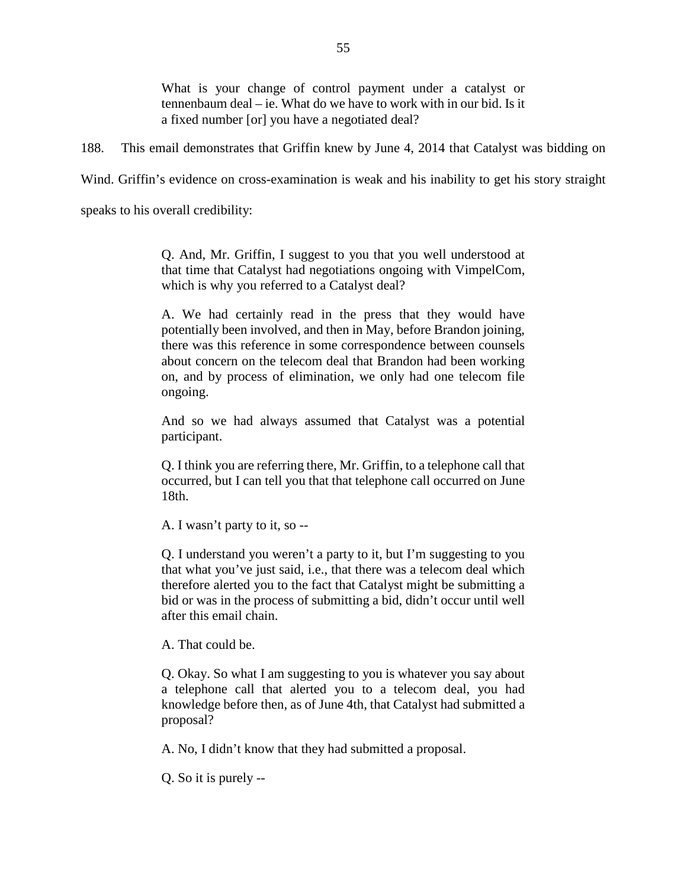> What is your change of control payment under a catalyst or tennenbaum deal – ie. What do we have to work with in our bid. Is it a fixed number [or] you have a negotiated deal?

188. This email demonstrates that Griffin knew by June 4, 2014 that Catalyst was bidding on Wind. Griffin's evidence on cross-examination is weak and his inability to get his story straight speaks to his overall credibility:

> Q. And, Mr. Griffin, I suggest to you that you well understood at that time that Catalyst had negotiations ongoing with VimpelCom, which is why you referred to a Catalyst deal?
>
> A. We had certainly read in the press that they would have potentially been involved, and then in May, before Brandon joining, there was this reference in some correspondence between counsels about concern on the telecom deal that Brandon had been working on, and by process of elimination, we only had one telecom file ongoing.
>
> And so we had always assumed that Catalyst was a potential participant.
>
> Q. I think you are referring there, Mr. Griffin, to a telephone call that occurred, but I can tell you that that telephone call occurred on June 18th.
>
> A. I wasn't party to it, so --
>
> Q. I understand you weren't a party to it, but I'm suggesting to you that what you've just said, i.e., that there was a telecom deal which therefore alerted you to the fact that Catalyst might be submitting a bid or was in the process of submitting a bid, didn't occur until well after this email chain.
>
> A. That could be.
>
> Q. Okay. So what I am suggesting to you is whatever you say about a telephone call that alerted you to a telecom deal, you had knowledge before then, as of June 4th, that Catalyst had submitted a proposal?
>
> A. No, I didn't know that they had submitted a proposal.
>
> Q. So it is purely --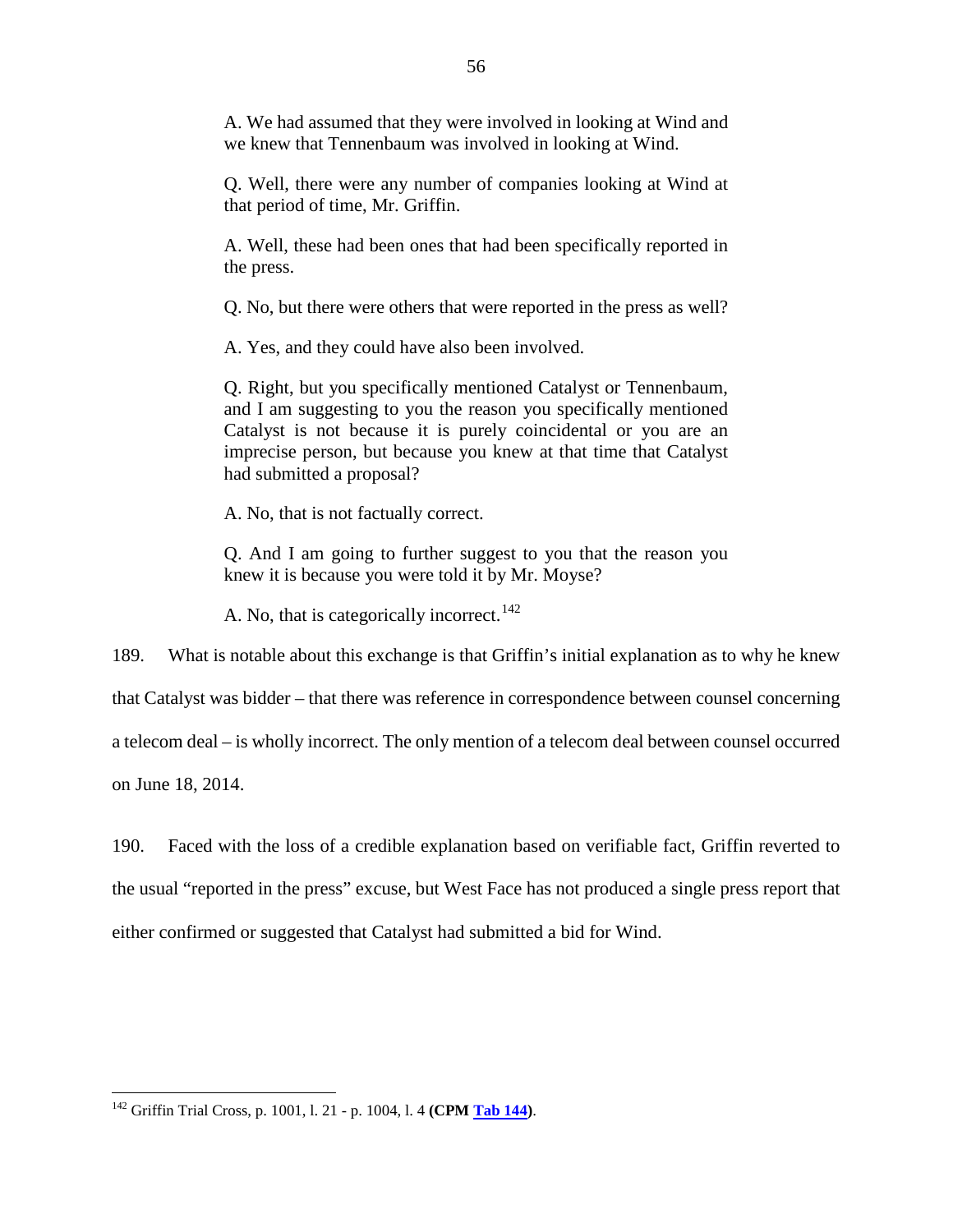> A. We had assumed that they were involved in looking at Wind and we knew that Tennenbaum was involved in looking at Wind.
>
> Q. Well, there were any number of companies looking at Wind at that period of time, Mr. Griffin.
>
> A. Well, these had been ones that had been specifically reported in the press.
>
> Q. No, but there were others that were reported in the press as well?
>
> A. Yes, and they could have also been involved.
>
> Q. Right, but you specifically mentioned Catalyst or Tennenbaum, and I am suggesting to you the reason you specifically mentioned Catalyst is not because it is purely coincidental or you are an imprecise person, but because you knew at that time that Catalyst had submitted a proposal?
>
> A. No, that is not factually correct.
>
> Q. And I am going to further suggest to you that the reason you knew it is because you were told it by Mr. Moyse?
>
> A. No, that is categorically incorrect.[142]

189. What is notable about this exchange is that Griffin's initial explanation as to why he knew that Catalyst was bidder – that there was reference in correspondence between counsel concerning a telecom deal – is wholly incorrect. The only mention of a telecom deal between counsel occurred on June 18, 2014.

190. Faced with the loss of a credible explanation based on verifiable fact, Griffin reverted to the usual "reported in the press" excuse, but West Face has not produced a single press report that either confirmed or suggested that Catalyst had submitted a bid for Wind.

---

[142] Griffin Trial Cross, p. 1001, l. 21 - p. 1004, l. 4 **(CPM Tab 144)**.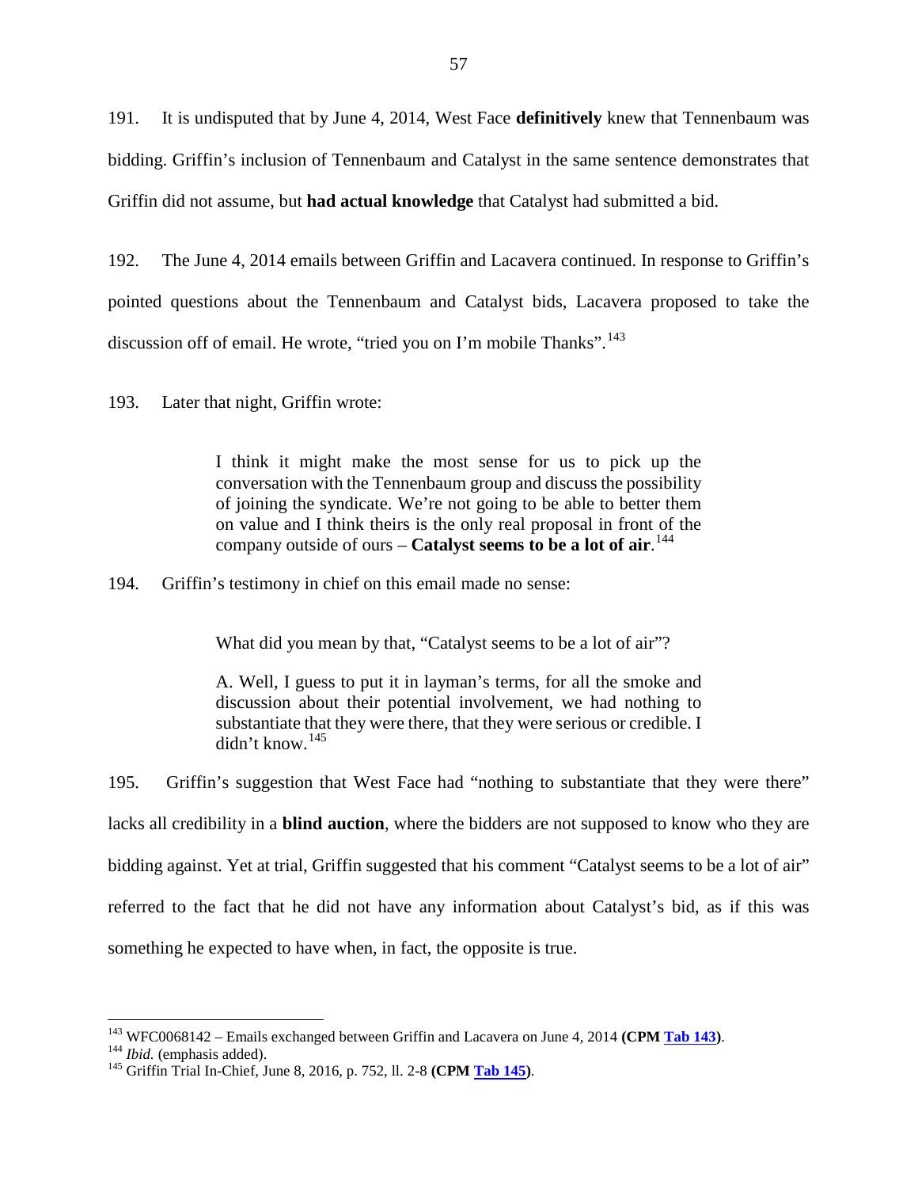191. It is undisputed that by June 4, 2014, West Face **definitively** knew that Tennenbaum was bidding. Griffin's inclusion of Tennenbaum and Catalyst in the same sentence demonstrates that Griffin did not assume, but **had actual knowledge** that Catalyst had submitted a bid.

192. The June 4, 2014 emails between Griffin and Lacavera continued. In response to Griffin's pointed questions about the Tennenbaum and Catalyst bids, Lacavera proposed to take the discussion off of email. He wrote, "tried you on I'm mobile Thanks".[143]

193. Later that night, Griffin wrote:

> I think it might make the most sense for us to pick up the conversation with the Tennenbaum group and discuss the possibility of joining the syndicate. We're not going to be able to better them on value and I think theirs is the only real proposal in front of the company outside of ours – **Catalyst seems to be a lot of air**.[144]

194. Griffin's testimony in chief on this email made no sense:

> What did you mean by that, "Catalyst seems to be a lot of air"?
>
> A. Well, I guess to put it in layman's terms, for all the smoke and discussion about their potential involvement, we had nothing to substantiate that they were there, that they were serious or credible. I didn't know.[145]

195. Griffin's suggestion that West Face had "nothing to substantiate that they were there" lacks all credibility in a **blind auction**, where the bidders are not supposed to know who they are bidding against. Yet at trial, Griffin suggested that his comment "Catalyst seems to be a lot of air" referred to the fact that he did not have any information about Catalyst's bid, as if this was something he expected to have when, in fact, the opposite is true.

---

[143] WFC0068142 – Emails exchanged between Griffin and Lacavera on June 4, 2014 **(CPM Tab 143)**.

[144] *Ibid.* (emphasis added).

[145] Griffin Trial In-Chief, June 8, 2016, p. 752, ll. 2-8 **(CPM Tab 145)**.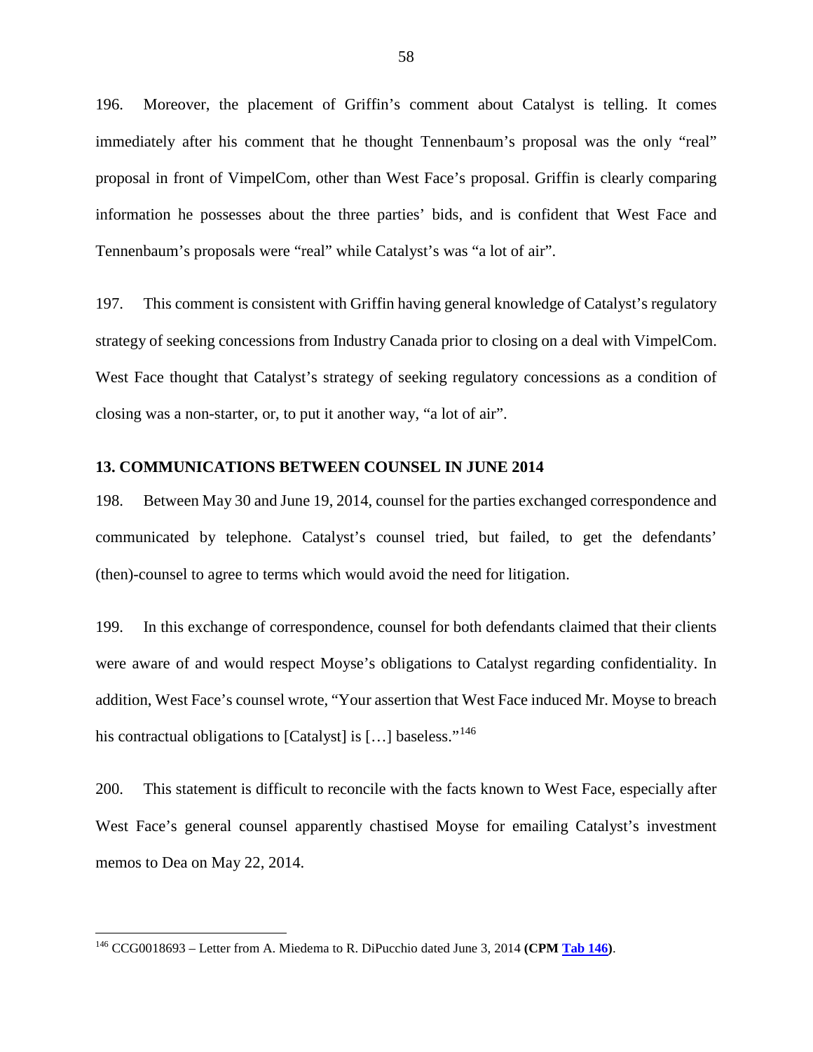196. Moreover, the placement of Griffin's comment about Catalyst is telling. It comes immediately after his comment that he thought Tennenbaum's proposal was the only "real" proposal in front of VimpelCom, other than West Face's proposal. Griffin is clearly comparing information he possesses about the three parties' bids, and is confident that West Face and Tennenbaum's proposals were "real" while Catalyst's was "a lot of air".

197. This comment is consistent with Griffin having general knowledge of Catalyst's regulatory strategy of seeking concessions from Industry Canada prior to closing on a deal with VimpelCom. West Face thought that Catalyst's strategy of seeking regulatory concessions as a condition of closing was a non-starter, or, to put it another way, "a lot of air".

### 13. COMMUNICATIONS BETWEEN COUNSEL IN JUNE 2014

198. Between May 30 and June 19, 2014, counsel for the parties exchanged correspondence and communicated by telephone. Catalyst's counsel tried, but failed, to get the defendants' (then)-counsel to agree to terms which would avoid the need for litigation.

199. In this exchange of correspondence, counsel for both defendants claimed that their clients were aware of and would respect Moyse's obligations to Catalyst regarding confidentiality. In addition, West Face's counsel wrote, "Your assertion that West Face induced Mr. Moyse to breach his contractual obligations to [Catalyst] is […] baseless."[146]

200. This statement is difficult to reconcile with the facts known to West Face, especially after West Face's general counsel apparently chastised Moyse for emailing Catalyst's investment memos to Dea on May 22, 2014.

---

[146] CCG0018693 – Letter from A. Miedema to R. DiPucchio dated June 3, 2014 **(CPM Tab 146)**.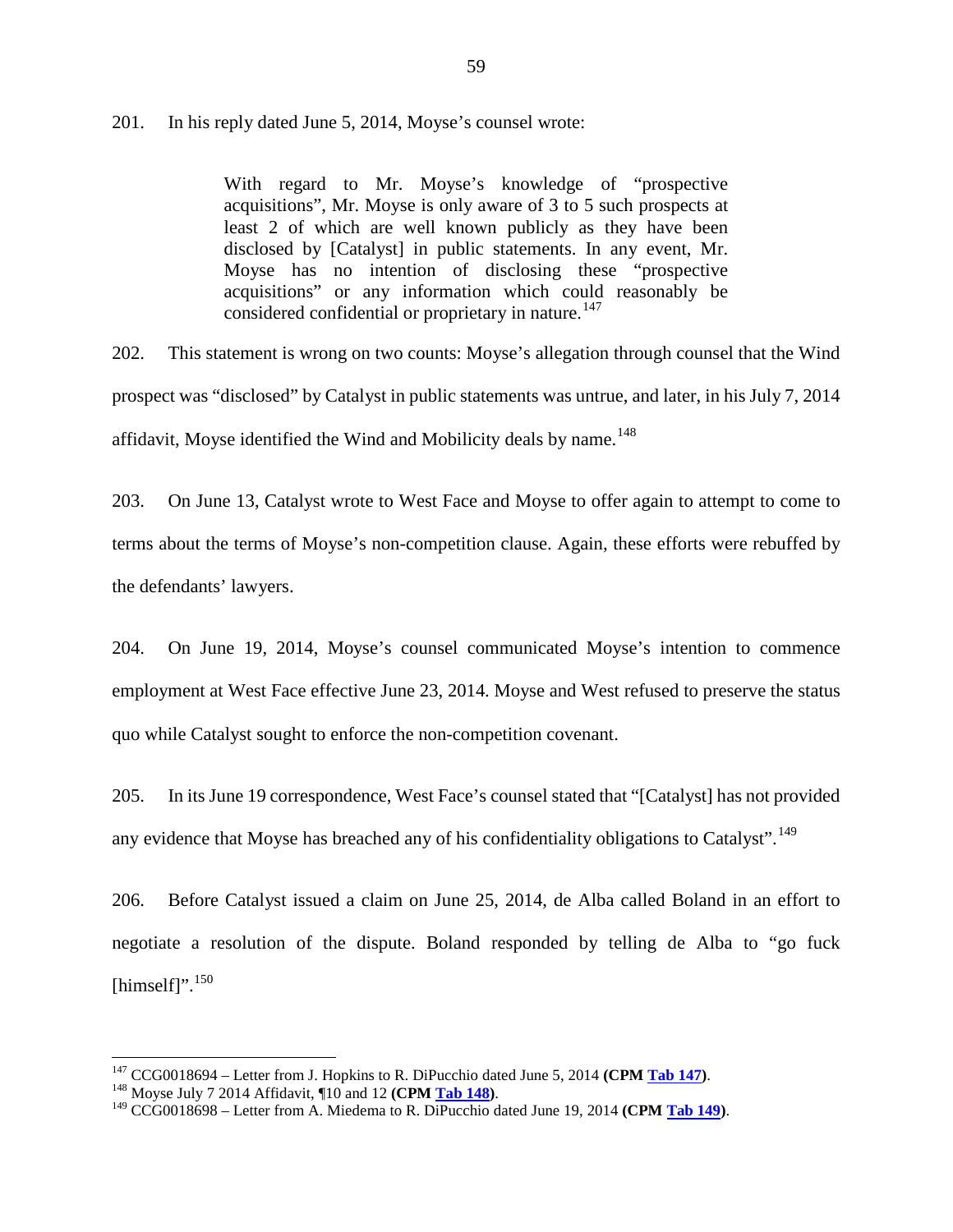201. In his reply dated June 5, 2014, Moyse's counsel wrote:

> With regard to Mr. Moyse's knowledge of "prospective acquisitions", Mr. Moyse is only aware of 3 to 5 such prospects at least 2 of which are well known publicly as they have been disclosed by [Catalyst] in public statements. In any event, Mr. Moyse has no intention of disclosing these "prospective acquisitions" or any information which could reasonably be considered confidential or proprietary in nature.[147]

202. This statement is wrong on two counts: Moyse's allegation through counsel that the Wind prospect was "disclosed" by Catalyst in public statements was untrue, and later, in his July 7, 2014 affidavit, Moyse identified the Wind and Mobilicity deals by name.[148]

203. On June 13, Catalyst wrote to West Face and Moyse to offer again to attempt to come to terms about the terms of Moyse's non-competition clause. Again, these efforts were rebuffed by the defendants' lawyers.

204. On June 19, 2014, Moyse's counsel communicated Moyse's intention to commence employment at West Face effective June 23, 2014. Moyse and West refused to preserve the status quo while Catalyst sought to enforce the non-competition covenant.

205. In its June 19 correspondence, West Face's counsel stated that "[Catalyst] has not provided any evidence that Moyse has breached any of his confidentiality obligations to Catalyst".[149]

206. Before Catalyst issued a claim on June 25, 2014, de Alba called Boland in an effort to negotiate a resolution of the dispute. Boland responded by telling de Alba to "go fuck [himself]".[150]

---

[147] CCG0018694 – Letter from J. Hopkins to R. DiPucchio dated June 5, 2014 **(CPM Tab 147)**.

[148] Moyse July 7 2014 Affidavit, ¶10 and 12 **(CPM Tab 148)**.

[149] CCG0018698 – Letter from A. Miedema to R. DiPucchio dated June 19, 2014 **(CPM Tab 149)**.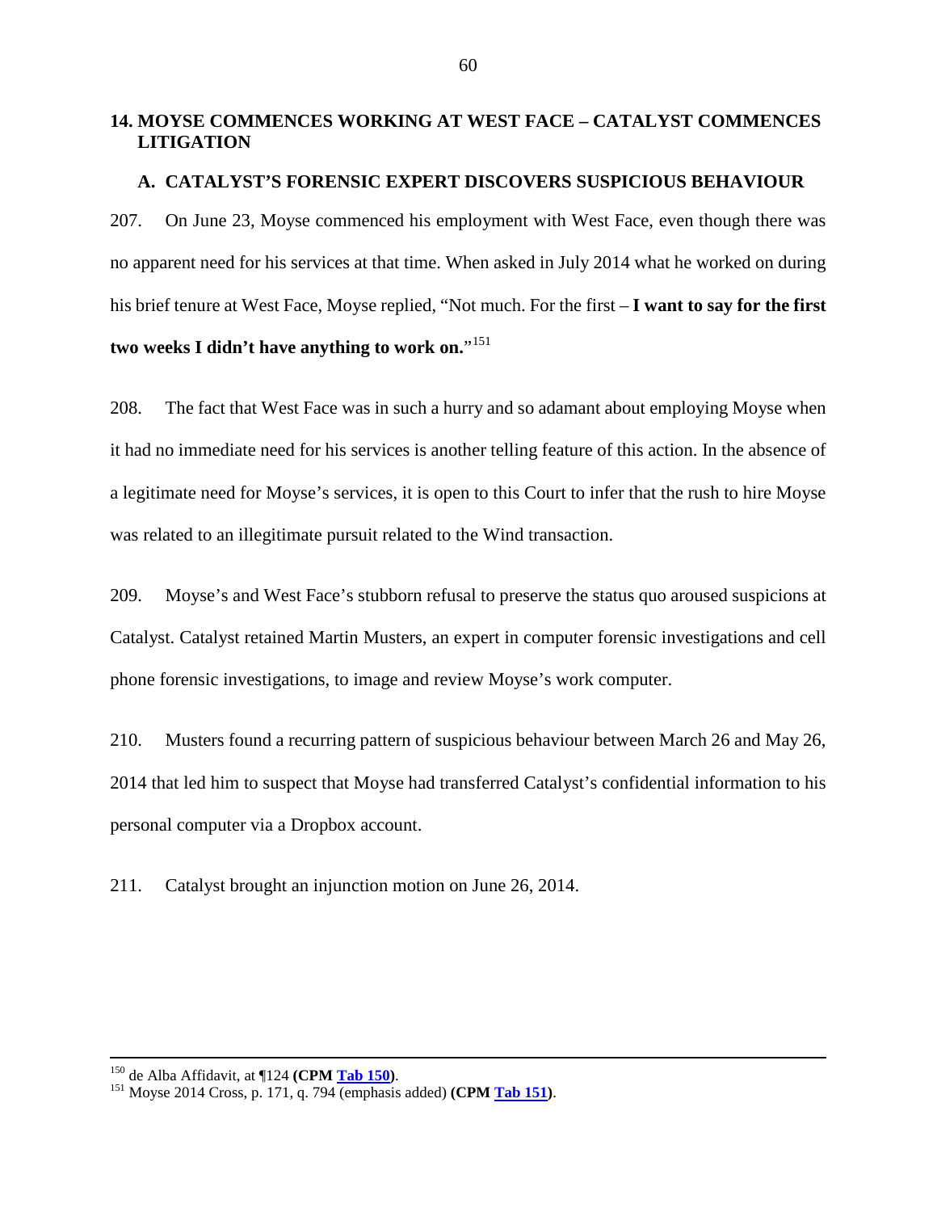## 14. MOYSE COMMENCES WORKING AT WEST FACE – CATALYST COMMENCES LITIGATION

### A. CATALYST'S FORENSIC EXPERT DISCOVERS SUSPICIOUS BEHAVIOUR

207. On June 23, Moyse commenced his employment with West Face, even though there was no apparent need for his services at that time. When asked in July 2014 what he worked on during his brief tenure at West Face, Moyse replied, "Not much. For the first – **I want to say for the first two weeks I didn't have anything to work on.**"[151]

208. The fact that West Face was in such a hurry and so adamant about employing Moyse when it had no immediate need for his services is another telling feature of this action. In the absence of a legitimate need for Moyse's services, it is open to this Court to infer that the rush to hire Moyse was related to an illegitimate pursuit related to the Wind transaction.

209. Moyse's and West Face's stubborn refusal to preserve the status quo aroused suspicions at Catalyst. Catalyst retained Martin Musters, an expert in computer forensic investigations and cell phone forensic investigations, to image and review Moyse's work computer.

210. Musters found a recurring pattern of suspicious behaviour between March 26 and May 26, 2014 that led him to suspect that Moyse had transferred Catalyst's confidential information to his personal computer via a Dropbox account.

211. Catalyst brought an injunction motion on June 26, 2014.

---

[150] de Alba Affidavit, at ¶124 **(CPM Tab 150)**.

[151] Moyse 2014 Cross, p. 171, q. 794 (emphasis added) **(CPM Tab 151)**.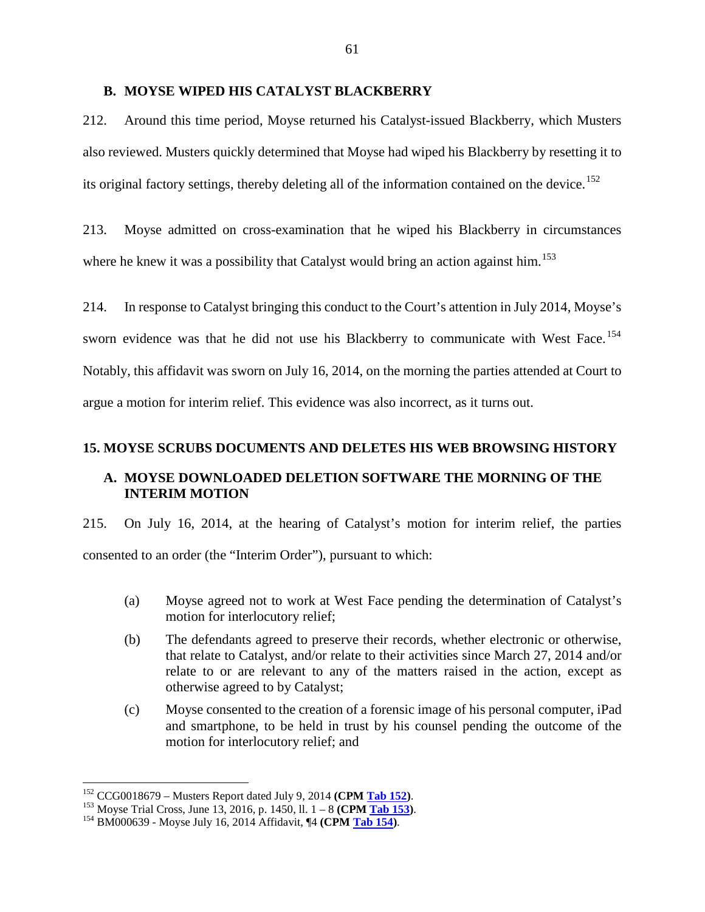### B. MOYSE WIPED HIS CATALYST BLACKBERRY

212. Around this time period, Moyse returned his Catalyst-issued Blackberry, which Musters also reviewed. Musters quickly determined that Moyse had wiped his Blackberry by resetting it to its original factory settings, thereby deleting all of the information contained on the device.[152]

213. Moyse admitted on cross-examination that he wiped his Blackberry in circumstances where he knew it was a possibility that Catalyst would bring an action against him.[153]

214. In response to Catalyst bringing this conduct to the Court's attention in July 2014, Moyse's sworn evidence was that he did not use his Blackberry to communicate with West Face.[154] Notably, this affidavit was sworn on July 16, 2014, on the morning the parties attended at Court to argue a motion for interim relief. This evidence was also incorrect, as it turns out.

## 15. MOYSE SCRUBS DOCUMENTS AND DELETES HIS WEB BROWSING HISTORY

### A. MOYSE DOWNLOADED DELETION SOFTWARE THE MORNING OF THE INTERIM MOTION

215. On July 16, 2014, at the hearing of Catalyst's motion for interim relief, the parties consented to an order (the "Interim Order"), pursuant to which:

(a) Moyse agreed not to work at West Face pending the determination of Catalyst's motion for interlocutory relief;

(b) The defendants agreed to preserve their records, whether electronic or otherwise, that relate to Catalyst, and/or relate to their activities since March 27, 2014 and/or relate to or are relevant to any of the matters raised in the action, except as otherwise agreed to by Catalyst;

(c) Moyse consented to the creation of a forensic image of his personal computer, iPad and smartphone, to be held in trust by his counsel pending the outcome of the motion for interlocutory relief; and

---

[152] CCG0018679 – Musters Report dated July 9, 2014 **(CPM Tab 152)**.

[153] Moyse Trial Cross, June 13, 2016, p. 1450, ll. 1 – 8 **(CPM Tab 153)**.

[154] BM000639 - Moyse July 16, 2014 Affidavit, ¶4 **(CPM Tab 154)**.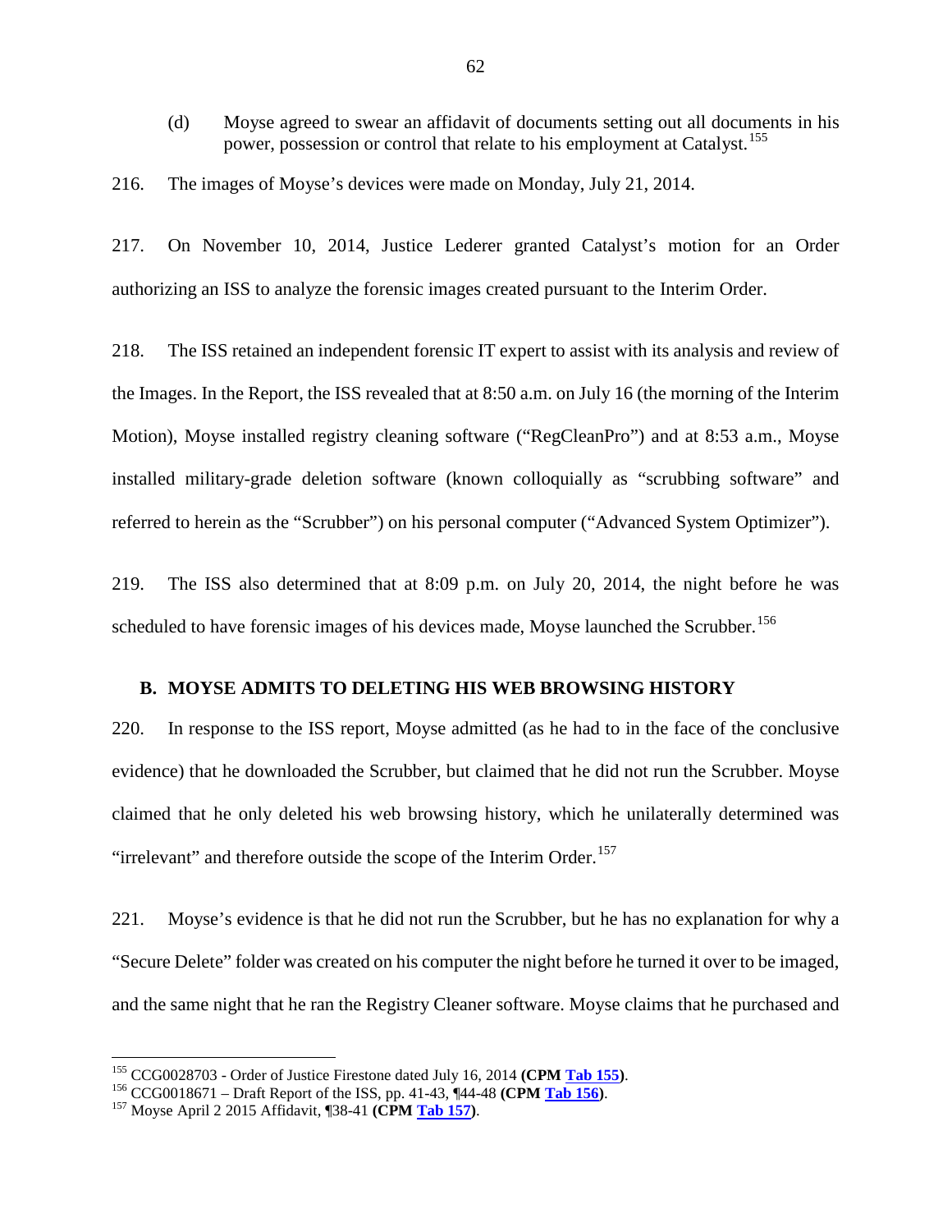(d) Moyse agreed to swear an affidavit of documents setting out all documents in his power, possession or control that relate to his employment at Catalyst.[155]

216. The images of Moyse's devices were made on Monday, July 21, 2014.

217. On November 10, 2014, Justice Lederer granted Catalyst's motion for an Order authorizing an ISS to analyze the forensic images created pursuant to the Interim Order.

218. The ISS retained an independent forensic IT expert to assist with its analysis and review of the Images. In the Report, the ISS revealed that at 8:50 a.m. on July 16 (the morning of the Interim Motion), Moyse installed registry cleaning software ("RegCleanPro") and at 8:53 a.m., Moyse installed military-grade deletion software (known colloquially as "scrubbing software" and referred to herein as the "Scrubber") on his personal computer ("Advanced System Optimizer").

219. The ISS also determined that at 8:09 p.m. on July 20, 2014, the night before he was scheduled to have forensic images of his devices made, Moyse launched the Scrubber.[156]

## B. MOYSE ADMITS TO DELETING HIS WEB BROWSING HISTORY

220. In response to the ISS report, Moyse admitted (as he had to in the face of the conclusive evidence) that he downloaded the Scrubber, but claimed that he did not run the Scrubber. Moyse claimed that he only deleted his web browsing history, which he unilaterally determined was "irrelevant" and therefore outside the scope of the Interim Order.[157]

221. Moyse's evidence is that he did not run the Scrubber, but he has no explanation for why a "Secure Delete" folder was created on his computer the night before he turned it over to be imaged, and the same night that he ran the Registry Cleaner software. Moyse claims that he purchased and

---

[155] CCG0028703 - Order of Justice Firestone dated July 16, 2014 **(CPM Tab 155)**.

[156] CCG0018671 – Draft Report of the ISS, pp. 41-43, ¶44-48 **(CPM Tab 156)**.

[157] Moyse April 2 2015 Affidavit, ¶38-41 **(CPM Tab 157)**.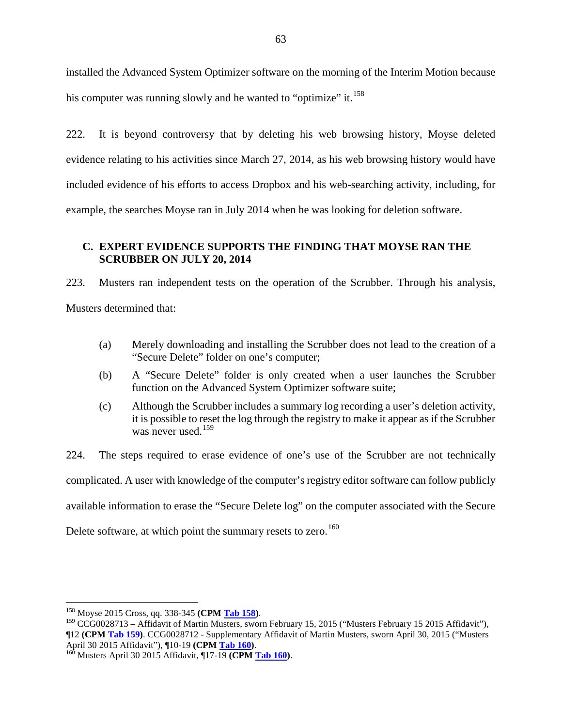installed the Advanced System Optimizer software on the morning of the Interim Motion because his computer was running slowly and he wanted to "optimize" it.[158]

222. It is beyond controversy that by deleting his web browsing history, Moyse deleted evidence relating to his activities since March 27, 2014, as his web browsing history would have included evidence of his efforts to access Dropbox and his web-searching activity, including, for example, the searches Moyse ran in July 2014 when he was looking for deletion software.

## C. EXPERT EVIDENCE SUPPORTS THE FINDING THAT MOYSE RAN THE SCRUBBER ON JULY 20, 2014

223. Musters ran independent tests on the operation of the Scrubber. Through his analysis, Musters determined that:

(a) Merely downloading and installing the Scrubber does not lead to the creation of a "Secure Delete" folder on one's computer;

(b) A "Secure Delete" folder is only created when a user launches the Scrubber function on the Advanced System Optimizer software suite;

(c) Although the Scrubber includes a summary log recording a user's deletion activity, it is possible to reset the log through the registry to make it appear as if the Scrubber was never used.[159]

224. The steps required to erase evidence of one's use of the Scrubber are not technically complicated. A user with knowledge of the computer's registry editor software can follow publicly available information to erase the "Secure Delete log" on the computer associated with the Secure Delete software, at which point the summary resets to zero.[160]

---

[158] Moyse 2015 Cross, qq. 338-345 **(CPM Tab 158)**.

[159] CCG0028713 – Affidavit of Martin Musters, sworn February 15, 2015 ("Musters February 15 2015 Affidavit"), ¶12 **(CPM Tab 159)**. CCG0028712 - Supplementary Affidavit of Martin Musters, sworn April 30, 2015 ("Musters April 30 2015 Affidavit"), ¶10-19 **(CPM Tab 160)**.

[160] Musters April 30 2015 Affidavit, ¶17-19 **(CPM Tab 160)**.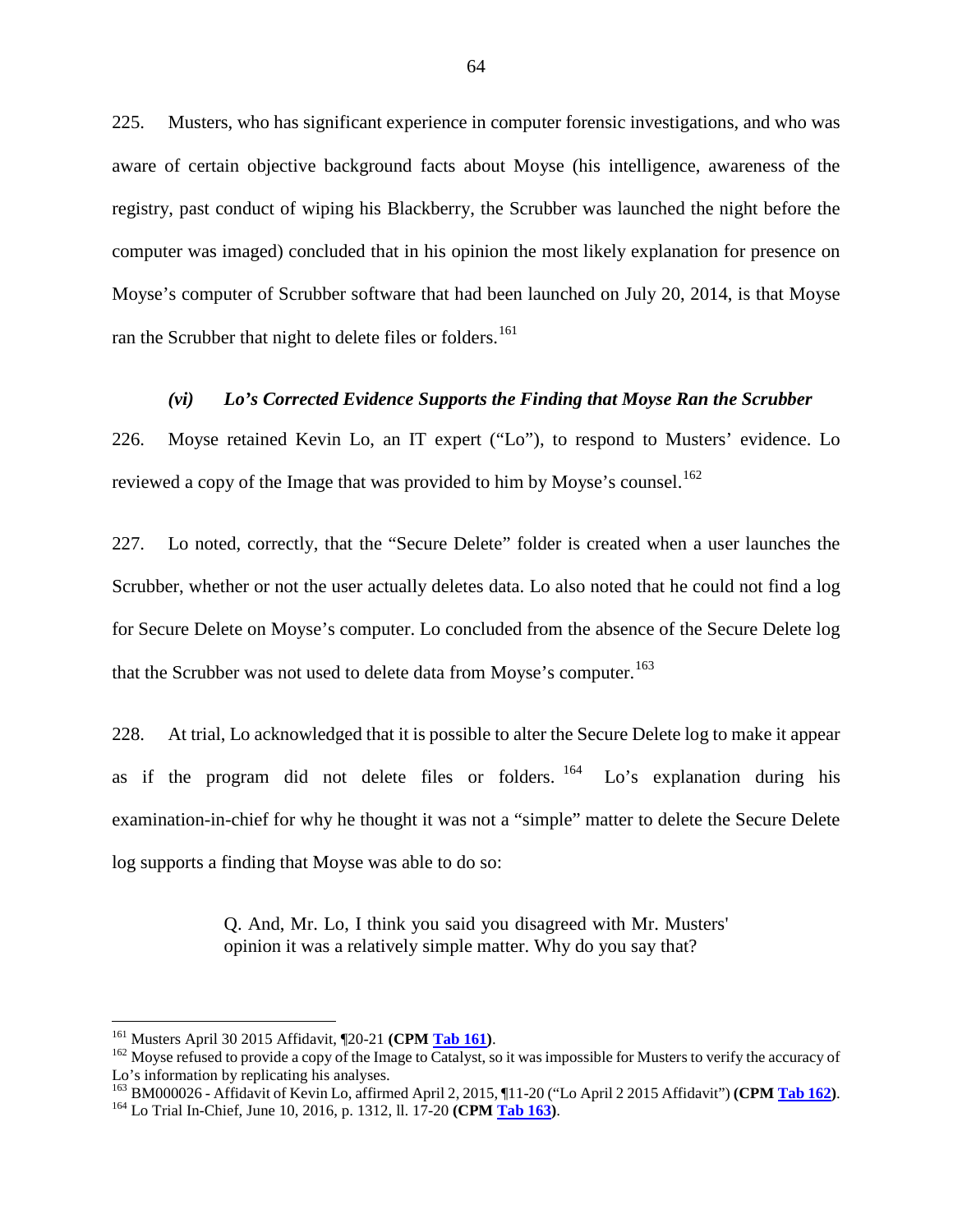225. Musters, who has significant experience in computer forensic investigations, and who was aware of certain objective background facts about Moyse (his intelligence, awareness of the registry, past conduct of wiping his Blackberry, the Scrubber was launched the night before the computer was imaged) concluded that in his opinion the most likely explanation for presence on Moyse's computer of Scrubber software that had been launched on July 20, 2014, is that Moyse ran the Scrubber that night to delete files or folders.[161]

### *(vi) Lo's Corrected Evidence Supports the Finding that Moyse Ran the Scrubber*

226. Moyse retained Kevin Lo, an IT expert ("Lo"), to respond to Musters' evidence. Lo reviewed a copy of the Image that was provided to him by Moyse's counsel.[162]

227. Lo noted, correctly, that the "Secure Delete" folder is created when a user launches the Scrubber, whether or not the user actually deletes data. Lo also noted that he could not find a log for Secure Delete on Moyse's computer. Lo concluded from the absence of the Secure Delete log that the Scrubber was not used to delete data from Moyse's computer.[163]

228. At trial, Lo acknowledged that it is possible to alter the Secure Delete log to make it appear as if the program did not delete files or folders.[164] Lo's explanation during his examination-in-chief for why he thought it was not a "simple" matter to delete the Secure Delete log supports a finding that Moyse was able to do so:

> Q. And, Mr. Lo, I think you said you disagreed with Mr. Musters' opinion it was a relatively simple matter. Why do you say that?

---

[161] Musters April 30 2015 Affidavit, ¶20-21 **(CPM Tab 161)**.

[162] Moyse refused to provide a copy of the Image to Catalyst, so it was impossible for Musters to verify the accuracy of Lo's information by replicating his analyses.

[163] BM000026 - Affidavit of Kevin Lo, affirmed April 2, 2015, ¶11-20 ("Lo April 2 2015 Affidavit") **(CPM Tab 162)**.

[164] Lo Trial In-Chief, June 10, 2016, p. 1312, ll. 17-20 **(CPM Tab 163)**.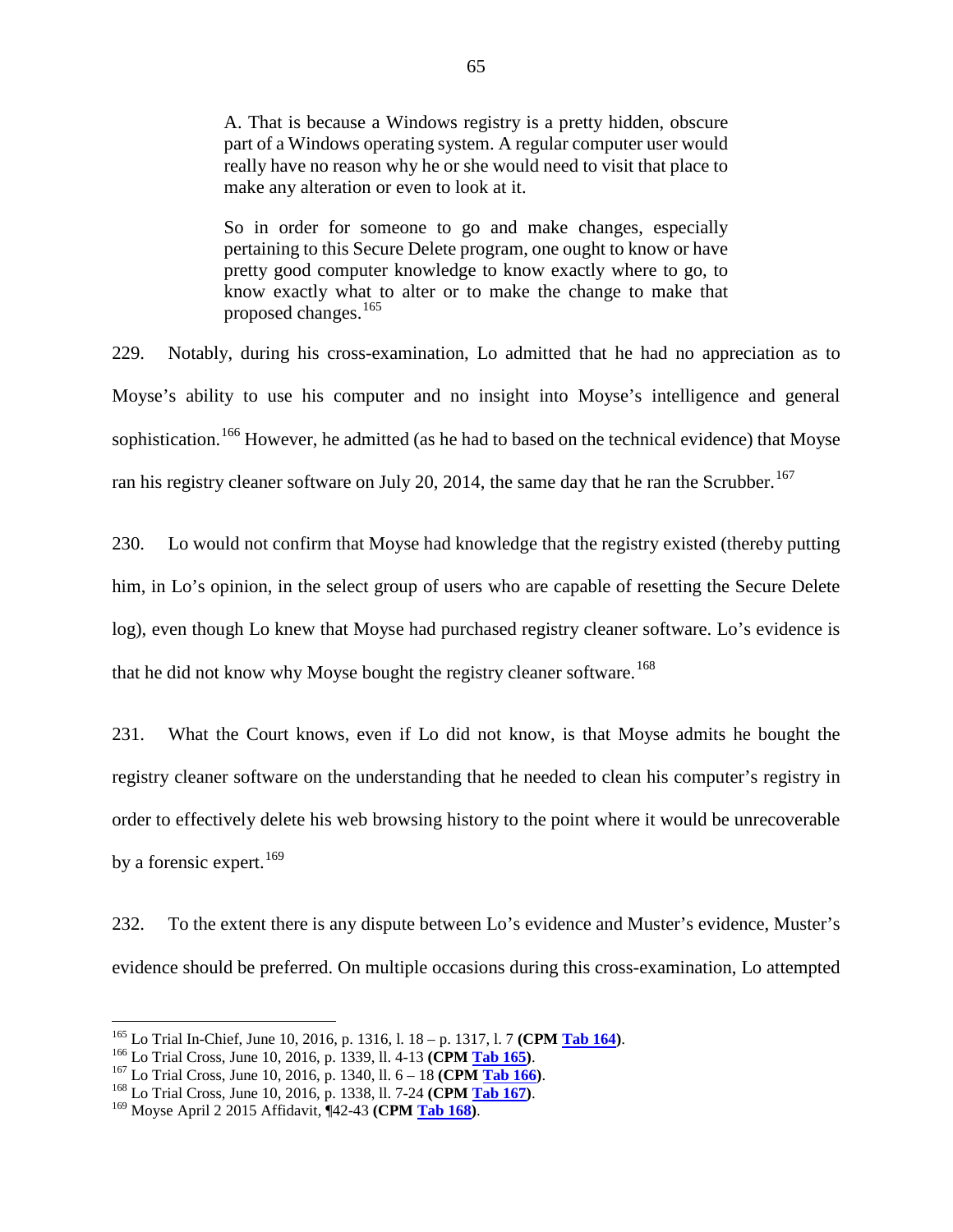> A. That is because a Windows registry is a pretty hidden, obscure part of a Windows operating system. A regular computer user would really have no reason why he or she would need to visit that place to make any alteration or even to look at it.
>
> So in order for someone to go and make changes, especially pertaining to this Secure Delete program, one ought to know or have pretty good computer knowledge to know exactly where to go, to know exactly what to alter or to make the change to make that proposed changes.[165]

229. Notably, during his cross-examination, Lo admitted that he had no appreciation as to Moyse's ability to use his computer and no insight into Moyse's intelligence and general sophistication.[166] However, he admitted (as he had to based on the technical evidence) that Moyse ran his registry cleaner software on July 20, 2014, the same day that he ran the Scrubber.[167]

230. Lo would not confirm that Moyse had knowledge that the registry existed (thereby putting him, in Lo's opinion, in the select group of users who are capable of resetting the Secure Delete log), even though Lo knew that Moyse had purchased registry cleaner software. Lo's evidence is that he did not know why Moyse bought the registry cleaner software.[168]

231. What the Court knows, even if Lo did not know, is that Moyse admits he bought the registry cleaner software on the understanding that he needed to clean his computer's registry in order to effectively delete his web browsing history to the point where it would be unrecoverable by a forensic expert.[169]

232. To the extent there is any dispute between Lo's evidence and Muster's evidence, Muster's evidence should be preferred. On multiple occasions during this cross-examination, Lo attempted

---

[165] Lo Trial In-Chief, June 10, 2016, p. 1316, l. 18 – p. 1317, l. 7 **(CPM Tab 164)**.
[166] Lo Trial Cross, June 10, 2016, p. 1339, ll. 4-13 **(CPM Tab 165)**.
[167] Lo Trial Cross, June 10, 2016, p. 1340, ll. 6 – 18 **(CPM Tab 166)**.
[168] Lo Trial Cross, June 10, 2016, p. 1338, ll. 7-24 **(CPM Tab 167)**.
[169] Moyse April 2 2015 Affidavit, ¶42-43 **(CPM Tab 168)**.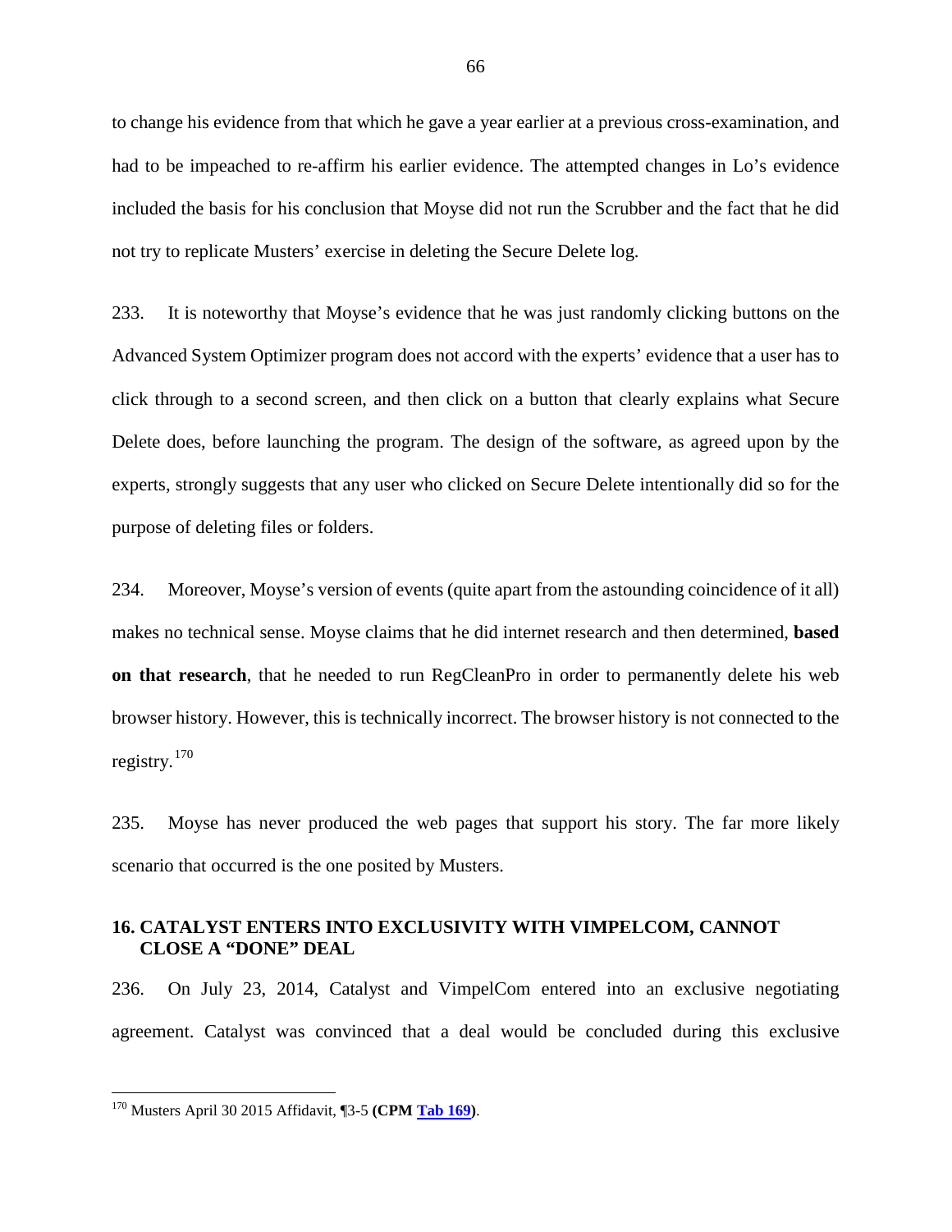to change his evidence from that which he gave a year earlier at a previous cross-examination, and had to be impeached to re-affirm his earlier evidence. The attempted changes in Lo's evidence included the basis for his conclusion that Moyse did not run the Scrubber and the fact that he did not try to replicate Musters' exercise in deleting the Secure Delete log.

233. It is noteworthy that Moyse's evidence that he was just randomly clicking buttons on the Advanced System Optimizer program does not accord with the experts' evidence that a user has to click through to a second screen, and then click on a button that clearly explains what Secure Delete does, before launching the program. The design of the software, as agreed upon by the experts, strongly suggests that any user who clicked on Secure Delete intentionally did so for the purpose of deleting files or folders.

234. Moreover, Moyse's version of events (quite apart from the astounding coincidence of it all) makes no technical sense. Moyse claims that he did internet research and then determined, **based on that research**, that he needed to run RegCleanPro in order to permanently delete his web browser history. However, this is technically incorrect. The browser history is not connected to the registry.[170]

235. Moyse has never produced the web pages that support his story. The far more likely scenario that occurred is the one posited by Musters.

### 16. CATALYST ENTERS INTO EXCLUSIVITY WITH VIMPELCOM, CANNOT CLOSE A "DONE" DEAL

236. On July 23, 2014, Catalyst and VimpelCom entered into an exclusive negotiating agreement. Catalyst was convinced that a deal would be concluded during this exclusive

---

[170] Musters April 30 2015 Affidavit, ¶3-5 **(CPM Tab 169)**.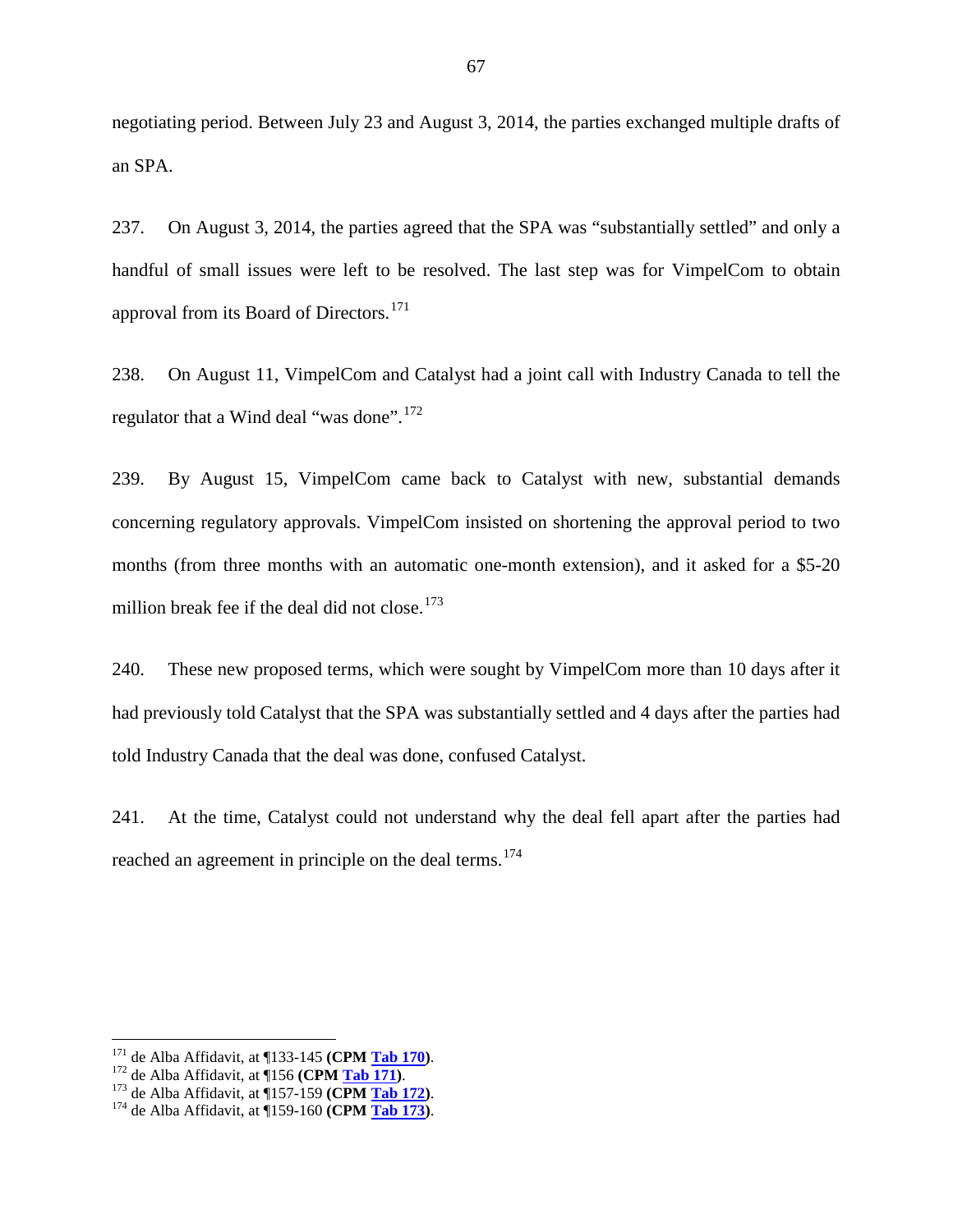negotiating period. Between July 23 and August 3, 2014, the parties exchanged multiple drafts of an SPA.

237. On August 3, 2014, the parties agreed that the SPA was "substantially settled" and only a handful of small issues were left to be resolved. The last step was for VimpelCom to obtain approval from its Board of Directors.[171]

238. On August 11, VimpelCom and Catalyst had a joint call with Industry Canada to tell the regulator that a Wind deal "was done".[172]

239. By August 15, VimpelCom came back to Catalyst with new, substantial demands concerning regulatory approvals. VimpelCom insisted on shortening the approval period to two months (from three months with an automatic one-month extension), and it asked for a $5-20 million break fee if the deal did not close.[173]

240. These new proposed terms, which were sought by VimpelCom more than 10 days after it had previously told Catalyst that the SPA was substantially settled and 4 days after the parties had told Industry Canada that the deal was done, confused Catalyst.

241. At the time, Catalyst could not understand why the deal fell apart after the parties had reached an agreement in principle on the deal terms.[174]

---

[171] de Alba Affidavit, at ¶133-145 **(CPM Tab 170)**.
[172] de Alba Affidavit, at ¶156 **(CPM Tab 171)**.
[173] de Alba Affidavit, at ¶157-159 **(CPM Tab 172)**.
[174] de Alba Affidavit, at ¶159-160 **(CPM Tab 173)**.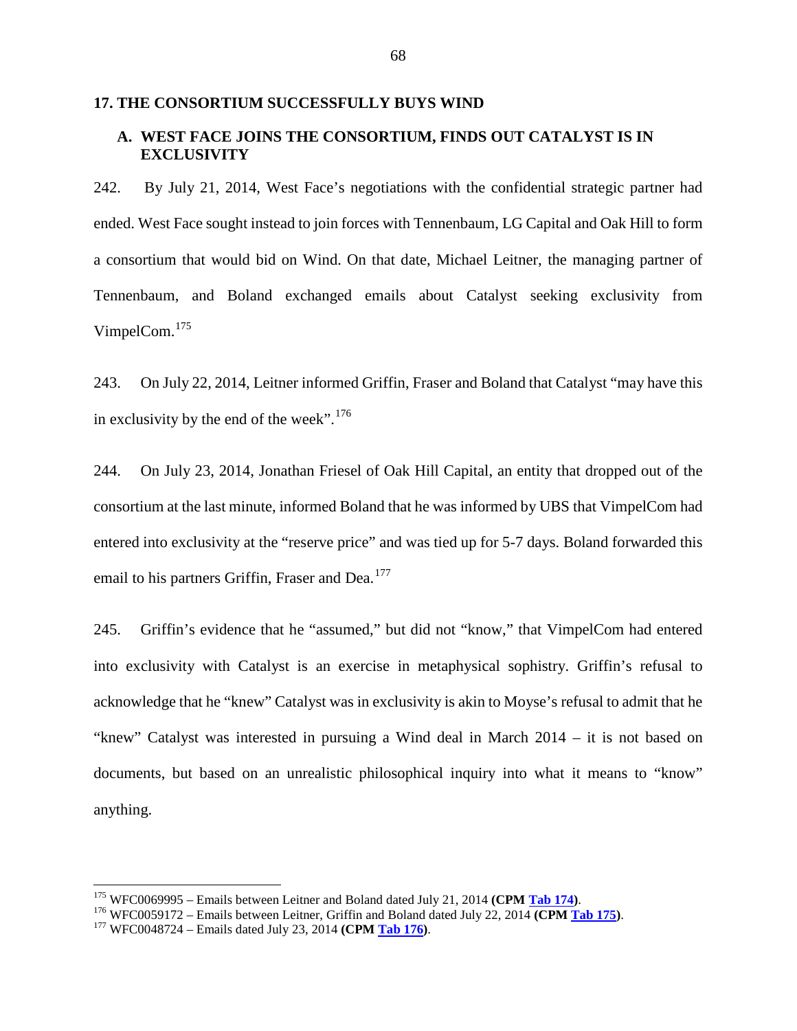## 17. THE CONSORTIUM SUCCESSFULLY BUYS WIND

### A. WEST FACE JOINS THE CONSORTIUM, FINDS OUT CATALYST IS IN EXCLUSIVITY

242. By July 21, 2014, West Face's negotiations with the confidential strategic partner had ended. West Face sought instead to join forces with Tennenbaum, LG Capital and Oak Hill to form a consortium that would bid on Wind. On that date, Michael Leitner, the managing partner of Tennenbaum, and Boland exchanged emails about Catalyst seeking exclusivity from VimpelCom.[175]

243. On July 22, 2014, Leitner informed Griffin, Fraser and Boland that Catalyst "may have this in exclusivity by the end of the week".[176]

244. On July 23, 2014, Jonathan Friesel of Oak Hill Capital, an entity that dropped out of the consortium at the last minute, informed Boland that he was informed by UBS that VimpelCom had entered into exclusivity at the "reserve price" and was tied up for 5-7 days. Boland forwarded this email to his partners Griffin, Fraser and Dea.[177]

245. Griffin's evidence that he "assumed," but did not "know," that VimpelCom had entered into exclusivity with Catalyst is an exercise in metaphysical sophistry. Griffin's refusal to acknowledge that he "knew" Catalyst was in exclusivity is akin to Moyse's refusal to admit that he "knew" Catalyst was interested in pursuing a Wind deal in March 2014 – it is not based on documents, but based on an unrealistic philosophical inquiry into what it means to "know" anything.

---

[175] WFC0069995 – Emails between Leitner and Boland dated July 21, 2014 **(CPM Tab 174)**.

[176] WFC0059172 – Emails between Leitner, Griffin and Boland dated July 22, 2014 **(CPM Tab 175)**.

[177] WFC0048724 – Emails dated July 23, 2014 **(CPM Tab 176)**.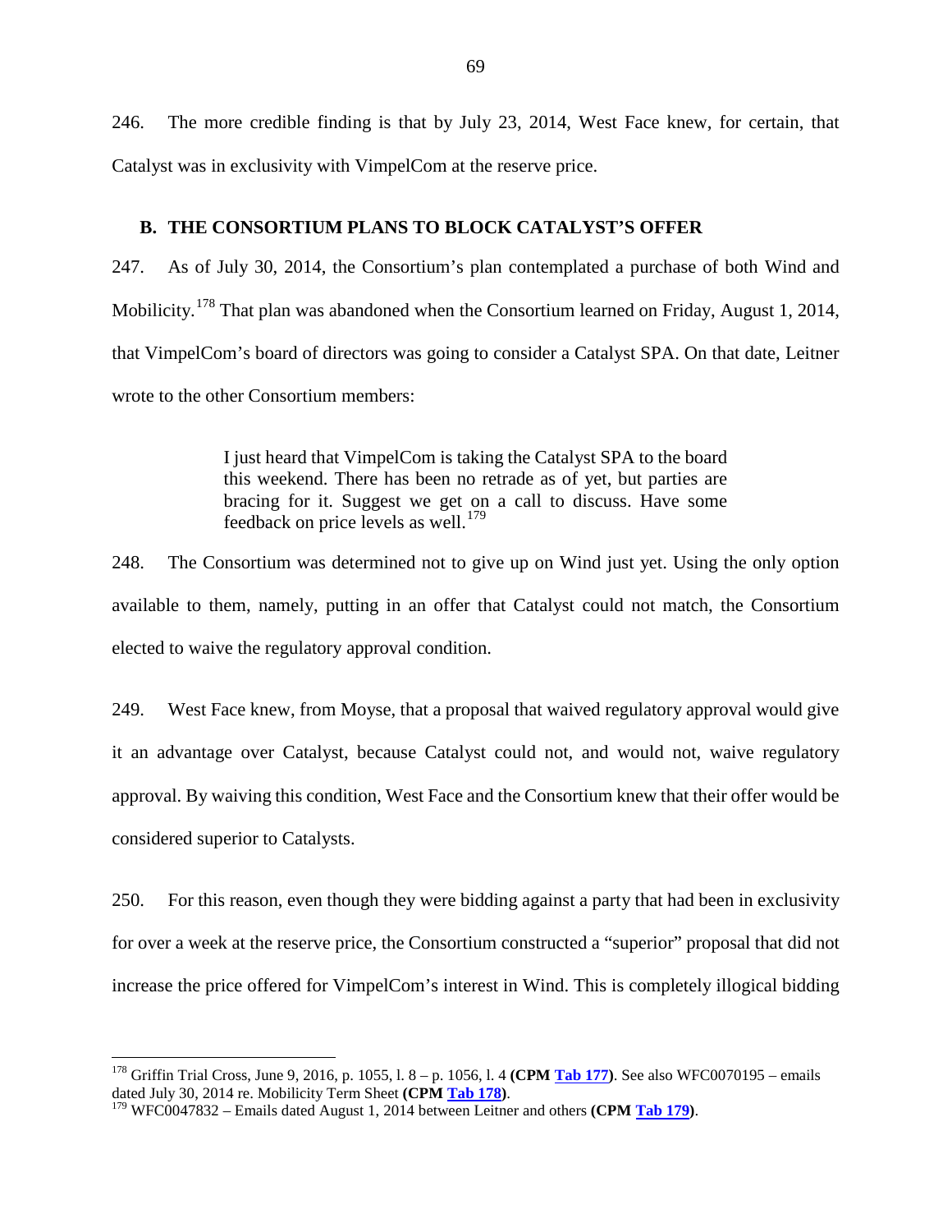246. The more credible finding is that by July 23, 2014, West Face knew, for certain, that Catalyst was in exclusivity with VimpelCom at the reserve price.

### B. THE CONSORTIUM PLANS TO BLOCK CATALYST'S OFFER

247. As of July 30, 2014, the Consortium's plan contemplated a purchase of both Wind and Mobilicity.[178] That plan was abandoned when the Consortium learned on Friday, August 1, 2014, that VimpelCom's board of directors was going to consider a Catalyst SPA. On that date, Leitner wrote to the other Consortium members:

> I just heard that VimpelCom is taking the Catalyst SPA to the board this weekend. There has been no retrade as of yet, but parties are bracing for it. Suggest we get on a call to discuss. Have some feedback on price levels as well.[179]

248. The Consortium was determined not to give up on Wind just yet. Using the only option available to them, namely, putting in an offer that Catalyst could not match, the Consortium elected to waive the regulatory approval condition.

249. West Face knew, from Moyse, that a proposal that waived regulatory approval would give it an advantage over Catalyst, because Catalyst could not, and would not, waive regulatory approval. By waiving this condition, West Face and the Consortium knew that their offer would be considered superior to Catalysts.

250. For this reason, even though they were bidding against a party that had been in exclusivity for over a week at the reserve price, the Consortium constructed a "superior" proposal that did not increase the price offered for VimpelCom's interest in Wind. This is completely illogical bidding

---

[178] Griffin Trial Cross, June 9, 2016, p. 1055, l. 8 – p. 1056, l. 4 **(CPM Tab 177)**. See also WFC0070195 – emails dated July 30, 2014 re. Mobilicity Term Sheet **(CPM Tab 178)**.

[179] WFC0047832 – Emails dated August 1, 2014 between Leitner and others **(CPM Tab 179)**.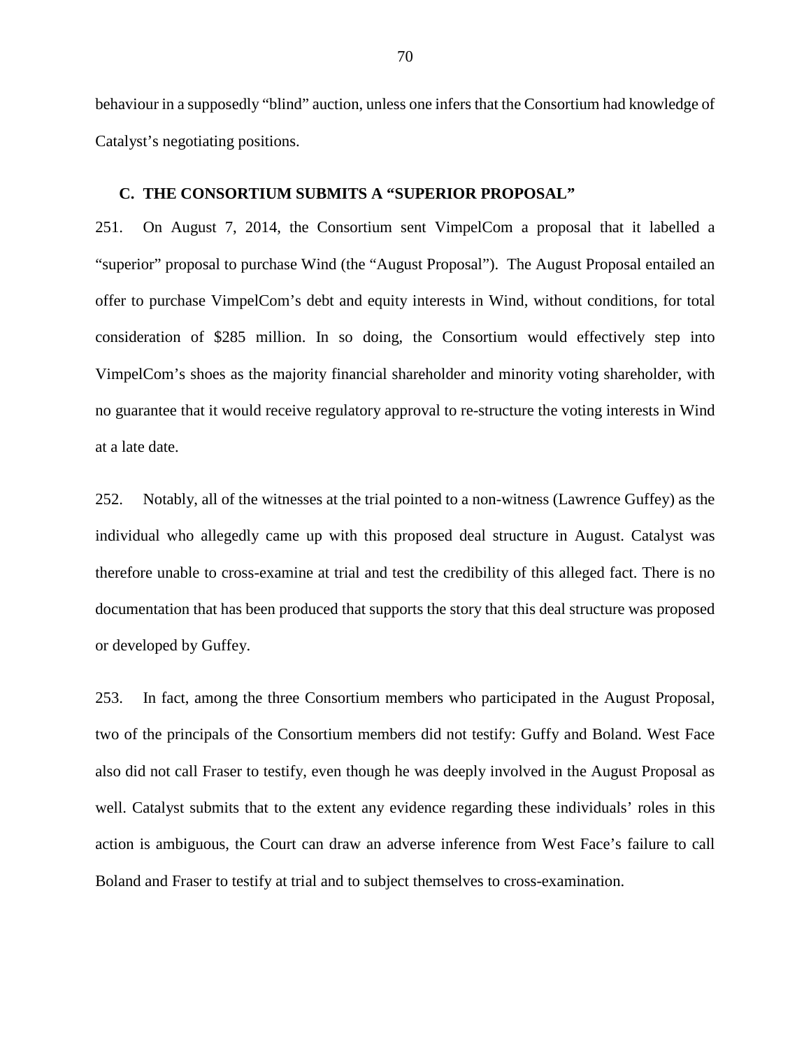behaviour in a supposedly "blind" auction, unless one infers that the Consortium had knowledge of Catalyst's negotiating positions.

### C. THE CONSORTIUM SUBMITS A "SUPERIOR PROPOSAL"

251. On August 7, 2014, the Consortium sent VimpelCom a proposal that it labelled a "superior" proposal to purchase Wind (the "August Proposal"). The August Proposal entailed an offer to purchase VimpelCom's debt and equity interests in Wind, without conditions, for total consideration of $285 million. In so doing, the Consortium would effectively step into VimpelCom's shoes as the majority financial shareholder and minority voting shareholder, with no guarantee that it would receive regulatory approval to re-structure the voting interests in Wind at a late date.

252. Notably, all of the witnesses at the trial pointed to a non-witness (Lawrence Guffey) as the individual who allegedly came up with this proposed deal structure in August. Catalyst was therefore unable to cross-examine at trial and test the credibility of this alleged fact. There is no documentation that has been produced that supports the story that this deal structure was proposed or developed by Guffey.

253. In fact, among the three Consortium members who participated in the August Proposal, two of the principals of the Consortium members did not testify: Guffy and Boland. West Face also did not call Fraser to testify, even though he was deeply involved in the August Proposal as well. Catalyst submits that to the extent any evidence regarding these individuals' roles in this action is ambiguous, the Court can draw an adverse inference from West Face's failure to call Boland and Fraser to testify at trial and to subject themselves to cross-examination.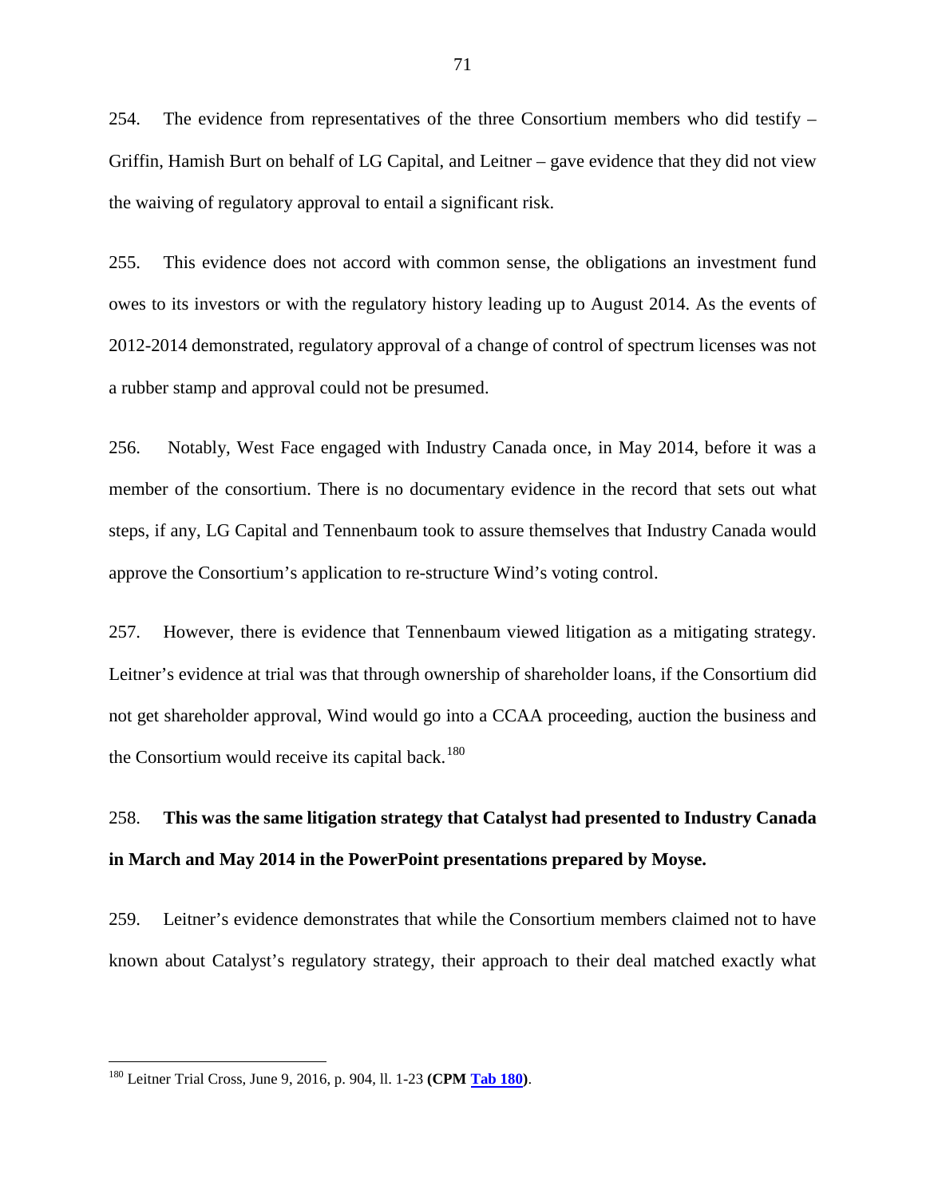254. The evidence from representatives of the three Consortium members who did testify – Griffin, Hamish Burt on behalf of LG Capital, and Leitner – gave evidence that they did not view the waiving of regulatory approval to entail a significant risk.

255. This evidence does not accord with common sense, the obligations an investment fund owes to its investors or with the regulatory history leading up to August 2014. As the events of 2012-2014 demonstrated, regulatory approval of a change of control of spectrum licenses was not a rubber stamp and approval could not be presumed.

256. Notably, West Face engaged with Industry Canada once, in May 2014, before it was a member of the consortium. There is no documentary evidence in the record that sets out what steps, if any, LG Capital and Tennenbaum took to assure themselves that Industry Canada would approve the Consortium's application to re-structure Wind's voting control.

257. However, there is evidence that Tennenbaum viewed litigation as a mitigating strategy. Leitner's evidence at trial was that through ownership of shareholder loans, if the Consortium did not get shareholder approval, Wind would go into a CCAA proceeding, auction the business and the Consortium would receive its capital back.[180]

258. **This was the same litigation strategy that Catalyst had presented to Industry Canada in March and May 2014 in the PowerPoint presentations prepared by Moyse.**

259. Leitner's evidence demonstrates that while the Consortium members claimed not to have known about Catalyst's regulatory strategy, their approach to their deal matched exactly what

---

[180] Leitner Trial Cross, June 9, 2016, p. 904, ll. 1-23 **(CPM Tab 180)**.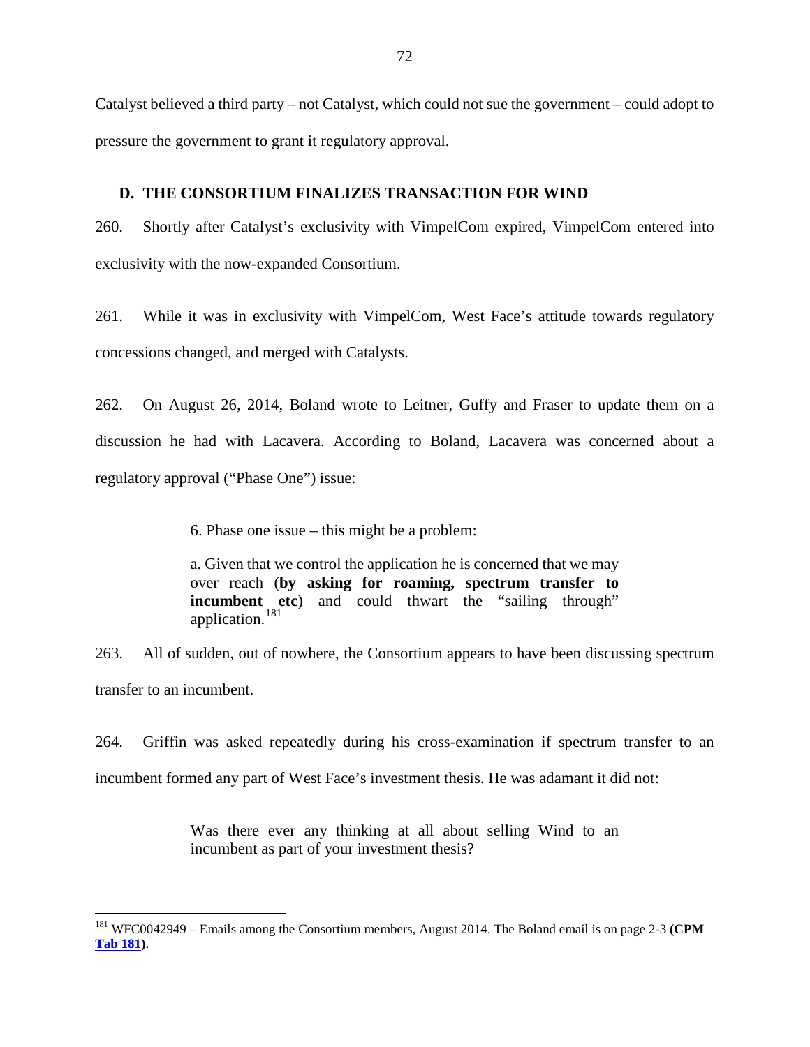Catalyst believed a third party – not Catalyst, which could not sue the government – could adopt to pressure the government to grant it regulatory approval.

### D. THE CONSORTIUM FINALIZES TRANSACTION FOR WIND

260. Shortly after Catalyst's exclusivity with VimpelCom expired, VimpelCom entered into exclusivity with the now-expanded Consortium.

261. While it was in exclusivity with VimpelCom, West Face's attitude towards regulatory concessions changed, and merged with Catalysts.

262. On August 26, 2014, Boland wrote to Leitner, Guffy and Fraser to update them on a discussion he had with Lacavera. According to Boland, Lacavera was concerned about a regulatory approval ("Phase One") issue:

> 6. Phase one issue – this might be a problem:
>
> a. Given that we control the application he is concerned that we may over reach (**by asking for roaming, spectrum transfer to incumbent etc**) and could thwart the "sailing through" application.[181]

263. All of sudden, out of nowhere, the Consortium appears to have been discussing spectrum transfer to an incumbent.

264. Griffin was asked repeatedly during his cross-examination if spectrum transfer to an incumbent formed any part of West Face's investment thesis. He was adamant it did not:

> Was there ever any thinking at all about selling Wind to an incumbent as part of your investment thesis?

---

[181] WFC0042949 – Emails among the Consortium members, August 2014. The Boland email is on page 2-3 **(CPM Tab 181)**.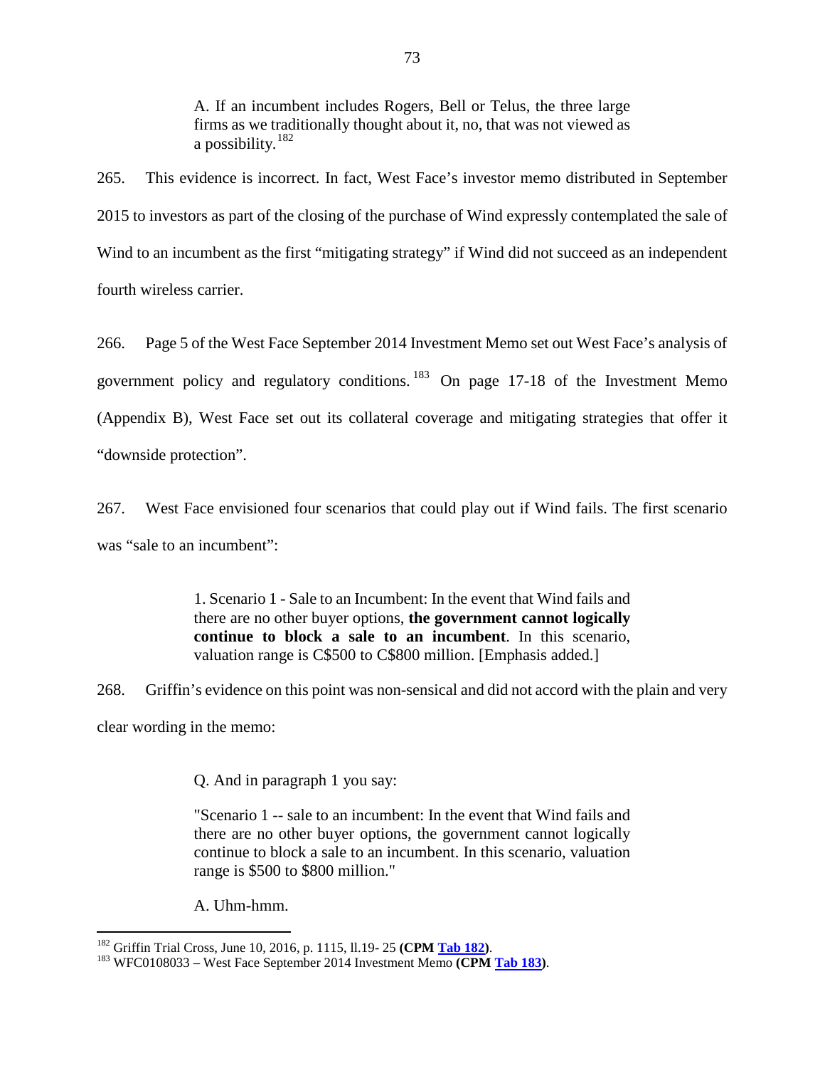> A. If an incumbent includes Rogers, Bell or Telus, the three large firms as we traditionally thought about it, no, that was not viewed as a possibility.[182]

265. This evidence is incorrect. In fact, West Face's investor memo distributed in September 2015 to investors as part of the closing of the purchase of Wind expressly contemplated the sale of Wind to an incumbent as the first "mitigating strategy" if Wind did not succeed as an independent fourth wireless carrier.

266. Page 5 of the West Face September 2014 Investment Memo set out West Face's analysis of government policy and regulatory conditions.[183] On page 17-18 of the Investment Memo (Appendix B), West Face set out its collateral coverage and mitigating strategies that offer it "downside protection".

267. West Face envisioned four scenarios that could play out if Wind fails. The first scenario was "sale to an incumbent":

> 1. Scenario 1 - Sale to an Incumbent: In the event that Wind fails and there are no other buyer options, **the government cannot logically continue to block a sale to an incumbent**. In this scenario, valuation range is C$500 to C$800 million. [Emphasis added.]

268. Griffin's evidence on this point was non-sensical and did not accord with the plain and very clear wording in the memo:

> Q. And in paragraph 1 you say:
>
> "Scenario 1 -- sale to an incumbent: In the event that Wind fails and there are no other buyer options, the government cannot logically continue to block a sale to an incumbent. In this scenario, valuation range is $500 to $800 million."
>
> A. Uhm-hmm.

---

[182] Griffin Trial Cross, June 10, 2016, p. 1115, ll.19- 25 **(CPM Tab 182)**.

[183] WFC0108033 – West Face September 2014 Investment Memo **(CPM Tab 183)**.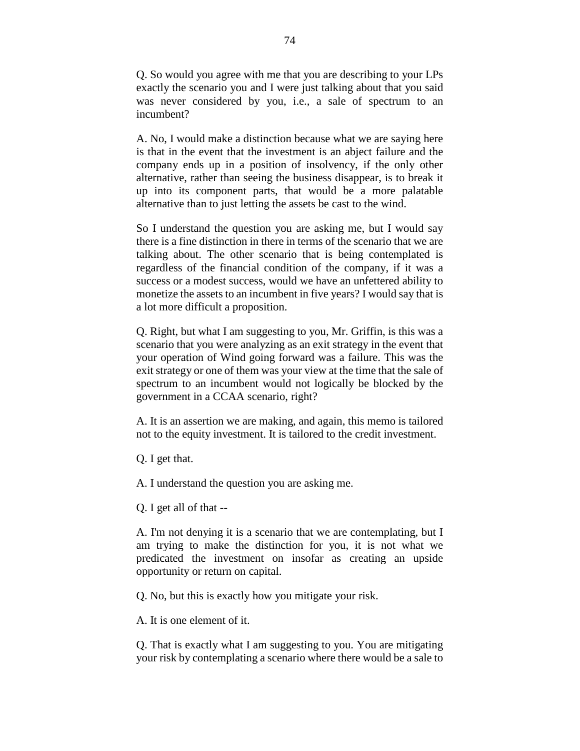Q. So would you agree with me that you are describing to your LPs exactly the scenario you and I were just talking about that you said was never considered by you, i.e., a sale of spectrum to an incumbent?

A. No, I would make a distinction because what we are saying here is that in the event that the investment is an abject failure and the company ends up in a position of insolvency, if the only other alternative, rather than seeing the business disappear, is to break it up into its component parts, that would be a more palatable alternative than to just letting the assets be cast to the wind.

So I understand the question you are asking me, but I would say there is a fine distinction in there in terms of the scenario that we are talking about. The other scenario that is being contemplated is regardless of the financial condition of the company, if it was a success or a modest success, would we have an unfettered ability to monetize the assets to an incumbent in five years? I would say that is a lot more difficult a proposition.

Q. Right, but what I am suggesting to you, Mr. Griffin, is this was a scenario that you were analyzing as an exit strategy in the event that your operation of Wind going forward was a failure. This was the exit strategy or one of them was your view at the time that the sale of spectrum to an incumbent would not logically be blocked by the government in a CCAA scenario, right?

A. It is an assertion we are making, and again, this memo is tailored not to the equity investment. It is tailored to the credit investment.

Q. I get that.

A. I understand the question you are asking me.

Q. I get all of that --

A. I'm not denying it is a scenario that we are contemplating, but I am trying to make the distinction for you, it is not what we predicated the investment on insofar as creating an upside opportunity or return on capital.

Q. No, but this is exactly how you mitigate your risk.

A. It is one element of it.

Q. That is exactly what I am suggesting to you. You are mitigating your risk by contemplating a scenario where there would be a sale to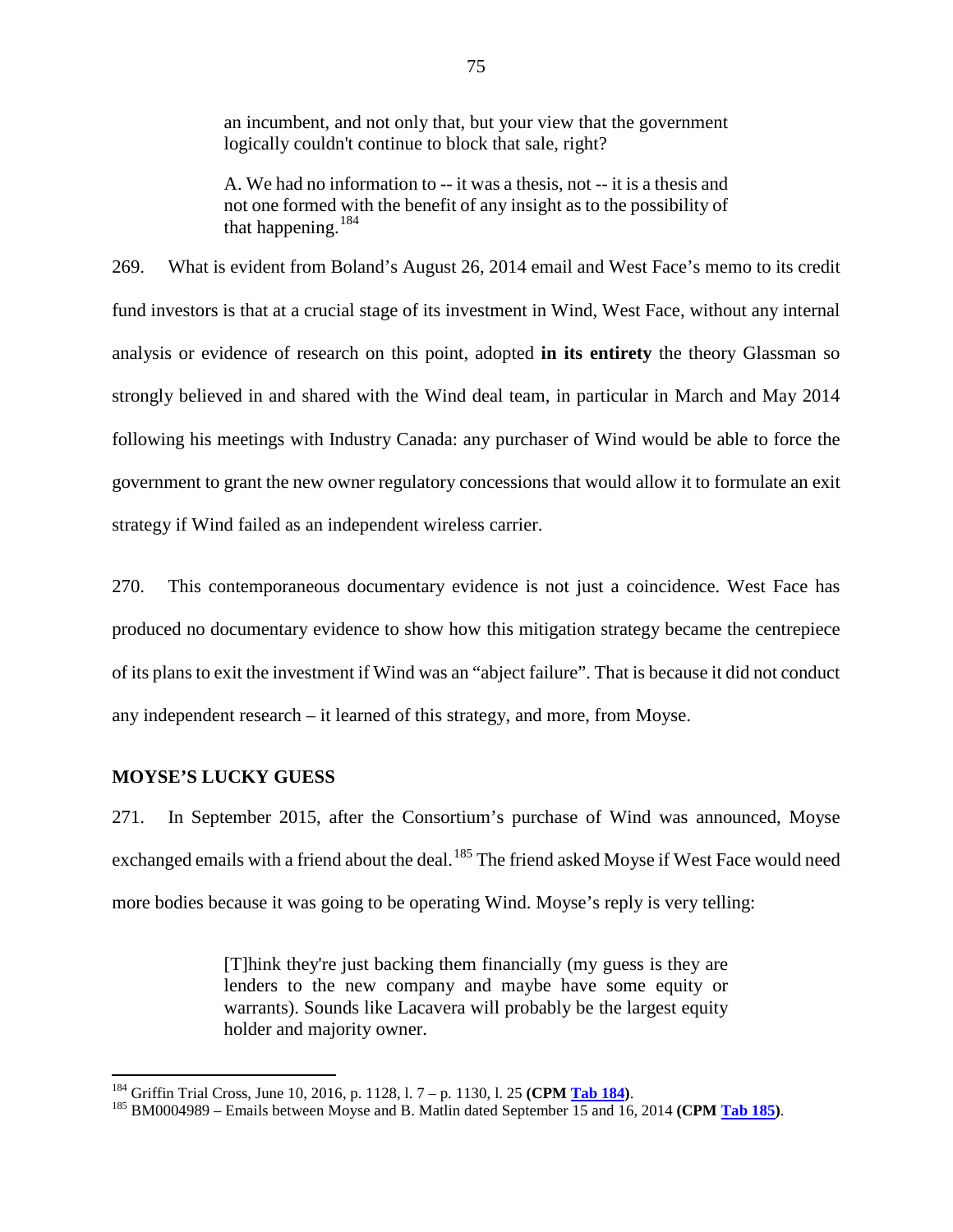> an incumbent, and not only that, but your view that the government logically couldn't continue to block that sale, right?
>
> A. We had no information to -- it was a thesis, not -- it is a thesis and not one formed with the benefit of any insight as to the possibility of that happening.[184]

269. What is evident from Boland's August 26, 2014 email and West Face's memo to its credit fund investors is that at a crucial stage of its investment in Wind, West Face, without any internal analysis or evidence of research on this point, adopted **in its entirety** the theory Glassman so strongly believed in and shared with the Wind deal team, in particular in March and May 2014 following his meetings with Industry Canada: any purchaser of Wind would be able to force the government to grant the new owner regulatory concessions that would allow it to formulate an exit strategy if Wind failed as an independent wireless carrier.

270. This contemporaneous documentary evidence is not just a coincidence. West Face has produced no documentary evidence to show how this mitigation strategy became the centrepiece of its plans to exit the investment if Wind was an "abject failure". That is because it did not conduct any independent research – it learned of this strategy, and more, from Moyse.

**MOYSE'S LUCKY GUESS**

271. In September 2015, after the Consortium's purchase of Wind was announced, Moyse exchanged emails with a friend about the deal.[185] The friend asked Moyse if West Face would need more bodies because it was going to be operating Wind. Moyse's reply is very telling:

> [T]hink they're just backing them financially (my guess is they are lenders to the new company and maybe have some equity or warrants). Sounds like Lacavera will probably be the largest equity holder and majority owner.

---

[184] Griffin Trial Cross, June 10, 2016, p. 1128, l. 7 – p. 1130, l. 25 **(CPM Tab 184)**.

[185] BM0004989 – Emails between Moyse and B. Matlin dated September 15 and 16, 2014 **(CPM Tab 185)**.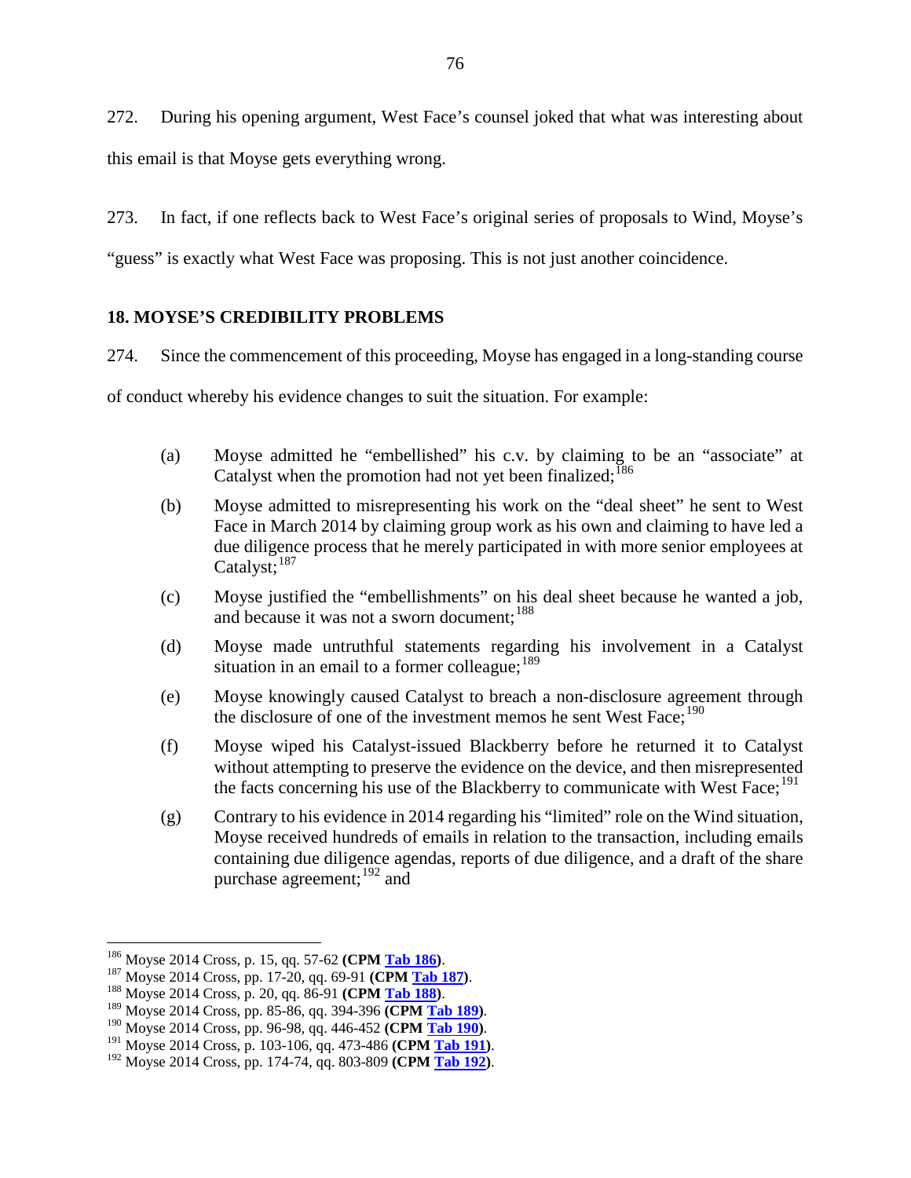272. During his opening argument, West Face's counsel joked that what was interesting about this email is that Moyse gets everything wrong.

273. In fact, if one reflects back to West Face's original series of proposals to Wind, Moyse's "guess" is exactly what West Face was proposing. This is not just another coincidence.

### 18. MOYSE'S CREDIBILITY PROBLEMS

274. Since the commencement of this proceeding, Moyse has engaged in a long-standing course of conduct whereby his evidence changes to suit the situation. For example:

(a) Moyse admitted he "embellished" his c.v. by claiming to be an "associate" at Catalyst when the promotion had not yet been finalized;[186]

(b) Moyse admitted to misrepresenting his work on the "deal sheet" he sent to West Face in March 2014 by claiming group work as his own and claiming to have led a due diligence process that he merely participated in with more senior employees at Catalyst;[187]

(c) Moyse justified the "embellishments" on his deal sheet because he wanted a job, and because it was not a sworn document;[188]

(d) Moyse made untruthful statements regarding his involvement in a Catalyst situation in an email to a former colleague;[189]

(e) Moyse knowingly caused Catalyst to breach a non-disclosure agreement through the disclosure of one of the investment memos he sent West Face;[190]

(f) Moyse wiped his Catalyst-issued Blackberry before he returned it to Catalyst without attempting to preserve the evidence on the device, and then misrepresented the facts concerning his use of the Blackberry to communicate with West Face;[191]

(g) Contrary to his evidence in 2014 regarding his "limited" role on the Wind situation, Moyse received hundreds of emails in relation to the transaction, including emails containing due diligence agendas, reports of due diligence, and a draft of the share purchase agreement;[192] and

---

[186] Moyse 2014 Cross, p. 15, qq. 57-62 **(CPM Tab 186)**.

[187] Moyse 2014 Cross, pp. 17-20, qq. 69-91 **(CPM Tab 187)**.

[188] Moyse 2014 Cross, p. 20, qq. 86-91 **(CPM Tab 188)**.

[189] Moyse 2014 Cross, pp. 85-86, qq. 394-396 **(CPM Tab 189)**.

[190] Moyse 2014 Cross, pp. 96-98, qq. 446-452 **(CPM Tab 190)**.

[191] Moyse 2014 Cross, p. 103-106, qq. 473-486 **(CPM Tab 191)**.

[192] Moyse 2014 Cross, pp. 174-74, qq. 803-809 **(CPM Tab 192)**.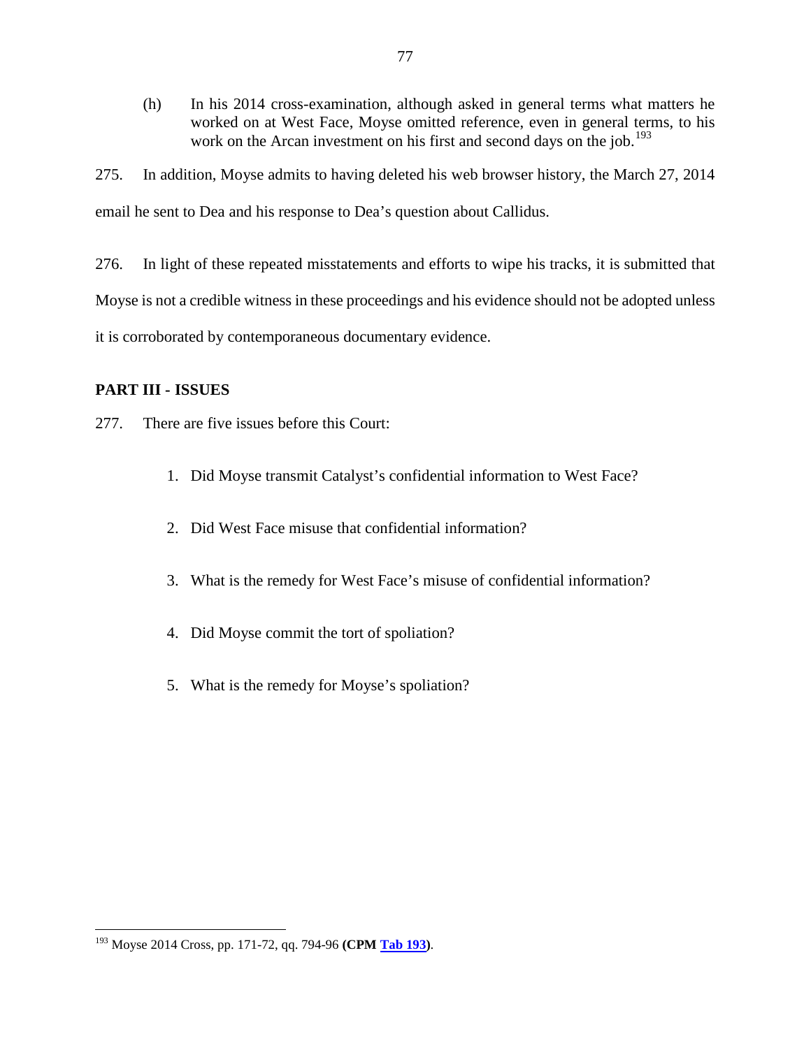(h) In his 2014 cross-examination, although asked in general terms what matters he worked on at West Face, Moyse omitted reference, even in general terms, to his work on the Arcan investment on his first and second days on the job.[193]

275. In addition, Moyse admits to having deleted his web browser history, the March 27, 2014 email he sent to Dea and his response to Dea's question about Callidus.

276. In light of these repeated misstatements and efforts to wipe his tracks, it is submitted that Moyse is not a credible witness in these proceedings and his evidence should not be adopted unless it is corroborated by contemporaneous documentary evidence.

## PART III - ISSUES

277. There are five issues before this Court:

1. Did Moyse transmit Catalyst's confidential information to West Face?
2. Did West Face misuse that confidential information?
3. What is the remedy for West Face's misuse of confidential information?
4. Did Moyse commit the tort of spoliation?
5. What is the remedy for Moyse's spoliation?

---

[193] Moyse 2014 Cross, pp. 171-72, qq. 794-96 **(CPM Tab 193)**.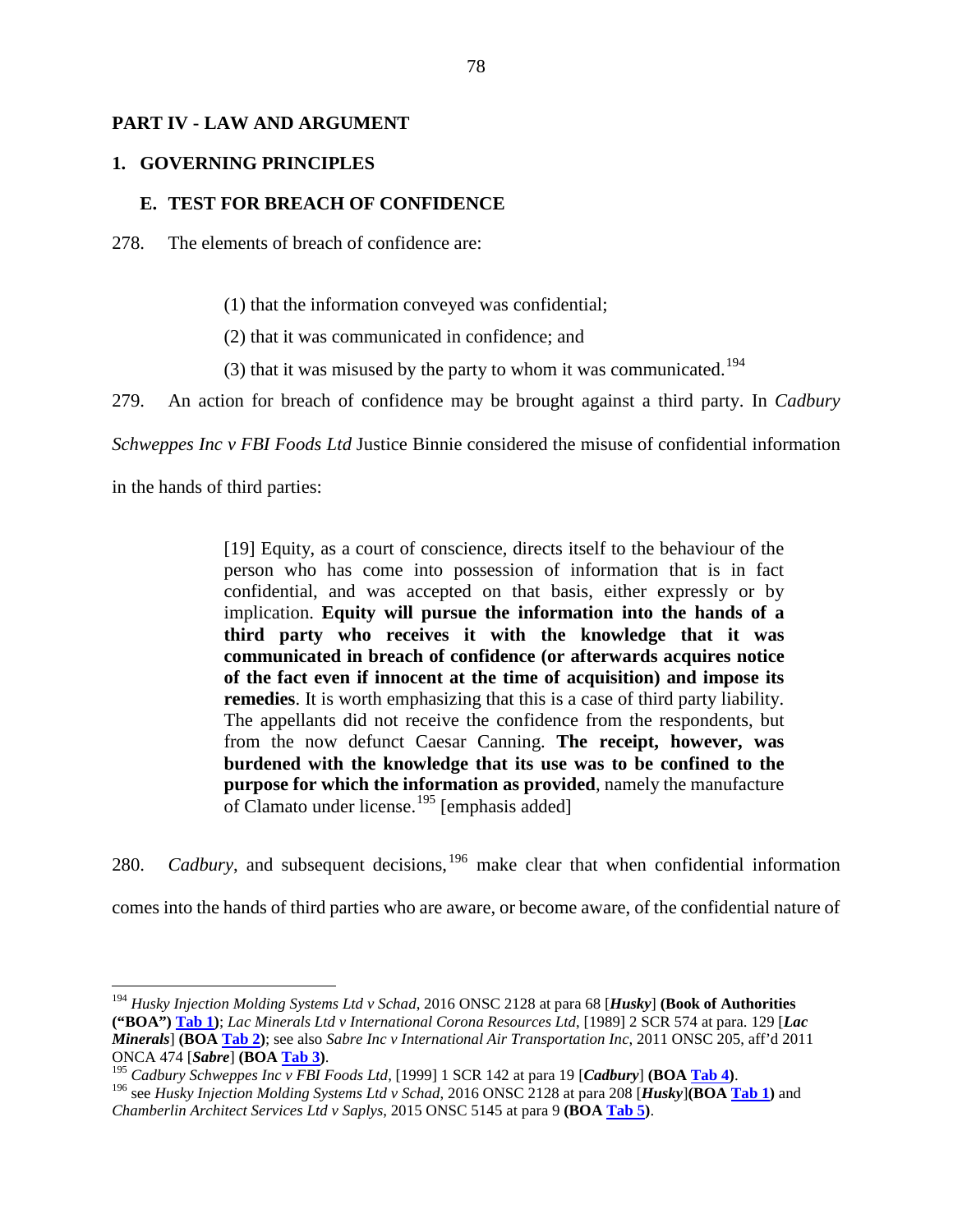## PART IV - LAW AND ARGUMENT

### 1. GOVERNING PRINCIPLES

#### E. TEST FOR BREACH OF CONFIDENCE

278. The elements of breach of confidence are:

> (1) that the information conveyed was confidential;
>
> (2) that it was communicated in confidence; and
>
> (3) that it was misused by the party to whom it was communicated.[194]

279. An action for breach of confidence may be brought against a third party. In *Cadbury Schweppes Inc v FBI Foods Ltd* Justice Binnie considered the misuse of confidential information in the hands of third parties:

> [19] Equity, as a court of conscience, directs itself to the behaviour of the person who has come into possession of information that is in fact confidential, and was accepted on that basis, either expressly or by implication. **Equity will pursue the information into the hands of a third party who receives it with the knowledge that it was communicated in breach of confidence (or afterwards acquires notice of the fact even if innocent at the time of acquisition) and impose its remedies**. It is worth emphasizing that this is a case of third party liability. The appellants did not receive the confidence from the respondents, but from the now defunct Caesar Canning. **The receipt, however, was burdened with the knowledge that its use was to be confined to the purpose for which the information as provided**, namely the manufacture of Clamato under license.[195] [emphasis added]

280. *Cadbury*, and subsequent decisions,[196] make clear that when confidential information comes into the hands of third parties who are aware, or become aware, of the confidential nature of

---

[194] *Husky Injection Molding Systems Ltd v Schad*, 2016 ONSC 2128 at para 68 [***Husky***] **(Book of Authorities ("BOA") Tab 1)**; *Lac Minerals Ltd v International Corona Resources Ltd*, [1989] 2 SCR 574 at para. 129 [***Lac Minerals***] **(BOA Tab 2)**; see also *Sabre Inc v International Air Transportation Inc*, 2011 ONSC 205, aff'd 2011 ONCA 474 [***Sabre***] **(BOA Tab 3)**.

[195] *Cadbury Schweppes Inc v FBI Foods Ltd*, [1999] 1 SCR 142 at para 19 [***Cadbury***] **(BOA Tab 4)**.

[196] see *Husky Injection Molding Systems Ltd v Schad*, 2016 ONSC 2128 at para 208 [***Husky***]**(BOA Tab 1)** and *Chamberlin Architect Services Ltd v Saplys*, 2015 ONSC 5145 at para 9 **(BOA Tab 5)**.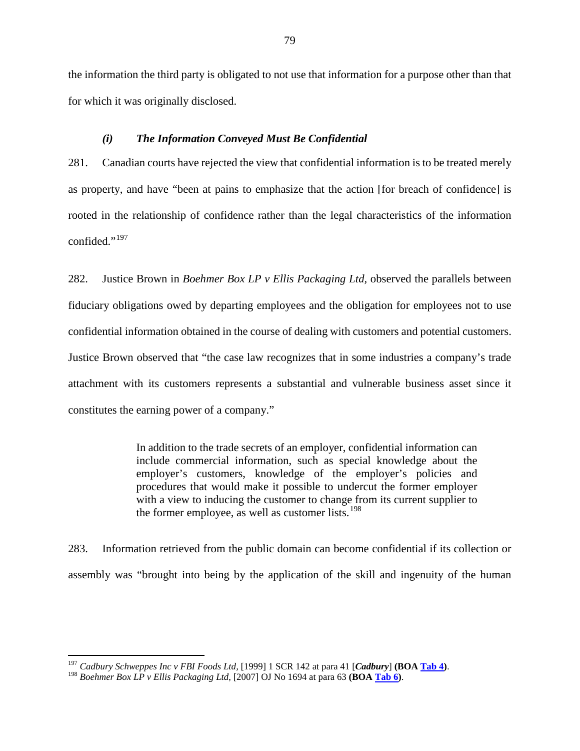the information the third party is obligated to not use that information for a purpose other than that for which it was originally disclosed.

### *(i) The Information Conveyed Must Be Confidential*

281. Canadian courts have rejected the view that confidential information is to be treated merely as property, and have "been at pains to emphasize that the action [for breach of confidence] is rooted in the relationship of confidence rather than the legal characteristics of the information confided."[197]

282. Justice Brown in *Boehmer Box LP v Ellis Packaging Ltd,* observed the parallels between fiduciary obligations owed by departing employees and the obligation for employees not to use confidential information obtained in the course of dealing with customers and potential customers. Justice Brown observed that "the case law recognizes that in some industries a company's trade attachment with its customers represents a substantial and vulnerable business asset since it constitutes the earning power of a company."

> In addition to the trade secrets of an employer, confidential information can include commercial information, such as special knowledge about the employer's customers, knowledge of the employer's policies and procedures that would make it possible to undercut the former employer with a view to inducing the customer to change from its current supplier to the former employee, as well as customer lists.[198]

283. Information retrieved from the public domain can become confidential if its collection or assembly was "brought into being by the application of the skill and ingenuity of the human

---

[197] *Cadbury Schweppes Inc v FBI Foods Ltd,* [1999] 1 SCR 142 at para 41 [***Cadbury***] **(BOA Tab 4)**.

[198] *Boehmer Box LP v Ellis Packaging Ltd*, [2007] OJ No 1694 at para 63 **(BOA Tab 6)**.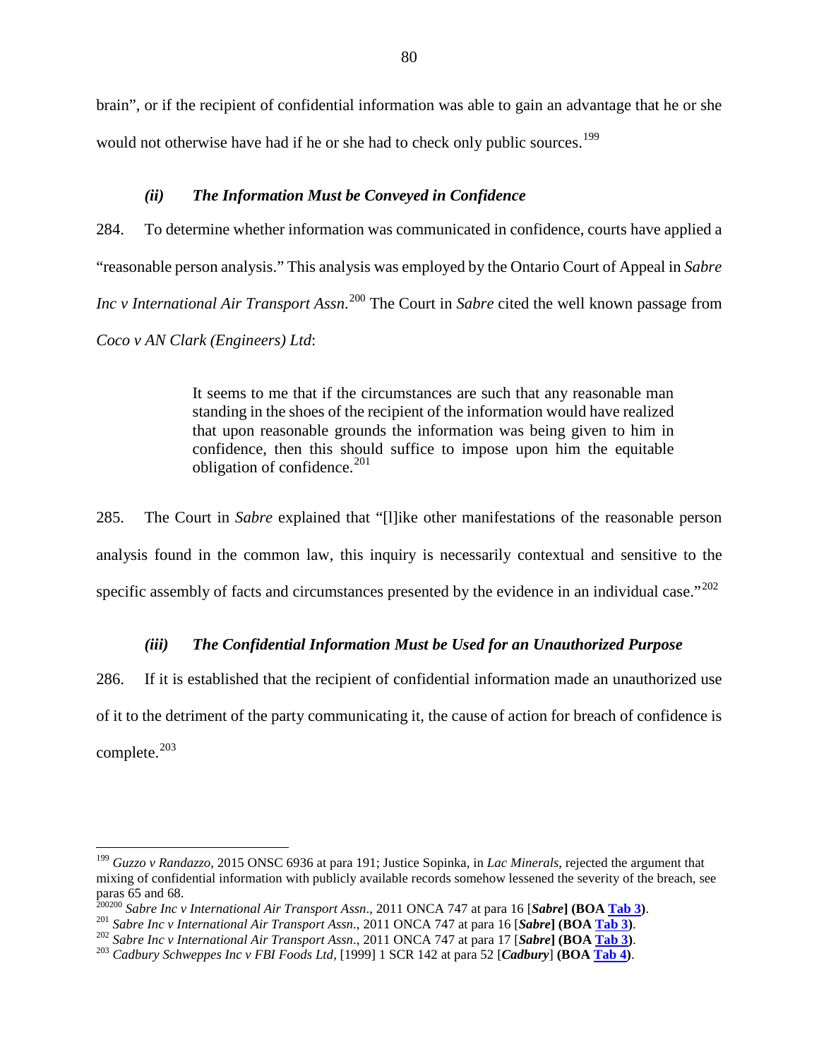brain", or if the recipient of confidential information was able to gain an advantage that he or she would not otherwise have had if he or she had to check only public sources.[199]

### *(ii) The Information Must be Conveyed in Confidence*

284. To determine whether information was communicated in confidence, courts have applied a "reasonable person analysis." This analysis was employed by the Ontario Court of Appeal in *Sabre Inc v International Air Transport Assn*.[200] The Court in *Sabre* cited the well known passage from *Coco v AN Clark (Engineers) Ltd*:

> It seems to me that if the circumstances are such that any reasonable man standing in the shoes of the recipient of the information would have realized that upon reasonable grounds the information was being given to him in confidence, then this should suffice to impose upon him the equitable obligation of confidence.[201]

285. The Court in *Sabre* explained that "[l]ike other manifestations of the reasonable person analysis found in the common law, this inquiry is necessarily contextual and sensitive to the specific assembly of facts and circumstances presented by the evidence in an individual case."[202]

### *(iii) The Confidential Information Must be Used for an Unauthorized Purpose*

286. If it is established that the recipient of confidential information made an unauthorized use of it to the detriment of the party communicating it, the cause of action for breach of confidence is complete.[203]

---

[199] *Guzzo v Randazzo*, 2015 ONSC 6936 at para 191; Justice Sopinka, in *Lac Minerals*, rejected the argument that mixing of confidential information with publicly available records somehow lessened the severity of the breach, see paras 65 and 68.

[200] *Sabre Inc v International Air Transport Assn*., 2011 ONCA 747 at para 16 [***Sabre***] **(BOA Tab 3)**.

[201] *Sabre Inc v International Air Transport Assn*., 2011 ONCA 747 at para 16 [***Sabre***] **(BOA Tab 3)**.

[202] *Sabre Inc v International Air Transport Assn*., 2011 ONCA 747 at para 17 [***Sabre***] **(BOA Tab 3)**.

[203] *Cadbury Schweppes Inc v FBI Foods Ltd*, [1999] 1 SCR 142 at para 52 [***Cadbury***] **(BOA Tab 4)**.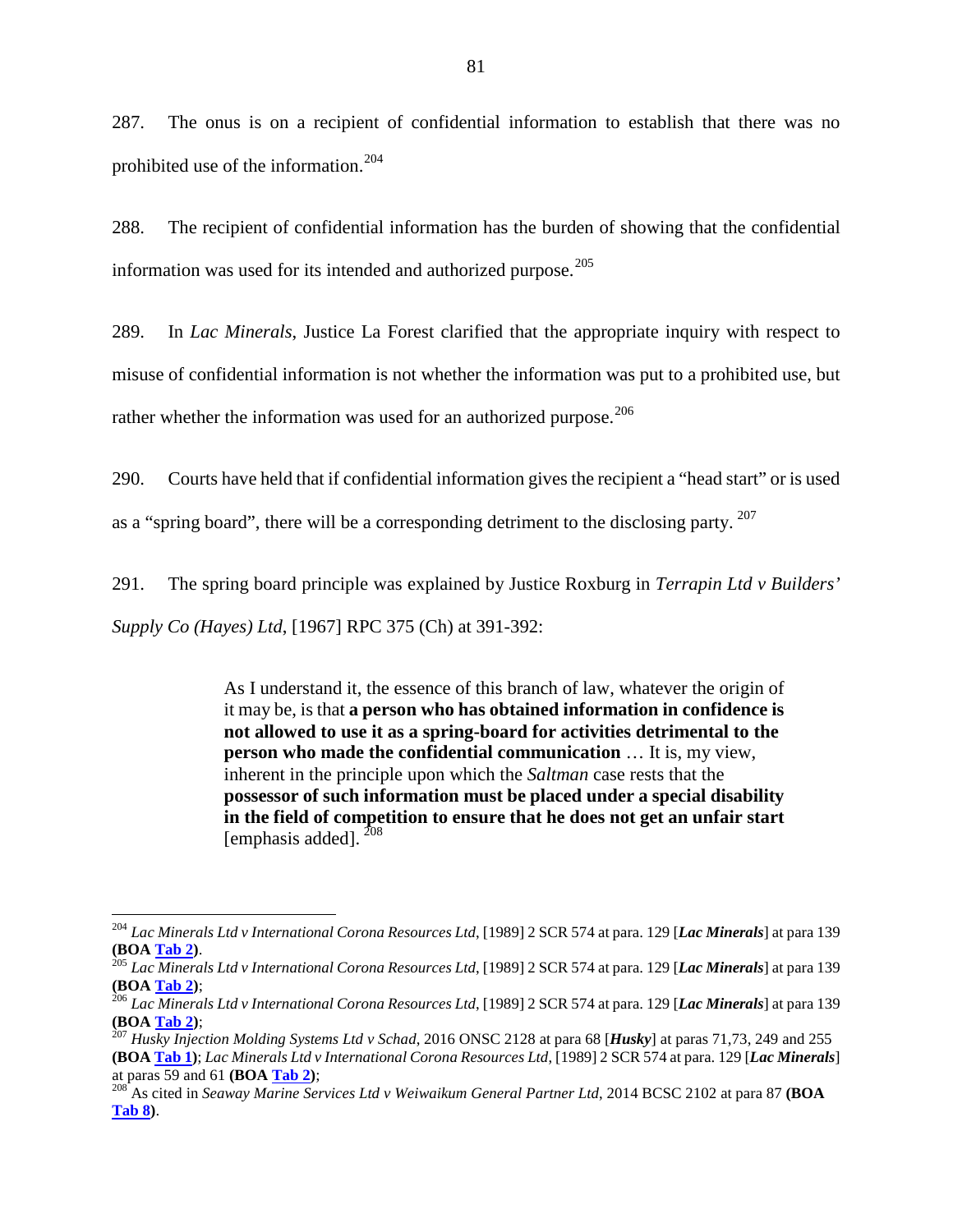287. The onus is on a recipient of confidential information to establish that there was no prohibited use of the information.[204]

288. The recipient of confidential information has the burden of showing that the confidential information was used for its intended and authorized purpose.[205]

289. In *Lac Minerals*, Justice La Forest clarified that the appropriate inquiry with respect to misuse of confidential information is not whether the information was put to a prohibited use, but rather whether the information was used for an authorized purpose.[206]

290. Courts have held that if confidential information gives the recipient a "head start" or is used as a "spring board", there will be a corresponding detriment to the disclosing party.[207]

291. The spring board principle was explained by Justice Roxburg in *Terrapin Ltd v Builders' Supply Co (Hayes) Ltd*, [1967] RPC 375 (Ch) at 391-392:

> As I understand it, the essence of this branch of law, whatever the origin of it may be, is that **a person who has obtained information in confidence is not allowed to use it as a spring-board for activities detrimental to the person who made the confidential communication** … It is, my view, inherent in the principle upon which the *Saltman* case rests that the **possessor of such information must be placed under a special disability in the field of competition to ensure that he does not get an unfair start** [emphasis added].[208]

---

[204] *Lac Minerals Ltd v International Corona Resources Ltd*, [1989] 2 SCR 574 at para. 129 [***Lac Minerals***] at para 139 **(BOA Tab 2)**.

[205] *Lac Minerals Ltd v International Corona Resources Ltd*, [1989] 2 SCR 574 at para. 129 [***Lac Minerals***] at para 139 **(BOA Tab 2)**;

[206] *Lac Minerals Ltd v International Corona Resources Ltd*, [1989] 2 SCR 574 at para. 129 [***Lac Minerals***] at para 139 **(BOA Tab 2)**;

[207] *Husky Injection Molding Systems Ltd v Schad*, 2016 ONSC 2128 at para 68 [***Husky***] at paras 71,73, 249 and 255 **(BOA Tab 1)**; *Lac Minerals Ltd v International Corona Resources Ltd*, [1989] 2 SCR 574 at para. 129 [***Lac Minerals***] at paras 59 and 61 **(BOA Tab 2)**;

[208] As cited in *Seaway Marine Services Ltd v Weiwaikum General Partner Ltd*, 2014 BCSC 2102 at para 87 **(BOA Tab 8)**.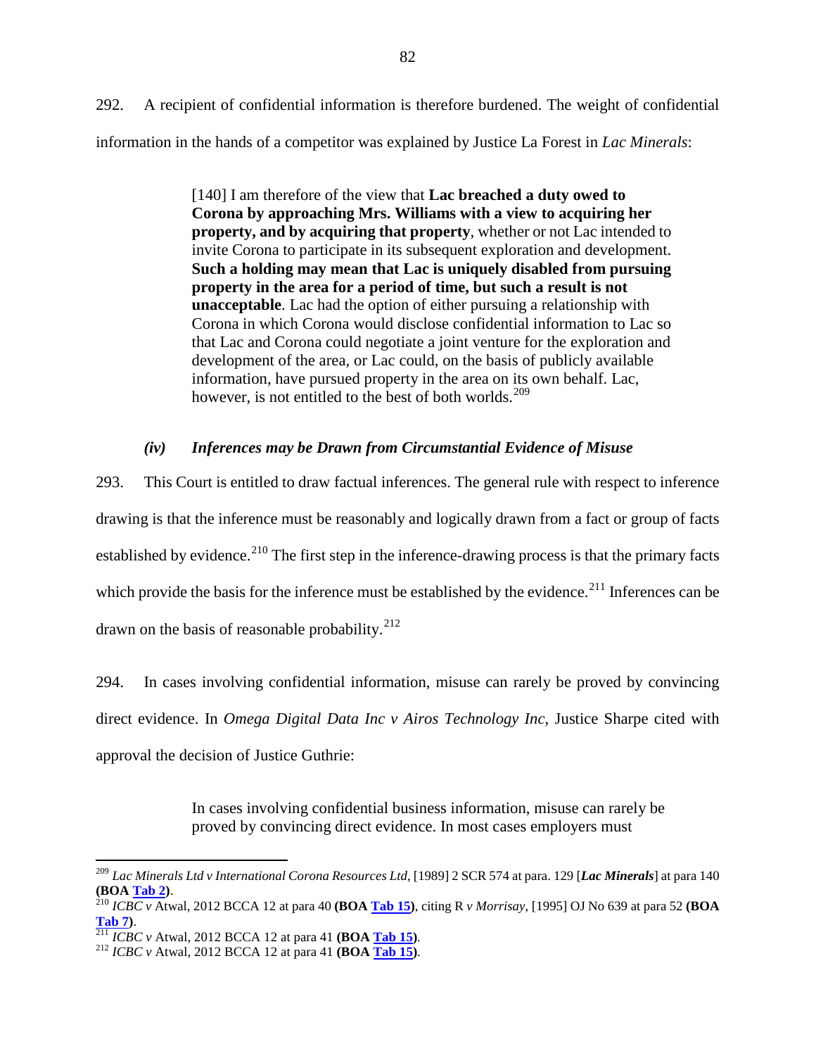292. A recipient of confidential information is therefore burdened. The weight of confidential information in the hands of a competitor was explained by Justice La Forest in *Lac Minerals*:

> [140] I am therefore of the view that **Lac breached a duty owed to Corona by approaching Mrs. Williams with a view to acquiring her property, and by acquiring that property**, whether or not Lac intended to invite Corona to participate in its subsequent exploration and development. **Such a holding may mean that Lac is uniquely disabled from pursuing property in the area for a period of time, but such a result is not unacceptable**. Lac had the option of either pursuing a relationship with Corona in which Corona would disclose confidential information to Lac so that Lac and Corona could negotiate a joint venture for the exploration and development of the area, or Lac could, on the basis of publicly available information, have pursued property in the area on its own behalf. Lac, however, is not entitled to the best of both worlds.[209]

### *(iv) Inferences may be Drawn from Circumstantial Evidence of Misuse*

293. This Court is entitled to draw factual inferences. The general rule with respect to inference drawing is that the inference must be reasonably and logically drawn from a fact or group of facts established by evidence.[210] The first step in the inference-drawing process is that the primary facts which provide the basis for the inference must be established by the evidence.[211] Inferences can be drawn on the basis of reasonable probability.[212]

294. In cases involving confidential information, misuse can rarely be proved by convincing direct evidence. In *Omega Digital Data Inc v Airos Technology Inc*, Justice Sharpe cited with approval the decision of Justice Guthrie:

> In cases involving confidential business information, misuse can rarely be proved by convincing direct evidence. In most cases employers must

---

[209] *Lac Minerals Ltd v International Corona Resources Ltd*, [1989] 2 SCR 574 at para. 129 [***Lac Minerals***] at para 140 **(BOA Tab 2)**.

[210] *ICBC v* Atwal, 2012 BCCA 12 at para 40 **(BOA Tab 15)**, citing R *v Morrisay*, [1995] OJ No 639 at para 52 **(BOA Tab 7)**.

[211] *ICBC v* Atwal, 2012 BCCA 12 at para 41 **(BOA Tab 15)**.

[212] *ICBC v* Atwal, 2012 BCCA 12 at para 41 **(BOA Tab 15)**.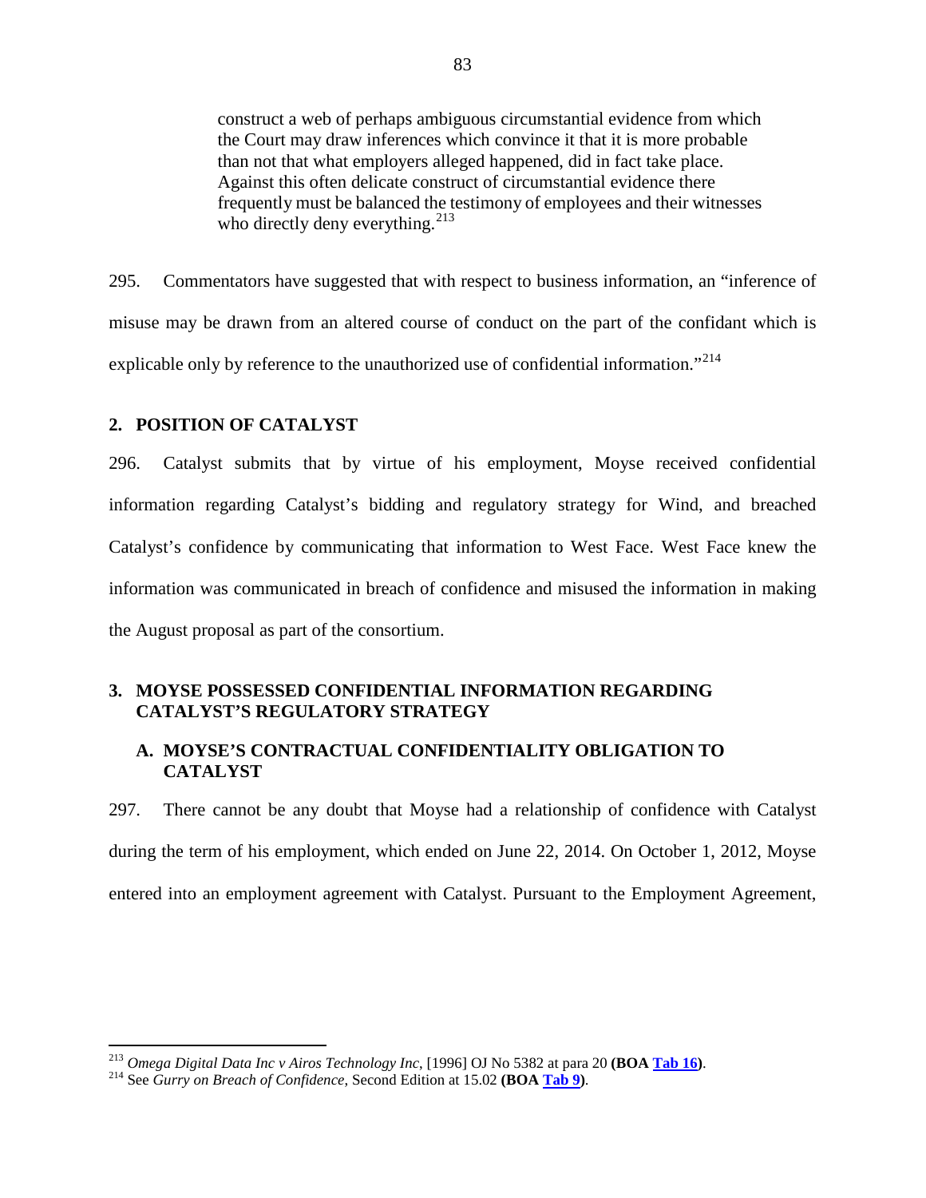> construct a web of perhaps ambiguous circumstantial evidence from which the Court may draw inferences which convince it that it is more probable than not that what employers alleged happened, did in fact take place. Against this often delicate construct of circumstantial evidence there frequently must be balanced the testimony of employees and their witnesses who directly deny everything.[213]

295. Commentators have suggested that with respect to business information, an "inference of misuse may be drawn from an altered course of conduct on the part of the confidant which is explicable only by reference to the unauthorized use of confidential information."[214]

## 2. POSITION OF CATALYST

296. Catalyst submits that by virtue of his employment, Moyse received confidential information regarding Catalyst's bidding and regulatory strategy for Wind, and breached Catalyst's confidence by communicating that information to West Face. West Face knew the information was communicated in breach of confidence and misused the information in making the August proposal as part of the consortium.

## 3. MOYSE POSSESSED CONFIDENTIAL INFORMATION REGARDING CATALYST'S REGULATORY STRATEGY

### A. MOYSE'S CONTRACTUAL CONFIDENTIALITY OBLIGATION TO CATALYST

297. There cannot be any doubt that Moyse had a relationship of confidence with Catalyst during the term of his employment, which ended on June 22, 2014. On October 1, 2012, Moyse entered into an employment agreement with Catalyst. Pursuant to the Employment Agreement,

---

[213] *Omega Digital Data Inc v Airos Technology Inc*, [1996] OJ No 5382 at para 20 **(BOA Tab 16)**.

[214] See *Gurry on Breach of Confidence*, Second Edition at 15.02 **(BOA Tab 9)**.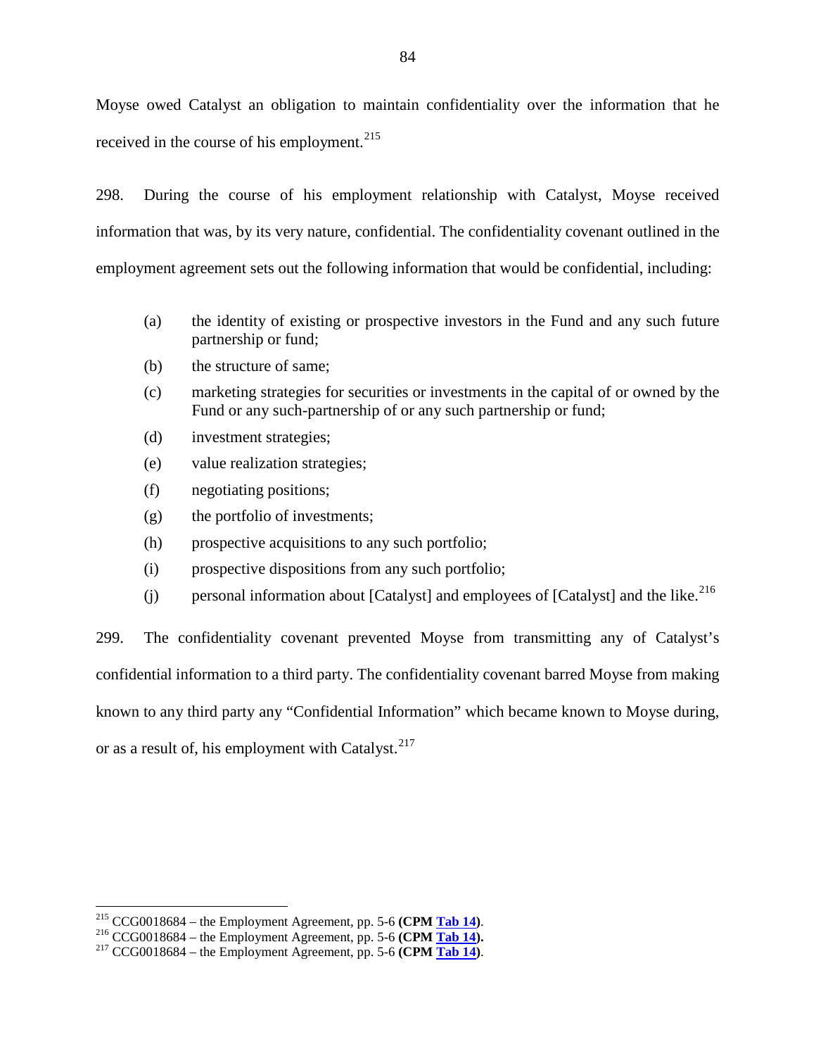Moyse owed Catalyst an obligation to maintain confidentiality over the information that he received in the course of his employment.[215]

298. During the course of his employment relationship with Catalyst, Moyse received information that was, by its very nature, confidential. The confidentiality covenant outlined in the employment agreement sets out the following information that would be confidential, including:

(a) the identity of existing or prospective investors in the Fund and any such future partnership or fund;

(b) the structure of same;

(c) marketing strategies for securities or investments in the capital of or owned by the Fund or any such-partnership of or any such partnership or fund;

(d) investment strategies;

(e) value realization strategies;

(f) negotiating positions;

(g) the portfolio of investments;

(h) prospective acquisitions to any such portfolio;

(i) prospective dispositions from any such portfolio;

(j) personal information about [Catalyst] and employees of [Catalyst] and the like.[216]

299. The confidentiality covenant prevented Moyse from transmitting any of Catalyst's confidential information to a third party. The confidentiality covenant barred Moyse from making known to any third party any "Confidential Information" which became known to Moyse during, or as a result of, his employment with Catalyst.[217]

---

[215] CCG0018684 – the Employment Agreement, pp. 5-6 **(CPM Tab 14)**.

[216] CCG0018684 – the Employment Agreement, pp. 5-6 **(CPM Tab 14).**

[217] CCG0018684 – the Employment Agreement, pp. 5-6 **(CPM Tab 14)**.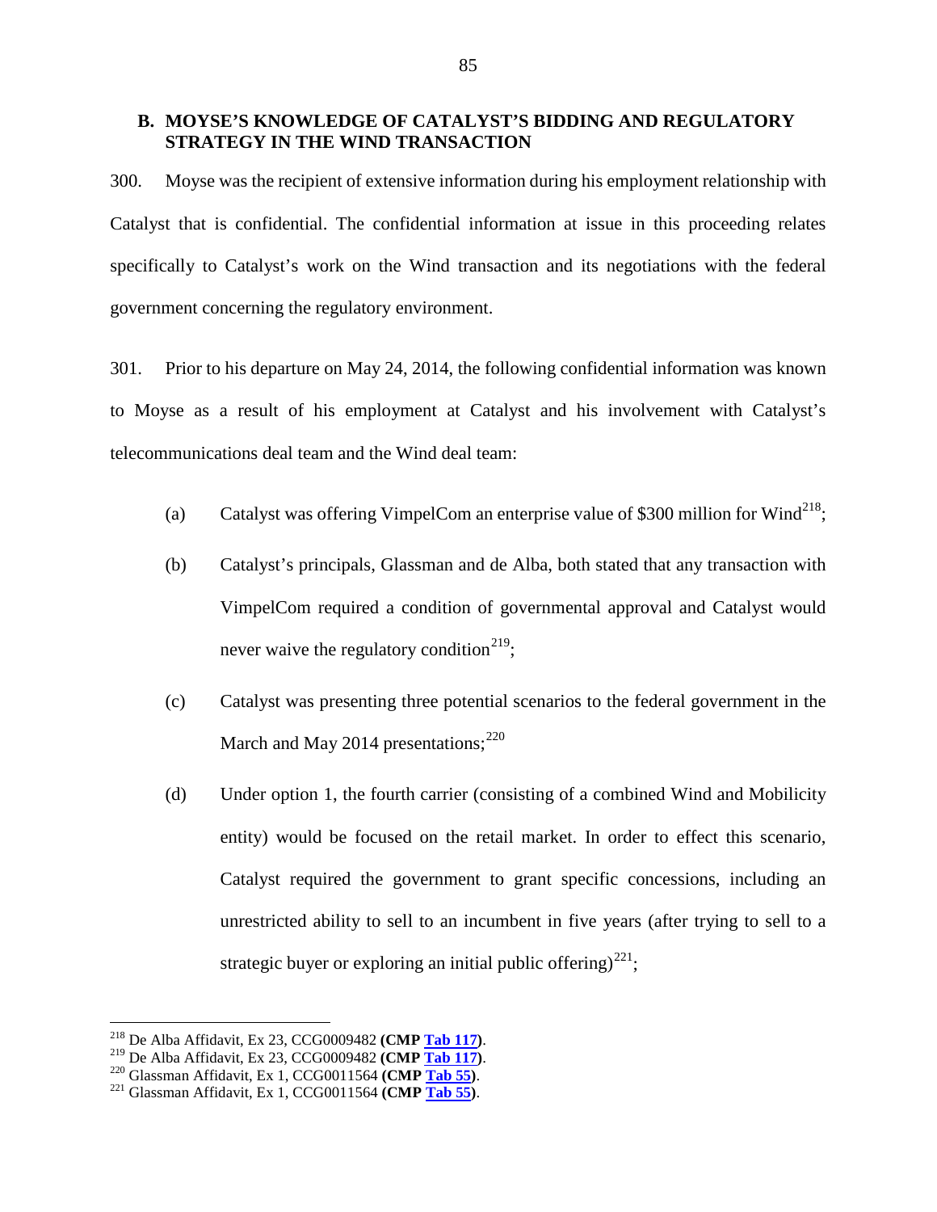### B. MOYSE'S KNOWLEDGE OF CATALYST'S BIDDING AND REGULATORY STRATEGY IN THE WIND TRANSACTION

300. Moyse was the recipient of extensive information during his employment relationship with Catalyst that is confidential. The confidential information at issue in this proceeding relates specifically to Catalyst's work on the Wind transaction and its negotiations with the federal government concerning the regulatory environment.

301. Prior to his departure on May 24, 2014, the following confidential information was known to Moyse as a result of his employment at Catalyst and his involvement with Catalyst's telecommunications deal team and the Wind deal team:

(a) Catalyst was offering VimpelCom an enterprise value of $300 million for Wind[218];

(b) Catalyst's principals, Glassman and de Alba, both stated that any transaction with VimpelCom required a condition of governmental approval and Catalyst would never waive the regulatory condition[219];

(c) Catalyst was presenting three potential scenarios to the federal government in the March and May 2014 presentations;[220]

(d) Under option 1, the fourth carrier (consisting of a combined Wind and Mobilicity entity) would be focused on the retail market. In order to effect this scenario, Catalyst required the government to grant specific concessions, including an unrestricted ability to sell to an incumbent in five years (after trying to sell to a strategic buyer or exploring an initial public offering)[221];

---

[218] De Alba Affidavit, Ex 23, CCG0009482 **(CMP Tab 117)**.

[219] De Alba Affidavit, Ex 23, CCG0009482 **(CMP Tab 117)**.

[220] Glassman Affidavit, Ex 1, CCG0011564 **(CMP Tab 55)**.

[221] Glassman Affidavit, Ex 1, CCG0011564 **(CMP Tab 55)**.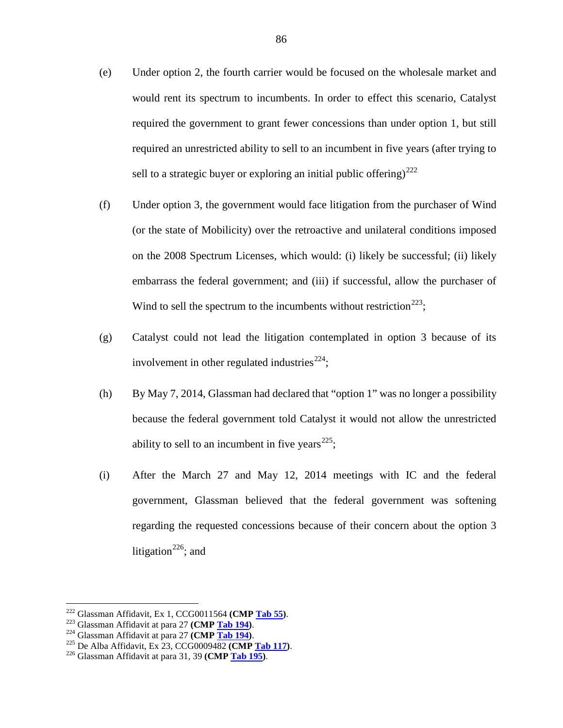(e) Under option 2, the fourth carrier would be focused on the wholesale market and would rent its spectrum to incumbents. In order to effect this scenario, Catalyst required the government to grant fewer concessions than under option 1, but still required an unrestricted ability to sell to an incumbent in five years (after trying to sell to a strategic buyer or exploring an initial public offering)[222]

(f) Under option 3, the government would face litigation from the purchaser of Wind (or the state of Mobilicity) over the retroactive and unilateral conditions imposed on the 2008 Spectrum Licenses, which would: (i) likely be successful; (ii) likely embarrass the federal government; and (iii) if successful, allow the purchaser of Wind to sell the spectrum to the incumbents without restriction[223];

(g) Catalyst could not lead the litigation contemplated in option 3 because of its involvement in other regulated industries[224];

(h) By May 7, 2014, Glassman had declared that "option 1" was no longer a possibility because the federal government told Catalyst it would not allow the unrestricted ability to sell to an incumbent in five years[225];

(i) After the March 27 and May 12, 2014 meetings with IC and the federal government, Glassman believed that the federal government was softening regarding the requested concessions because of their concern about the option 3 litigation[226]; and

---

[222] Glassman Affidavit, Ex 1, CCG0011564 **(CMP Tab 55)**.

[223] Glassman Affidavit at para 27 **(CMP Tab 194)**.

[224] Glassman Affidavit at para 27 **(CMP Tab 194)**.

[225] De Alba Affidavit, Ex 23, CCG0009482 **(CMP Tab 117)**.

[226] Glassman Affidavit at para 31, 39 **(CMP Tab 195)**.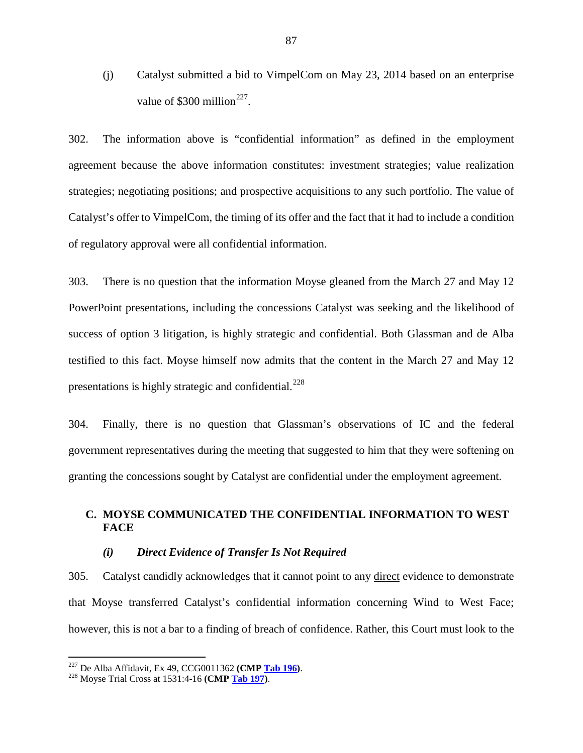(j) Catalyst submitted a bid to VimpelCom on May 23, 2014 based on an enterprise value of $300 million[227].

302. The information above is "confidential information" as defined in the employment agreement because the above information constitutes: investment strategies; value realization strategies; negotiating positions; and prospective acquisitions to any such portfolio. The value of Catalyst's offer to VimpelCom, the timing of its offer and the fact that it had to include a condition of regulatory approval were all confidential information.

303. There is no question that the information Moyse gleaned from the March 27 and May 12 PowerPoint presentations, including the concessions Catalyst was seeking and the likelihood of success of option 3 litigation, is highly strategic and confidential. Both Glassman and de Alba testified to this fact. Moyse himself now admits that the content in the March 27 and May 12 presentations is highly strategic and confidential.[228]

304. Finally, there is no question that Glassman's observations of IC and the federal government representatives during the meeting that suggested to him that they were softening on granting the concessions sought by Catalyst are confidential under the employment agreement.

## C. MOYSE COMMUNICATED THE CONFIDENTIAL INFORMATION TO WEST FACE

### *(i) Direct Evidence of Transfer Is Not Required*

305. Catalyst candidly acknowledges that it cannot point to any <u>direct</u> evidence to demonstrate that Moyse transferred Catalyst's confidential information concerning Wind to West Face; however, this is not a bar to a finding of breach of confidence. Rather, this Court must look to the

---

[227] De Alba Affidavit, Ex 49, CCG0011362 **(CMP Tab 196)**.

[228] Moyse Trial Cross at 1531:4-16 **(CMP Tab 197)**.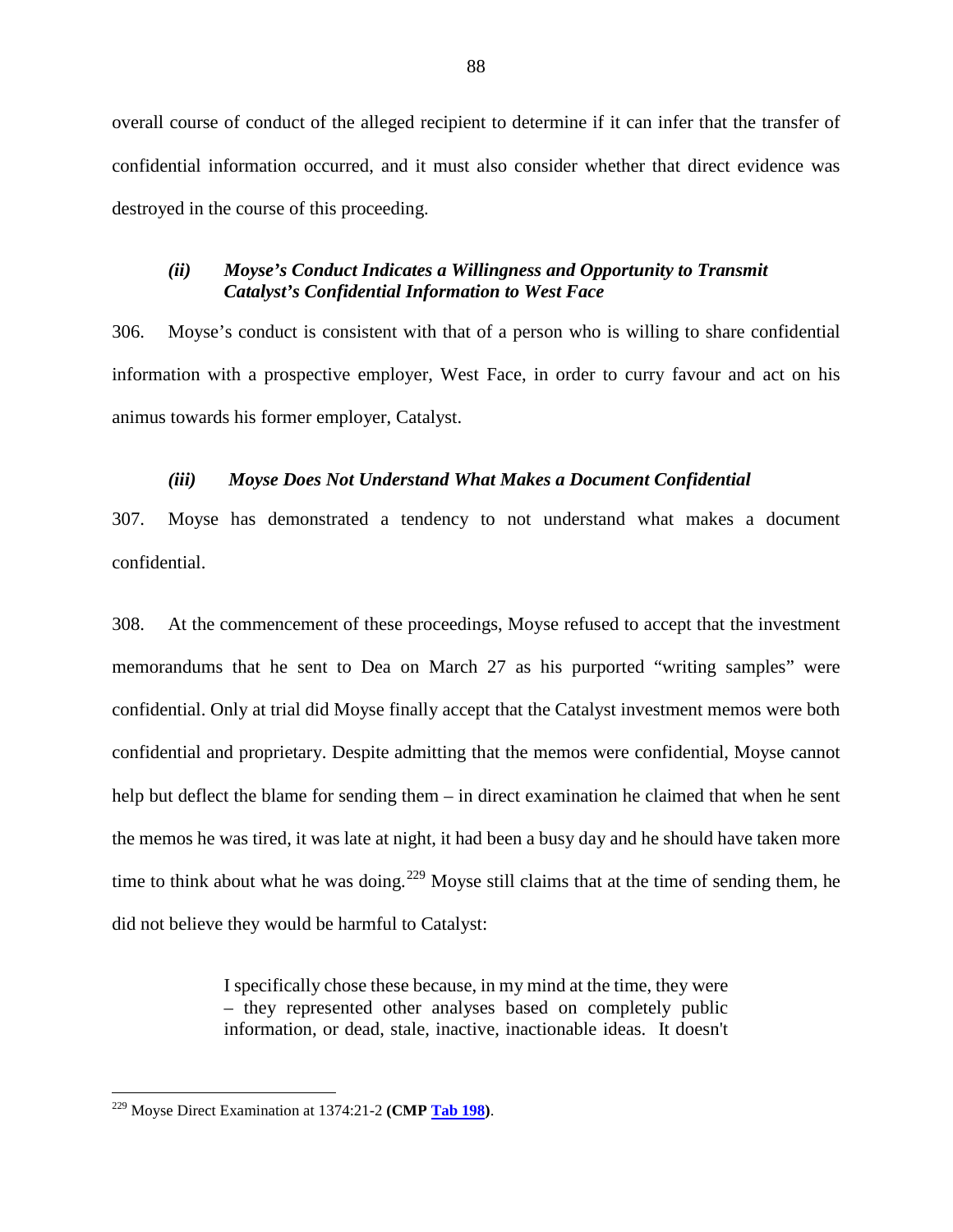overall course of conduct of the alleged recipient to determine if it can infer that the transfer of confidential information occurred, and it must also consider whether that direct evidence was destroyed in the course of this proceeding.

### *(ii) Moyse's Conduct Indicates a Willingness and Opportunity to Transmit Catalyst's Confidential Information to West Face*

306. Moyse's conduct is consistent with that of a person who is willing to share confidential information with a prospective employer, West Face, in order to curry favour and act on his animus towards his former employer, Catalyst.

### *(iii) Moyse Does Not Understand What Makes a Document Confidential*

307. Moyse has demonstrated a tendency to not understand what makes a document confidential.

308. At the commencement of these proceedings, Moyse refused to accept that the investment memorandums that he sent to Dea on March 27 as his purported "writing samples" were confidential. Only at trial did Moyse finally accept that the Catalyst investment memos were both confidential and proprietary. Despite admitting that the memos were confidential, Moyse cannot help but deflect the blame for sending them – in direct examination he claimed that when he sent the memos he was tired, it was late at night, it had been a busy day and he should have taken more time to think about what he was doing.[229] Moyse still claims that at the time of sending them, he did not believe they would be harmful to Catalyst:

> I specifically chose these because, in my mind at the time, they were – they represented other analyses based on completely public information, or dead, stale, inactive, inactionable ideas. It doesn't

[229] Moyse Direct Examination at 1374:21-2 **(CMP Tab 198)**.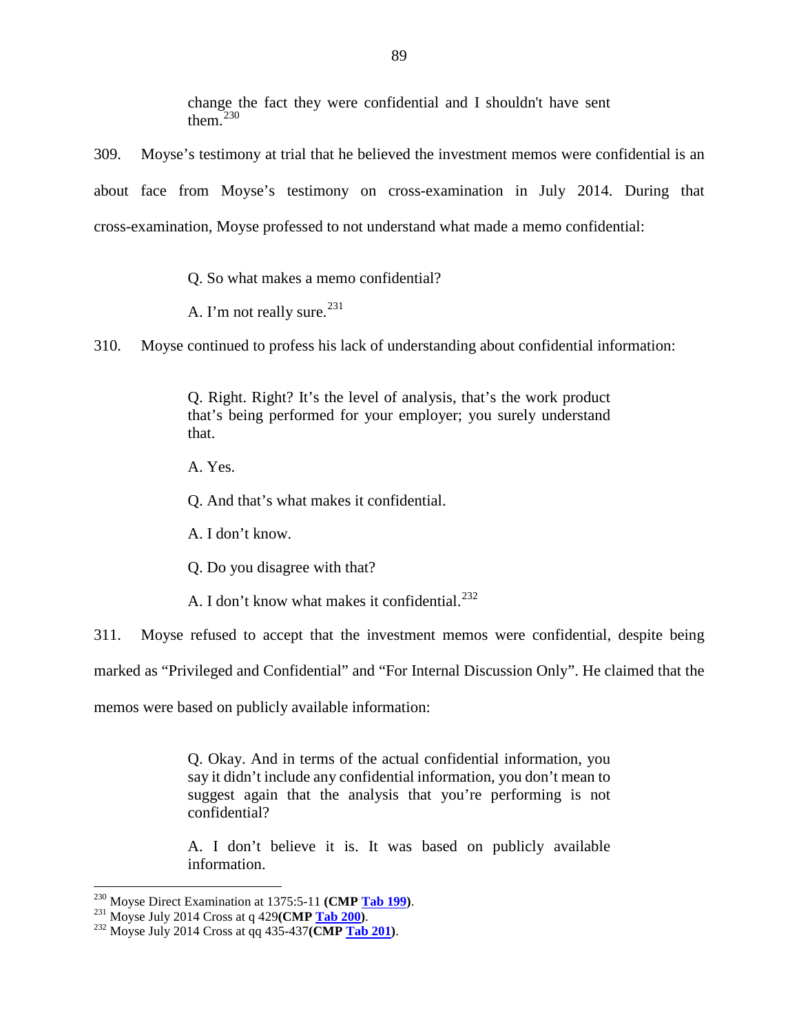> change the fact they were confidential and I shouldn't have sent them.[230]

309. Moyse's testimony at trial that he believed the investment memos were confidential is an about face from Moyse's testimony on cross-examination in July 2014. During that cross-examination, Moyse professed to not understand what made a memo confidential:

> Q. So what makes a memo confidential?
>
> A. I'm not really sure.[231]

310. Moyse continued to profess his lack of understanding about confidential information:

> Q. Right. Right? It's the level of analysis, that's the work product that's being performed for your employer; you surely understand that.
>
> A. Yes.
>
> Q. And that's what makes it confidential.
>
> A. I don't know.
>
> Q. Do you disagree with that?
>
> A. I don't know what makes it confidential.[232]

311. Moyse refused to accept that the investment memos were confidential, despite being marked as "Privileged and Confidential" and "For Internal Discussion Only". He claimed that the memos were based on publicly available information:

> Q. Okay. And in terms of the actual confidential information, you say it didn't include any confidential information, you don't mean to suggest again that the analysis that you're performing is not confidential?
>
> A. I don't believe it is. It was based on publicly available information.

---

[230] Moyse Direct Examination at 1375:5-11 **(CMP Tab 199)**.

[231] Moyse July 2014 Cross at q 429**(CMP Tab 200)**.

[232] Moyse July 2014 Cross at qq 435-437**(CMP Tab 201)**.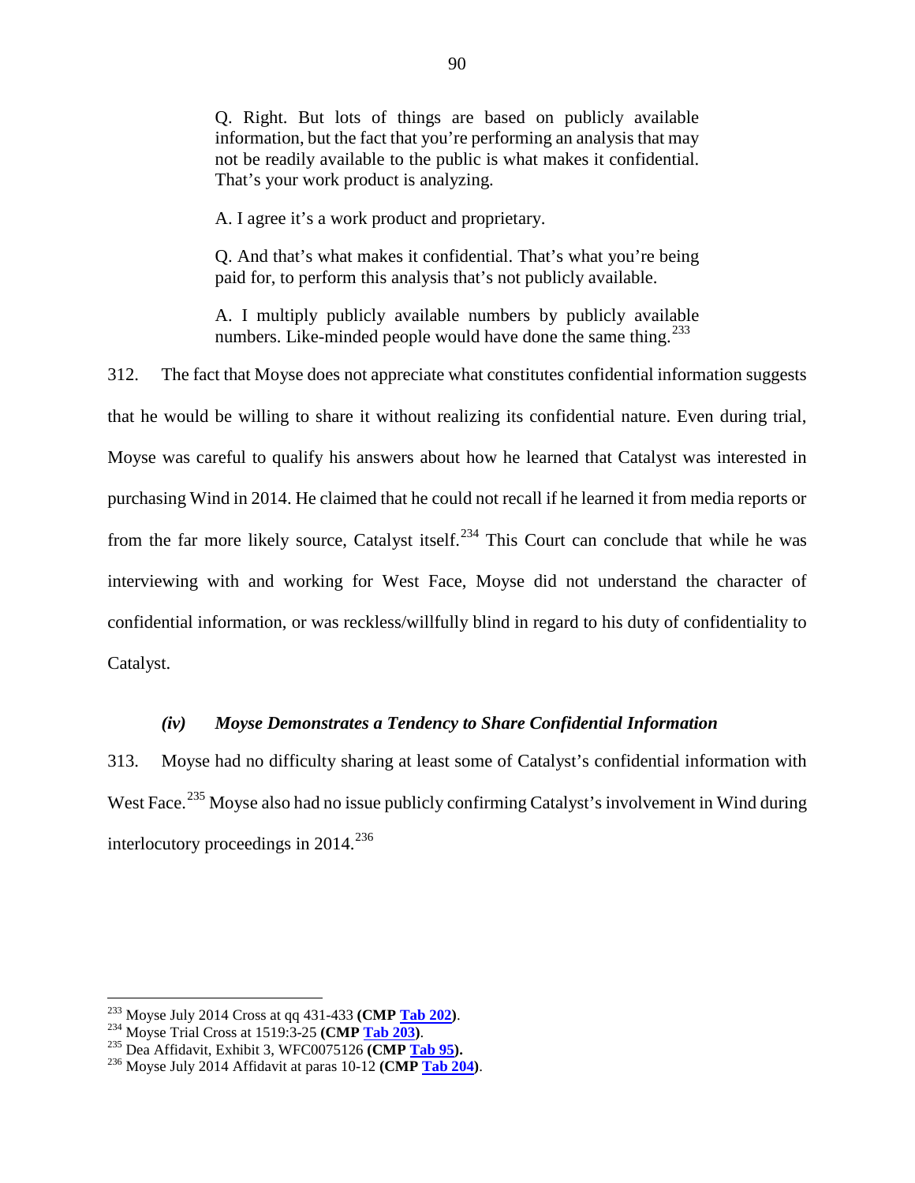> Q. Right. But lots of things are based on publicly available information, but the fact that you're performing an analysis that may not be readily available to the public is what makes it confidential. That's your work product is analyzing.
>
> A. I agree it's a work product and proprietary.
>
> Q. And that's what makes it confidential. That's what you're being paid for, to perform this analysis that's not publicly available.
>
> A. I multiply publicly available numbers by publicly available numbers. Like-minded people would have done the same thing.[233]

312. The fact that Moyse does not appreciate what constitutes confidential information suggests that he would be willing to share it without realizing its confidential nature. Even during trial, Moyse was careful to qualify his answers about how he learned that Catalyst was interested in purchasing Wind in 2014. He claimed that he could not recall if he learned it from media reports or from the far more likely source, Catalyst itself.[234] This Court can conclude that while he was interviewing with and working for West Face, Moyse did not understand the character of confidential information, or was reckless/willfully blind in regard to his duty of confidentiality to Catalyst.

#### *(iv) Moyse Demonstrates a Tendency to Share Confidential Information*

313. Moyse had no difficulty sharing at least some of Catalyst's confidential information with West Face.[235] Moyse also had no issue publicly confirming Catalyst's involvement in Wind during interlocutory proceedings in 2014.[236]

---

[233] Moyse July 2014 Cross at qq 431-433 **(CMP Tab 202)**.
[234] Moyse Trial Cross at 1519:3-25 **(CMP Tab 203)**.
[235] Dea Affidavit, Exhibit 3, WFC0075126 **(CMP Tab 95).**
[236] Moyse July 2014 Affidavit at paras 10-12 **(CMP Tab 204)**.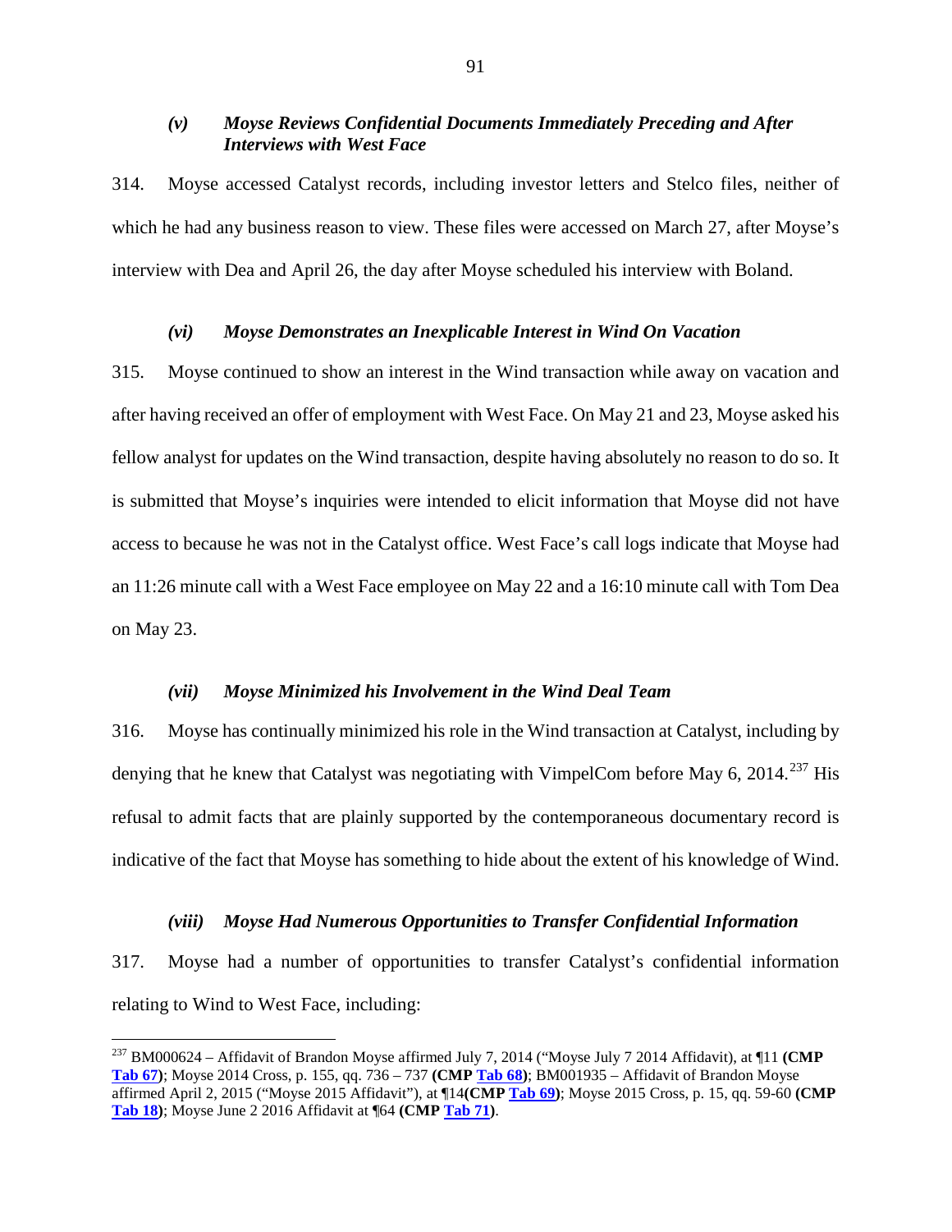### *(v) Moyse Reviews Confidential Documents Immediately Preceding and After Interviews with West Face*

314. Moyse accessed Catalyst records, including investor letters and Stelco files, neither of which he had any business reason to view. These files were accessed on March 27, after Moyse's interview with Dea and April 26, the day after Moyse scheduled his interview with Boland.

### *(vi) Moyse Demonstrates an Inexplicable Interest in Wind On Vacation*

315. Moyse continued to show an interest in the Wind transaction while away on vacation and after having received an offer of employment with West Face. On May 21 and 23, Moyse asked his fellow analyst for updates on the Wind transaction, despite having absolutely no reason to do so. It is submitted that Moyse's inquiries were intended to elicit information that Moyse did not have access to because he was not in the Catalyst office. West Face's call logs indicate that Moyse had an 11:26 minute call with a West Face employee on May 22 and a 16:10 minute call with Tom Dea on May 23.

### *(vii) Moyse Minimized his Involvement in the Wind Deal Team*

316. Moyse has continually minimized his role in the Wind transaction at Catalyst, including by denying that he knew that Catalyst was negotiating with VimpelCom before May 6, 2014.[237] His refusal to admit facts that are plainly supported by the contemporaneous documentary record is indicative of the fact that Moyse has something to hide about the extent of his knowledge of Wind.

### *(viii) Moyse Had Numerous Opportunities to Transfer Confidential Information*

317. Moyse had a number of opportunities to transfer Catalyst's confidential information relating to Wind to West Face, including:

---

[237] BM000624 – Affidavit of Brandon Moyse affirmed July 7, 2014 ("Moyse July 7 2014 Affidavit), at ¶11 **(CMP Tab 67)**; Moyse 2014 Cross, p. 155, qq. 736 – 737 **(CMP Tab 68)**; BM001935 – Affidavit of Brandon Moyse affirmed April 2, 2015 ("Moyse 2015 Affidavit"), at ¶14 **(CMP Tab 69)**; Moyse 2015 Cross, p. 15, qq. 59-60 **(CMP Tab 18)**; Moyse June 2 2016 Affidavit at ¶64 **(CMP Tab 71)**.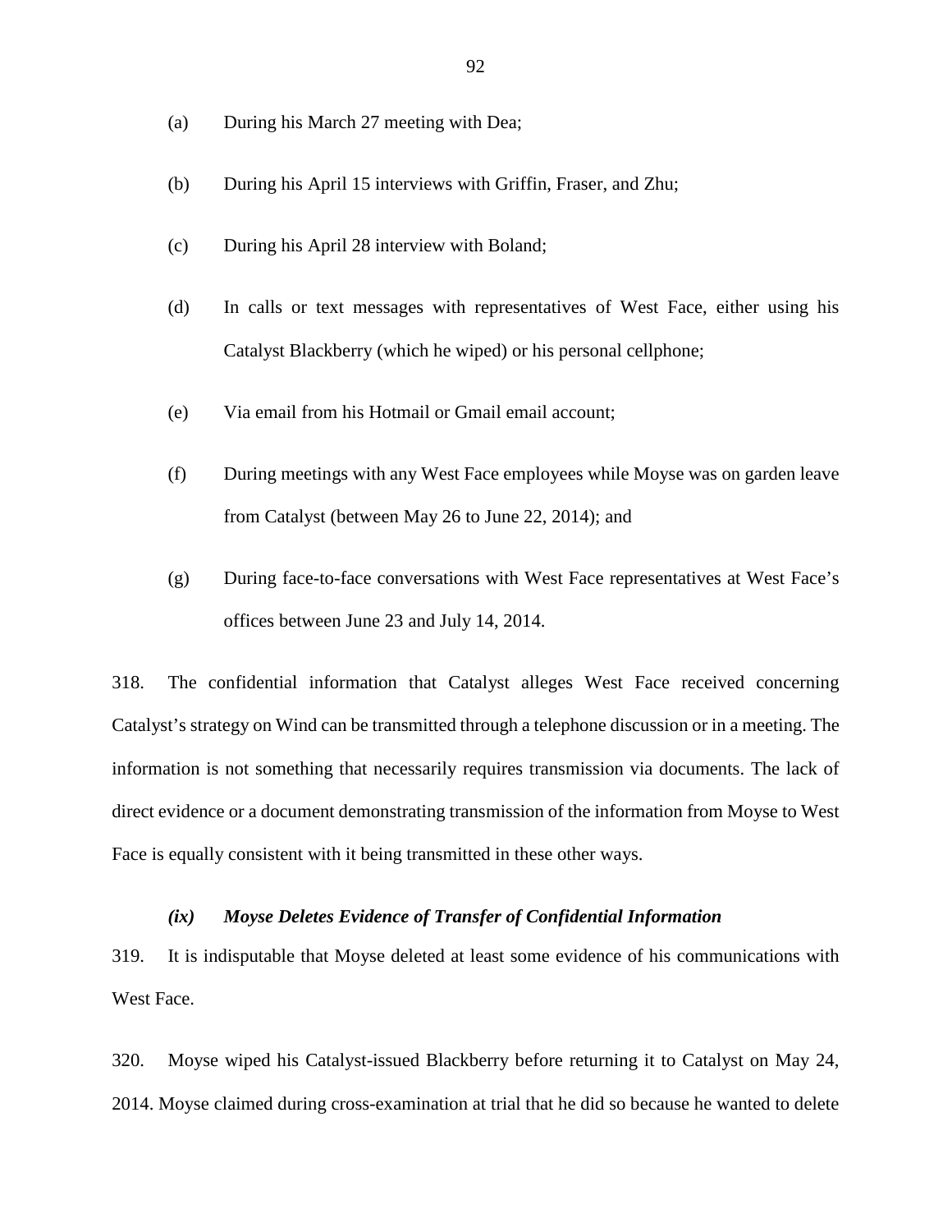(a) During his March 27 meeting with Dea;

(b) During his April 15 interviews with Griffin, Fraser, and Zhu;

(c) During his April 28 interview with Boland;

(d) In calls or text messages with representatives of West Face, either using his Catalyst Blackberry (which he wiped) or his personal cellphone;

(e) Via email from his Hotmail or Gmail email account;

(f) During meetings with any West Face employees while Moyse was on garden leave from Catalyst (between May 26 to June 22, 2014); and

(g) During face-to-face conversations with West Face representatives at West Face's offices between June 23 and July 14, 2014.

318. The confidential information that Catalyst alleges West Face received concerning Catalyst's strategy on Wind can be transmitted through a telephone discussion or in a meeting. The information is not something that necessarily requires transmission via documents. The lack of direct evidence or a document demonstrating transmission of the information from Moyse to West Face is equally consistent with it being transmitted in these other ways.

#### *(ix) Moyse Deletes Evidence of Transfer of Confidential Information*

319. It is indisputable that Moyse deleted at least some evidence of his communications with West Face.

320. Moyse wiped his Catalyst-issued Blackberry before returning it to Catalyst on May 24, 2014. Moyse claimed during cross-examination at trial that he did so because he wanted to delete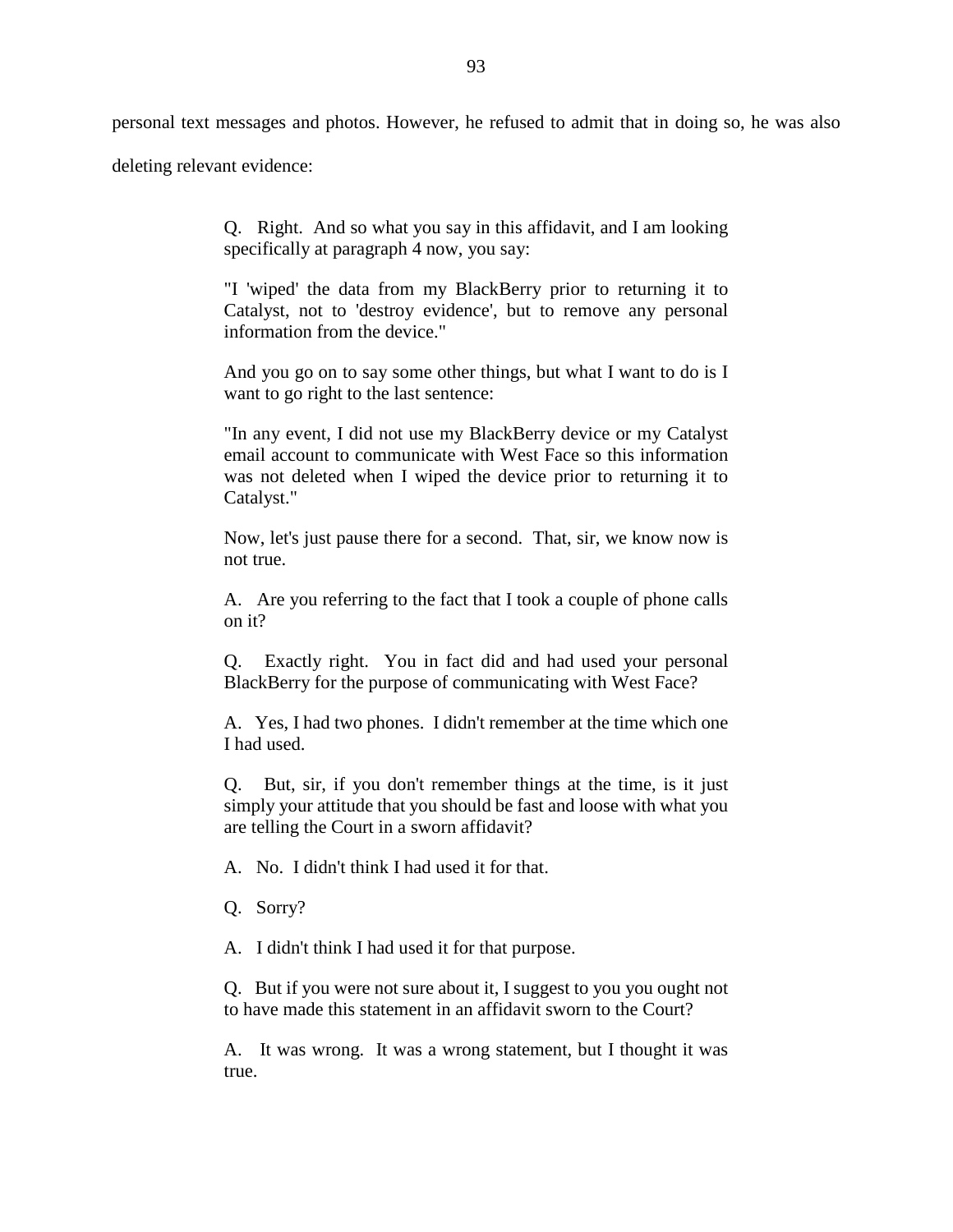personal text messages and photos. However, he refused to admit that in doing so, he was also deleting relevant evidence:

> Q. Right. And so what you say in this affidavit, and I am looking specifically at paragraph 4 now, you say:
>
> "I 'wiped' the data from my BlackBerry prior to returning it to Catalyst, not to 'destroy evidence', but to remove any personal information from the device."
>
> And you go on to say some other things, but what I want to do is I want to go right to the last sentence:
>
> "In any event, I did not use my BlackBerry device or my Catalyst email account to communicate with West Face so this information was not deleted when I wiped the device prior to returning it to Catalyst."
>
> Now, let's just pause there for a second. That, sir, we know now is not true.
>
> A. Are you referring to the fact that I took a couple of phone calls on it?
>
> Q. Exactly right. You in fact did and had used your personal BlackBerry for the purpose of communicating with West Face?
>
> A. Yes, I had two phones. I didn't remember at the time which one I had used.
>
> Q. But, sir, if you don't remember things at the time, is it just simply your attitude that you should be fast and loose with what you are telling the Court in a sworn affidavit?
>
> A. No. I didn't think I had used it for that.
>
> Q. Sorry?
>
> A. I didn't think I had used it for that purpose.
>
> Q. But if you were not sure about it, I suggest to you you ought not to have made this statement in an affidavit sworn to the Court?
>
> A. It was wrong. It was a wrong statement, but I thought it was true.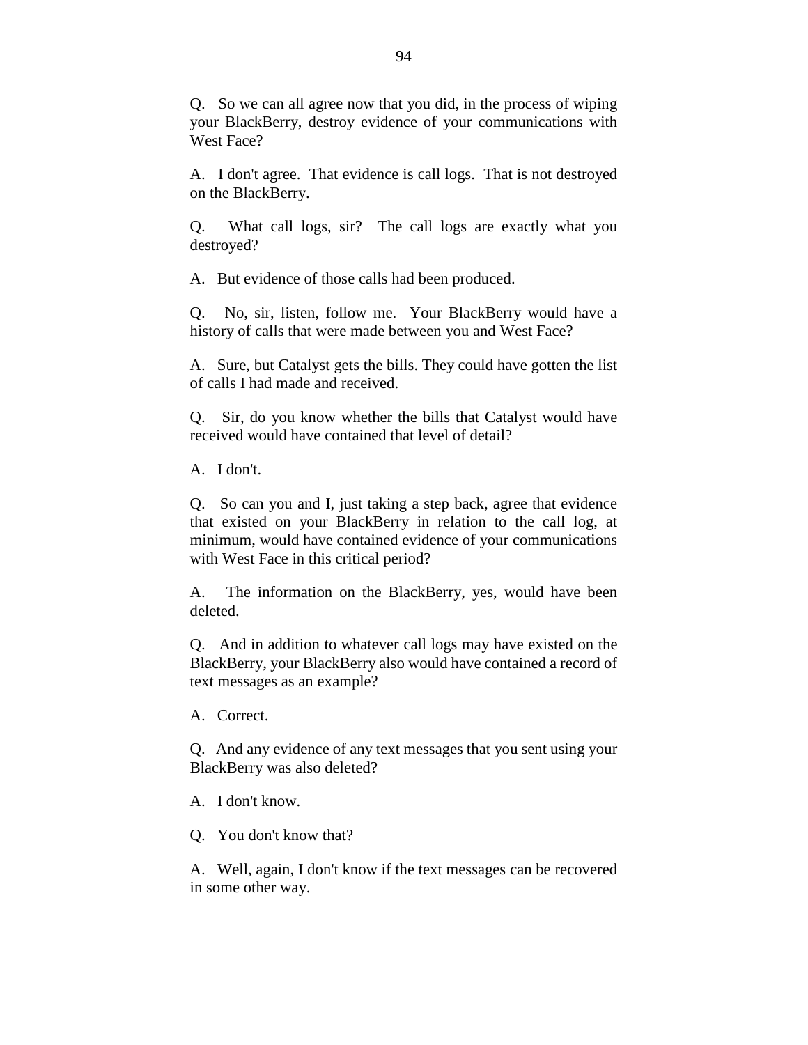Q. So we can all agree now that you did, in the process of wiping your BlackBerry, destroy evidence of your communications with West Face?

A. I don't agree. That evidence is call logs. That is not destroyed on the BlackBerry.

Q. What call logs, sir? The call logs are exactly what you destroyed?

A. But evidence of those calls had been produced.

Q. No, sir, listen, follow me. Your BlackBerry would have a history of calls that were made between you and West Face?

A. Sure, but Catalyst gets the bills. They could have gotten the list of calls I had made and received.

Q. Sir, do you know whether the bills that Catalyst would have received would have contained that level of detail?

A. I don't.

Q. So can you and I, just taking a step back, agree that evidence that existed on your BlackBerry in relation to the call log, at minimum, would have contained evidence of your communications with West Face in this critical period?

A. The information on the BlackBerry, yes, would have been deleted.

Q. And in addition to whatever call logs may have existed on the BlackBerry, your BlackBerry also would have contained a record of text messages as an example?

A. Correct.

Q. And any evidence of any text messages that you sent using your BlackBerry was also deleted?

A. I don't know.

Q. You don't know that?

A. Well, again, I don't know if the text messages can be recovered in some other way.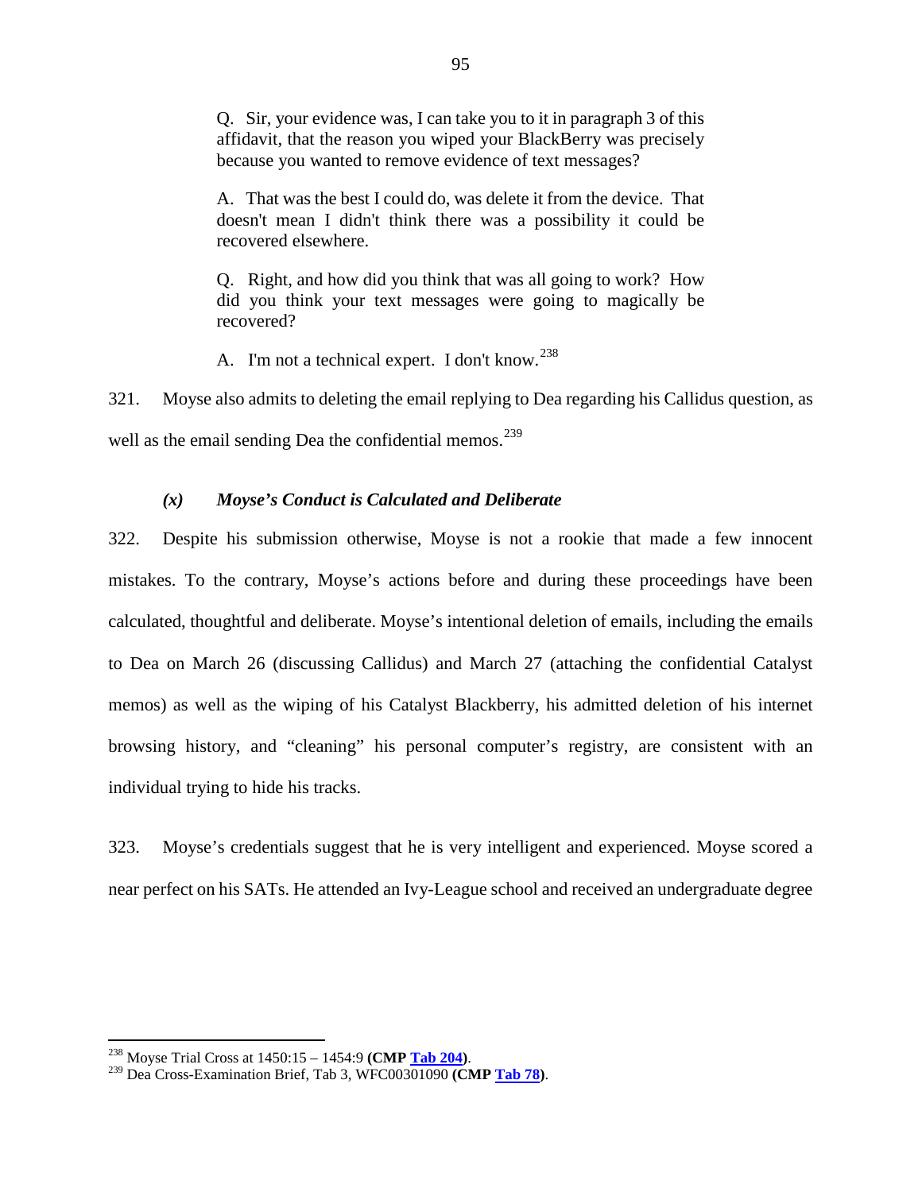> Q. Sir, your evidence was, I can take you to it in paragraph 3 of this affidavit, that the reason you wiped your BlackBerry was precisely because you wanted to remove evidence of text messages?
>
> A. That was the best I could do, was delete it from the device. That doesn't mean I didn't think there was a possibility it could be recovered elsewhere.
>
> Q. Right, and how did you think that was all going to work? How did you think your text messages were going to magically be recovered?
>
> A. I'm not a technical expert. I don't know.[238]

321. Moyse also admits to deleting the email replying to Dea regarding his Callidus question, as well as the email sending Dea the confidential memos.[239]

#### *(x) Moyse's Conduct is Calculated and Deliberate*

322. Despite his submission otherwise, Moyse is not a rookie that made a few innocent mistakes. To the contrary, Moyse's actions before and during these proceedings have been calculated, thoughtful and deliberate. Moyse's intentional deletion of emails, including the emails to Dea on March 26 (discussing Callidus) and March 27 (attaching the confidential Catalyst memos) as well as the wiping of his Catalyst Blackberry, his admitted deletion of his internet browsing history, and "cleaning" his personal computer's registry, are consistent with an individual trying to hide his tracks.

323. Moyse's credentials suggest that he is very intelligent and experienced. Moyse scored a near perfect on his SATs. He attended an Ivy-League school and received an undergraduate degree

---

[238] Moyse Trial Cross at 1450:15 – 1454:9 **(CMP Tab 204)**.

[239] Dea Cross-Examination Brief, Tab 3, WFC00301090 **(CMP Tab 78)**.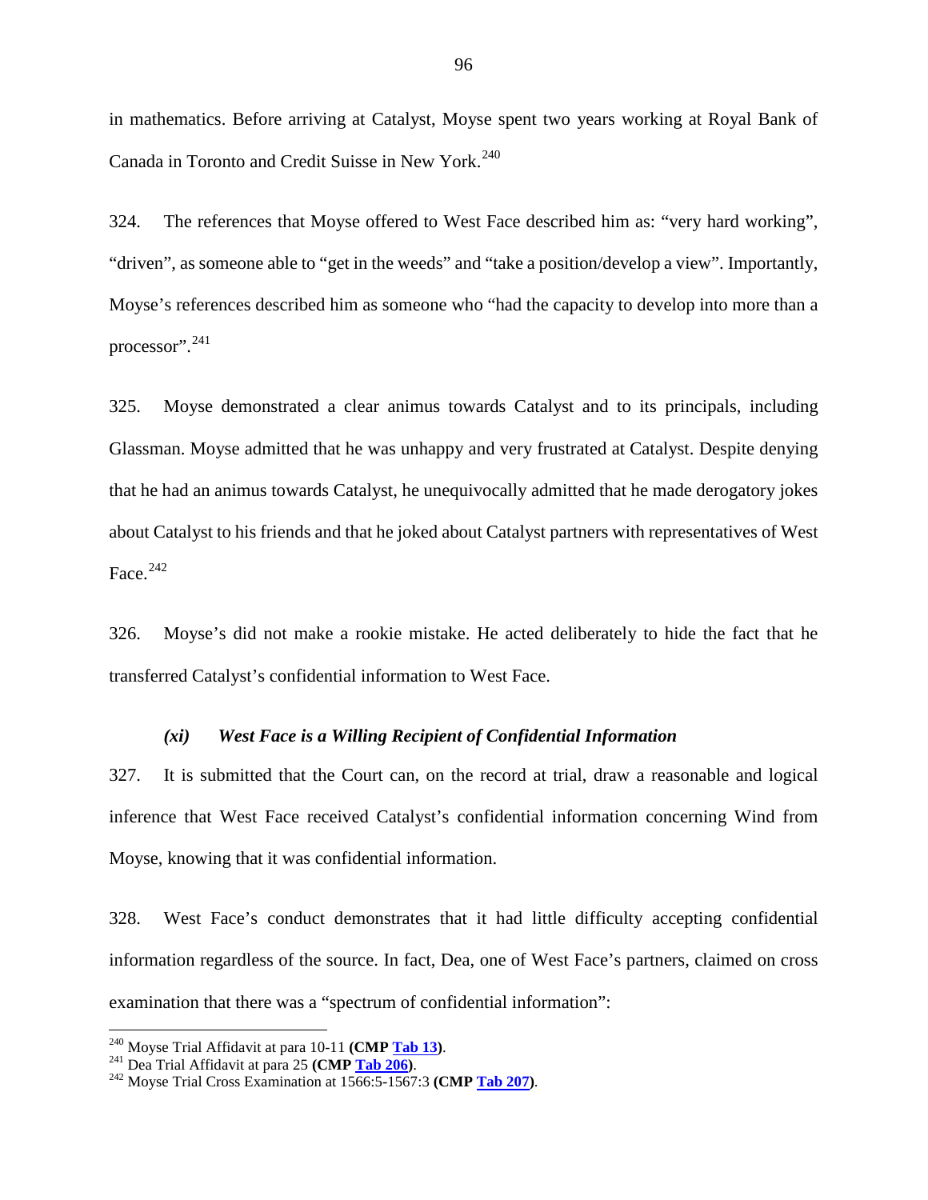in mathematics. Before arriving at Catalyst, Moyse spent two years working at Royal Bank of Canada in Toronto and Credit Suisse in New York.[240]

324. The references that Moyse offered to West Face described him as: "very hard working", "driven", as someone able to "get in the weeds" and "take a position/develop a view". Importantly, Moyse's references described him as someone who "had the capacity to develop into more than a processor".[241]

325. Moyse demonstrated a clear animus towards Catalyst and to its principals, including Glassman. Moyse admitted that he was unhappy and very frustrated at Catalyst. Despite denying that he had an animus towards Catalyst, he unequivocally admitted that he made derogatory jokes about Catalyst to his friends and that he joked about Catalyst partners with representatives of West Face.[242]

326. Moyse's did not make a rookie mistake. He acted deliberately to hide the fact that he transferred Catalyst's confidential information to West Face.

### *(xi) West Face is a Willing Recipient of Confidential Information*

327. It is submitted that the Court can, on the record at trial, draw a reasonable and logical inference that West Face received Catalyst's confidential information concerning Wind from Moyse, knowing that it was confidential information.

328. West Face's conduct demonstrates that it had little difficulty accepting confidential information regardless of the source. In fact, Dea, one of West Face's partners, claimed on cross examination that there was a "spectrum of confidential information":

---

[240] Moyse Trial Affidavit at para 10-11 **(CMP Tab 13)**.
[241] Dea Trial Affidavit at para 25 **(CMP Tab 206)**.
[242] Moyse Trial Cross Examination at 1566:5-1567:3 **(CMP Tab 207)**.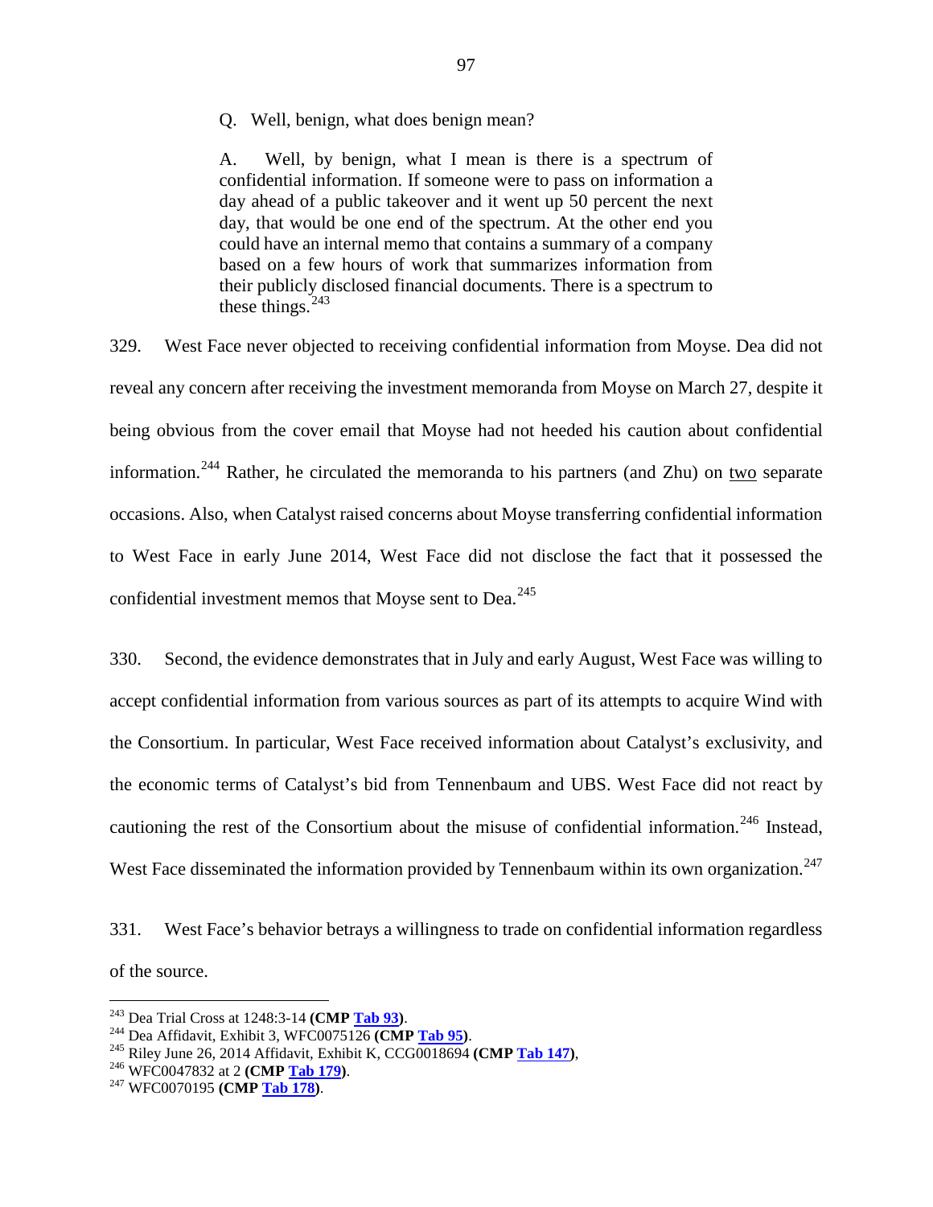> Q. Well, benign, what does benign mean?
>
> A. Well, by benign, what I mean is there is a spectrum of confidential information. If someone were to pass on information a day ahead of a public takeover and it went up 50 percent the next day, that would be one end of the spectrum. At the other end you could have an internal memo that contains a summary of a company based on a few hours of work that summarizes information from their publicly disclosed financial documents. There is a spectrum to these things.[243]

329. West Face never objected to receiving confidential information from Moyse. Dea did not reveal any concern after receiving the investment memoranda from Moyse on March 27, despite it being obvious from the cover email that Moyse had not heeded his caution about confidential information.[244] Rather, he circulated the memoranda to his partners (and Zhu) on <u>two</u> separate occasions. Also, when Catalyst raised concerns about Moyse transferring confidential information to West Face in early June 2014, West Face did not disclose the fact that it possessed the confidential investment memos that Moyse sent to Dea.[245]

330. Second, the evidence demonstrates that in July and early August, West Face was willing to accept confidential information from various sources as part of its attempts to acquire Wind with the Consortium. In particular, West Face received information about Catalyst's exclusivity, and the economic terms of Catalyst's bid from Tennenbaum and UBS. West Face did not react by cautioning the rest of the Consortium about the misuse of confidential information.[246] Instead, West Face disseminated the information provided by Tennenbaum within its own organization.[247]

331. West Face's behavior betrays a willingness to trade on confidential information regardless of the source.

---

[243] Dea Trial Cross at 1248:3-14 **(CMP Tab 93)**.

[244] Dea Affidavit, Exhibit 3, WFC0075126 **(CMP Tab 95)**.

[245] Riley June 26, 2014 Affidavit, Exhibit K, CCG0018694 **(CMP Tab 147)**,

[246] WFC0047832 at 2 **(CMP Tab 179)**.

[247] WFC0070195 **(CMP Tab 178)**.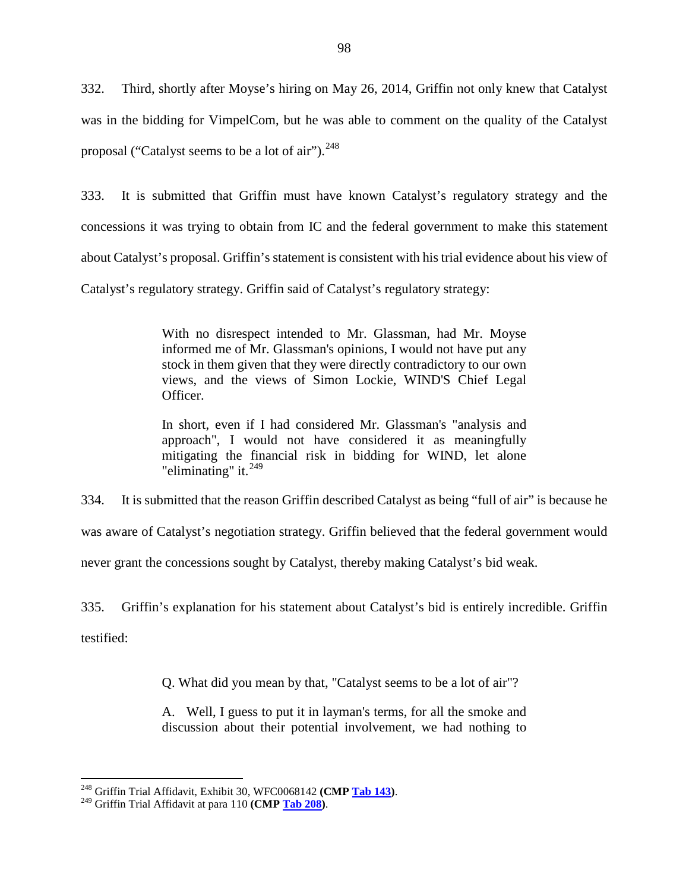332. Third, shortly after Moyse's hiring on May 26, 2014, Griffin not only knew that Catalyst was in the bidding for VimpelCom, but he was able to comment on the quality of the Catalyst proposal ("Catalyst seems to be a lot of air").[248]

333. It is submitted that Griffin must have known Catalyst's regulatory strategy and the concessions it was trying to obtain from IC and the federal government to make this statement about Catalyst's proposal. Griffin's statement is consistent with his trial evidence about his view of Catalyst's regulatory strategy. Griffin said of Catalyst's regulatory strategy:

> With no disrespect intended to Mr. Glassman, had Mr. Moyse informed me of Mr. Glassman's opinions, I would not have put any stock in them given that they were directly contradictory to our own views, and the views of Simon Lockie, WIND'S Chief Legal Officer.
>
> In short, even if I had considered Mr. Glassman's "analysis and approach", I would not have considered it as meaningfully mitigating the financial risk in bidding for WIND, let alone "eliminating" it.[249]

334. It is submitted that the reason Griffin described Catalyst as being "full of air" is because he was aware of Catalyst's negotiation strategy. Griffin believed that the federal government would never grant the concessions sought by Catalyst, thereby making Catalyst's bid weak.

335. Griffin's explanation for his statement about Catalyst's bid is entirely incredible. Griffin testified:

> Q. What did you mean by that, "Catalyst seems to be a lot of air"?
>
> A. Well, I guess to put it in layman's terms, for all the smoke and discussion about their potential involvement, we had nothing to

---

[248] Griffin Trial Affidavit, Exhibit 30, WFC0068142 **(CMP Tab 143)**.

[249] Griffin Trial Affidavit at para 110 **(CMP Tab 208)**.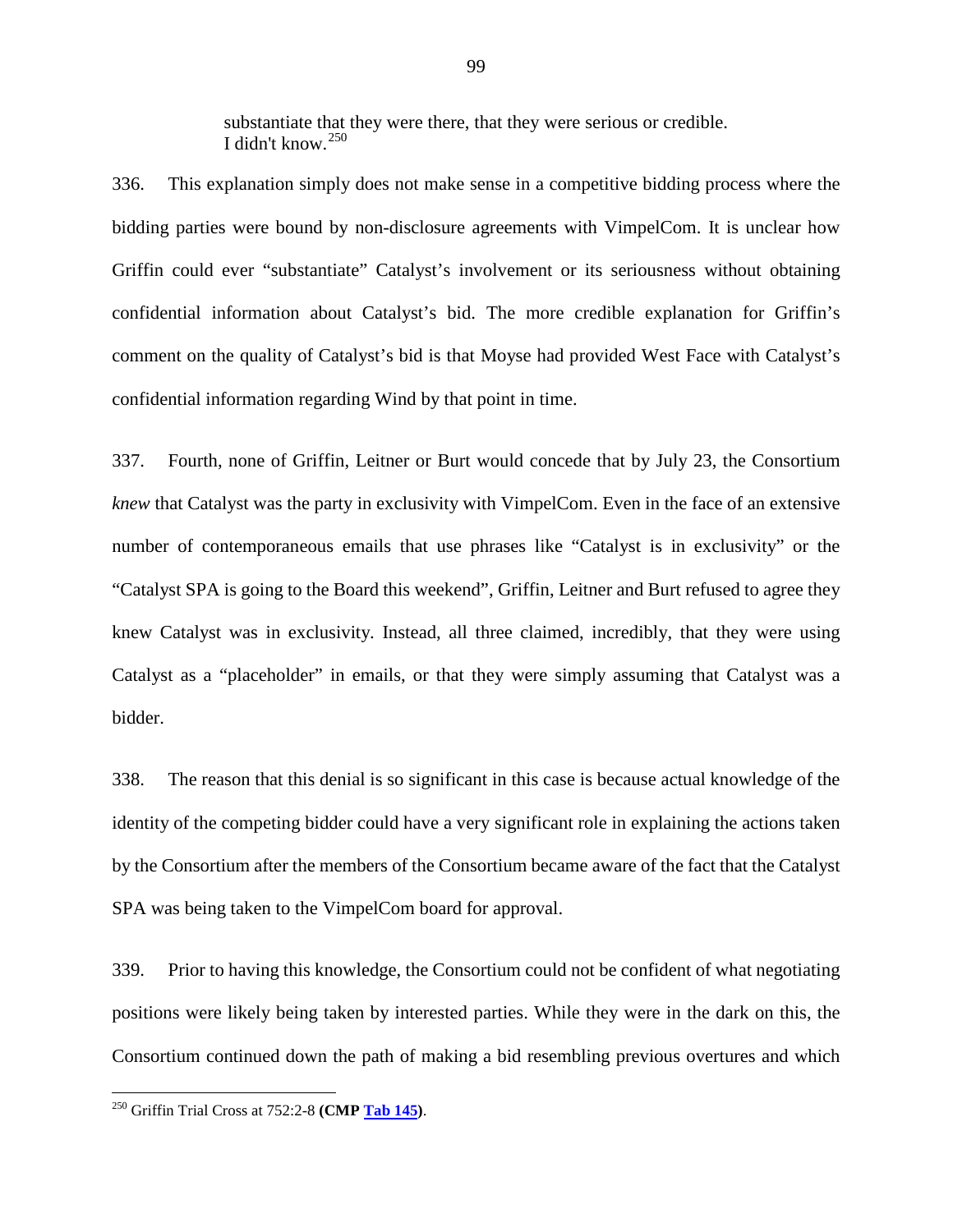> substantiate that they were there, that they were serious or credible. I didn't know.[250]

336. This explanation simply does not make sense in a competitive bidding process where the bidding parties were bound by non-disclosure agreements with VimpelCom. It is unclear how Griffin could ever "substantiate" Catalyst's involvement or its seriousness without obtaining confidential information about Catalyst's bid. The more credible explanation for Griffin's comment on the quality of Catalyst's bid is that Moyse had provided West Face with Catalyst's confidential information regarding Wind by that point in time.

337. Fourth, none of Griffin, Leitner or Burt would concede that by July 23, the Consortium *knew* that Catalyst was the party in exclusivity with VimpelCom. Even in the face of an extensive number of contemporaneous emails that use phrases like "Catalyst is in exclusivity" or the "Catalyst SPA is going to the Board this weekend", Griffin, Leitner and Burt refused to agree they knew Catalyst was in exclusivity. Instead, all three claimed, incredibly, that they were using Catalyst as a "placeholder" in emails, or that they were simply assuming that Catalyst was a bidder.

338. The reason that this denial is so significant in this case is because actual knowledge of the identity of the competing bidder could have a very significant role in explaining the actions taken by the Consortium after the members of the Consortium became aware of the fact that the Catalyst SPA was being taken to the VimpelCom board for approval.

339. Prior to having this knowledge, the Consortium could not be confident of what negotiating positions were likely being taken by interested parties. While they were in the dark on this, the Consortium continued down the path of making a bid resembling previous overtures and which

---

[250] Griffin Trial Cross at 752:2-8 **(CMP Tab 145)**.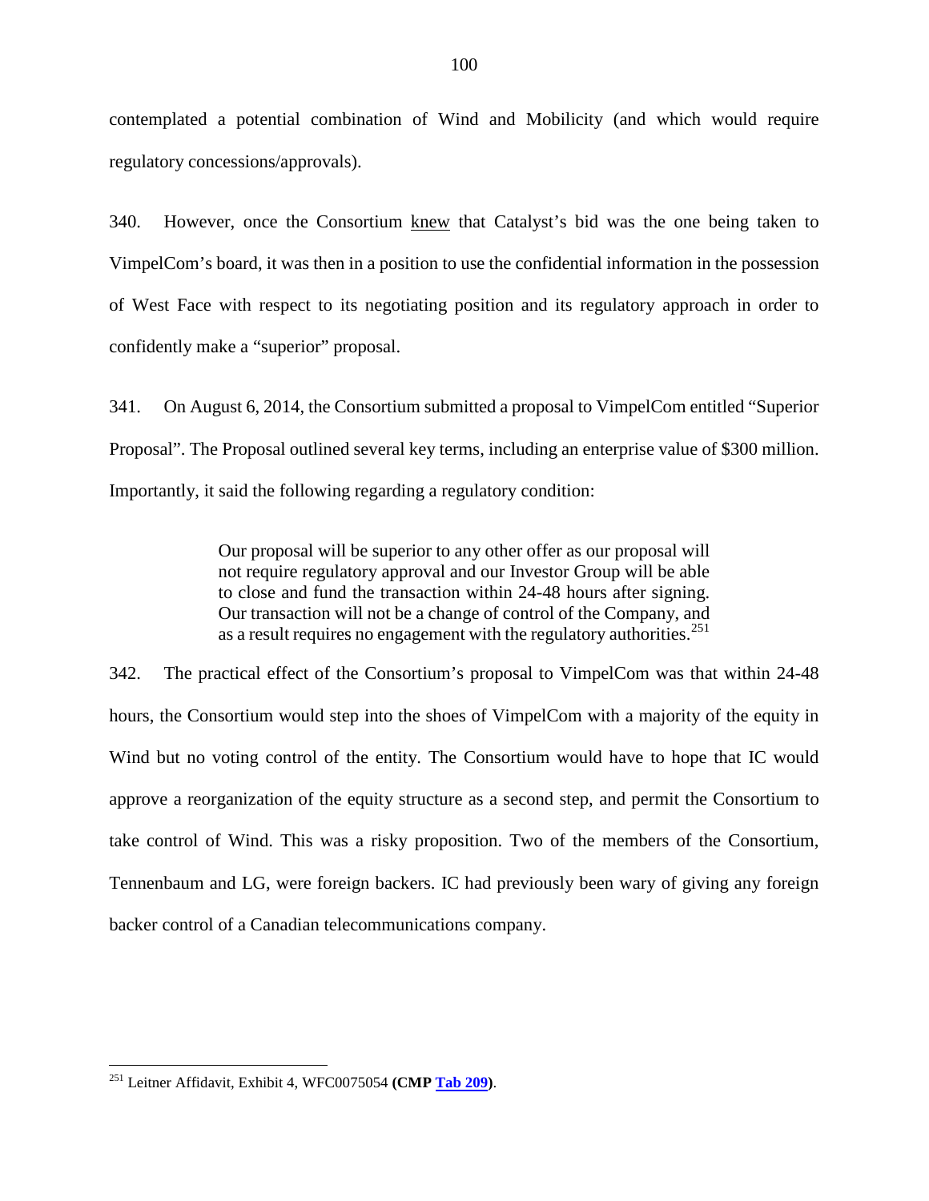contemplated a potential combination of Wind and Mobilicity (and which would require regulatory concessions/approvals).

340. However, once the Consortium <u>knew</u> that Catalyst's bid was the one being taken to VimpelCom's board, it was then in a position to use the confidential information in the possession of West Face with respect to its negotiating position and its regulatory approach in order to confidently make a "superior" proposal.

341. On August 6, 2014, the Consortium submitted a proposal to VimpelCom entitled "Superior Proposal". The Proposal outlined several key terms, including an enterprise value of $300 million. Importantly, it said the following regarding a regulatory condition:

> Our proposal will be superior to any other offer as our proposal will not require regulatory approval and our Investor Group will be able to close and fund the transaction within 24-48 hours after signing. Our transaction will not be a change of control of the Company, and as a result requires no engagement with the regulatory authorities.[251]

342. The practical effect of the Consortium's proposal to VimpelCom was that within 24-48 hours, the Consortium would step into the shoes of VimpelCom with a majority of the equity in Wind but no voting control of the entity. The Consortium would have to hope that IC would approve a reorganization of the equity structure as a second step, and permit the Consortium to take control of Wind. This was a risky proposition. Two of the members of the Consortium, Tennenbaum and LG, were foreign backers. IC had previously been wary of giving any foreign backer control of a Canadian telecommunications company.

---

[251] Leitner Affidavit, Exhibit 4, WFC0075054 **(CMP Tab 209)**.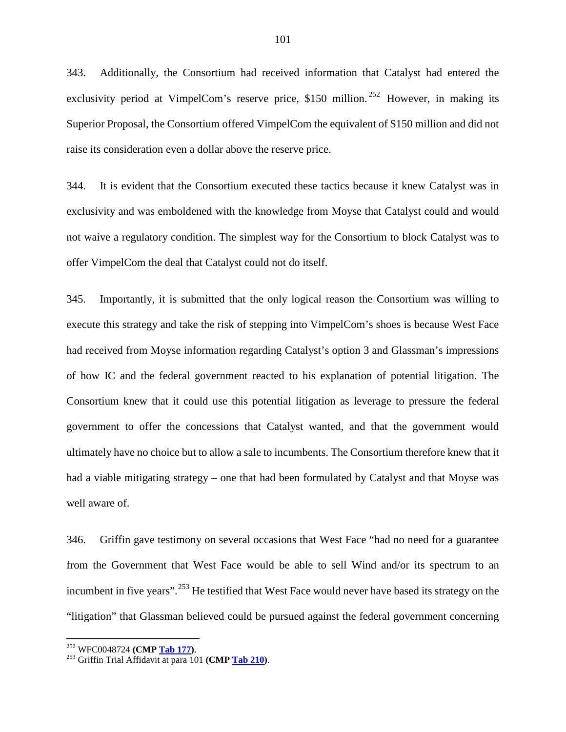343. Additionally, the Consortium had received information that Catalyst had entered the exclusivity period at VimpelCom's reserve price, $150 million.[252] However, in making its Superior Proposal, the Consortium offered VimpelCom the equivalent of $150 million and did not raise its consideration even a dollar above the reserve price.

344. It is evident that the Consortium executed these tactics because it knew Catalyst was in exclusivity and was emboldened with the knowledge from Moyse that Catalyst could and would not waive a regulatory condition. The simplest way for the Consortium to block Catalyst was to offer VimpelCom the deal that Catalyst could not do itself.

345. Importantly, it is submitted that the only logical reason the Consortium was willing to execute this strategy and take the risk of stepping into VimpelCom's shoes is because West Face had received from Moyse information regarding Catalyst's option 3 and Glassman's impressions of how IC and the federal government reacted to his explanation of potential litigation. The Consortium knew that it could use this potential litigation as leverage to pressure the federal government to offer the concessions that Catalyst wanted, and that the government would ultimately have no choice but to allow a sale to incumbents. The Consortium therefore knew that it had a viable mitigating strategy – one that had been formulated by Catalyst and that Moyse was well aware of.

346. Griffin gave testimony on several occasions that West Face "had no need for a guarantee from the Government that West Face would be able to sell Wind and/or its spectrum to an incumbent in five years".[253] He testified that West Face would never have based its strategy on the "litigation" that Glassman believed could be pursued against the federal government concerning

---

[252] WFC0048724 **(CMP Tab 177)**.

[253] Griffin Trial Affidavit at para 101 **(CMP Tab 210)**.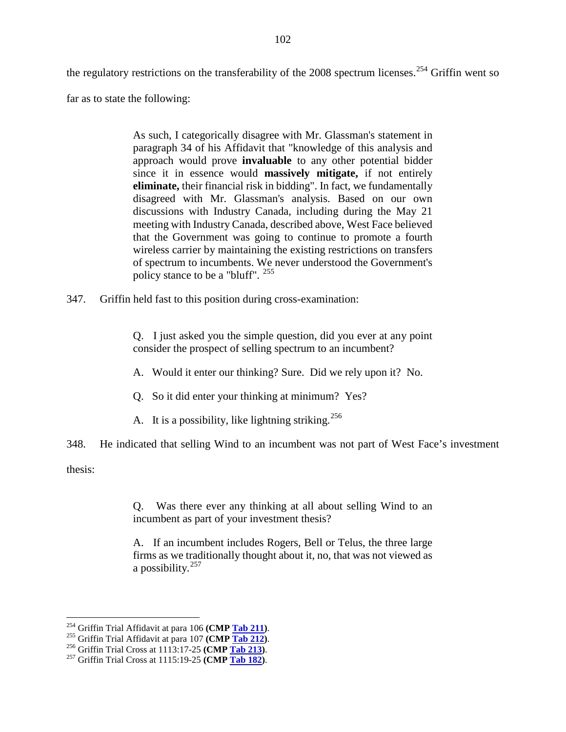the regulatory restrictions on the transferability of the 2008 spectrum licenses.[254] Griffin went so far as to state the following:

> As such, I categorically disagree with Mr. Glassman's statement in paragraph 34 of his Affidavit that "knowledge of this analysis and approach would prove **invaluable** to any other potential bidder since it in essence would **massively mitigate,** if not entirely **eliminate,** their financial risk in bidding". In fact, we fundamentally disagreed with Mr. Glassman's analysis. Based on our own discussions with Industry Canada, including during the May 21 meeting with Industry Canada, described above, West Face believed that the Government was going to continue to promote a fourth wireless carrier by maintaining the existing restrictions on transfers of spectrum to incumbents. We never understood the Government's policy stance to be a "bluff". [255]

347. Griffin held fast to this position during cross-examination:

> Q. I just asked you the simple question, did you ever at any point consider the prospect of selling spectrum to an incumbent?
>
> A. Would it enter our thinking? Sure. Did we rely upon it? No.
>
> Q. So it did enter your thinking at minimum? Yes?
>
> A. It is a possibility, like lightning striking.[256]

348. He indicated that selling Wind to an incumbent was not part of West Face's investment thesis:

> Q. Was there ever any thinking at all about selling Wind to an incumbent as part of your investment thesis?
>
> A. If an incumbent includes Rogers, Bell or Telus, the three large firms as we traditionally thought about it, no, that was not viewed as a possibility.[257]

---

[254] Griffin Trial Affidavit at para 106 **(CMP Tab 211)**.
[255] Griffin Trial Affidavit at para 107 **(CMP Tab 212)**.
[256] Griffin Trial Cross at 1113:17-25 **(CMP Tab 213)**.
[257] Griffin Trial Cross at 1115:19-25 **(CMP Tab 182)**.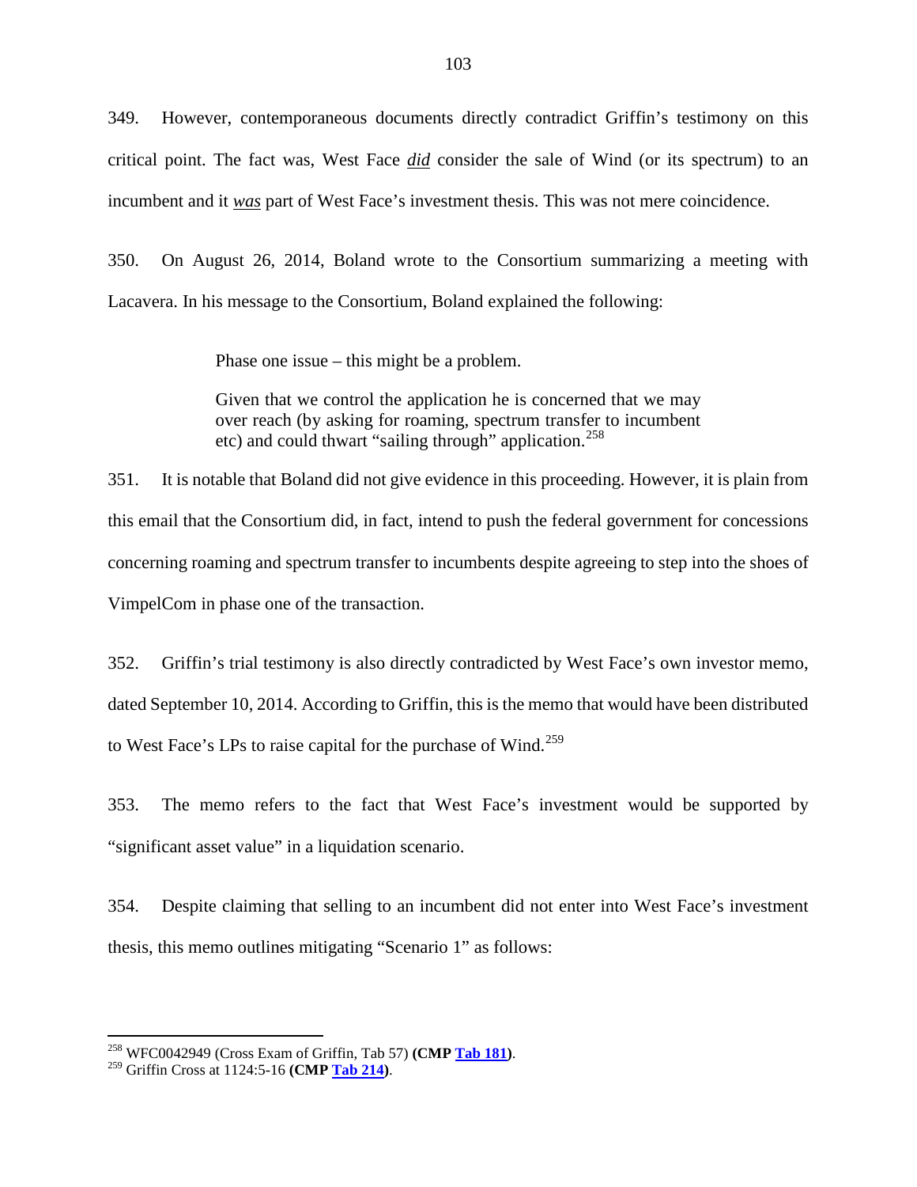349. However, contemporaneous documents directly contradict Griffin's testimony on this critical point. The fact was, West Face *did* consider the sale of Wind (or its spectrum) to an incumbent and it *was* part of West Face's investment thesis. This was not mere coincidence.

350. On August 26, 2014, Boland wrote to the Consortium summarizing a meeting with Lacavera. In his message to the Consortium, Boland explained the following:

> Phase one issue – this might be a problem.
>
> Given that we control the application he is concerned that we may over reach (by asking for roaming, spectrum transfer to incumbent etc) and could thwart "sailing through" application.[258]

351. It is notable that Boland did not give evidence in this proceeding. However, it is plain from this email that the Consortium did, in fact, intend to push the federal government for concessions concerning roaming and spectrum transfer to incumbents despite agreeing to step into the shoes of VimpelCom in phase one of the transaction.

352. Griffin's trial testimony is also directly contradicted by West Face's own investor memo, dated September 10, 2014. According to Griffin, this is the memo that would have been distributed to West Face's LPs to raise capital for the purchase of Wind.[259]

353. The memo refers to the fact that West Face's investment would be supported by "significant asset value" in a liquidation scenario.

354. Despite claiming that selling to an incumbent did not enter into West Face's investment thesis, this memo outlines mitigating "Scenario 1" as follows:

---

[258] WFC0042949 (Cross Exam of Griffin, Tab 57) **(CMP Tab 181)**.

[259] Griffin Cross at 1124:5-16 **(CMP Tab 214)**.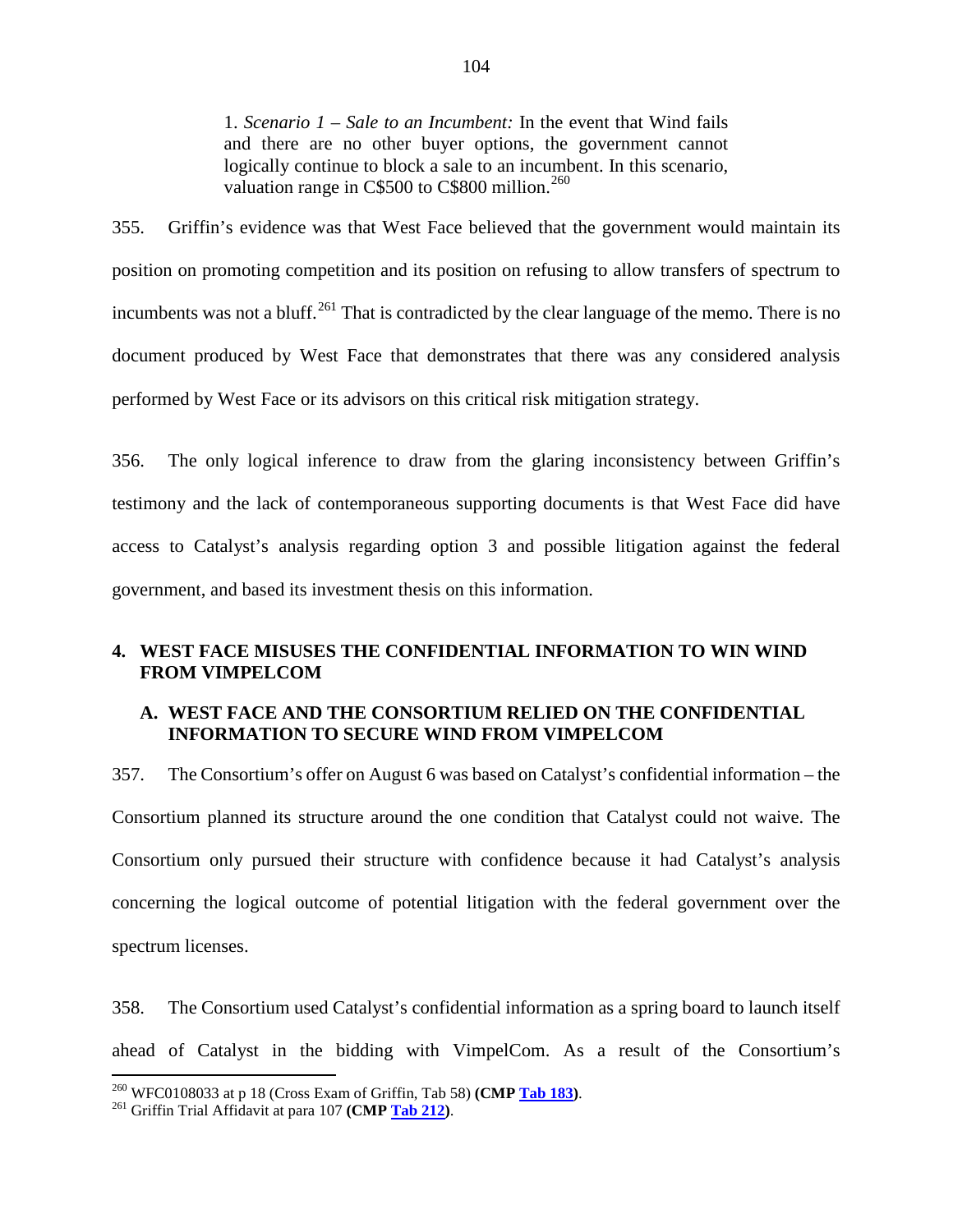> 1. *Scenario 1 – Sale to an Incumbent:* In the event that Wind fails and there are no other buyer options, the government cannot logically continue to block a sale to an incumbent. In this scenario, valuation range in C$500 to C$800 million.[260]

355. Griffin's evidence was that West Face believed that the government would maintain its position on promoting competition and its position on refusing to allow transfers of spectrum to incumbents was not a bluff.[261] That is contradicted by the clear language of the memo. There is no document produced by West Face that demonstrates that there was any considered analysis performed by West Face or its advisors on this critical risk mitigation strategy.

356. The only logical inference to draw from the glaring inconsistency between Griffin's testimony and the lack of contemporaneous supporting documents is that West Face did have access to Catalyst's analysis regarding option 3 and possible litigation against the federal government, and based its investment thesis on this information.

### 4. WEST FACE MISUSES THE CONFIDENTIAL INFORMATION TO WIN WIND FROM VIMPELCOM

#### A. WEST FACE AND THE CONSORTIUM RELIED ON THE CONFIDENTIAL INFORMATION TO SECURE WIND FROM VIMPELCOM

357. The Consortium's offer on August 6 was based on Catalyst's confidential information – the Consortium planned its structure around the one condition that Catalyst could not waive. The Consortium only pursued their structure with confidence because it had Catalyst's analysis concerning the logical outcome of potential litigation with the federal government over the spectrum licenses.

358. The Consortium used Catalyst's confidential information as a spring board to launch itself ahead of Catalyst in the bidding with VimpelCom. As a result of the Consortium's

---

[260] WFC0108033 at p 18 (Cross Exam of Griffin, Tab 58) **(CMP Tab 183)**.

[261] Griffin Trial Affidavit at para 107 **(CMP Tab 212)**.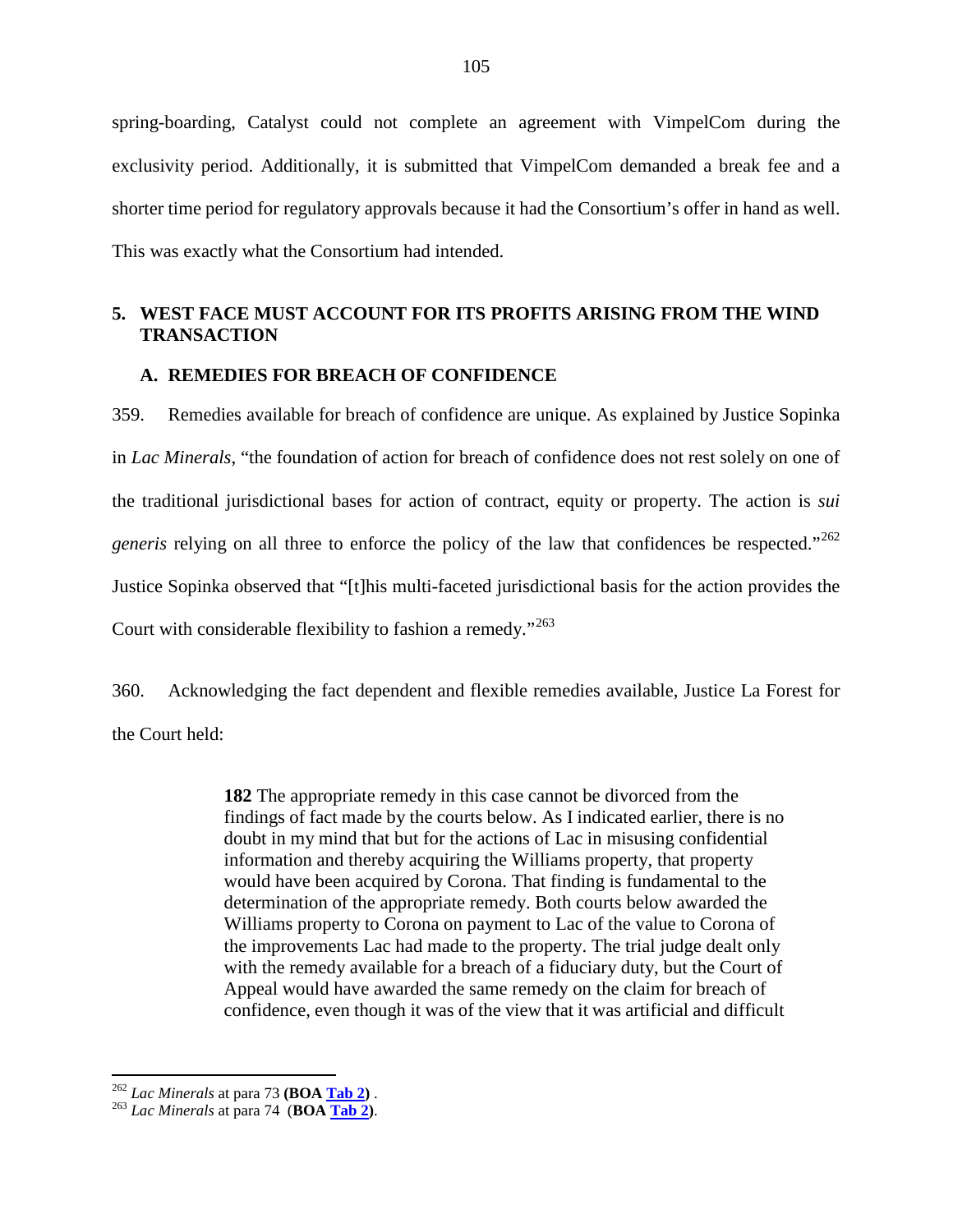spring-boarding, Catalyst could not complete an agreement with VimpelCom during the exclusivity period. Additionally, it is submitted that VimpelCom demanded a break fee and a shorter time period for regulatory approvals because it had the Consortium's offer in hand as well. This was exactly what the Consortium had intended.

### 5. WEST FACE MUST ACCOUNT FOR ITS PROFITS ARISING FROM THE WIND TRANSACTION

#### A. REMEDIES FOR BREACH OF CONFIDENCE

359. Remedies available for breach of confidence are unique. As explained by Justice Sopinka in *Lac Minerals*, "the foundation of action for breach of confidence does not rest solely on one of the traditional jurisdictional bases for action of contract, equity or property. The action is *sui generis* relying on all three to enforce the policy of the law that confidences be respected."[262] Justice Sopinka observed that "[t]his multi-faceted jurisdictional basis for the action provides the Court with considerable flexibility to fashion a remedy."[263]

360. Acknowledging the fact dependent and flexible remedies available, Justice La Forest for the Court held:

> **182** The appropriate remedy in this case cannot be divorced from the findings of fact made by the courts below. As I indicated earlier, there is no doubt in my mind that but for the actions of Lac in misusing confidential information and thereby acquiring the Williams property, that property would have been acquired by Corona. That finding is fundamental to the determination of the appropriate remedy. Both courts below awarded the Williams property to Corona on payment to Lac of the value to Corona of the improvements Lac had made to the property. The trial judge dealt only with the remedy available for a breach of a fiduciary duty, but the Court of Appeal would have awarded the same remedy on the claim for breach of confidence, even though it was of the view that it was artificial and difficult

---

[262] *Lac Minerals* at para 73 **(BOA Tab 2)** .

[263] *Lac Minerals* at para 74 (**BOA Tab 2)**.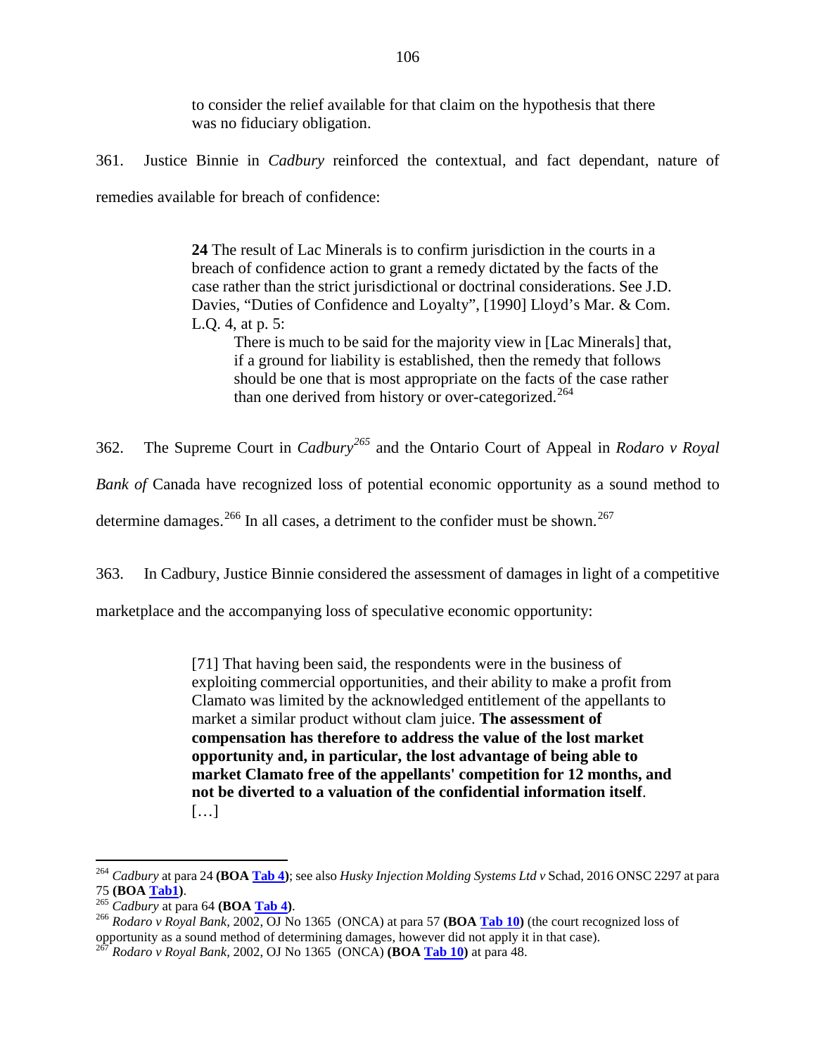to consider the relief available for that claim on the hypothesis that there was no fiduciary obligation.

361. Justice Binnie in *Cadbury* reinforced the contextual, and fact dependant, nature of remedies available for breach of confidence:

> **24** The result of Lac Minerals is to confirm jurisdiction in the courts in a breach of confidence action to grant a remedy dictated by the facts of the case rather than the strict jurisdictional or doctrinal considerations. See J.D. Davies, "Duties of Confidence and Loyalty", [1990] Lloyd's Mar. & Com. L.Q. 4, at p. 5:
>
> > There is much to be said for the majority view in [Lac Minerals] that, if a ground for liability is established, then the remedy that follows should be one that is most appropriate on the facts of the case rather than one derived from history or over-categorized.[264]

362. The Supreme Court in *Cadbury*[265] and the Ontario Court of Appeal in *Rodaro v Royal Bank of* Canada have recognized loss of potential economic opportunity as a sound method to determine damages.[266] In all cases, a detriment to the confider must be shown.[267]

363. In Cadbury, Justice Binnie considered the assessment of damages in light of a competitive marketplace and the accompanying loss of speculative economic opportunity:

> [71] That having been said, the respondents were in the business of exploiting commercial opportunities, and their ability to make a profit from Clamato was limited by the acknowledged entitlement of the appellants to market a similar product without clam juice. **The assessment of compensation has therefore to address the value of the lost market opportunity and, in particular, the lost advantage of being able to market Clamato free of the appellants' competition for 12 months, and not be diverted to a valuation of the confidential information itself**.
> […]

---

[264] *Cadbury* at para 24 **(BOA Tab 4)**; see also *Husky Injection Molding Systems Ltd v* Schad, 2016 ONSC 2297 at para 75 **(BOA Tab1)**.

[265] *Cadbury* at para 64 **(BOA Tab 4)**.

[266] *Rodaro v Royal Bank*, 2002, OJ No 1365 (ONCA) at para 57 **(BOA Tab 10)** (the court recognized loss of opportunity as a sound method of determining damages, however did not apply it in that case).

[267] *Rodaro v Royal Bank*, 2002, OJ No 1365 (ONCA) **(BOA Tab 10)** at para 48.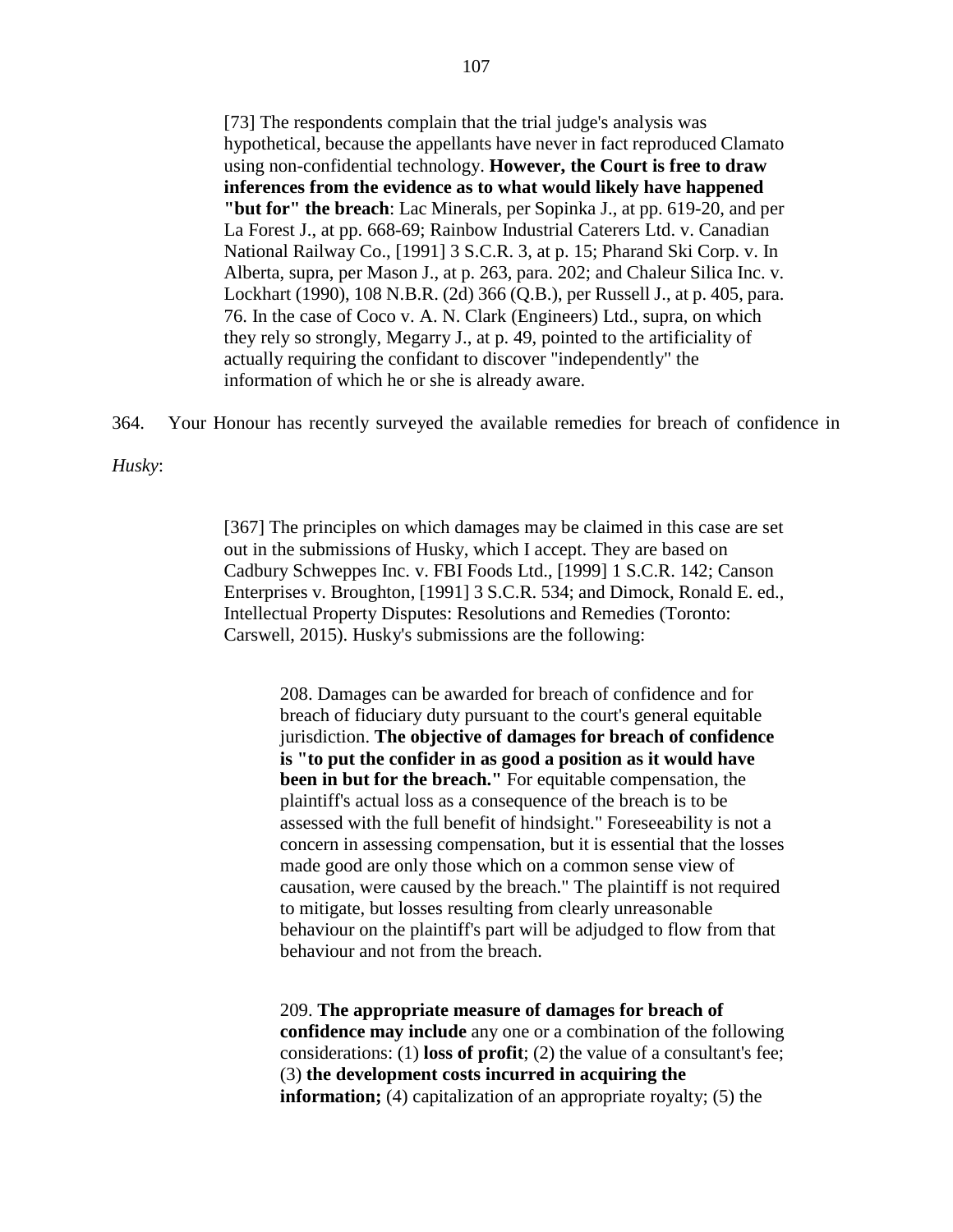> [73] The respondents complain that the trial judge's analysis was hypothetical, because the appellants have never in fact reproduced Clamato using non-confidential technology. **However, the Court is free to draw inferences from the evidence as to what would likely have happened "but for" the breach**: Lac Minerals, per Sopinka J., at pp. 619-20, and per La Forest J., at pp. 668-69; Rainbow Industrial Caterers Ltd. v. Canadian National Railway Co., [1991] 3 S.C.R. 3, at p. 15; Pharand Ski Corp. v. In Alberta, supra, per Mason J., at p. 263, para. 202; and Chaleur Silica Inc. v. Lockhart (1990), 108 N.B.R. (2d) 366 (Q.B.), per Russell J., at p. 405, para. 76. In the case of Coco v. A. N. Clark (Engineers) Ltd., supra, on which they rely so strongly, Megarry J., at p. 49, pointed to the artificiality of actually requiring the confidant to discover "independently" the information of which he or she is already aware.

364. Your Honour has recently surveyed the available remedies for breach of confidence in *Husky*:

> [367] The principles on which damages may be claimed in this case are set out in the submissions of Husky, which I accept. They are based on Cadbury Schweppes Inc. v. FBI Foods Ltd., [1999] 1 S.C.R. 142; Canson Enterprises v. Broughton, [1991] 3 S.C.R. 534; and Dimock, Ronald E. ed., Intellectual Property Disputes: Resolutions and Remedies (Toronto: Carswell, 2015). Husky's submissions are the following:
>
>> 208. Damages can be awarded for breach of confidence and for breach of fiduciary duty pursuant to the court's general equitable jurisdiction. **The objective of damages for breach of confidence is "to put the confider in as good a position as it would have been in but for the breach."** For equitable compensation, the plaintiff's actual loss as a consequence of the breach is to be assessed with the full benefit of hindsight." Foreseeability is not a concern in assessing compensation, but it is essential that the losses made good are only those which on a common sense view of causation, were caused by the breach." The plaintiff is not required to mitigate, but losses resulting from clearly unreasonable behaviour on the plaintiff's part will be adjudged to flow from that behaviour and not from the breach.
>>
>> 209. **The appropriate measure of damages for breach of confidence may include** any one or a combination of the following considerations: (1) **loss of profit**; (2) the value of a consultant's fee; (3) **the development costs incurred in acquiring the information;** (4) capitalization of an appropriate royalty; (5) the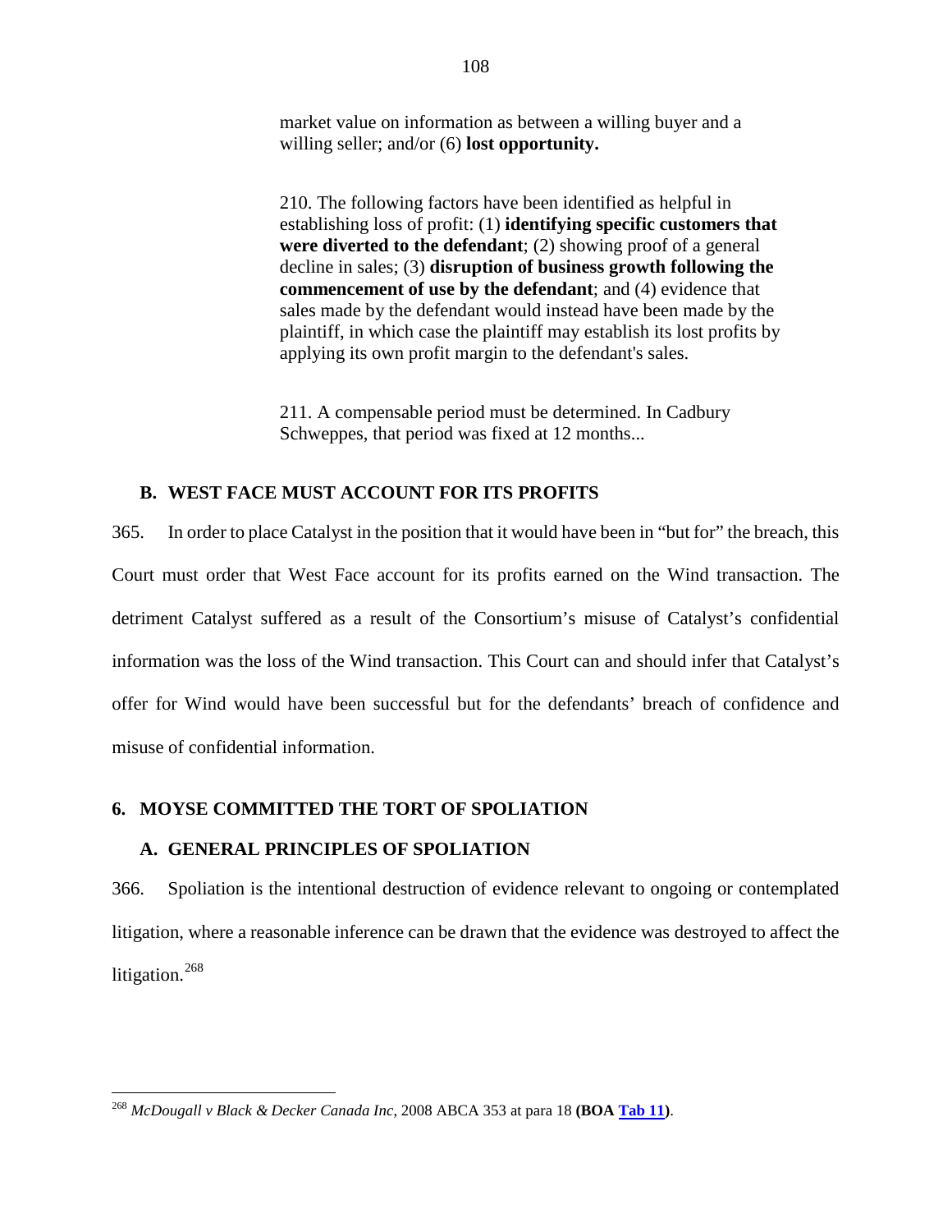market value on information as between a willing buyer and a willing seller; and/or (6) **lost opportunity.**

> 210. The following factors have been identified as helpful in establishing loss of profit: (1) **identifying specific customers that were diverted to the defendant**; (2) showing proof of a general decline in sales; (3) **disruption of business growth following the commencement of use by the defendant**; and (4) evidence that sales made by the defendant would instead have been made by the plaintiff, in which case the plaintiff may establish its lost profits by applying its own profit margin to the defendant's sales.
>
> 211. A compensable period must be determined. In Cadbury Schweppes, that period was fixed at 12 months...

### B. WEST FACE MUST ACCOUNT FOR ITS PROFITS

365. In order to place Catalyst in the position that it would have been in "but for" the breach, this Court must order that West Face account for its profits earned on the Wind transaction. The detriment Catalyst suffered as a result of the Consortium's misuse of Catalyst's confidential information was the loss of the Wind transaction. This Court can and should infer that Catalyst's offer for Wind would have been successful but for the defendants' breach of confidence and misuse of confidential information.

## 6. MOYSE COMMITTED THE TORT OF SPOLIATION

### A. GENERAL PRINCIPLES OF SPOLIATION

366. Spoliation is the intentional destruction of evidence relevant to ongoing or contemplated litigation, where a reasonable inference can be drawn that the evidence was destroyed to affect the litigation.[268]

---

[268] *McDougall v Black & Decker Canada Inc*, 2008 ABCA 353 at para 18 **(BOA Tab 11)**.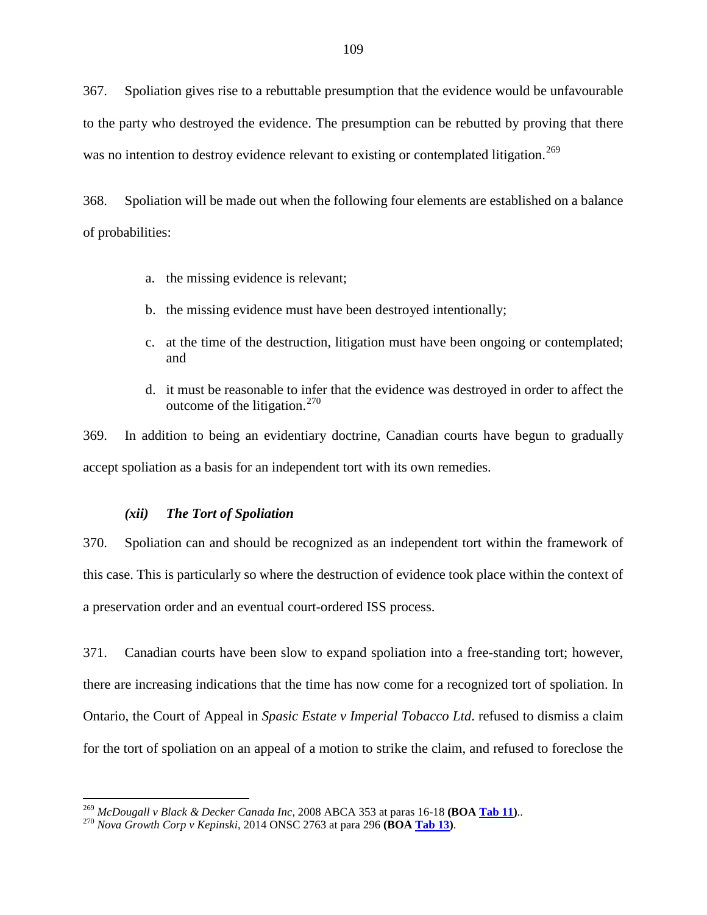367. Spoliation gives rise to a rebuttable presumption that the evidence would be unfavourable to the party who destroyed the evidence. The presumption can be rebutted by proving that there was no intention to destroy evidence relevant to existing or contemplated litigation.[269]

368. Spoliation will be made out when the following four elements are established on a balance of probabilities:

a. the missing evidence is relevant;

b. the missing evidence must have been destroyed intentionally;

c. at the time of the destruction, litigation must have been ongoing or contemplated; and

d. it must be reasonable to infer that the evidence was destroyed in order to affect the outcome of the litigation.[270]

369. In addition to being an evidentiary doctrine, Canadian courts have begun to gradually accept spoliation as a basis for an independent tort with its own remedies.

### *(xii) The Tort of Spoliation*

370. Spoliation can and should be recognized as an independent tort within the framework of this case. This is particularly so where the destruction of evidence took place within the context of a preservation order and an eventual court-ordered ISS process.

371. Canadian courts have been slow to expand spoliation into a free-standing tort; however, there are increasing indications that the time has now come for a recognized tort of spoliation. In Ontario, the Court of Appeal in *Spasic Estate v Imperial Tobacco Ltd*. refused to dismiss a claim for the tort of spoliation on an appeal of a motion to strike the claim, and refused to foreclose the

---

[269] *McDougall v Black & Decker Canada Inc*, 2008 ABCA 353 at paras 16-18 **(BOA Tab 11)**..

[270] *Nova Growth Corp v Kepinski*, 2014 ONSC 2763 at para 296 **(BOA Tab 13)**.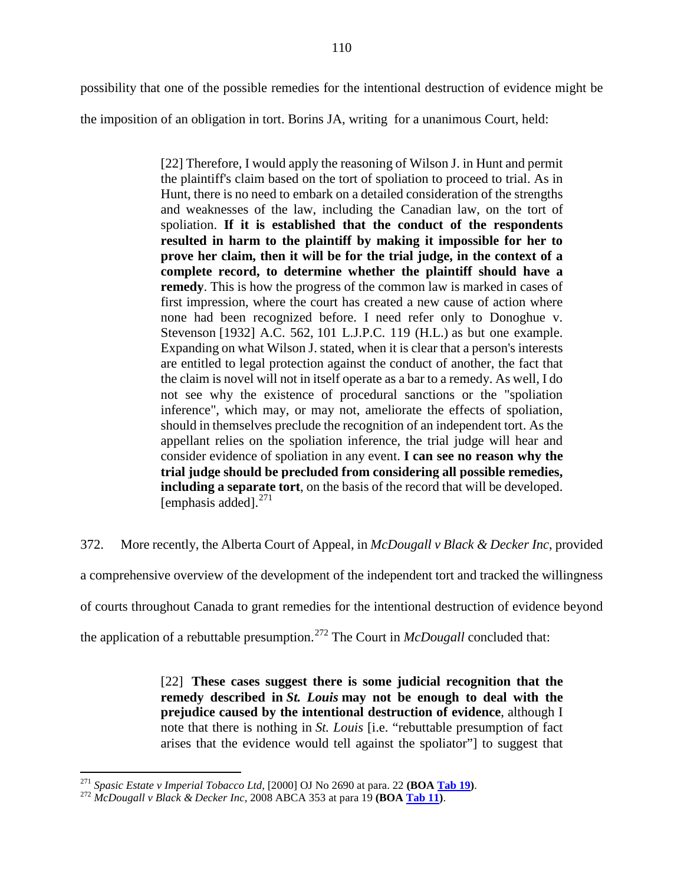possibility that one of the possible remedies for the intentional destruction of evidence might be the imposition of an obligation in tort. Borins JA, writing for a unanimous Court, held:

> [22] Therefore, I would apply the reasoning of Wilson J. in Hunt and permit the plaintiff's claim based on the tort of spoliation to proceed to trial. As in Hunt, there is no need to embark on a detailed consideration of the strengths and weaknesses of the law, including the Canadian law, on the tort of spoliation. **If it is established that the conduct of the respondents resulted in harm to the plaintiff by making it impossible for her to prove her claim, then it will be for the trial judge, in the context of a complete record, to determine whether the plaintiff should have a remedy**. This is how the progress of the common law is marked in cases of first impression, where the court has created a new cause of action where none had been recognized before. I need refer only to Donoghue v. Stevenson [1932] A.C. 562, 101 L.J.P.C. 119 (H.L.) as but one example. Expanding on what Wilson J. stated, when it is clear that a person's interests are entitled to legal protection against the conduct of another, the fact that the claim is novel will not in itself operate as a bar to a remedy. As well, I do not see why the existence of procedural sanctions or the "spoliation inference", which may, or may not, ameliorate the effects of spoliation, should in themselves preclude the recognition of an independent tort. As the appellant relies on the spoliation inference, the trial judge will hear and consider evidence of spoliation in any event. **I can see no reason why the trial judge should be precluded from considering all possible remedies, including a separate tort**, on the basis of the record that will be developed. [emphasis added].[271]

372. More recently, the Alberta Court of Appeal, in *McDougall v Black & Decker Inc*, provided a comprehensive overview of the development of the independent tort and tracked the willingness of courts throughout Canada to grant remedies for the intentional destruction of evidence beyond the application of a rebuttable presumption.[272] The Court in *McDougall* concluded that:

> [22] **These cases suggest there is some judicial recognition that the remedy described in *St. Louis* may not be enough to deal with the prejudice caused by the intentional destruction of evidence**, although I note that there is nothing in *St. Louis* [i.e. "rebuttable presumption of fact arises that the evidence would tell against the spoliator"] to suggest that

---

[271] *Spasic Estate v Imperial Tobacco Ltd*, [2000] OJ No 2690 at para. 22 **(BOA Tab 19)**.

[272] *McDougall v Black & Decker Inc*, 2008 ABCA 353 at para 19 **(BOA Tab 11)**.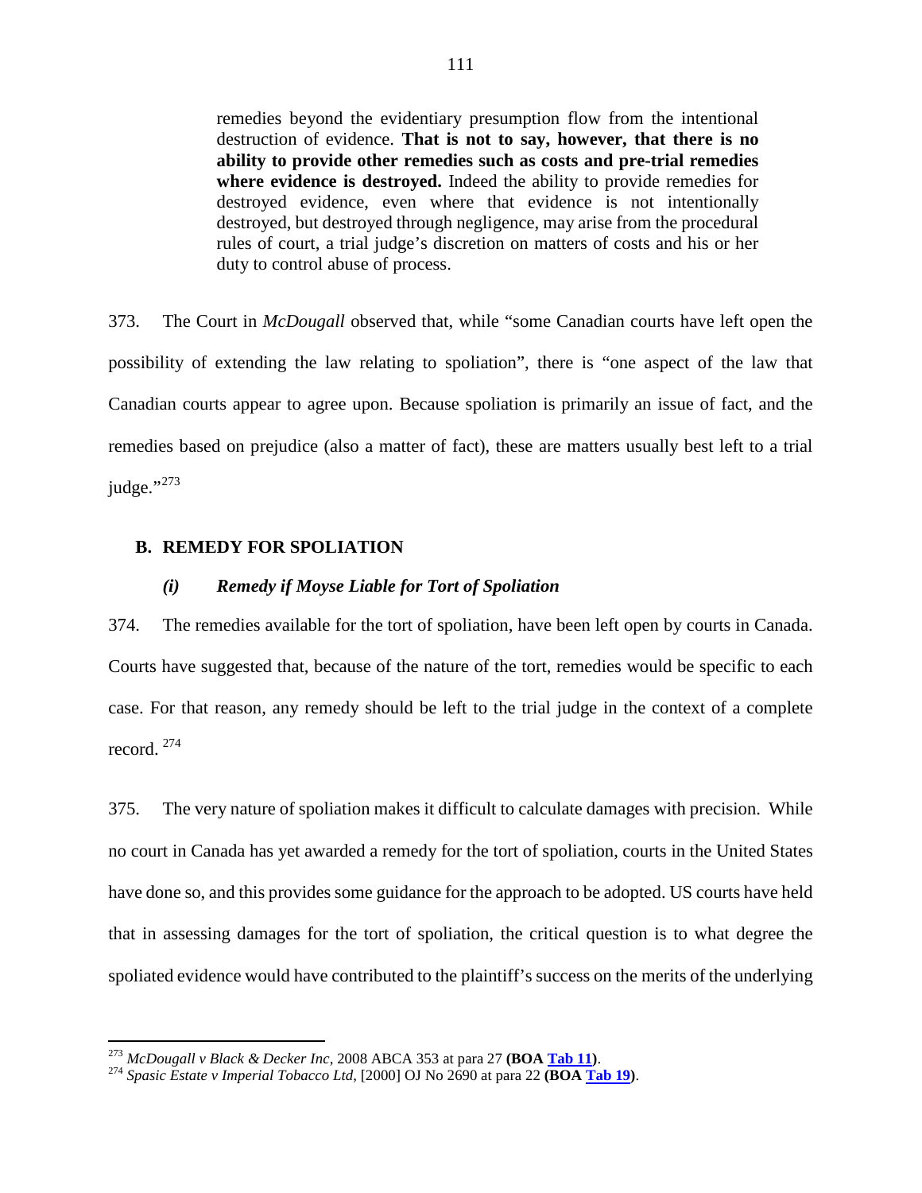> remedies beyond the evidentiary presumption flow from the intentional destruction of evidence. **That is not to say, however, that there is no ability to provide other remedies such as costs and pre-trial remedies where evidence is destroyed.** Indeed the ability to provide remedies for destroyed evidence, even where that evidence is not intentionally destroyed, but destroyed through negligence, may arise from the procedural rules of court, a trial judge's discretion on matters of costs and his or her duty to control abuse of process.

373. The Court in *McDougall* observed that, while "some Canadian courts have left open the possibility of extending the law relating to spoliation", there is "one aspect of the law that Canadian courts appear to agree upon. Because spoliation is primarily an issue of fact, and the remedies based on prejudice (also a matter of fact), these are matters usually best left to a trial judge."[273]

## B. REMEDY FOR SPOLIATION

### *(i) Remedy if Moyse Liable for Tort of Spoliation*

374. The remedies available for the tort of spoliation, have been left open by courts in Canada. Courts have suggested that, because of the nature of the tort, remedies would be specific to each case. For that reason, any remedy should be left to the trial judge in the context of a complete record. [274]

375. The very nature of spoliation makes it difficult to calculate damages with precision. While no court in Canada has yet awarded a remedy for the tort of spoliation, courts in the United States have done so, and this provides some guidance for the approach to be adopted. US courts have held that in assessing damages for the tort of spoliation, the critical question is to what degree the spoliated evidence would have contributed to the plaintiff's success on the merits of the underlying

---

[273] *McDougall v Black & Decker Inc*, 2008 ABCA 353 at para 27 **(BOA Tab 11)**.

[274] *Spasic Estate v Imperial Tobacco Ltd*, [2000] OJ No 2690 at para 22 **(BOA Tab 19)**.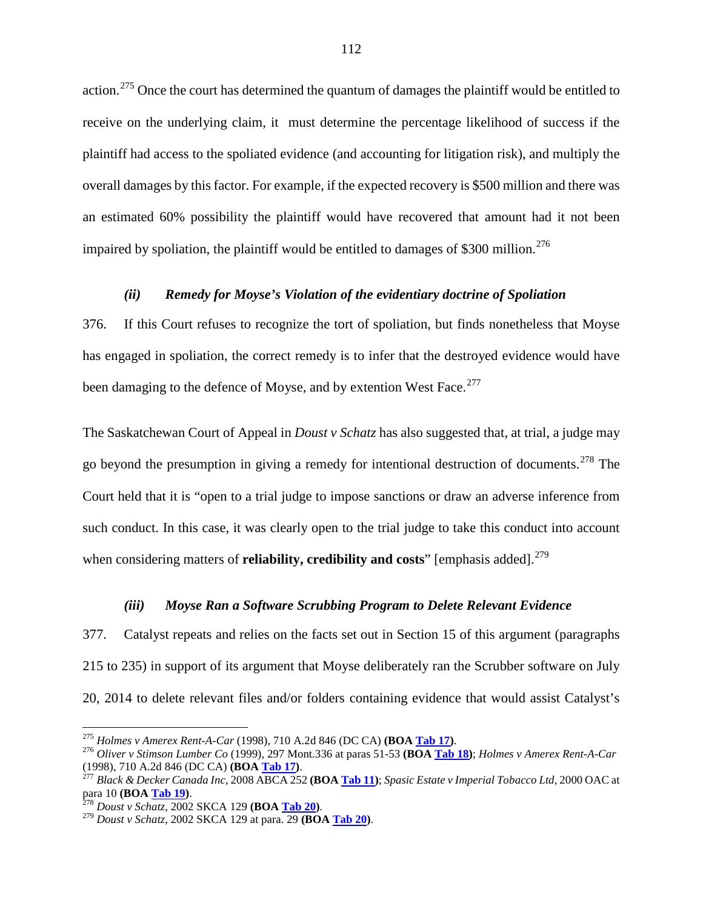action.[275] Once the court has determined the quantum of damages the plaintiff would be entitled to receive on the underlying claim, it must determine the percentage likelihood of success if the plaintiff had access to the spoliated evidence (and accounting for litigation risk), and multiply the overall damages by this factor. For example, if the expected recovery is $500 million and there was an estimated 60% possibility the plaintiff would have recovered that amount had it not been impaired by spoliation, the plaintiff would be entitled to damages of $300 million.[276]

### *(ii) Remedy for Moyse's Violation of the evidentiary doctrine of Spoliation*

376. If this Court refuses to recognize the tort of spoliation, but finds nonetheless that Moyse has engaged in spoliation, the correct remedy is to infer that the destroyed evidence would have been damaging to the defence of Moyse, and by extention West Face.[277]

The Saskatchewan Court of Appeal in *Doust v Schatz* has also suggested that, at trial, a judge may go beyond the presumption in giving a remedy for intentional destruction of documents.[278] The Court held that it is "open to a trial judge to impose sanctions or draw an adverse inference from such conduct. In this case, it was clearly open to the trial judge to take this conduct into account when considering matters of **reliability, credibility and costs**" [emphasis added].[279]

### *(iii) Moyse Ran a Software Scrubbing Program to Delete Relevant Evidence*

377. Catalyst repeats and relies on the facts set out in Section 15 of this argument (paragraphs 215 to 235) in support of its argument that Moyse deliberately ran the Scrubber software on July 20, 2014 to delete relevant files and/or folders containing evidence that would assist Catalyst's

---

[275] *Holmes v Amerex Rent-A-Car* (1998), 710 A.2d 846 (DC CA) **(BOA Tab 17)**.

[276] *Oliver v Stimson Lumber Co* (1999), 297 Mont.336 at paras 51-53 **(BOA Tab 18)**; *Holmes v Amerex Rent-A-Car* (1998), 710 A.2d 846 (DC CA) **(BOA Tab 17)**.

[277] *Black & Decker Canada Inc*, 2008 ABCA 252 **(BOA Tab 11)**; *Spasic Estate v Imperial Tobacco Ltd*, 2000 OAC at para 10 **(BOA Tab 19)**.

[278] *Doust v Schatz*, 2002 SKCA 129 **(BOA Tab 20)**.

[279] *Doust v Schatz*, 2002 SKCA 129 at para. 29 **(BOA Tab 20)**.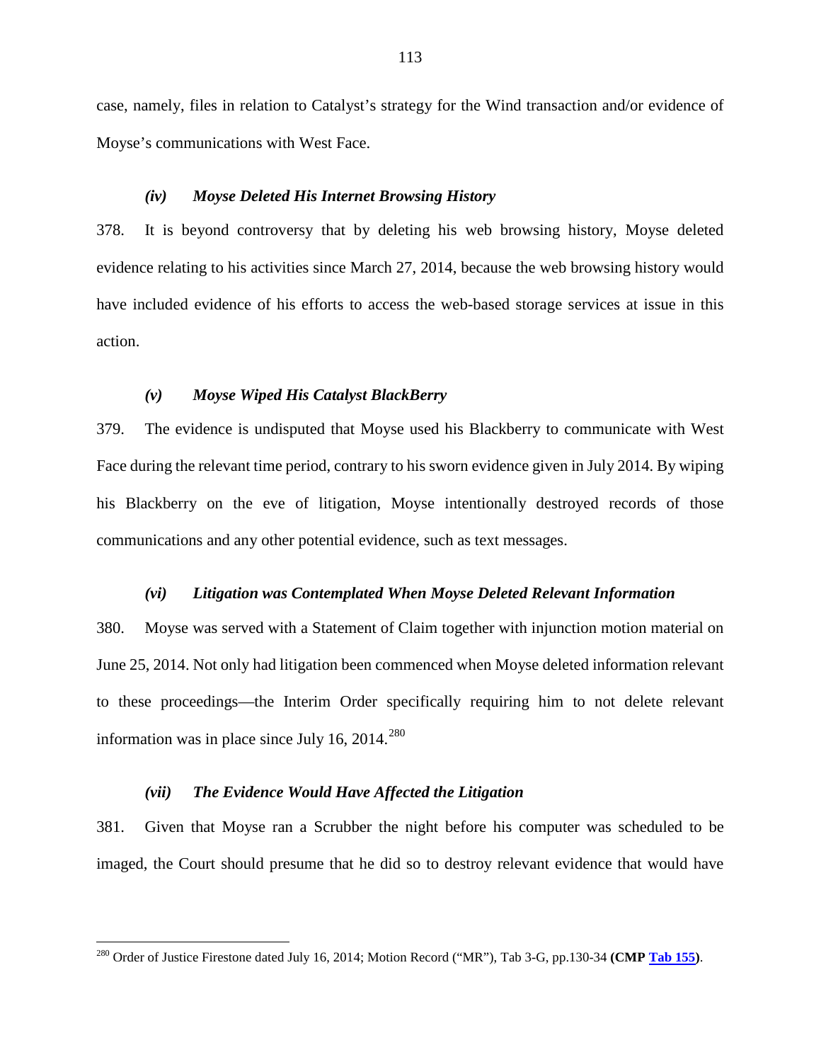case, namely, files in relation to Catalyst's strategy for the Wind transaction and/or evidence of Moyse's communications with West Face.

#### *(iv) Moyse Deleted His Internet Browsing History*

378. It is beyond controversy that by deleting his web browsing history, Moyse deleted evidence relating to his activities since March 27, 2014, because the web browsing history would have included evidence of his efforts to access the web-based storage services at issue in this action.

#### *(v) Moyse Wiped His Catalyst BlackBerry*

379. The evidence is undisputed that Moyse used his Blackberry to communicate with West Face during the relevant time period, contrary to his sworn evidence given in July 2014. By wiping his Blackberry on the eve of litigation, Moyse intentionally destroyed records of those communications and any other potential evidence, such as text messages.

#### *(vi) Litigation was Contemplated When Moyse Deleted Relevant Information*

380. Moyse was served with a Statement of Claim together with injunction motion material on June 25, 2014. Not only had litigation been commenced when Moyse deleted information relevant to these proceedings—the Interim Order specifically requiring him to not delete relevant information was in place since July 16, 2014.[280]

#### *(vii) The Evidence Would Have Affected the Litigation*

381. Given that Moyse ran a Scrubber the night before his computer was scheduled to be imaged, the Court should presume that he did so to destroy relevant evidence that would have

---

[280] Order of Justice Firestone dated July 16, 2014; Motion Record ("MR"), Tab 3-G, pp.130-34 **(CMP Tab 155)**.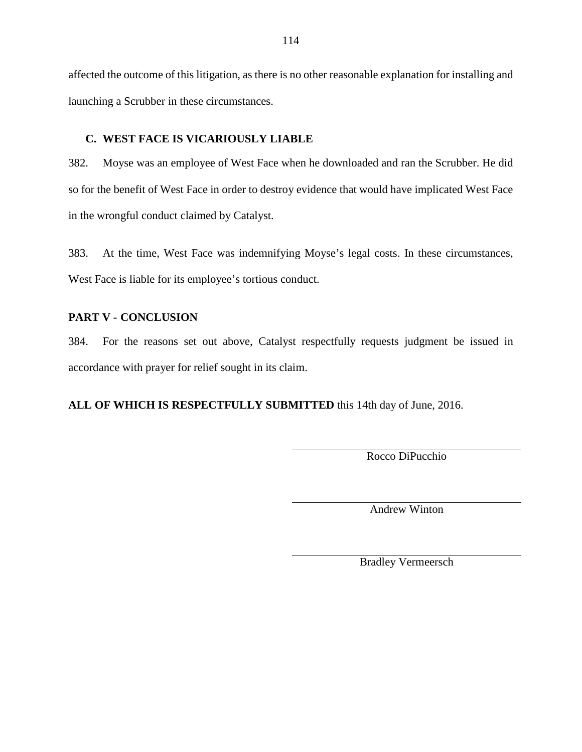affected the outcome of this litigation, as there is no other reasonable explanation for installing and launching a Scrubber in these circumstances.

### C. WEST FACE IS VICARIOUSLY LIABLE

382. Moyse was an employee of West Face when he downloaded and ran the Scrubber. He did so for the benefit of West Face in order to destroy evidence that would have implicated West Face in the wrongful conduct claimed by Catalyst.

383. At the time, West Face was indemnifying Moyse's legal costs. In these circumstances, West Face is liable for its employee's tortious conduct.

## PART V - CONCLUSION

384. For the reasons set out above, Catalyst respectfully requests judgment be issued in accordance with prayer for relief sought in its claim.

**ALL OF WHICH IS RESPECTFULLY SUBMITTED** this 14th day of June, 2016.

Rocco DiPucchio

Andrew Winton

Bradley Vermeersch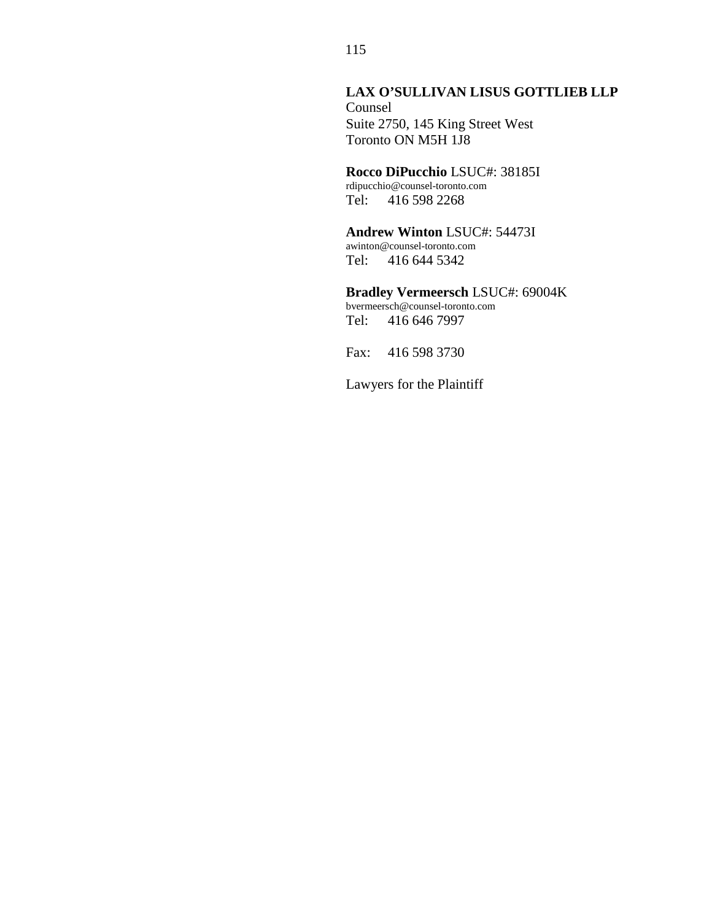**LAX O'SULLIVAN LISUS GOTTLIEB LLP**
Counsel
Suite 2750, 145 King Street West
Toronto ON M5H 1J8

**Rocco DiPucchio** LSUC#: 38185I
rdipucchio@counsel-toronto.com
Tel: 416 598 2268

**Andrew Winton** LSUC#: 54473I
awinton@counsel-toronto.com
Tel: 416 644 5342

**Bradley Vermeersch** LSUC#: 69004K
bvermeersch@counsel-toronto.com
Tel: 416 646 7997

Fax: 416 598 3730

Lawyers for the Plaintiff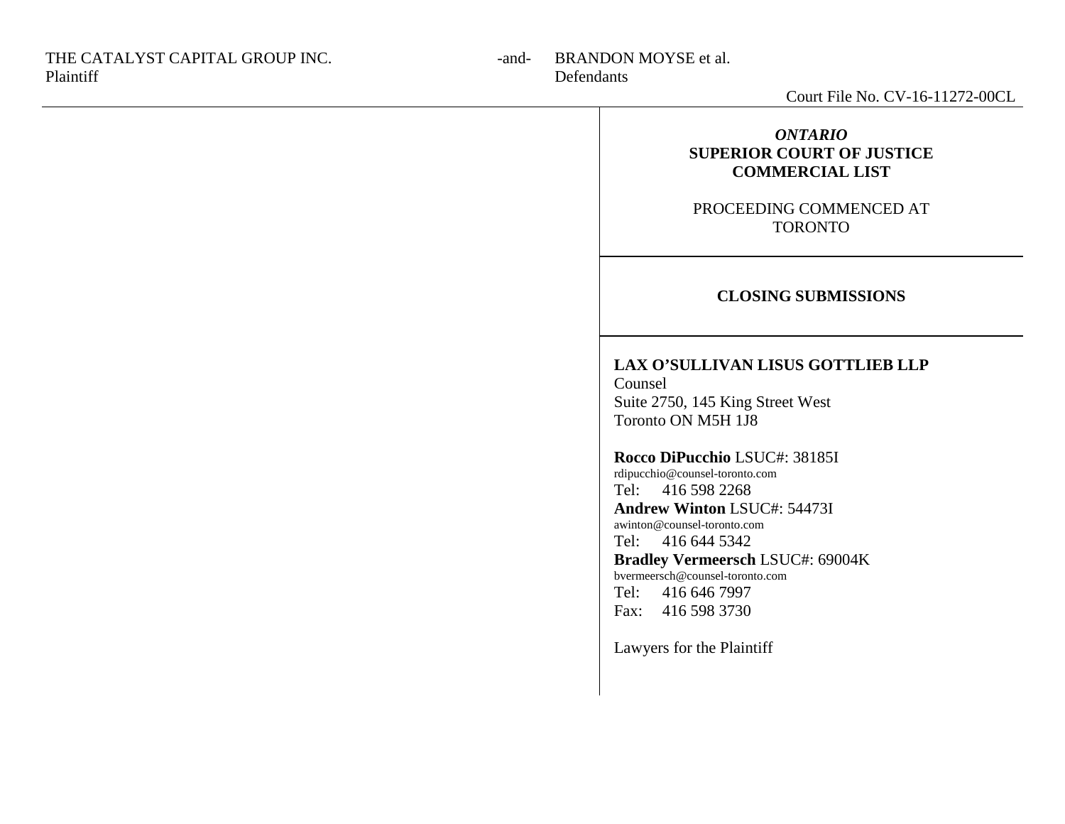THE CATALYST CAPITAL GROUP INC.
Plaintiff

-and-

BRANDON MOYSE et al.
Defendants

Court File No. CV-16-11272-00CL

***ONTARIO***
**SUPERIOR COURT OF JUSTICE**
**COMMERCIAL LIST**

PROCEEDING COMMENCED AT
TORONTO

**CLOSING SUBMISSIONS**

**LAX O'SULLIVAN LISUS GOTTLIEB LLP**
Counsel
Suite 2750, 145 King Street West
Toronto ON M5H 1J8

**Rocco DiPucchio** LSUC#: 38185I
rdipucchio@counsel-toronto.com
Tel: 416 598 2268
**Andrew Winton** LSUC#: 54473I
awinton@counsel-toronto.com
Tel: 416 644 5342
**Bradley Vermeersch** LSUC#: 69004K
bvermeersch@counsel-toronto.com
Tel: 416 646 7997
Fax: 416 598 3730

Lawyers for the Plaintiff